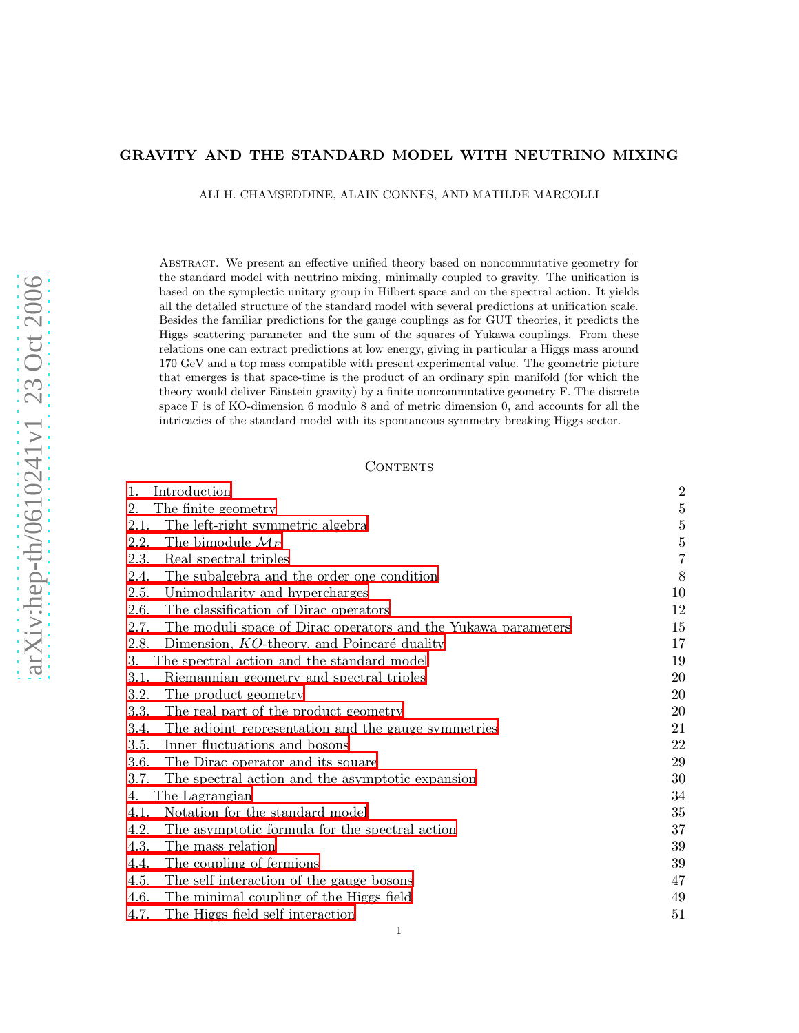# GRAVITY AND THE STANDARD MODEL WITH NEUTRINO MIXING

ALI H. CHAMSEDDINE, ALAIN CONNES, AND MATILDE MARCOLLI

Abstract. We present an effective unified theory based on noncommutative geometry for the standard model with neutrino mixing, minimally coupled to gravity. The unification is based on the symplectic unitary group in Hilbert space and on the spectral action. It yields all the detailed structure of the standard model with several predictions at unification scale. Besides the familiar predictions for the gauge couplings as for GUT theories, it predicts the Higgs scattering parameter and the sum of the squares of Yukawa couplings. From these relations one can extract predictions at low energy, giving in particular a Higgs mass around 170 GeV and a top mass compatible with present experimental value. The geometric picture that emerges is that space-time is the product of an ordinary spin manifold (for which the theory would deliver Einstein gravity) by a finite noncommutative geometry F. The discrete space F is of KO-dimension 6 modulo 8 and of metric dimension 0, and accounts for all the intricacies of the standard model with its spontaneous symmetry breaking Higgs sector.

## Contents

| | |
|---|---|
| 1. Introduction | 2 |
| 2. The finite geometry | 5 |
| 2.1. The left-right symmetric algebra | 5 |
| 2.2. The bimodule $\mathcal{M}_F$ | 5 |
| 2.3. Real spectral triples | 7 |
| 2.4. The subalgebra and the order one condition | 8 |
| 2.5. Unimodularity and hypercharges | 10 |
| 2.6. The classification of Dirac operators | 12 |
| 2.7. The moduli space of Dirac operators and the Yukawa parameters | 15 |
| 2.8. Dimension, $KO$-theory, and Poincaré duality | 17 |
| 3. The spectral action and the standard model | 19 |
| 3.1. Riemannian geometry and spectral triples | 20 |
| 3.2. The product geometry | 20 |
| 3.3. The real part of the product geometry | 20 |
| 3.4. The adjoint representation and the gauge symmetries | 21 |
| 3.5. Inner fluctuations and bosons | 22 |
| 3.6. The Dirac operator and its square | 29 |
| 3.7. The spectral action and the asymptotic expansion | 30 |
| 4. The Lagrangian | 34 |
| 4.1. Notation for the standard model | 35 |
| 4.2. The asymptotic formula for the spectral action | 37 |
| 4.3. The mass relation | 39 |
| 4.4. The coupling of fermions | 39 |
| 4.5. The self interaction of the gauge bosons | 47 |
| 4.6. The minimal coupling of the Higgs field | 49 |
| 4.7. The Higgs field self interaction | 51 |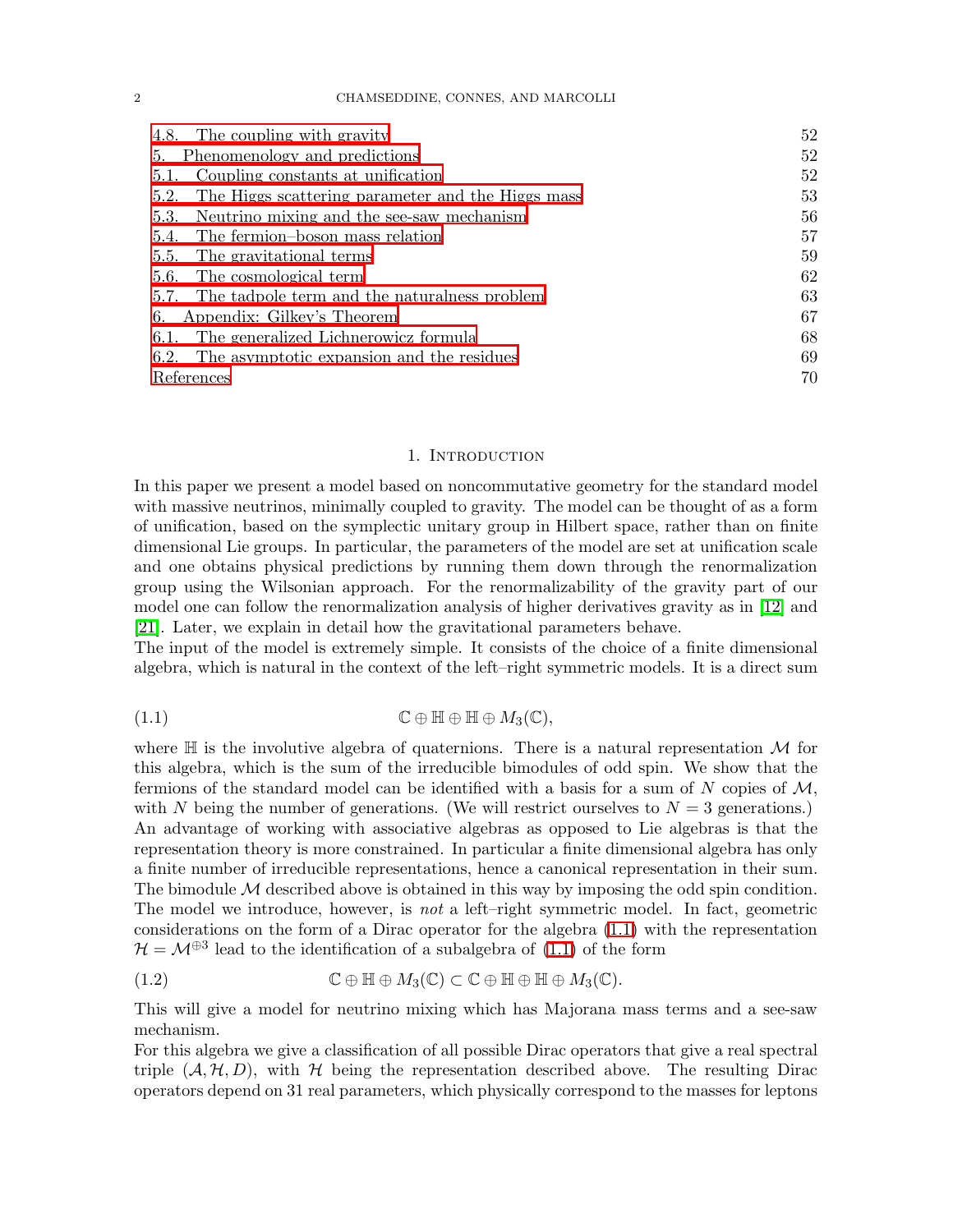4.8. The coupling with gravity 52
5. Phenomenology and predictions 52
5.1. Coupling constants at unification 52
5.2. The Higgs scattering parameter and the Higgs mass 53
5.3. Neutrino mixing and the see-saw mechanism 56
5.4. The fermion–boson mass relation 57
5.5. The gravitational terms 59
5.6. The cosmological term 62
5.7. The tadpole term and the naturalness problem 63
6. Appendix: Gilkey's Theorem 67
6.1. The generalized Lichnerowicz formula 68
6.2. The asymptotic expansion and the residues 69
References 70

# 1. Introduction

In this paper we present a model based on noncommutative geometry for the standard model with massive neutrinos, minimally coupled to gravity. The model can be thought of as a form of unification, based on the symplectic unitary group in Hilbert space, rather than on finite dimensional Lie groups. In particular, the parameters of the model are set at unification scale and one obtains physical predictions by running them down through the renormalization group using the Wilsonian approach. For the renormalizability of the gravity part of our model one can follow the renormalization analysis of higher derivatives gravity as in [12] and [21]. Later, we explain in detail how the gravitational parameters behave.
The input of the model is extremely simple. It consists of the choice of a finite dimensional algebra, which is natural in the context of the left–right symmetric models. It is a direct sum

$$\mathbb{C} \oplus \mathbb{H} \oplus \mathbb{H} \oplus M_3(\mathbb{C}), \tag{1.1}$$

where $\mathbb{H}$ is the involutive algebra of quaternions. There is a natural representation $\mathcal{M}$ for this algebra, which is the sum of the irreducible bimodules of odd spin. We show that the fermions of the standard model can be identified with a basis for a sum of $N$ copies of $\mathcal{M}$, with $N$ being the number of generations. (We will restrict ourselves to $N = 3$ generations.)
An advantage of working with associative algebras as opposed to Lie algebras is that the representation theory is more constrained. In particular a finite dimensional algebra has only a finite number of irreducible representations, hence a canonical representation in their sum. The bimodule $\mathcal{M}$ described above is obtained in this way by imposing the odd spin condition.
The model we introduce, however, is *not* a left–right symmetric model. In fact, geometric considerations on the form of a Dirac operator for the algebra (1.1) with the representation $\mathcal{H} = \mathcal{M}^{\oplus 3}$ lead to the identification of a subalgebra of (1.1) of the form

$$\mathbb{C} \oplus \mathbb{H} \oplus M_3(\mathbb{C}) \subset \mathbb{C} \oplus \mathbb{H} \oplus \mathbb{H} \oplus M_3(\mathbb{C}). \tag{1.2}$$

This will give a model for neutrino mixing which has Majorana mass terms and a see-saw mechanism.
For this algebra we give a classification of all possible Dirac operators that give a real spectral triple $(\mathcal{A}, \mathcal{H}, D)$, with $\mathcal{H}$ being the representation described above. The resulting Dirac operators depend on 31 real parameters, which physically correspond to the masses for leptons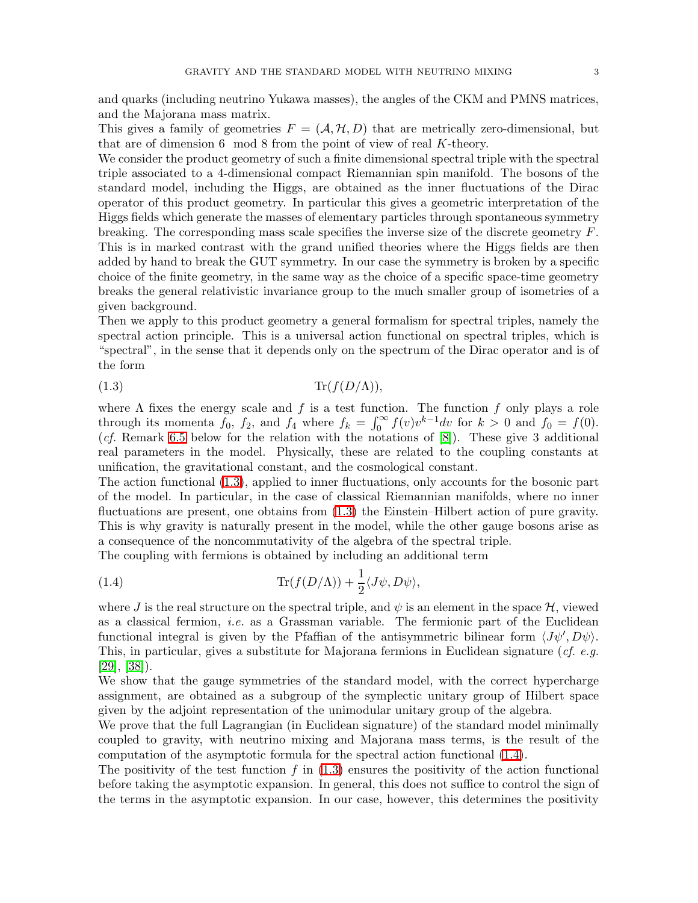and quarks (including neutrino Yukawa masses), the angles of the CKM and PMNS matrices, and the Majorana mass matrix.

This gives a family of geometries $F = (\mathcal{A}, \mathcal{H}, D)$ that are metrically zero-dimensional, but that are of dimension $6 \mod 8$ from the point of view of real $K$-theory.

We consider the product geometry of such a finite dimensional spectral triple with the spectral triple associated to a 4-dimensional compact Riemannian spin manifold. The bosons of the standard model, including the Higgs, are obtained as the inner fluctuations of the Dirac operator of this product geometry. In particular this gives a geometric interpretation of the Higgs fields which generate the masses of elementary particles through spontaneous symmetry breaking. The corresponding mass scale specifies the inverse size of the discrete geometry $F$. This is in marked contrast with the grand unified theories where the Higgs fields are then added by hand to break the GUT symmetry. In our case the symmetry is broken by a specific choice of the finite geometry, in the same way as the choice of a specific space-time geometry breaks the general relativistic invariance group to the much smaller group of isometries of a given background.

Then we apply to this product geometry a general formalism for spectral triples, namely the spectral action principle. This is a universal action functional on spectral triples, which is "spectral", in the sense that it depends only on the spectrum of the Dirac operator and is of the form

$$\mathrm{Tr}(f(D/\Lambda)), \tag{1.3}$$

where $\Lambda$ fixes the energy scale and $f$ is a test function. The function $f$ only plays a role through its momenta $f_0$, $f_2$, and $f_4$ where $f_k = \int_0^\infty f(v)v^{k-1}dv$ for $k > 0$ and $f_0 = f(0)$. (*cf.* Remark 6.5 below for the relation with the notations of [8]). These give 3 additional real parameters in the model. Physically, these are related to the coupling constants at unification, the gravitational constant, and the cosmological constant.

The action functional (1.3), applied to inner fluctuations, only accounts for the bosonic part of the model. In particular, in the case of classical Riemannian manifolds, where no inner fluctuations are present, one obtains from (1.3) the Einstein–Hilbert action of pure gravity. This is why gravity is naturally present in the model, while the other gauge bosons arise as a consequence of the noncommutativity of the algebra of the spectral triple.

The coupling with fermions is obtained by including an additional term

$$\mathrm{Tr}(f(D/\Lambda)) + \frac{1}{2}\langle J\psi, D\psi\rangle, \tag{1.4}$$

where $J$ is the real structure on the spectral triple, and $\psi$ is an element in the space $\mathcal{H}$, viewed as a classical fermion, *i.e.* as a Grassman variable. The fermionic part of the Euclidean functional integral is given by the Pfaffian of the antisymmetric bilinear form $\langle J\psi', D\psi\rangle$. This, in particular, gives a substitute for Majorana fermions in Euclidean signature (*cf. e.g.* [29], [38]).

We show that the gauge symmetries of the standard model, with the correct hypercharge assignment, are obtained as a subgroup of the symplectic unitary group of Hilbert space given by the adjoint representation of the unimodular unitary group of the algebra.

We prove that the full Lagrangian (in Euclidean signature) of the standard model minimally coupled to gravity, with neutrino mixing and Majorana mass terms, is the result of the computation of the asymptotic formula for the spectral action functional (1.4).

The positivity of the test function $f$ in (1.3) ensures the positivity of the action functional before taking the asymptotic expansion. In general, this does not suffice to control the sign of the terms in the asymptotic expansion. In our case, however, this determines the positivity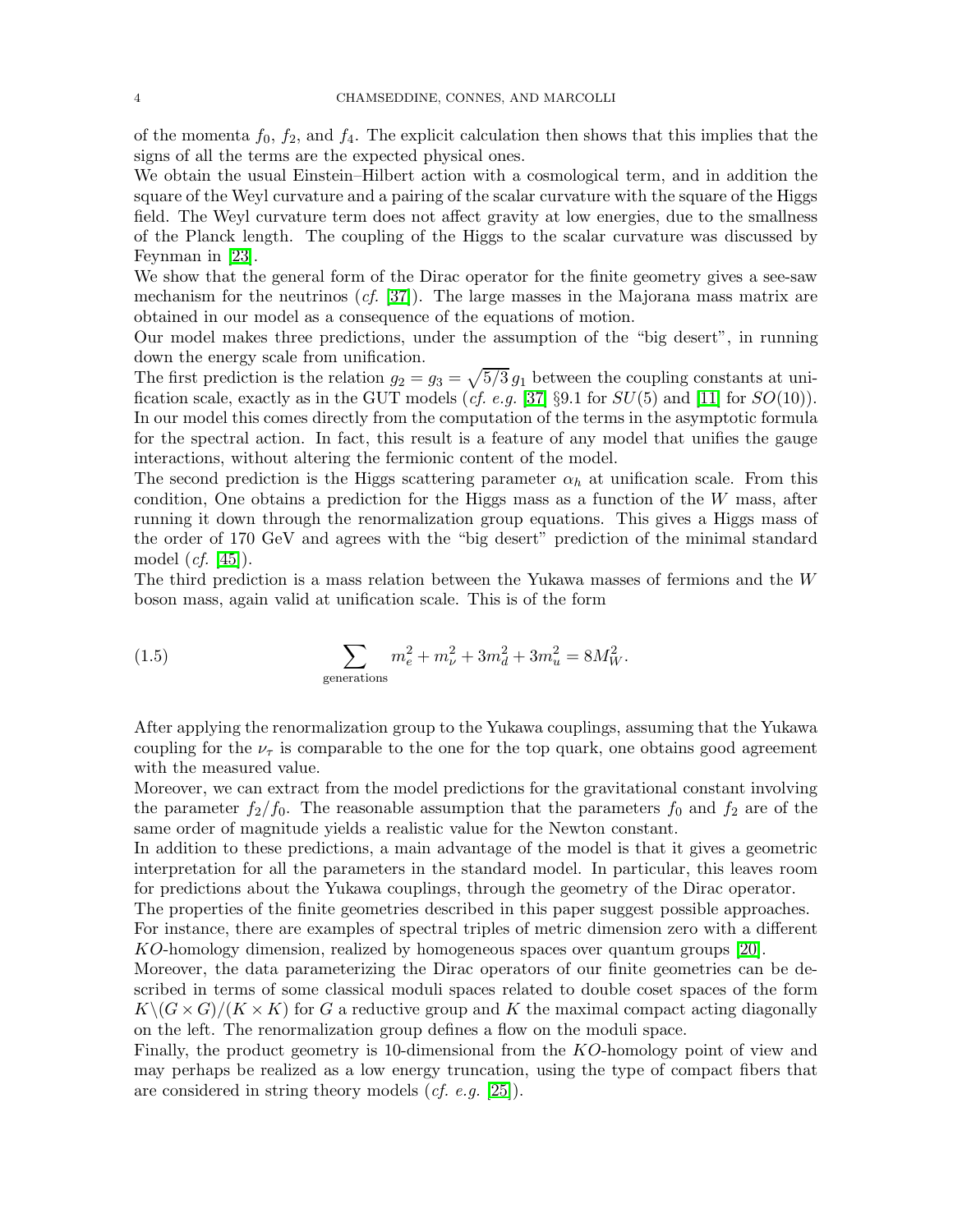of the momenta $f_0$, $f_2$, and $f_4$. The explicit calculation then shows that this implies that the signs of all the terms are the expected physical ones.

We obtain the usual Einstein–Hilbert action with a cosmological term, and in addition the square of the Weyl curvature and a pairing of the scalar curvature with the square of the Higgs field. The Weyl curvature term does not affect gravity at low energies, due to the smallness of the Planck length. The coupling of the Higgs to the scalar curvature was discussed by Feynman in [23].

We show that the general form of the Dirac operator for the finite geometry gives a see-saw mechanism for the neutrinos (*cf.* [37]). The large masses in the Majorana mass matrix are obtained in our model as a consequence of the equations of motion.

Our model makes three predictions, under the assumption of the "big desert", in running down the energy scale from unification.

The first prediction is the relation $g_2 = g_3 = \sqrt{5/3}\, g_1$ between the coupling constants at unification scale, exactly as in the GUT models (*cf. e.g.* [37] §9.1 for $SU(5)$ and [11] for $SO(10)$). In our model this comes directly from the computation of the terms in the asymptotic formula for the spectral action. In fact, this result is a feature of any model that unifies the gauge interactions, without altering the fermionic content of the model.

The second prediction is the Higgs scattering parameter $\alpha_h$ at unification scale. From this condition, One obtains a prediction for the Higgs mass as a function of the $W$ mass, after running it down through the renormalization group equations. This gives a Higgs mass of the order of 170 GeV and agrees with the "big desert" prediction of the minimal standard model (*cf.* [45]).

The third prediction is a mass relation between the Yukawa masses of fermions and the $W$ boson mass, again valid at unification scale. This is of the form

$$\sum_{\text{generations}} m_e^2 + m_\nu^2 + 3m_d^2 + 3m_u^2 = 8M_W^2. \tag{1.5}$$

After applying the renormalization group to the Yukawa couplings, assuming that the Yukawa coupling for the $\nu_\tau$ is comparable to the one for the top quark, one obtains good agreement with the measured value.

Moreover, we can extract from the model predictions for the gravitational constant involving the parameter $f_2/f_0$. The reasonable assumption that the parameters $f_0$ and $f_2$ are of the same order of magnitude yields a realistic value for the Newton constant.

In addition to these predictions, a main advantage of the model is that it gives a geometric interpretation for all the parameters in the standard model. In particular, this leaves room for predictions about the Yukawa couplings, through the geometry of the Dirac operator.

The properties of the finite geometries described in this paper suggest possible approaches. For instance, there are examples of spectral triples of metric dimension zero with a different $KO$-homology dimension, realized by homogeneous spaces over quantum groups [20].

Moreover, the data parameterizing the Dirac operators of our finite geometries can be described in terms of some classical moduli spaces related to double coset spaces of the form $K\backslash(G \times G)/(K \times K)$ for $G$ a reductive group and $K$ the maximal compact acting diagonally on the left. The renormalization group defines a flow on the moduli space.

Finally, the product geometry is 10-dimensional from the $KO$-homology point of view and may perhaps be realized as a low energy truncation, using the type of compact fibers that are considered in string theory models (*cf. e.g.* [25]).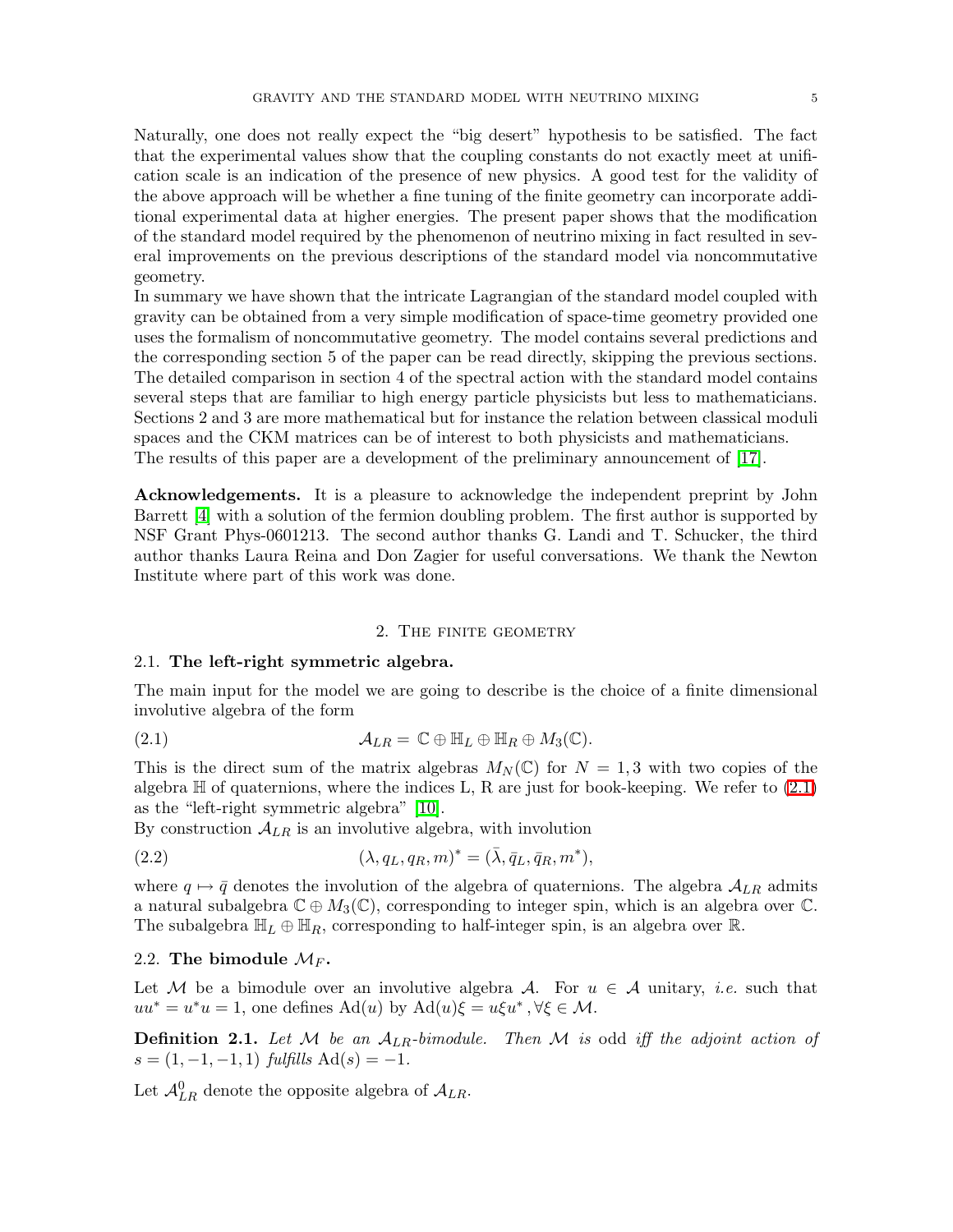Naturally, one does not really expect the "big desert" hypothesis to be satisfied. The fact that the experimental values show that the coupling constants do not exactly meet at unification scale is an indication of the presence of new physics. A good test for the validity of the above approach will be whether a fine tuning of the finite geometry can incorporate additional experimental data at higher energies. The present paper shows that the modification of the standard model required by the phenomenon of neutrino mixing in fact resulted in several improvements on the previous descriptions of the standard model via noncommutative geometry.

In summary we have shown that the intricate Lagrangian of the standard model coupled with gravity can be obtained from a very simple modification of space-time geometry provided one uses the formalism of noncommutative geometry. The model contains several predictions and the corresponding section 5 of the paper can be read directly, skipping the previous sections. The detailed comparison in section 4 of the spectral action with the standard model contains several steps that are familiar to high energy particle physicists but less to mathematicians. Sections 2 and 3 are more mathematical but for instance the relation between classical moduli spaces and the CKM matrices can be of interest to both physicists and mathematicians.

The results of this paper are a development of the preliminary announcement of [17].

**Acknowledgements.** It is a pleasure to acknowledge the independent preprint by John Barrett [4] with a solution of the fermion doubling problem. The first author is supported by NSF Grant Phys-0601213. The second author thanks G. Landi and T. Schucker, the third author thanks Laura Reina and Don Zagier for useful conversations. We thank the Newton Institute where part of this work was done.

## 2. The finite geometry

### 2.1. The left-right symmetric algebra.

The main input for the model we are going to describe is the choice of a finite dimensional involutive algebra of the form

$$\mathcal{A}_{LR} = \mathbb{C} \oplus \mathbb{H}_L \oplus \mathbb{H}_R \oplus M_3(\mathbb{C}). \tag{2.1}$$

This is the direct sum of the matrix algebras $M_N(\mathbb{C})$ for $N = 1, 3$ with two copies of the algebra $\mathbb{H}$ of quaternions, where the indices L, R are just for book-keeping. We refer to (2.1) as the "left-right symmetric algebra" [10].

By construction $\mathcal{A}_{LR}$ is an involutive algebra, with involution

$$(\lambda, q_L, q_R, m)^* = (\bar{\lambda}, \bar{q}_L, \bar{q}_R, m^*), \tag{2.2}$$

where $q \mapsto \bar{q}$ denotes the involution of the algebra of quaternions. The algebra $\mathcal{A}_{LR}$ admits a natural subalgebra $\mathbb{C} \oplus M_3(\mathbb{C})$, corresponding to integer spin, which is an algebra over $\mathbb{C}$. The subalgebra $\mathbb{H}_L \oplus \mathbb{H}_R$, corresponding to half-integer spin, is an algebra over $\mathbb{R}$.

### 2.2. The bimodule $\mathcal{M}_F$.

Let $\mathcal{M}$ be a bimodule over an involutive algebra $\mathcal{A}$. For $u \in \mathcal{A}$ unitary, *i.e.* such that $uu^* = u^*u = 1$, one defines $\mathrm{Ad}(u)$ by $\mathrm{Ad}(u)\xi = u\xi u^*, \forall \xi \in \mathcal{M}$.

**Definition 2.1.** *Let $\mathcal{M}$ be an $\mathcal{A}_{LR}$-bimodule. Then $\mathcal{M}$ is* odd *iff the adjoint action of $s = (1, -1, -1, 1)$ fulfills $\mathrm{Ad}(s) = -1$.*

Let $\mathcal{A}_{LR}^0$ denote the opposite algebra of $\mathcal{A}_{LR}$.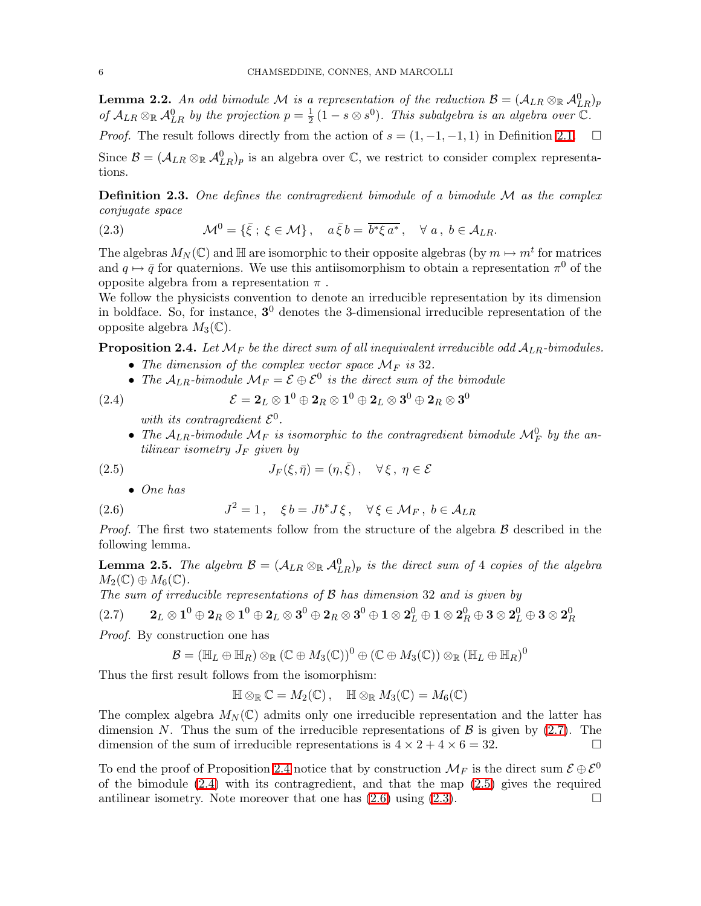**Lemma 2.2.** *An odd bimodule $\mathcal{M}$ is a representation of the reduction $\mathcal{B} = (\mathcal{A}_{LR} \otimes_{\mathbb{R}} \mathcal{A}^0_{LR})_p$ of $\mathcal{A}_{LR} \otimes_{\mathbb{R}} \mathcal{A}^0_{LR}$ by the projection $p = \frac{1}{2}(1 - s \otimes s^0)$. This subalgebra is an algebra over $\mathbb{C}$.*

*Proof.* The result follows directly from the action of $s = (1, -1, -1, 1)$ in Definition 2.1. $\square$

Since $\mathcal{B} = (\mathcal{A}_{LR} \otimes_{\mathbb{R}} \mathcal{A}^0_{LR})_p$ is an algebra over $\mathbb{C}$, we restrict to consider complex representations.

**Definition 2.3.** *One defines the contragredient bimodule of a bimodule $\mathcal{M}$ as the complex conjugate space*

$$\mathcal{M}^0 = \{\bar{\xi}\, ;\, \xi \in \mathcal{M}\}, \quad a\,\bar{\xi}\,b = \overline{b^* \xi\, a^*}, \quad \forall\, a\,,\, b \in \mathcal{A}_{LR}. \tag{2.3}$$

The algebras $M_N(\mathbb{C})$ and $\mathbb{H}$ are isomorphic to their opposite algebras (by $m \mapsto m^t$ for matrices and $q \mapsto \bar{q}$ for quaternions. We use this antiisomorphism to obtain a representation $\pi^0$ of the opposite algebra from a representation $\pi$ .
We follow the physicists convention to denote an irreducible representation by its dimension in boldface. So, for instance, $\mathbf{3}^0$ denotes the 3-dimensional irreducible representation of the opposite algebra $M_3(\mathbb{C})$.

**Proposition 2.4.** *Let $\mathcal{M}_F$ be the direct sum of all inequivalent irreducible odd $\mathcal{A}_{LR}$-bimodules.*

- *The dimension of the complex vector space $\mathcal{M}_F$ is 32.*
- *The $\mathcal{A}_{LR}$-bimodule $\mathcal{M}_F = \mathcal{E} \oplus \mathcal{E}^0$ is the direct sum of the bimodule*

$$\mathcal{E} = \mathbf{2}_L \otimes \mathbf{1}^0 \oplus \mathbf{2}_R \otimes \mathbf{1}^0 \oplus \mathbf{2}_L \otimes \mathbf{3}^0 \oplus \mathbf{2}_R \otimes \mathbf{3}^0 \tag{2.4}$$

*with its contragredient $\mathcal{E}^0$.*

- *The $\mathcal{A}_{LR}$-bimodule $\mathcal{M}_F$ is isomorphic to the contragredient bimodule $\mathcal{M}^0_F$ by the antilinear isometry $J_F$ given by*

$$J_F(\xi, \bar{\eta}) = (\eta, \bar{\xi})\,, \quad \forall\, \xi\,,\, \eta \in \mathcal{E} \tag{2.5}$$

- *One has*

$$J^2 = 1\,, \quad \xi\, b = J b^* J\, \xi\,, \quad \forall\, \xi \in \mathcal{M}_F\,,\, b \in \mathcal{A}_{LR} \tag{2.6}$$

*Proof.* The first two statements follow from the structure of the algebra $\mathcal{B}$ described in the following lemma.

**Lemma 2.5.** *The algebra $\mathcal{B} = (\mathcal{A}_{LR} \otimes_{\mathbb{R}} \mathcal{A}^0_{LR})_p$ is the direct sum of 4 copies of the algebra $M_2(\mathbb{C}) \oplus M_6(\mathbb{C})$.*
*The sum of irreducible representations of $\mathcal{B}$ has dimension 32 and is given by*

$$\mathbf{2}_L \otimes \mathbf{1}^0 \oplus \mathbf{2}_R \otimes \mathbf{1}^0 \oplus \mathbf{2}_L \otimes \mathbf{3}^0 \oplus \mathbf{2}_R \otimes \mathbf{3}^0 \oplus \mathbf{1} \otimes \mathbf{2}^0_L \oplus \mathbf{1} \otimes \mathbf{2}^0_R \oplus \mathbf{3} \otimes \mathbf{2}^0_L \oplus \mathbf{3} \otimes \mathbf{2}^0_R \tag{2.7}$$

*Proof.* By construction one has

$$\mathcal{B} = (\mathbb{H}_L \oplus \mathbb{H}_R) \otimes_{\mathbb{R}} (\mathbb{C} \oplus M_3(\mathbb{C}))^0 \oplus (\mathbb{C} \oplus M_3(\mathbb{C})) \otimes_{\mathbb{R}} (\mathbb{H}_L \oplus \mathbb{H}_R)^0$$

Thus the first result follows from the isomorphism:

$$\mathbb{H} \otimes_{\mathbb{R}} \mathbb{C} = M_2(\mathbb{C})\,, \quad \mathbb{H} \otimes_{\mathbb{R}} M_3(\mathbb{C}) = M_6(\mathbb{C})$$

The complex algebra $M_N(\mathbb{C})$ admits only one irreducible representation and the latter has dimension $N$. Thus the sum of the irreducible representations of $\mathcal{B}$ is given by (2.7). The dimension of the sum of irreducible representations is $4 \times 2 + 4 \times 6 = 32$. $\square$

To end the proof of Proposition 2.4 notice that by construction $\mathcal{M}_F$ is the direct sum $\mathcal{E} \oplus \mathcal{E}^0$ of the bimodule (2.4) with its contragredient, and that the map (2.5) gives the required antilinear isometry. Note moreover that one has (2.6) using (2.3). $\square$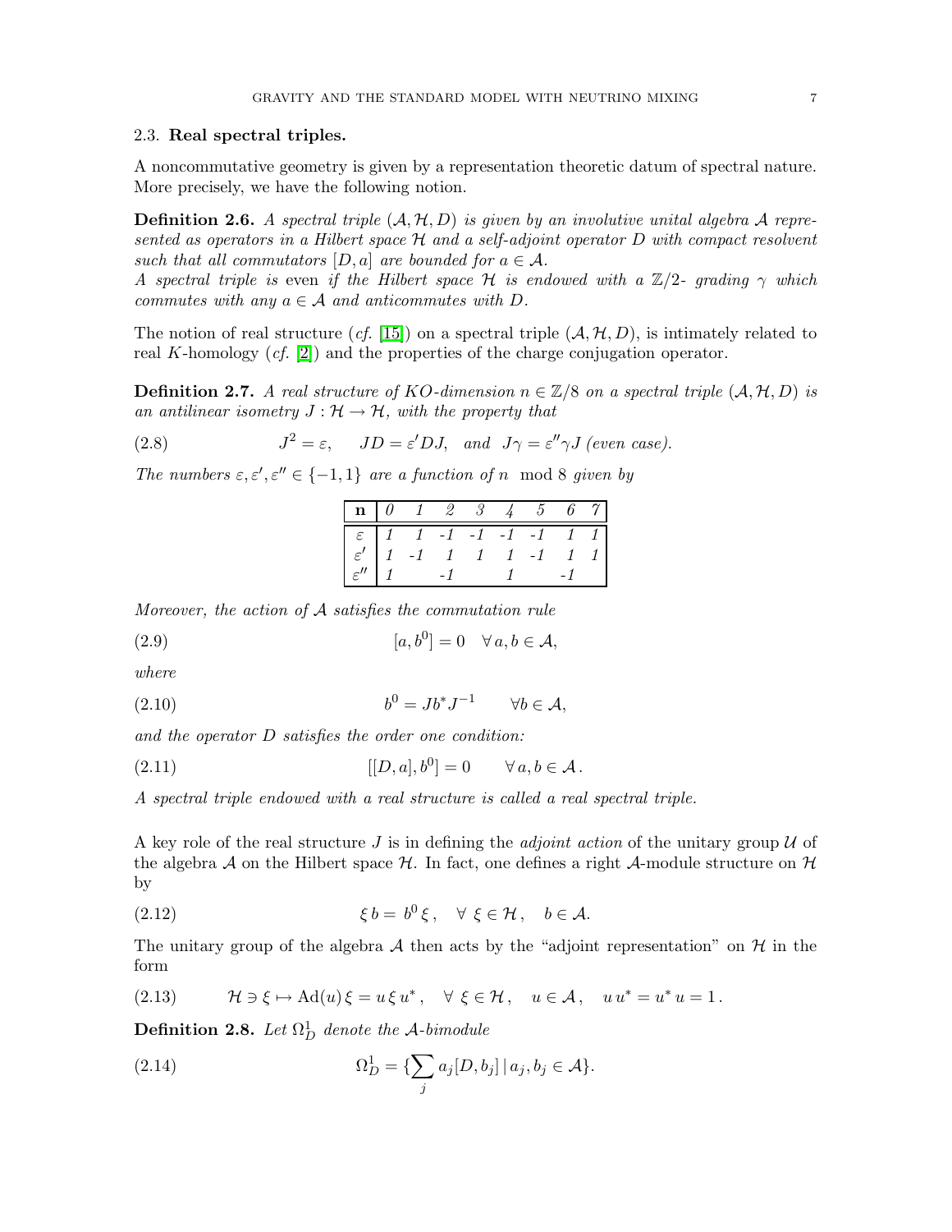### 2.3. Real spectral triples.

A noncommutative geometry is given by a representation theoretic datum of spectral nature. More precisely, we have the following notion.

**Definition 2.6.** *A spectral triple $(\mathcal{A}, \mathcal{H}, D)$ is given by an involutive unital algebra $\mathcal{A}$ represented as operators in a Hilbert space $\mathcal{H}$ and a self-adjoint operator $D$ with compact resolvent such that all commutators $[D, a]$ are bounded for $a \in \mathcal{A}$.*
*A spectral triple is* even *if the Hilbert space $\mathcal{H}$ is endowed with a $\mathbb{Z}/2$- grading $\gamma$ which commutes with any $a \in \mathcal{A}$ and anticommutes with $D$.*

The notion of real structure (*cf.* [15]) on a spectral triple $(\mathcal{A}, \mathcal{H}, D)$, is intimately related to real $K$-homology (*cf.* [2]) and the properties of the charge conjugation operator.

**Definition 2.7.** *A real structure of $KO$-dimension $n \in \mathbb{Z}/8$ on a spectral triple $(\mathcal{A}, \mathcal{H}, D)$ is an antilinear isometry $J : \mathcal{H} \to \mathcal{H}$, with the property that*

$$J^2 = \varepsilon, \quad JD = \varepsilon' DJ, \quad \text{and} \quad J\gamma = \varepsilon'' \gamma J \text{ (even case).} \tag{2.8}$$

*The numbers $\varepsilon, \varepsilon', \varepsilon'' \in \{-1, 1\}$ are a function of $n \mod 8$ given by*

| **n** | 0 | 1 | 2 | 3 | 4 | 5 | 6 | 7 |
|---|---|---|---|---|---|---|---|---|
| $\varepsilon$ | 1 | 1 | -1 | -1 | -1 | -1 | 1 | 1 |
| $\varepsilon'$ | 1 | -1 | 1 | 1 | 1 | -1 | 1 | 1 |
| $\varepsilon''$ | 1 | | -1 | | 1 | | -1 | |

*Moreover, the action of $\mathcal{A}$ satisfies the commutation rule*

$$[a, b^0] = 0 \quad \forall\, a, b \in \mathcal{A}, \tag{2.9}$$

*where*

$$b^0 = J b^* J^{-1} \qquad \forall b \in \mathcal{A}, \tag{2.10}$$

*and the operator $D$ satisfies the order one condition:*

$$[[D, a], b^0] = 0 \qquad \forall\, a, b \in \mathcal{A}\,. \tag{2.11}$$

*A spectral triple endowed with a real structure is called a real spectral triple.*

A key role of the real structure $J$ is in defining the *adjoint action* of the unitary group $\mathcal{U}$ of the algebra $\mathcal{A}$ on the Hilbert space $\mathcal{H}$. In fact, one defines a right $\mathcal{A}$-module structure on $\mathcal{H}$ by

$$\xi\, b = \, b^0\, \xi\,, \quad \forall\; \xi \in \mathcal{H}\,, \quad b \in \mathcal{A}. \tag{2.12}$$

The unitary group of the algebra $\mathcal{A}$ then acts by the "adjoint representation" on $\mathcal{H}$ in the form

$$\mathcal{H} \ni \xi \mapsto \mathrm{Ad}(u)\, \xi = u\, \xi\, u^*\,, \quad \forall\; \xi \in \mathcal{H}\,, \quad u \in \mathcal{A}\,, \quad u\, u^* = u^*\, u = 1\,. \tag{2.13}$$

**Definition 2.8.** *Let $\Omega^1_D$ denote the $\mathcal{A}$-bimodule*

$$\Omega^1_D = \{\sum_j a_j [D, b_j] \,|\, a_j, b_j \in \mathcal{A}\}. \tag{2.14}$$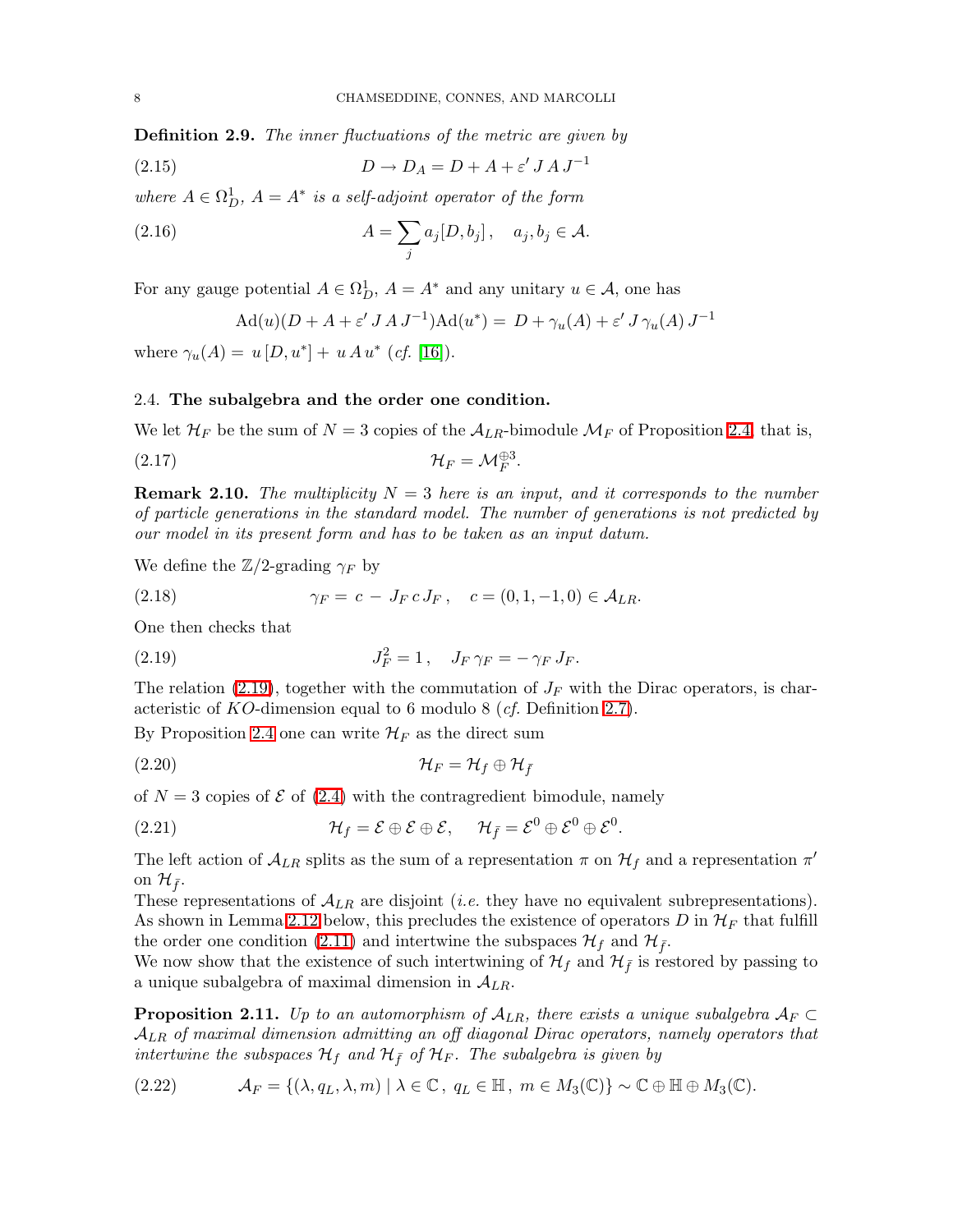**Definition 2.9.** *The inner fluctuations of the metric are given by*

$$D \to D_A = D + A + \varepsilon' \, J \, A \, J^{-1} \tag{2.15}$$

*where $A \in \Omega^1_D$, $A = A^*$ is a self-adjoint operator of the form*

$$A = \sum_j a_j [D, b_j] \,, \quad a_j, b_j \in \mathcal{A}. \tag{2.16}$$

For any gauge potential $A \in \Omega^1_D$, $A = A^*$ and any unitary $u \in \mathcal{A}$, one has

$$\mathrm{Ad}(u)(D + A + \varepsilon' \, J \, A \, J^{-1})\mathrm{Ad}(u^*) = \, D + \gamma_u(A) + \varepsilon' \, J \, \gamma_u(A) \, J^{-1}$$

where $\gamma_u(A) = \, u \, [D, u^*] + \, u \, A \, u^*$ (*cf.* [16]).

## 2.4. The subalgebra and the order one condition.

We let $\mathcal{H}_F$ be the sum of $N = 3$ copies of the $\mathcal{A}_{LR}$-bimodule $\mathcal{M}_F$ of Proposition 2.4, that is,

$$\mathcal{H}_F = \mathcal{M}_F^{\oplus 3}. \tag{2.17}$$

**Remark 2.10.** *The multiplicity $N = 3$ here is an input, and it corresponds to the number of particle generations in the standard model. The number of generations is not predicted by our model in its present form and has to be taken as an input datum.*

We define the $\mathbb{Z}/2$-grading $\gamma_F$ by

$$\gamma_F = \, c \, - \, J_F \, c \, J_F \,, \quad c = (0, 1, -1, 0) \in \mathcal{A}_{LR}. \tag{2.18}$$

One then checks that

$$J_F^2 = 1 \,, \quad J_F \, \gamma_F = - \, \gamma_F \, J_F. \tag{2.19}$$

The relation (2.19), together with the commutation of $J_F$ with the Dirac operators, is characteristic of $KO$-dimension equal to 6 modulo 8 (*cf.* Definition 2.7).

By Proposition 2.4 one can write $\mathcal{H}_F$ as the direct sum

$$\mathcal{H}_F = \mathcal{H}_f \oplus \mathcal{H}_{\bar{f}} \tag{2.20}$$

of $N = 3$ copies of $\mathcal{E}$ of (2.4) with the contragredient bimodule, namely

$$\mathcal{H}_f = \mathcal{E} \oplus \mathcal{E} \oplus \mathcal{E}, \quad \mathcal{H}_{\bar{f}} = \mathcal{E}^0 \oplus \mathcal{E}^0 \oplus \mathcal{E}^0. \tag{2.21}$$

The left action of $\mathcal{A}_{LR}$ splits as the sum of a representation $\pi$ on $\mathcal{H}_f$ and a representation $\pi'$ on $\mathcal{H}_{\bar{f}}$.

These representations of $\mathcal{A}_{LR}$ are disjoint (*i.e.* they have no equivalent subrepresentations). As shown in Lemma 2.12 below, this precludes the existence of operators $D$ in $\mathcal{H}_F$ that fulfill the order one condition (2.11) and intertwine the subspaces $\mathcal{H}_f$ and $\mathcal{H}_{\bar{f}}$.

We now show that the existence of such intertwining of $\mathcal{H}_f$ and $\mathcal{H}_{\bar{f}}$ is restored by passing to a unique subalgebra of maximal dimension in $\mathcal{A}_{LR}$.

**Proposition 2.11.** *Up to an automorphism of $\mathcal{A}_{LR}$, there exists a unique subalgebra $\mathcal{A}_F \subset \mathcal{A}_{LR}$ of maximal dimension admitting an off diagonal Dirac operators, namely operators that intertwine the subspaces $\mathcal{H}_f$ and $\mathcal{H}_{\bar{f}}$ of $\mathcal{H}_F$. The subalgebra is given by*

$$\mathcal{A}_F = \{(\lambda, q_L, \lambda, m) \mid \lambda \in \mathbb{C}, \, q_L \in \mathbb{H}, \, m \in M_3(\mathbb{C})\} \sim \mathbb{C} \oplus \mathbb{H} \oplus M_3(\mathbb{C}). \tag{2.22}$$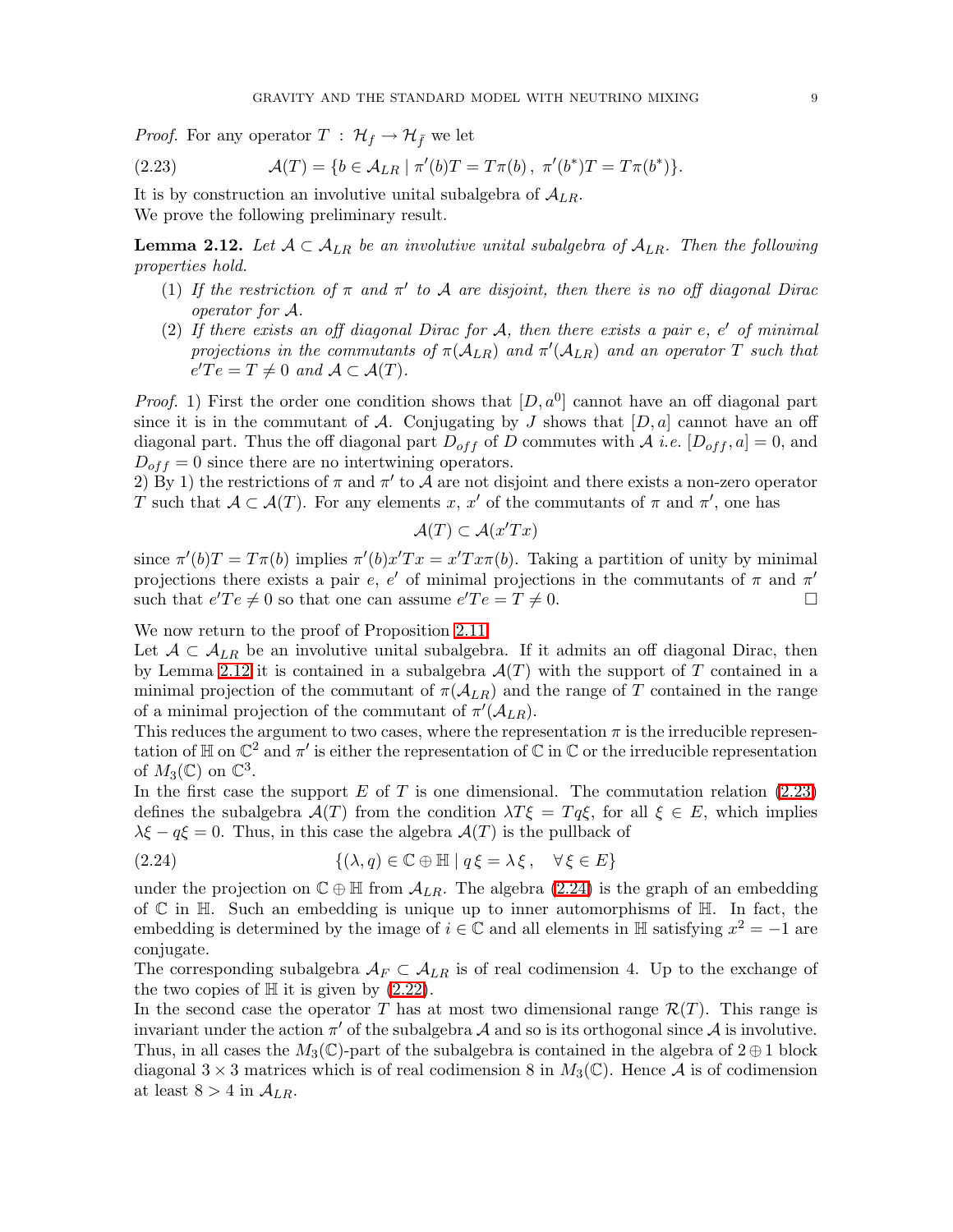*Proof.* For any operator $T : \mathcal{H}_f \to \mathcal{H}_{\bar{f}}$ we let

$$\mathcal{A}(T) = \{b \in \mathcal{A}_{LR} \mid \pi'(b)T = T\pi(b)\,,\ \pi'(b^*)T = T\pi(b^*)\}. \tag{2.23}$$

It is by construction an involutive unital subalgebra of $\mathcal{A}_{LR}$.
We prove the following preliminary result.

**Lemma 2.12.** *Let $\mathcal{A} \subset \mathcal{A}_{LR}$ be an involutive unital subalgebra of $\mathcal{A}_{LR}$. Then the following properties hold.*

1. *If the restriction of $\pi$ and $\pi'$ to $\mathcal{A}$ are disjoint, then there is no off diagonal Dirac operator for $\mathcal{A}$.*
2. *If there exists an off diagonal Dirac for $\mathcal{A}$, then there exists a pair $e$, $e'$ of minimal projections in the commutants of $\pi(\mathcal{A}_{LR})$ and $\pi'(\mathcal{A}_{LR})$ and an operator $T$ such that $e'Te = T \neq 0$ and $\mathcal{A} \subset \mathcal{A}(T)$.*

*Proof.* 1) First the order one condition shows that $[D, a^0]$ cannot have an off diagonal part since it is in the commutant of $\mathcal{A}$. Conjugating by $J$ shows that $[D, a]$ cannot have an off diagonal part. Thus the off diagonal part $D_{off}$ of $D$ commutes with $\mathcal{A}$ *i.e.* $[D_{off}, a] = 0$, and $D_{off} = 0$ since there are no intertwining operators.
2) By 1) the restrictions of $\pi$ and $\pi'$ to $\mathcal{A}$ are not disjoint and there exists a non-zero operator $T$ such that $\mathcal{A} \subset \mathcal{A}(T)$. For any elements $x$, $x'$ of the commutants of $\pi$ and $\pi'$, one has

$$\mathcal{A}(T) \subset \mathcal{A}(x'Tx)$$

since $\pi'(b)T = T\pi(b)$ implies $\pi'(b)x'Tx = x'Tx\pi(b)$. Taking a partition of unity by minimal projections there exists a pair $e$, $e'$ of minimal projections in the commutants of $\pi$ and $\pi'$ such that $e'Te \neq 0$ so that one can assume $e'Te = T \neq 0$. $\square$

We now return to the proof of Proposition 2.11.
Let $\mathcal{A} \subset \mathcal{A}_{LR}$ be an involutive unital subalgebra. If it admits an off diagonal Dirac, then by Lemma 2.12 it is contained in a subalgebra $\mathcal{A}(T)$ with the support of $T$ contained in a minimal projection of the commutant of $\pi(\mathcal{A}_{LR})$ and the range of $T$ contained in the range of a minimal projection of the commutant of $\pi'(\mathcal{A}_{LR})$.
This reduces the argument to two cases, where the representation $\pi$ is the irreducible representation of $\mathbb{H}$ on $\mathbb{C}^2$ and $\pi'$ is either the representation of $\mathbb{C}$ in $\mathbb{C}$ or the irreducible representation of $M_3(\mathbb{C})$ on $\mathbb{C}^3$.
In the first case the support $E$ of $T$ is one dimensional. The commutation relation (2.23) defines the subalgebra $\mathcal{A}(T)$ from the condition $\lambda T\xi = Tq\xi$, for all $\xi \in E$, which implies $\lambda\xi - q\xi = 0$. Thus, in this case the algebra $\mathcal{A}(T)$ is the pullback of

$$\{(\lambda, q) \in \mathbb{C} \oplus \mathbb{H} \mid q\,\xi = \lambda\,\xi\,, \quad \forall\, \xi \in E\} \tag{2.24}$$

under the projection on $\mathbb{C} \oplus \mathbb{H}$ from $\mathcal{A}_{LR}$. The algebra (2.24) is the graph of an embedding of $\mathbb{C}$ in $\mathbb{H}$. Such an embedding is unique up to inner automorphisms of $\mathbb{H}$. In fact, the embedding is determined by the image of $i \in \mathbb{C}$ and all elements in $\mathbb{H}$ satisfying $x^2 = -1$ are conjugate.
The corresponding subalgebra $\mathcal{A}_F \subset \mathcal{A}_{LR}$ is of real codimension 4. Up to the exchange of the two copies of $\mathbb{H}$ it is given by (2.22).
In the second case the operator $T$ has at most two dimensional range $\mathcal{R}(T)$. This range is invariant under the action $\pi'$ of the subalgebra $\mathcal{A}$ and so is its orthogonal since $\mathcal{A}$ is involutive. Thus, in all cases the $M_3(\mathbb{C})$-part of the subalgebra is contained in the algebra of $2 \oplus 1$ block diagonal $3 \times 3$ matrices which is of real codimension 8 in $M_3(\mathbb{C})$. Hence $\mathcal{A}$ is of codimension at least $8 > 4$ in $\mathcal{A}_{LR}$.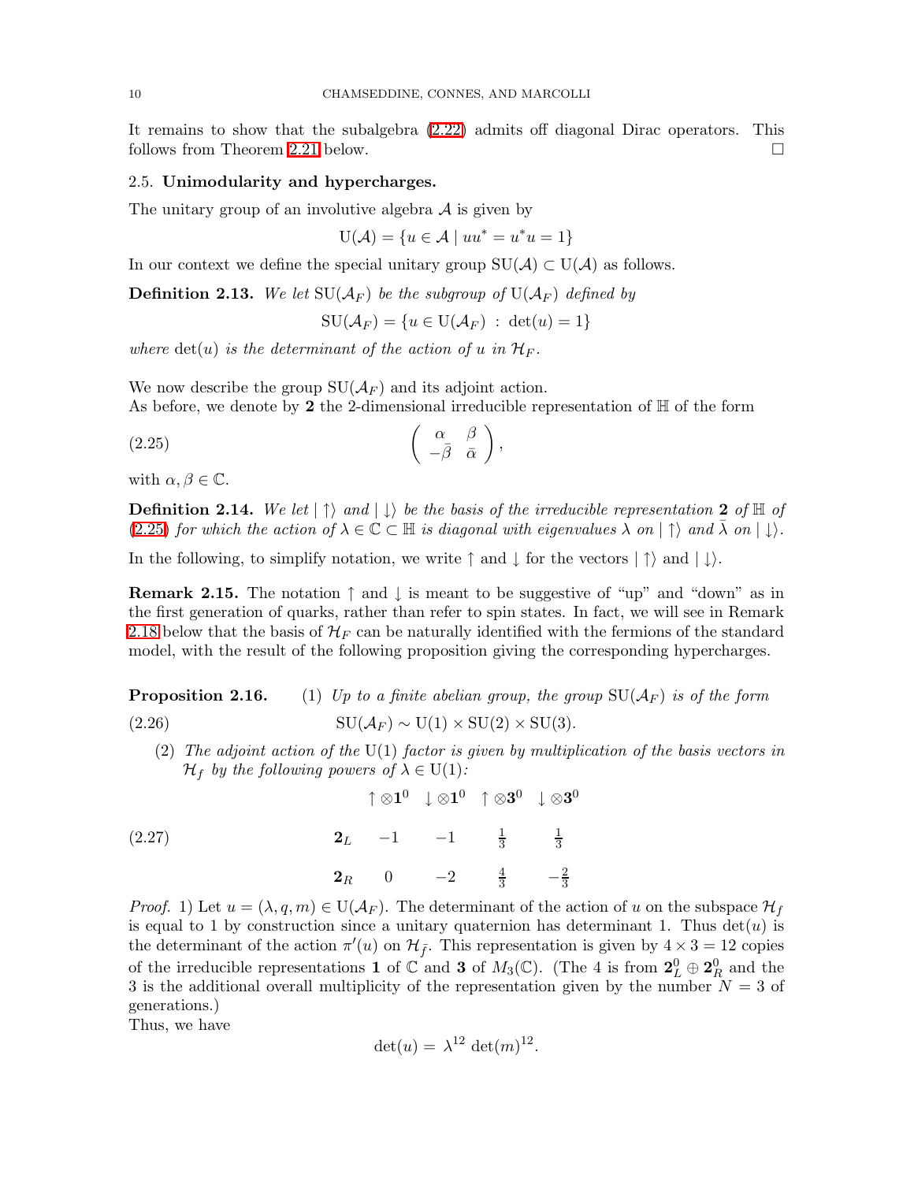It remains to show that the subalgebra (2.22) admits off diagonal Dirac operators. This follows from Theorem 2.21 below. $\square$

### 2.5. Unimodularity and hypercharges.

The unitary group of an involutive algebra $\mathcal{A}$ is given by

$$\mathrm{U}(\mathcal{A}) = \{u \in \mathcal{A} \mid uu^* = u^*u = 1\}$$

In our context we define the special unitary group $\mathrm{SU}(\mathcal{A}) \subset \mathrm{U}(\mathcal{A})$ as follows.

**Definition 2.13.** *We let $\mathrm{SU}(\mathcal{A}_F)$ be the subgroup of $\mathrm{U}(\mathcal{A}_F)$ defined by*

$$\mathrm{SU}(\mathcal{A}_F) = \{u \in \mathrm{U}(\mathcal{A}_F) \; : \; \det(u) = 1\}$$

*where $\det(u)$ is the determinant of the action of $u$ in $\mathcal{H}_F$.*

We now describe the group $\mathrm{SU}(\mathcal{A}_F)$ and its adjoint action.
As before, we denote by $\mathbf{2}$ the 2-dimensional irreducible representation of $\mathbb{H}$ of the form

$$\begin{pmatrix} \alpha & \beta \\ -\bar{\beta} & \bar{\alpha} \end{pmatrix}, \tag{2.25}$$

with $\alpha, \beta \in \mathbb{C}$.

**Definition 2.14.** *We let $|\uparrow\rangle$ and $|\downarrow\rangle$ be the basis of the irreducible representation $\mathbf{2}$ of $\mathbb{H}$ of (2.25) for which the action of $\lambda \in \mathbb{C} \subset \mathbb{H}$ is diagonal with eigenvalues $\lambda$ on $|\uparrow\rangle$ and $\bar{\lambda}$ on $|\downarrow\rangle$.*

In the following, to simplify notation, we write $\uparrow$ and $\downarrow$ for the vectors $|\uparrow\rangle$ and $|\downarrow\rangle$.

**Remark 2.15.** The notation $\uparrow$ and $\downarrow$ is meant to be suggestive of "up" and "down" as in the first generation of quarks, rather than refer to spin states. In fact, we will see in Remark 2.18 below that the basis of $\mathcal{H}_F$ can be naturally identified with the fermions of the standard model, with the result of the following proposition giving the corresponding hypercharges.

**Proposition 2.16.** (1) *Up to a finite abelian group, the group $\mathrm{SU}(\mathcal{A}_F)$ is of the form*

$$\mathrm{SU}(\mathcal{A}_F) \sim \mathrm{U}(1) \times \mathrm{SU}(2) \times \mathrm{SU}(3). \tag{2.26}$$

(2) *The adjoint action of the $\mathrm{U}(1)$ factor is given by multiplication of the basis vectors in $\mathcal{H}_f$ by the following powers of $\lambda \in \mathrm{U}(1)$:*

(2.27)

| | $\uparrow \otimes \mathbf{1}^0$ | $\downarrow \otimes \mathbf{1}^0$ | $\uparrow \otimes \mathbf{3}^0$ | $\downarrow \otimes \mathbf{3}^0$ |
|---|---|---|---|---|
| $\mathbf{2}_L$ | $-1$ | $-1$ | $\frac{1}{3}$ | $\frac{1}{3}$ |
| $\mathbf{2}_R$ | $0$ | $-2$ | $\frac{4}{3}$ | $-\frac{2}{3}$ |

*Proof.* 1) Let $u = (\lambda, q, m) \in \mathrm{U}(\mathcal{A}_F)$. The determinant of the action of $u$ on the subspace $\mathcal{H}_f$ is equal to 1 by construction since a unitary quaternion has determinant 1. Thus $\det(u)$ is the determinant of the action $\pi'(u)$ on $\mathcal{H}_{\bar{f}}$. This representation is given by $4 \times 3 = 12$ copies of the irreducible representations $\mathbf{1}$ of $\mathbb{C}$ and $\mathbf{3}$ of $M_3(\mathbb{C})$. (The 4 is from $\mathbf{2}_L^0 \oplus \mathbf{2}_R^0$ and the 3 is the additional overall multiplicity of the representation given by the number $N = 3$ of generations.)
Thus, we have

$$\det(u) = \lambda^{12} \, \det(m)^{12}.$$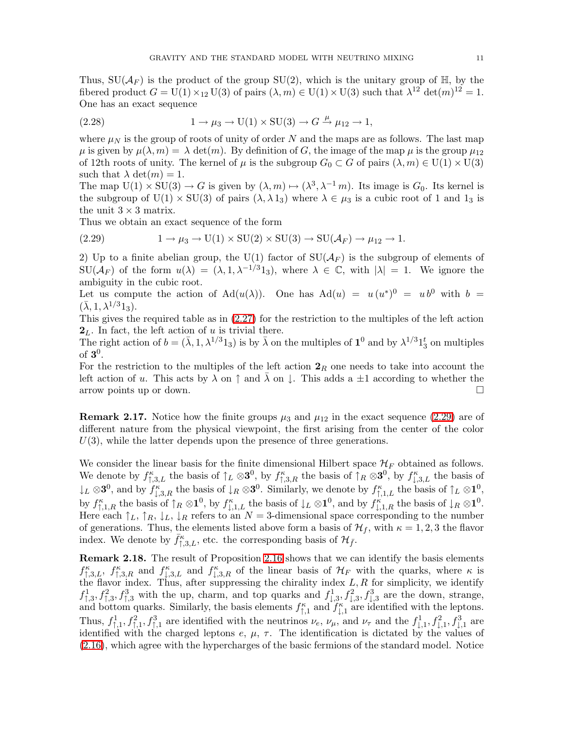Thus, $\mathrm{SU}(\mathcal{A}_F)$ is the product of the group $\mathrm{SU}(2)$, which is the unitary group of $\mathbb{H}$, by the fibered product $G = \mathrm{U}(1) \times_{12} \mathrm{U}(3)$ of pairs $(\lambda, m) \in \mathrm{U}(1) \times \mathrm{U}(3)$ such that $\lambda^{12} \det(m)^{12} = 1$. One has an exact sequence

$$1 \to \mu_3 \to \mathrm{U}(1) \times \mathrm{SU}(3) \to G \xrightarrow{\mu} \mu_{12} \to 1, \tag{2.28}$$

where $\mu_N$ is the group of roots of unity of order $N$ and the maps are as follows. The last map $\mu$ is given by $\mu(\lambda, m) = \lambda \det(m)$. By definition of $G$, the image of the map $\mu$ is the group $\mu_{12}$ of 12th roots of unity. The kernel of $\mu$ is the subgroup $G_0 \subset G$ of pairs $(\lambda, m) \in \mathrm{U}(1) \times \mathrm{U}(3)$ such that $\lambda \det(m) = 1$.

The map $\mathrm{U}(1) \times \mathrm{SU}(3) \to G$ is given by $(\lambda, m) \mapsto (\lambda^3, \lambda^{-1} m)$. Its image is $G_0$. Its kernel is the subgroup of $\mathrm{U}(1) \times \mathrm{SU}(3)$ of pairs $(\lambda, \lambda 1_3)$ where $\lambda \in \mu_3$ is a cubic root of 1 and $1_3$ is the unit $3 \times 3$ matrix.

Thus we obtain an exact sequence of the form

$$1 \to \mu_3 \to \mathrm{U}(1) \times \mathrm{SU}(2) \times \mathrm{SU}(3) \to \mathrm{SU}(\mathcal{A}_F) \to \mu_{12} \to 1. \tag{2.29}$$

2) Up to a finite abelian group, the $\mathrm{U}(1)$ factor of $\mathrm{SU}(\mathcal{A}_F)$ is the subgroup of elements of $\mathrm{SU}(\mathcal{A}_F)$ of the form $u(\lambda) = (\lambda, 1, \lambda^{-1/3} 1_3)$, where $\lambda \in \mathbb{C}$, with $|\lambda| = 1$. We ignore the ambiguity in the cubic root.

Let us compute the action of $\mathrm{Ad}(u(\lambda))$. One has $\mathrm{Ad}(u) = u\,(u^*)^0 = u\, b^0$ with $b = (\bar{\lambda}, 1, \lambda^{1/3} 1_3)$.

This gives the required table as in (2.27) for the restriction to the multiples of the left action $\mathbf{2}_L$. In fact, the left action of $u$ is trivial there.

The right action of $b = (\bar{\lambda}, 1, \lambda^{1/3} 1_3)$ is by $\bar{\lambda}$ on the multiples of $\mathbf{1}^0$ and by $\lambda^{1/3} 1_3^t$ on multiples of $\mathbf{3}^0$.

For the restriction to the multiples of the left action $\mathbf{2}_R$ one needs to take into account the left action of $u$. This acts by $\lambda$ on $\uparrow$ and $\bar{\lambda}$ on $\downarrow$. This adds a $\pm 1$ according to whether the arrow points up or down. $\square$

**Remark 2.17.** Notice how the finite groups $\mu_3$ and $\mu_{12}$ in the exact sequence (2.29) are of different nature from the physical viewpoint, the first arising from the center of the color $U(3)$, while the latter depends upon the presence of three generations.

We consider the linear basis for the finite dimensional Hilbert space $\mathcal{H}_F$ obtained as follows. We denote by $f^\kappa_{\uparrow,3,L}$ the basis of $\uparrow_L \otimes \mathbf{3}^0$, by $f^\kappa_{\uparrow,3,R}$ the basis of $\uparrow_R \otimes \mathbf{3}^0$, by $f^\kappa_{\downarrow,3,L}$ the basis of $\downarrow_L \otimes \mathbf{3}^0$, and by $f^\kappa_{\downarrow,3,R}$ the basis of $\downarrow_R \otimes \mathbf{3}^0$. Similarly, we denote by $f^\kappa_{\uparrow,1,L}$ the basis of $\uparrow_L \otimes \mathbf{1}^0$, by $f^\kappa_{\uparrow,1,R}$ the basis of $\uparrow_R \otimes \mathbf{1}^0$, by $f^\kappa_{\downarrow,1,L}$ the basis of $\downarrow_L \otimes \mathbf{1}^0$, and by $f^\kappa_{\downarrow,1,R}$ the basis of $\downarrow_R \otimes \mathbf{1}^0$. Here each $\uparrow_L$, $\uparrow_R$, $\downarrow_L$, $\downarrow_R$ refers to an $N = 3$-dimensional space corresponding to the number of generations. Thus, the elements listed above form a basis of $\mathcal{H}_f$, with $\kappa = 1, 2, 3$ the flavor index. We denote by $\bar{f}^\kappa_{\uparrow,3,L}$, etc. the corresponding basis of $\mathcal{H}_{\bar{f}}$.

**Remark 2.18.** The result of Proposition 2.16 shows that we can identify the basis elements $f^\kappa_{\uparrow,3,L}$, $f^\kappa_{\uparrow,3,R}$ and $f^\kappa_{\downarrow,3,L}$ and $f^\kappa_{\downarrow,3,R}$ of the linear basis of $\mathcal{H}_F$ with the quarks, where $\kappa$ is the flavor index. Thus, after suppressing the chirality index $L, R$ for simplicity, we identify $f^1_{\uparrow,3}, f^2_{\uparrow,3}, f^3_{\uparrow,3}$ with the up, charm, and top quarks and $f^1_{\downarrow,3}, f^2_{\downarrow,3}, f^3_{\downarrow,3}$ are the down, strange, and bottom quarks. Similarly, the basis elements $f^\kappa_{\uparrow,1}$ and $f^\kappa_{\downarrow,1}$ are identified with the leptons. Thus, $f^1_{\uparrow,1}, f^2_{\uparrow,1}, f^3_{\uparrow,1}$ are identified with the neutrinos $\nu_e$, $\nu_\mu$, and $\nu_\tau$ and the $f^1_{\downarrow,1}, f^2_{\downarrow,1}, f^3_{\downarrow,1}$ are identified with the charged leptons $e$, $\mu$, $\tau$. The identification is dictated by the values of (2.16), which agree with the hypercharges of the basic fermions of the standard model. Notice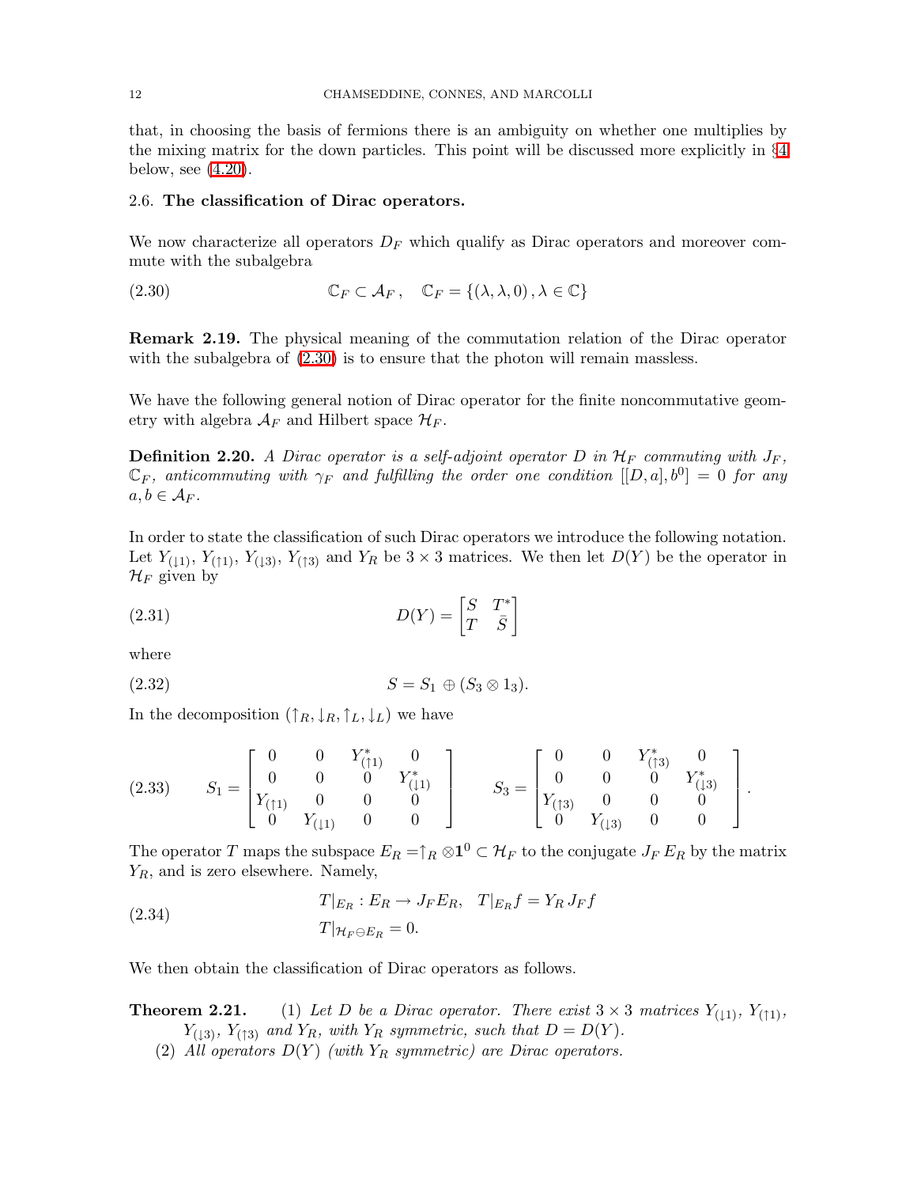that, in choosing the basis of fermions there is an ambiguity on whether one multiplies by the mixing matrix for the down particles. This point will be discussed more explicitly in §4 below, see (4.20).

### 2.6. **The classification of Dirac operators.**

We now characterize all operators $D_F$ which qualify as Dirac operators and moreover commute with the subalgebra

$$\mathbb{C}_F \subset \mathcal{A}_F\,, \quad \mathbb{C}_F = \{(\lambda, \lambda, 0)\,, \lambda \in \mathbb{C}\} \tag{2.30}$$

**Remark 2.19.** The physical meaning of the commutation relation of the Dirac operator with the subalgebra of (2.30) is to ensure that the photon will remain massless.

We have the following general notion of Dirac operator for the finite noncommutative geometry with algebra $\mathcal{A}_F$ and Hilbert space $\mathcal{H}_F$.

**Definition 2.20.** *A Dirac operator is a self-adjoint operator $D$ in $\mathcal{H}_F$ commuting with $J_F$, $\mathbb{C}_F$, anticommuting with $\gamma_F$ and fulfilling the order one condition $[[D, a], b^0] = 0$ for any $a, b \in \mathcal{A}_F$.*

In order to state the classification of such Dirac operators we introduce the following notation. Let $Y_{(\downarrow 1)}$, $Y_{(\uparrow 1)}$, $Y_{(\downarrow 3)}$, $Y_{(\uparrow 3)}$ and $Y_R$ be $3 \times 3$ matrices. We then let $D(Y)$ be the operator in $\mathcal{H}_F$ given by

$$D(Y) = \begin{bmatrix} S & T^* \\ T & \bar{S} \end{bmatrix} \tag{2.31}$$

where

$$S = S_1 \oplus (S_3 \otimes 1_3). \tag{2.32}$$

In the decomposition $(\uparrow_R, \downarrow_R, \uparrow_L, \downarrow_L)$ we have

$$S_1 = \begin{bmatrix} 0 & 0 & Y^*_{(\uparrow 1)} & 0 \\ 0 & 0 & 0 & Y^*_{(\downarrow 1)} \\ Y_{(\uparrow 1)} & 0 & 0 & 0 \\ 0 & Y_{(\downarrow 1)} & 0 & 0 \end{bmatrix} \qquad S_3 = \begin{bmatrix} 0 & 0 & Y^*_{(\uparrow 3)} & 0 \\ 0 & 0 & 0 & Y^*_{(\downarrow 3)} \\ Y_{(\uparrow 3)} & 0 & 0 & 0 \\ 0 & Y_{(\downarrow 3)} & 0 & 0 \end{bmatrix}. \tag{2.33}$$

The operator $T$ maps the subspace $E_R = \uparrow_R \otimes \mathbf{1}^0 \subset \mathcal{H}_F$ to the conjugate $J_F\, E_R$ by the matrix $Y_R$, and is zero elsewhere. Namely,

$$\begin{aligned} &T|_{E_R} : E_R \to J_F E_R, \quad T|_{E_R} f = Y_R\, J_F f \\ &T|_{\mathcal{H}_F \ominus E_R} = 0. \end{aligned} \tag{2.34}$$

We then obtain the classification of Dirac operators as follows.

**Theorem 2.21.**
1. *Let $D$ be a Dirac operator. There exist $3 \times 3$ matrices $Y_{(\downarrow 1)}$, $Y_{(\uparrow 1)}$, $Y_{(\downarrow 3)}$, $Y_{(\uparrow 3)}$ and $Y_R$, with $Y_R$ symmetric, such that $D = D(Y)$.*
2. *All operators $D(Y)$ (with $Y_R$ symmetric) are Dirac operators.*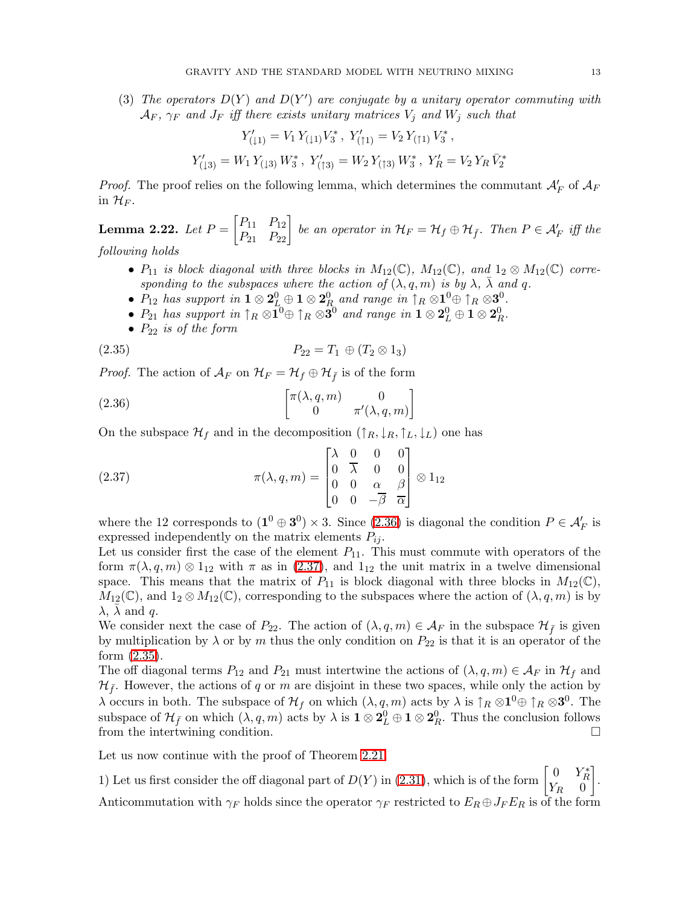(3) *The operators $D(Y)$ and $D(Y')$ are conjugate by a unitary operator commuting with $\mathcal{A}_F$, $\gamma_F$ and $J_F$ iff there exists unitary matrices $V_j$ and $W_j$ such that*

$$Y'_{(\downarrow 1)} = V_1\, Y_{(\downarrow 1)} V_3^*\,,\; Y'_{(\uparrow 1)} = V_2\, Y_{(\uparrow 1)}\, V_3^*\,,$$

$$Y'_{(\downarrow 3)} = W_1\, Y_{(\downarrow 3)}\, W_3^*\,,\; Y'_{(\uparrow 3)} = W_2\, Y_{(\uparrow 3)}\, W_3^*\,,\; Y'_R = V_2\, Y_R\, \bar{V}_2^*$$

*Proof.* The proof relies on the following lemma, which determines the commutant $\mathcal{A}'_F$ of $\mathcal{A}_F$ in $\mathcal{H}_F$.

**Lemma 2.22.** *Let $P = \begin{bmatrix} P_{11} & P_{12} \\ P_{21} & P_{22} \end{bmatrix}$ be an operator in $\mathcal{H}_F = \mathcal{H}_f \oplus \mathcal{H}_{\bar{f}}$. Then $P \in \mathcal{A}'_F$ iff the following holds*

- *$P_{11}$ is block diagonal with three blocks in $M_{12}(\mathbb{C})$, $M_{12}(\mathbb{C})$, and $1_2 \otimes M_{12}(\mathbb{C})$ corresponding to the subspaces where the action of $(\lambda, q, m)$ is by $\lambda$, $\bar{\lambda}$ and $q$.*
- *$P_{12}$ has support in $\mathbf{1} \otimes \mathbf{2}^0_L \oplus \mathbf{1} \otimes \mathbf{2}^0_R$ and range in $\uparrow_R \otimes \mathbf{1}^0 \oplus \uparrow_R \otimes \mathbf{3}^0$.*
- *$P_{21}$ has support in $\uparrow_R \otimes \mathbf{1}^0 \oplus \uparrow_R \otimes \mathbf{3}^0$ and range in $\mathbf{1} \otimes \mathbf{2}^0_L \oplus \mathbf{1} \otimes \mathbf{2}^0_R$.*
- *$P_{22}$ is of the form*

$$P_{22} = T_1 \,\oplus (T_2 \otimes 1_3) \tag{2.35}$$

*Proof.* The action of $\mathcal{A}_F$ on $\mathcal{H}_F = \mathcal{H}_f \oplus \mathcal{H}_{\bar{f}}$ is of the form

$$\begin{bmatrix} \pi(\lambda, q, m) & 0 \\ 0 & \pi'(\lambda, q, m) \end{bmatrix} \tag{2.36}$$

On the subspace $\mathcal{H}_f$ and in the decomposition $(\uparrow_R, \downarrow_R, \uparrow_L, \downarrow_L)$ one has

$$\pi(\lambda, q, m) = \begin{bmatrix} \lambda & 0 & 0 & 0 \\ 0 & \overline{\lambda} & 0 & 0 \\ 0 & 0 & \alpha & \beta \\ 0 & 0 & -\overline{\beta} & \overline{\alpha} \end{bmatrix} \otimes 1_{12} \tag{2.37}$$

where the 12 corresponds to $(\mathbf{1}^0 \oplus \mathbf{3}^0) \times 3$. Since (2.36) is diagonal the condition $P \in \mathcal{A}'_F$ is expressed independently on the matrix elements $P_{ij}$.

Let us consider first the case of the element $P_{11}$. This must commute with operators of the form $\pi(\lambda, q, m) \otimes 1_{12}$ with $\pi$ as in (2.37), and $1_{12}$ the unit matrix in a twelve dimensional space. This means that the matrix of $P_{11}$ is block diagonal with three blocks in $M_{12}(\mathbb{C})$, $M_{12}(\mathbb{C})$, and $1_2 \otimes M_{12}(\mathbb{C})$, corresponding to the subspaces where the action of $(\lambda, q, m)$ is by $\lambda$, $\bar{\lambda}$ and $q$.

We consider next the case of $P_{22}$. The action of $(\lambda, q, m) \in \mathcal{A}_F$ in the subspace $\mathcal{H}_{\bar{f}}$ is given by multiplication by $\lambda$ or by $m$ thus the only condition on $P_{22}$ is that it is an operator of the form (2.35).

The off diagonal terms $P_{12}$ and $P_{21}$ must intertwine the actions of $(\lambda, q, m) \in \mathcal{A}_F$ in $\mathcal{H}_f$ and $\mathcal{H}_{\bar{f}}$. However, the actions of $q$ or $m$ are disjoint in these two spaces, while only the action by $\lambda$ occurs in both. The subspace of $\mathcal{H}_f$ on which $(\lambda, q, m)$ acts by $\lambda$ is $\uparrow_R \otimes \mathbf{1}^0 \oplus \uparrow_R \otimes \mathbf{3}^0$. The subspace of $\mathcal{H}_{\bar{f}}$ on which $(\lambda, q, m)$ acts by $\lambda$ is $\mathbf{1} \otimes \mathbf{2}^0_L \oplus \mathbf{1} \otimes \mathbf{2}^0_R$. Thus the conclusion follows from the intertwining condition. ∎

Let us now continue with the proof of Theorem 2.21.

1) Let us first consider the off diagonal part of $D(Y)$ in (2.31), which is of the form $\begin{bmatrix} 0 & Y_R^* \\ Y_R & 0 \end{bmatrix}$. Anticommutation with $\gamma_F$ holds since the operator $\gamma_F$ restricted to $E_R \oplus J_F E_R$ is of the form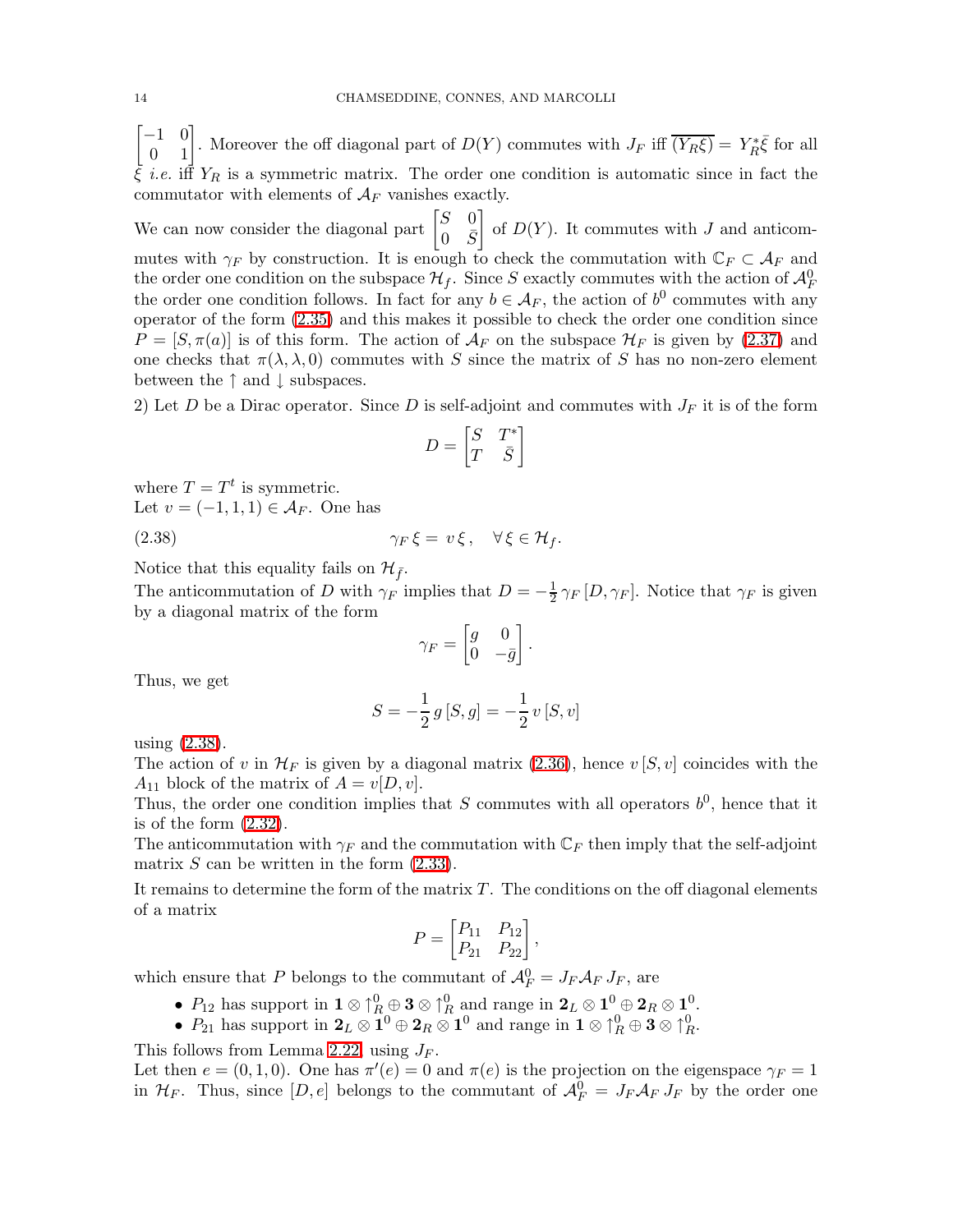$\begin{bmatrix} -1 & 0 \\ 0 & 1 \end{bmatrix}$. Moreover the off diagonal part of $D(Y)$ commutes with $J_F$ iff $\overline{(Y_R\xi)} = Y_R^*\bar{\xi}$ for all $\xi$ *i.e.* iff $Y_R$ is a symmetric matrix. The order one condition is automatic since in fact the commutator with elements of $\mathcal{A}_F$ vanishes exactly.

We can now consider the diagonal part $\begin{bmatrix} S & 0 \\ 0 & \bar{S} \end{bmatrix}$ of $D(Y)$. It commutes with $J$ and anticommutes with $\gamma_F$ by construction. It is enough to check the commutation with $\mathbb{C}_F \subset \mathcal{A}_F$ and the order one condition on the subspace $\mathcal{H}_f$. Since $S$ exactly commutes with the action of $\mathcal{A}_F^0$ the order one condition follows. In fact for any $b \in \mathcal{A}_F$, the action of $b^0$ commutes with any operator of the form (2.35) and this makes it possible to check the order one condition since $P = [S, \pi(a)]$ is of this form. The action of $\mathcal{A}_F$ on the subspace $\mathcal{H}_F$ is given by (2.37) and one checks that $\pi(\lambda, \lambda, 0)$ commutes with $S$ since the matrix of $S$ has no non-zero element between the $\uparrow$ and $\downarrow$ subspaces.

2) Let $D$ be a Dirac operator. Since $D$ is self-adjoint and commutes with $J_F$ it is of the form

$$D = \begin{bmatrix} S & T^* \\ T & \bar{S} \end{bmatrix}$$

where $T = T^t$ is symmetric.

Let $v = (-1, 1, 1) \in \mathcal{A}_F$. One has

$$\gamma_F \, \xi = v \, \xi \,, \quad \forall \xi \in \mathcal{H}_f. \tag{2.38}$$

Notice that this equality fails on $\mathcal{H}_{\bar{f}}$.

The anticommutation of $D$ with $\gamma_F$ implies that $D = -\frac{1}{2} \gamma_F \, [D, \gamma_F]$. Notice that $\gamma_F$ is given by a diagonal matrix of the form

$$\gamma_F = \begin{bmatrix} g & 0 \\ 0 & -\bar{g} \end{bmatrix}.$$

Thus, we get

$$S = -\frac{1}{2} \, g \, [S, g] = -\frac{1}{2} \, v \, [S, v]$$

using (2.38).

The action of $v$ in $\mathcal{H}_F$ is given by a diagonal matrix (2.36), hence $v \, [S, v]$ coincides with the $A_{11}$ block of the matrix of $A = v[D, v]$.

Thus, the order one condition implies that $S$ commutes with all operators $b^0$, hence that it is of the form (2.32).

The anticommutation with $\gamma_F$ and the commutation with $\mathbb{C}_F$ then imply that the self-adjoint matrix $S$ can be written in the form (2.33).

It remains to determine the form of the matrix $T$. The conditions on the off diagonal elements of a matrix

$$P = \begin{bmatrix} P_{11} & P_{12} \\ P_{21} & P_{22} \end{bmatrix},$$

which ensure that $P$ belongs to the commutant of $\mathcal{A}_F^0 = J_F \mathcal{A}_F \, J_F$, are

- $P_{12}$ has support in $\mathbf{1} \otimes \uparrow_R^0 \oplus \mathbf{3} \otimes \uparrow_R^0$ and range in $\mathbf{2}_L \otimes \mathbf{1}^0 \oplus \mathbf{2}_R \otimes \mathbf{1}^0$.
- $P_{21}$ has support in $\mathbf{2}_L \otimes \mathbf{1}^0 \oplus \mathbf{2}_R \otimes \mathbf{1}^0$ and range in $\mathbf{1} \otimes \uparrow_R^0 \oplus \mathbf{3} \otimes \uparrow_R^0$.

This follows from Lemma 2.22, using $J_F$.

Let then $e = (0, 1, 0)$. One has $\pi'(e) = 0$ and $\pi(e)$ is the projection on the eigenspace $\gamma_F = 1$ in $\mathcal{H}_F$. Thus, since $[D, e]$ belongs to the commutant of $\mathcal{A}_F^0 = J_F \mathcal{A}_F \, J_F$ by the order one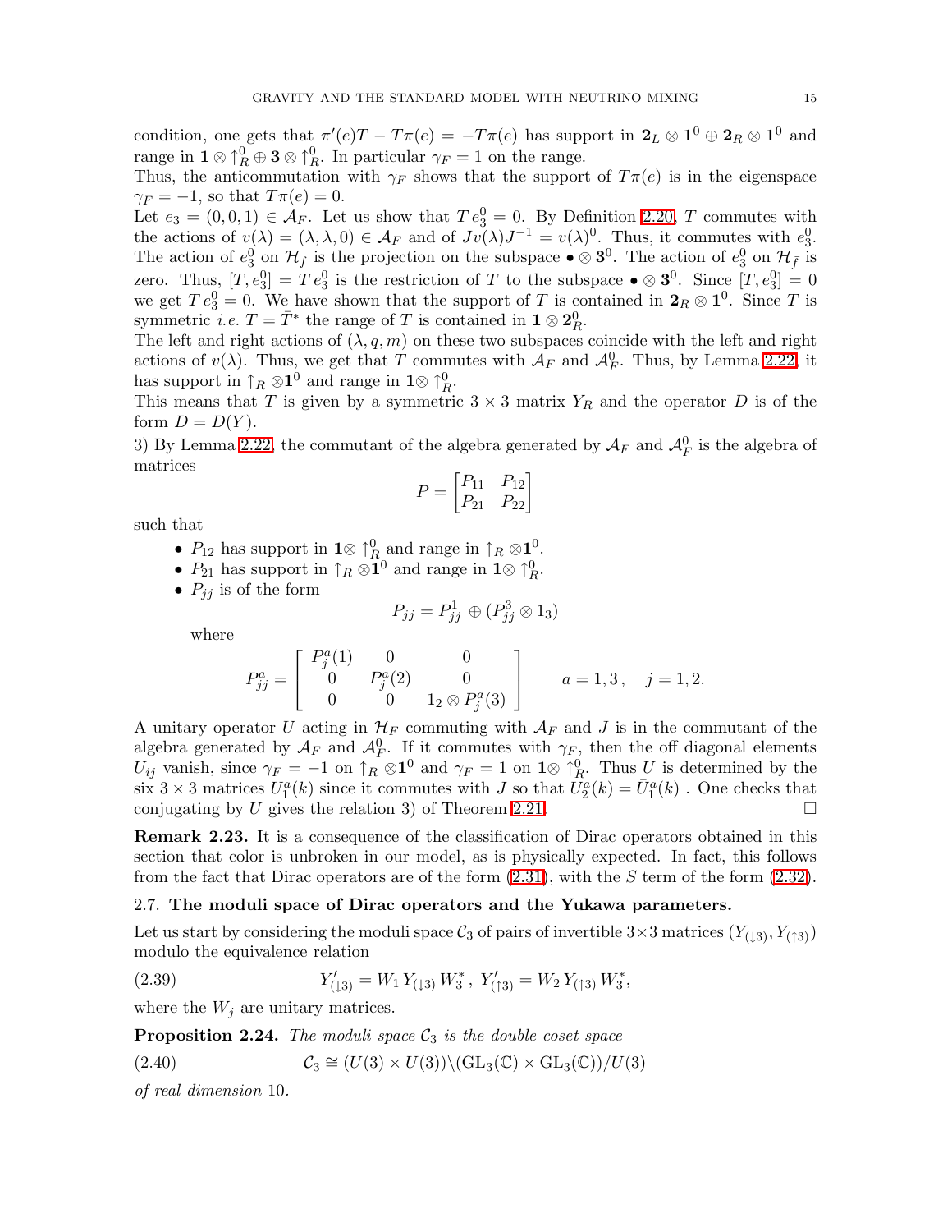condition, one gets that $\pi'(e)T - T\pi(e) = -T\pi(e)$ has support in $\mathbf{2}_L \otimes \mathbf{1}^0 \oplus \mathbf{2}_R \otimes \mathbf{1}^0$ and range in $\mathbf{1} \otimes \uparrow_R^0 \oplus \mathbf{3} \otimes \uparrow_R^0$. In particular $\gamma_F = 1$ on the range.
Thus, the anticommutation with $\gamma_F$ shows that the support of $T\pi(e)$ is in the eigenspace $\gamma_F = -1$, so that $T\pi(e) = 0$.
Let $e_3 = (0,0,1) \in \mathcal{A}_F$. Let us show that $T\,e_3^0 = 0$. By Definition 2.20, $T$ commutes with the actions of $v(\lambda) = (\lambda, \lambda, 0) \in \mathcal{A}_F$ and of $Jv(\lambda)J^{-1} = v(\lambda)^0$. Thus, it commutes with $e_3^0$. The action of $e_3^0$ on $\mathcal{H}_f$ is the projection on the subspace $\bullet \otimes \mathbf{3}^0$. The action of $e_3^0$ on $\mathcal{H}_{\bar{f}}$ is zero. Thus, $[T, e_3^0] = T\,e_3^0$ is the restriction of $T$ to the subspace $\bullet \otimes \mathbf{3}^0$. Since $[T, e_3^0] = 0$ we get $T\,e_3^0 = 0$. We have shown that the support of $T$ is contained in $\mathbf{2}_R \otimes \mathbf{1}^0$. Since $T$ is symmetric *i.e.* $T = \bar{T}^*$ the range of $T$ is contained in $\mathbf{1} \otimes \mathbf{2}_R^0$.
The left and right actions of $(\lambda, q, m)$ on these two subspaces coincide with the left and right actions of $v(\lambda)$. Thus, we get that $T$ commutes with $\mathcal{A}_F$ and $\mathcal{A}_F^0$. Thus, by Lemma 2.22, it has support in $\uparrow_R \otimes \mathbf{1}^0$ and range in $\mathbf{1} \otimes \uparrow_R^0$.
This means that $T$ is given by a symmetric $3 \times 3$ matrix $Y_R$ and the operator $D$ is of the form $D = D(Y)$.
3) By Lemma 2.22, the commutant of the algebra generated by $\mathcal{A}_F$ and $\mathcal{A}_F^0$ is the algebra of matrices

$$P = \begin{bmatrix} P_{11} & P_{12} \\ P_{21} & P_{22} \end{bmatrix}$$

such that

- $P_{12}$ has support in $\mathbf{1} \otimes \uparrow_R^0$ and range in $\uparrow_R \otimes \mathbf{1}^0$.
- $P_{21}$ has support in $\uparrow_R \otimes \mathbf{1}^0$ and range in $\mathbf{1} \otimes \uparrow_R^0$.
- $P_{jj}$ is of the form

$$P_{jj} = P_{jj}^1 \oplus (P_{jj}^3 \otimes 1_3)$$

where

$$P_{jj}^a = \left[ \begin{array}{ccc} P_j^a(1) & 0 & 0 \\ 0 & P_j^a(2) & 0 \\ 0 & 0 & 1_2 \otimes P_j^a(3) \end{array} \right] \qquad a = 1,3\,, \quad j = 1,2.$$

A unitary operator $U$ acting in $\mathcal{H}_F$ commuting with $\mathcal{A}_F$ and $J$ is in the commutant of the algebra generated by $\mathcal{A}_F$ and $\mathcal{A}_F^0$. If it commutes with $\gamma_F$, then the off diagonal elements $U_{ij}$ vanish, since $\gamma_F = -1$ on $\uparrow_R \otimes \mathbf{1}^0$ and $\gamma_F = 1$ on $\mathbf{1} \otimes \uparrow_R^0$. Thus $U$ is determined by the six $3 \times 3$ matrices $U_1^a(k)$ since it commutes with $J$ so that $U_2^a(k) = \bar{U}_1^a(k)$ . One checks that conjugating by $U$ gives the relation 3) of Theorem 2.21. ∎

**Remark 2.23.** It is a consequence of the classification of Dirac operators obtained in this section that color is unbroken in our model, as is physically expected. In fact, this follows from the fact that Dirac operators are of the form (2.31), with the $S$ term of the form (2.32).

### 2.7. The moduli space of Dirac operators and the Yukawa parameters.

Let us start by considering the moduli space $\mathcal{C}_3$ of pairs of invertible $3 \times 3$ matrices $(Y_{(\downarrow 3)}, Y_{(\uparrow 3)})$ modulo the equivalence relation

$$Y'_{(\downarrow 3)} = W_1\, Y_{(\downarrow 3)}\, W_3^*\,,\; Y'_{(\uparrow 3)} = W_2\, Y_{(\uparrow 3)}\, W_3^*, \tag{2.39}$$

where the $W_j$ are unitary matrices.

**Proposition 2.24.** *The moduli space $\mathcal{C}_3$ is the double coset space*

$$\mathcal{C}_3 \cong (U(3) \times U(3)) \backslash (\mathrm{GL}_3(\mathbb{C}) \times \mathrm{GL}_3(\mathbb{C}))/U(3) \tag{2.40}$$

*of real dimension* 10.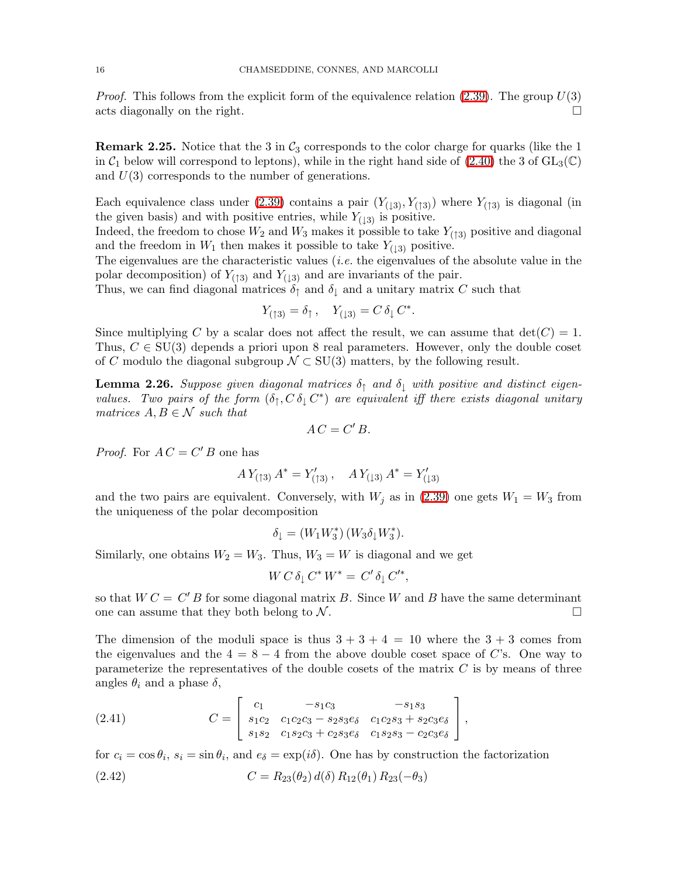*Proof.* This follows from the explicit form of the equivalence relation (2.39). The group $U(3)$ acts diagonally on the right. ∎

**Remark 2.25.** Notice that the 3 in $\mathcal{C}_3$ corresponds to the color charge for quarks (like the 1 in $\mathcal{C}_1$ below will correspond to leptons), while in the right hand side of (2.40) the 3 of $\mathrm{GL}_3(\mathbb{C})$ and $U(3)$ corresponds to the number of generations.

Each equivalence class under (2.39) contains a pair $(Y_{(\downarrow 3)}, Y_{(\uparrow 3)})$ where $Y_{(\uparrow 3)}$ is diagonal (in the given basis) and with positive entries, while $Y_{(\downarrow 3)}$ is positive.
Indeed, the freedom to chose $W_2$ and $W_3$ makes it possible to take $Y_{(\uparrow 3)}$ positive and diagonal and the freedom in $W_1$ then makes it possible to take $Y_{(\downarrow 3)}$ positive.
The eigenvalues are the characteristic values (*i.e.* the eigenvalues of the absolute value in the polar decomposition) of $Y_{(\uparrow 3)}$ and $Y_{(\downarrow 3)}$ and are invariants of the pair.
Thus, we can find diagonal matrices $\delta_\uparrow$ and $\delta_\downarrow$ and a unitary matrix $C$ such that

$$Y_{(\uparrow 3)} = \delta_\uparrow\,, \quad Y_{(\downarrow 3)} = C\,\delta_\downarrow\,C^*.$$

Since multiplying $C$ by a scalar does not affect the result, we can assume that $\det(C) = 1$. Thus, $C \in \mathrm{SU}(3)$ depends a priori upon 8 real parameters. However, only the double coset of $C$ modulo the diagonal subgroup $\mathcal{N} \subset \mathrm{SU}(3)$ matters, by the following result.

**Lemma 2.26.** *Suppose given diagonal matrices $\delta_\uparrow$ and $\delta_\downarrow$ with positive and distinct eigenvalues. Two pairs of the form $(\delta_\uparrow, C\,\delta_\downarrow\,C^*)$ are equivalent iff there exists diagonal unitary matrices $A, B \in \mathcal{N}$ such that*

$$A\,C = C'\,B.$$

*Proof.* For $A\,C = C'\,B$ one has

$$A\,Y_{(\uparrow 3)}\,A^* = Y'_{(\uparrow 3)}\,, \quad A\,Y_{(\downarrow 3)}\,A^* = Y'_{(\downarrow 3)}$$

and the two pairs are equivalent. Conversely, with $W_j$ as in (2.39) one gets $W_1 = W_3$ from the uniqueness of the polar decomposition

$$\delta_\downarrow = (W_1 W_3^*)\,(W_3 \delta_\downarrow W_3^*).$$

Similarly, one obtains $W_2 = W_3$. Thus, $W_3 = W$ is diagonal and we get

$$W\,C\,\delta_\downarrow\,C^*\,W^* = C'\,\delta_\downarrow\,C'^*,$$

so that $W\,C = C'\,B$ for some diagonal matrix $B$. Since $W$ and $B$ have the same determinant one can assume that they both belong to $\mathcal{N}$. ∎

The dimension of the moduli space is thus $3 + 3 + 4 = 10$ where the $3 + 3$ comes from the eigenvalues and the $4 = 8 - 4$ from the above double coset space of $C$'s. One way to parameterize the representatives of the double cosets of the matrix $C$ is by means of three angles $\theta_i$ and a phase $\delta$,

$$C = \begin{bmatrix} c_1 & -s_1 c_3 & -s_1 s_3 \\ s_1 c_2 & c_1 c_2 c_3 - s_2 s_3 e_\delta & c_1 c_2 s_3 + s_2 c_3 e_\delta \\ s_1 s_2 & c_1 s_2 c_3 + c_2 s_3 e_\delta & c_1 s_2 s_3 - c_2 c_3 e_\delta \end{bmatrix}, \tag{2.41}$$

for $c_i = \cos\theta_i$, $s_i = \sin\theta_i$, and $e_\delta = \exp(i\delta)$. One has by construction the factorization

$$C = R_{23}(\theta_2)\,d(\delta)\,R_{12}(\theta_1)\,R_{23}(-\theta_3) \tag{2.42}$$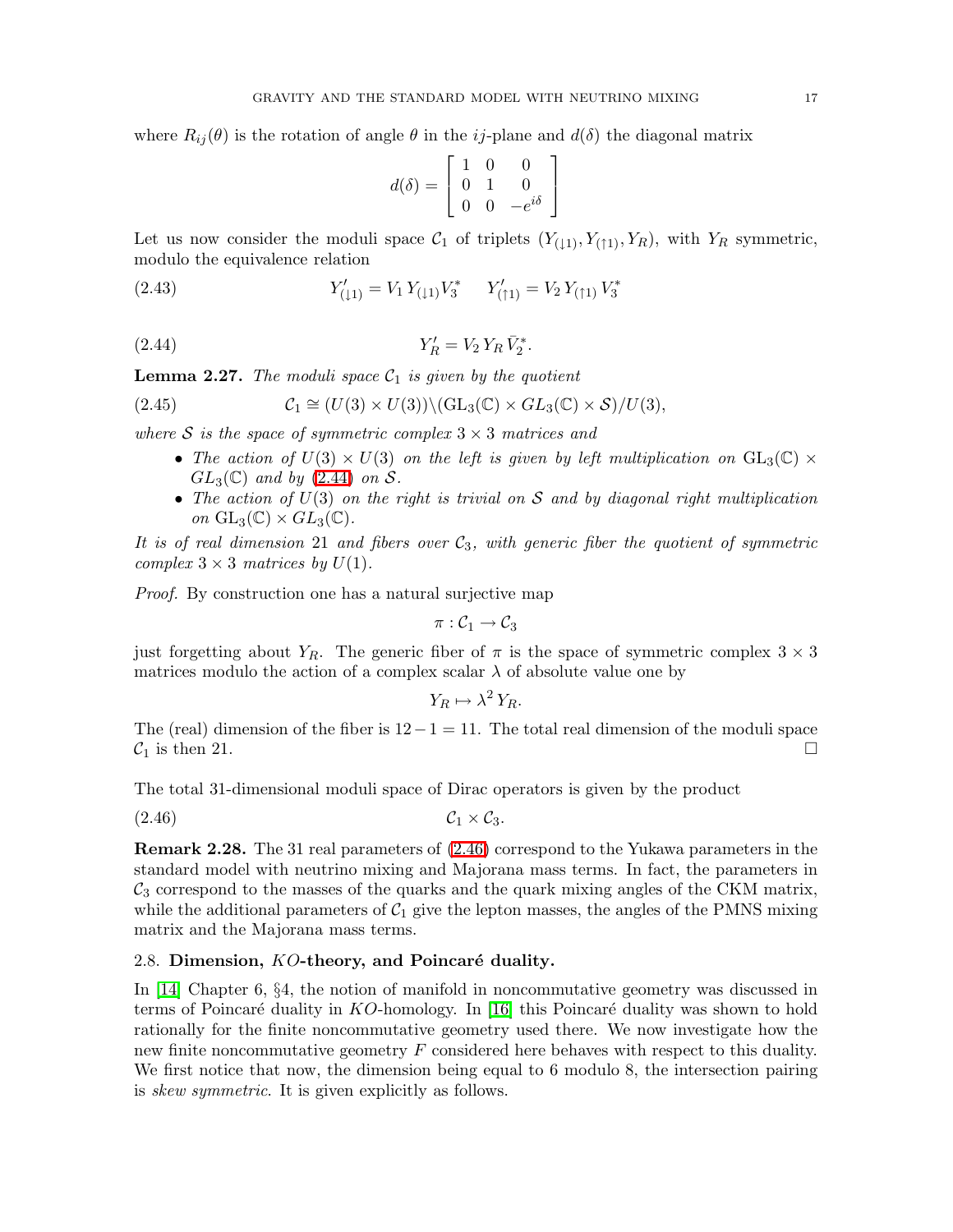where $R_{ij}(\theta)$ is the rotation of angle $\theta$ in the $ij$-plane and $d(\delta)$ the diagonal matrix

$$d(\delta) = \begin{bmatrix} 1 & 0 & 0 \\ 0 & 1 & 0 \\ 0 & 0 & -e^{i\delta} \end{bmatrix}$$

Let us now consider the moduli space $\mathcal{C}_1$ of triplets $(Y_{(\downarrow 1)}, Y_{(\uparrow 1)}, Y_R)$, with $Y_R$ symmetric, modulo the equivalence relation

$$Y'_{(\downarrow 1)} = V_1 \, Y_{(\downarrow 1)} V_3^* \qquad Y'_{(\uparrow 1)} = V_2 \, Y_{(\uparrow 1)} \, V_3^* \tag{2.43}$$

$$Y'_R = V_2 \, Y_R \, \bar{V}_2^*. \tag{2.44}$$

**Lemma 2.27.** *The moduli space $\mathcal{C}_1$ is given by the quotient*

$$\mathcal{C}_1 \cong (U(3) \times U(3)) \backslash (\mathrm{GL}_3(\mathbb{C}) \times GL_3(\mathbb{C}) \times \mathcal{S})/U(3), \tag{2.45}$$

*where $\mathcal{S}$ is the space of symmetric complex $3 \times 3$ matrices and*

- *The action of $U(3) \times U(3)$ on the left is given by left multiplication on $\mathrm{GL}_3(\mathbb{C}) \times GL_3(\mathbb{C})$ and by (2.44) on $\mathcal{S}$.*
- *The action of $U(3)$ on the right is trivial on $\mathcal{S}$ and by diagonal right multiplication on $\mathrm{GL}_3(\mathbb{C}) \times GL_3(\mathbb{C})$.*

*It is of real dimension 21 and fibers over $\mathcal{C}_3$, with generic fiber the quotient of symmetric complex $3 \times 3$ matrices by $U(1)$.*

*Proof.* By construction one has a natural surjective map

$$\pi : \mathcal{C}_1 \to \mathcal{C}_3$$

just forgetting about $Y_R$. The generic fiber of $\pi$ is the space of symmetric complex $3 \times 3$ matrices modulo the action of a complex scalar $\lambda$ of absolute value one by

$$Y_R \mapsto \lambda^2 \, Y_R.$$

The (real) dimension of the fiber is $12 - 1 = 11$. The total real dimension of the moduli space $\mathcal{C}_1$ is then 21. $\square$

The total 31-dimensional moduli space of Dirac operators is given by the product

$$\mathcal{C}_1 \times \mathcal{C}_3. \tag{2.46}$$

**Remark 2.28.** The 31 real parameters of (2.46) correspond to the Yukawa parameters in the standard model with neutrino mixing and Majorana mass terms. In fact, the parameters in $\mathcal{C}_3$ correspond to the masses of the quarks and the quark mixing angles of the CKM matrix, while the additional parameters of $\mathcal{C}_1$ give the lepton masses, the angles of the PMNS mixing matrix and the Majorana mass terms.

### 2.8. Dimension, $KO$-theory, and Poincaré duality.

In [14] Chapter 6, §4, the notion of manifold in noncommutative geometry was discussed in terms of Poincaré duality in $KO$-homology. In [16] this Poincaré duality was shown to hold rationally for the finite noncommutative geometry used there. We now investigate how the new finite noncommutative geometry $F$ considered here behaves with respect to this duality. We first notice that now, the dimension being equal to 6 modulo 8, the intersection pairing is *skew symmetric*. It is given explicitly as follows.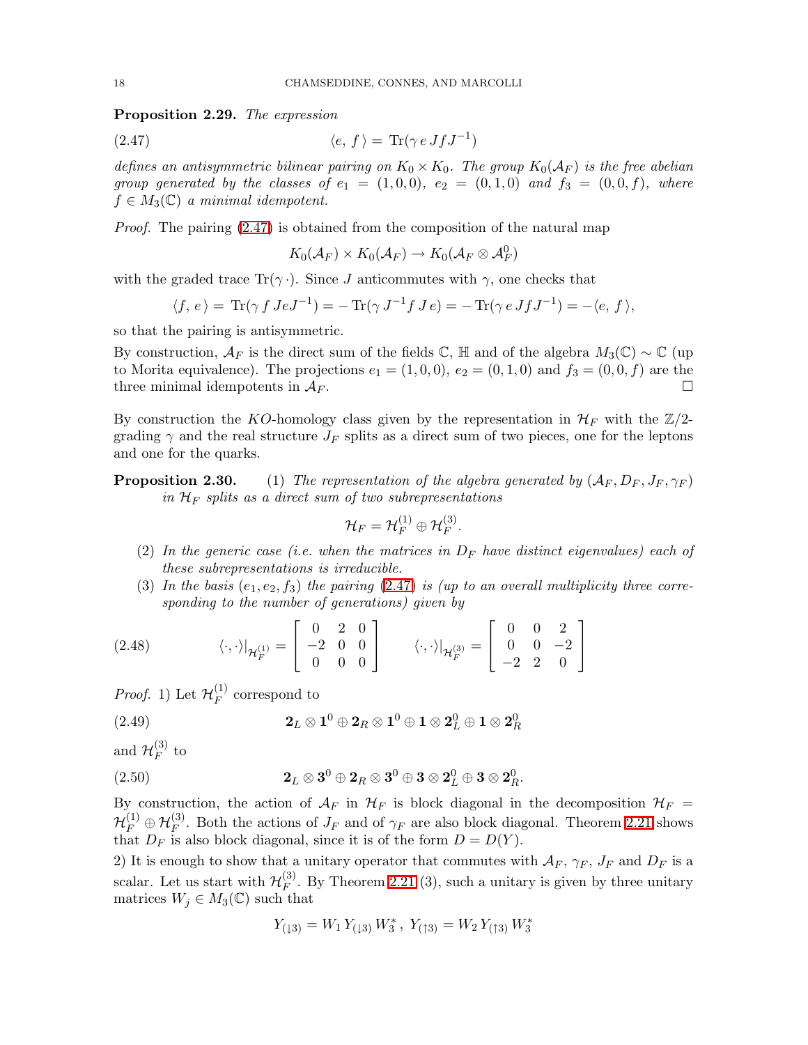**Proposition 2.29.** *The expression*

$$\langle e, f \rangle = \mathrm{Tr}(\gamma \, e \, J f J^{-1}) \tag{2.47}$$

*defines an antisymmetric bilinear pairing on $K_0 \times K_0$. The group $K_0(\mathcal{A}_F)$ is the free abelian group generated by the classes of $e_1 = (1,0,0)$, $e_2 = (0,1,0)$ and $f_3 = (0,0,f)$, where $f \in M_3(\mathbb{C})$ a minimal idempotent.*

*Proof.* The pairing (2.47) is obtained from the composition of the natural map

$$K_0(\mathcal{A}_F) \times K_0(\mathcal{A}_F) \to K_0(\mathcal{A}_F \otimes \mathcal{A}_F^0)$$

with the graded trace $\mathrm{Tr}(\gamma \,\cdot)$. Since $J$ anticommutes with $\gamma$, one checks that

$$\langle f, e \rangle = \mathrm{Tr}(\gamma \, f \, J e J^{-1}) = -\,\mathrm{Tr}(\gamma \, J^{-1} f \, J \, e) = -\,\mathrm{Tr}(\gamma \, e \, J f J^{-1}) = -\langle e, f \rangle,$$

so that the pairing is antisymmetric.

By construction, $\mathcal{A}_F$ is the direct sum of the fields $\mathbb{C}$, $\mathbb{H}$ and of the algebra $M_3(\mathbb{C}) \sim \mathbb{C}$ (up to Morita equivalence). The projections $e_1 = (1,0,0)$, $e_2 = (0,1,0)$ and $f_3 = (0,0,f)$ are the three minimal idempotents in $\mathcal{A}_F$. $\square$

By construction the $KO$-homology class given by the representation in $\mathcal{H}_F$ with the $\mathbb{Z}/2$-grading $\gamma$ and the real structure $J_F$ splits as a direct sum of two pieces, one for the leptons and one for the quarks.

**Proposition 2.30.**

(1) *The representation of the algebra generated by $(\mathcal{A}_F, D_F, J_F, \gamma_F)$ in $\mathcal{H}_F$ splits as a direct sum of two subrepresentations*

$$\mathcal{H}_F = \mathcal{H}_F^{(1)} \oplus \mathcal{H}_F^{(3)}.$$

(2) *In the generic case (i.e. when the matrices in $D_F$ have distinct eigenvalues) each of these subrepresentations is irreducible.*

(3) *In the basis $(e_1, e_2, f_3)$ the pairing (2.47) is (up to an overall multiplicity three corresponding to the number of generations) given by*

$$\langle \cdot, \cdot \rangle|_{\mathcal{H}_F^{(1)}} = \begin{bmatrix} 0 & 2 & 0 \\ -2 & 0 & 0 \\ 0 & 0 & 0 \end{bmatrix} \qquad \langle \cdot, \cdot \rangle|_{\mathcal{H}_F^{(3)}} = \begin{bmatrix} 0 & 0 & 2 \\ 0 & 0 & -2 \\ -2 & 2 & 0 \end{bmatrix} \tag{2.48}$$

*Proof.* 1) Let $\mathcal{H}_F^{(1)}$ correspond to

$$\mathbf{2}_L \otimes \mathbf{1}^0 \oplus \mathbf{2}_R \otimes \mathbf{1}^0 \oplus \mathbf{1} \otimes \mathbf{2}_L^0 \oplus \mathbf{1} \otimes \mathbf{2}_R^0 \tag{2.49}$$

and $\mathcal{H}_F^{(3)}$ to

$$\mathbf{2}_L \otimes \mathbf{3}^0 \oplus \mathbf{2}_R \otimes \mathbf{3}^0 \oplus \mathbf{3} \otimes \mathbf{2}_L^0 \oplus \mathbf{3} \otimes \mathbf{2}_R^0. \tag{2.50}$$

By construction, the action of $\mathcal{A}_F$ in $\mathcal{H}_F$ is block diagonal in the decomposition $\mathcal{H}_F = \mathcal{H}_F^{(1)} \oplus \mathcal{H}_F^{(3)}$. Both the actions of $J_F$ and of $\gamma_F$ are also block diagonal. Theorem 2.21 shows that $D_F$ is also block diagonal, since it is of the form $D = D(Y)$.

2) It is enough to show that a unitary operator that commutes with $\mathcal{A}_F$, $\gamma_F$, $J_F$ and $D_F$ is a scalar. Let us start with $\mathcal{H}_F^{(3)}$. By Theorem 2.21 (3), such a unitary is given by three unitary matrices $W_j \in M_3(\mathbb{C})$ such that

$$Y_{(\downarrow 3)} = W_1 \, Y_{(\downarrow 3)} \, W_3^* \,, \; Y_{(\uparrow 3)} = W_2 \, Y_{(\uparrow 3)} \, W_3^*$$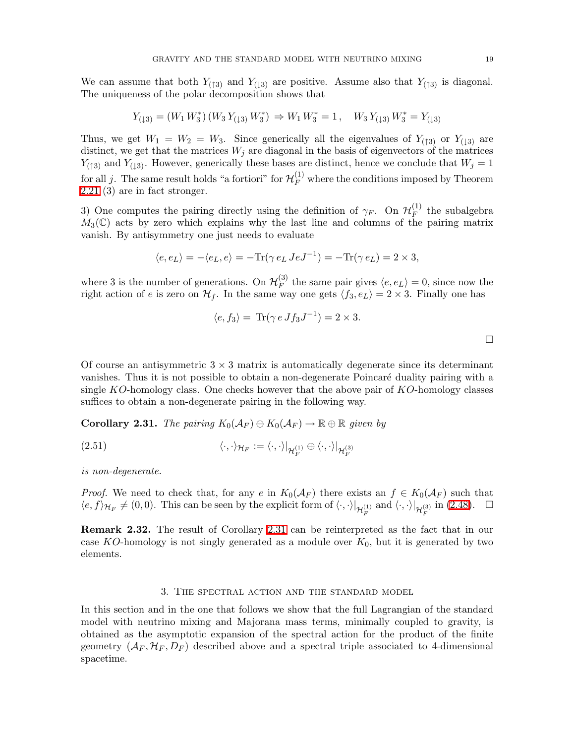We can assume that both $Y_{(\uparrow 3)}$ and $Y_{(\downarrow 3)}$ are positive. Assume also that $Y_{(\uparrow 3)}$ is diagonal. The uniqueness of the polar decomposition shows that

$$Y_{(\downarrow 3)} = (W_1 W_3^*)\,(W_3\, Y_{(\downarrow 3)}\, W_3^*) \;\Rightarrow W_1 W_3^* = 1\,, \quad W_3\, Y_{(\downarrow 3)}\, W_3^* = Y_{(\downarrow 3)}$$

Thus, we get $W_1 = W_2 = W_3$. Since generically all the eigenvalues of $Y_{(\uparrow 3)}$ or $Y_{(\downarrow 3)}$ are distinct, we get that the matrices $W_j$ are diagonal in the basis of eigenvectors of the matrices $Y_{(\uparrow 3)}$ and $Y_{(\downarrow 3)}$. However, generically these bases are distinct, hence we conclude that $W_j = 1$ for all $j$. The same result holds "a fortiori" for $\mathcal{H}_F^{(1)}$ where the conditions imposed by Theorem 2.21 (3) are in fact stronger.

3) One computes the pairing directly using the definition of $\gamma_F$. On $\mathcal{H}_F^{(1)}$ the subalgebra $M_3(\mathbb{C})$ acts by zero which explains why the last line and columns of the pairing matrix vanish. By antisymmetry one just needs to evaluate

$$\langle e, e_L\rangle = -\langle e_L, e\rangle = -\mathrm{Tr}(\gamma\, e_L\, JeJ^{-1}) = -\mathrm{Tr}(\gamma\, e_L) = 2\times 3,$$

where 3 is the number of generations. On $\mathcal{H}_F^{(3)}$ the same pair gives $\langle e, e_L\rangle = 0$, since now the right action of $e$ is zero on $\mathcal{H}_f$. In the same way one gets $\langle f_3, e_L\rangle = 2\times 3$. Finally one has

$$\langle e, f_3\rangle = \mathrm{Tr}(\gamma\, e\, Jf_3 J^{-1}) = 2\times 3.$$

∎

Of course an antisymmetric $3\times 3$ matrix is automatically degenerate since its determinant vanishes. Thus it is not possible to obtain a non-degenerate Poincaré duality pairing with a single $KO$-homology class. One checks however that the above pair of $KO$-homology classes suffices to obtain a non-degenerate pairing in the following way.

**Corollary 2.31.** *The pairing $K_0(\mathcal{A}_F)\oplus K_0(\mathcal{A}_F)\to\mathbb{R}\oplus\mathbb{R}$ given by*

$$\langle\cdot,\cdot\rangle_{\mathcal{H}_F} := \langle\cdot,\cdot\rangle|_{\mathcal{H}_F^{(1)}} \oplus \langle\cdot,\cdot\rangle|_{\mathcal{H}_F^{(3)}} \tag{2.51}$$

*is non-degenerate.*

*Proof.* We need to check that, for any $e$ in $K_0(\mathcal{A}_F)$ there exists an $f\in K_0(\mathcal{A}_F)$ such that $\langle e, f\rangle_{\mathcal{H}_F}\neq(0,0)$. This can be seen by the explicit form of $\langle\cdot,\cdot\rangle|_{\mathcal{H}_F^{(1)}}$ and $\langle\cdot,\cdot\rangle|_{\mathcal{H}_F^{(3)}}$ in (2.48). ∎

**Remark 2.32.** The result of Corollary 2.31 can be reinterpreted as the fact that in our case $KO$-homology is not singly generated as a module over $K_0$, but it is generated by two elements.

## 3. The spectral action and the standard model

In this section and in the one that follows we show that the full Lagrangian of the standard model with neutrino mixing and Majorana mass terms, minimally coupled to gravity, is obtained as the asymptotic expansion of the spectral action for the product of the finite geometry $(\mathcal{A}_F, \mathcal{H}_F, D_F)$ described above and a spectral triple associated to 4-dimensional spacetime.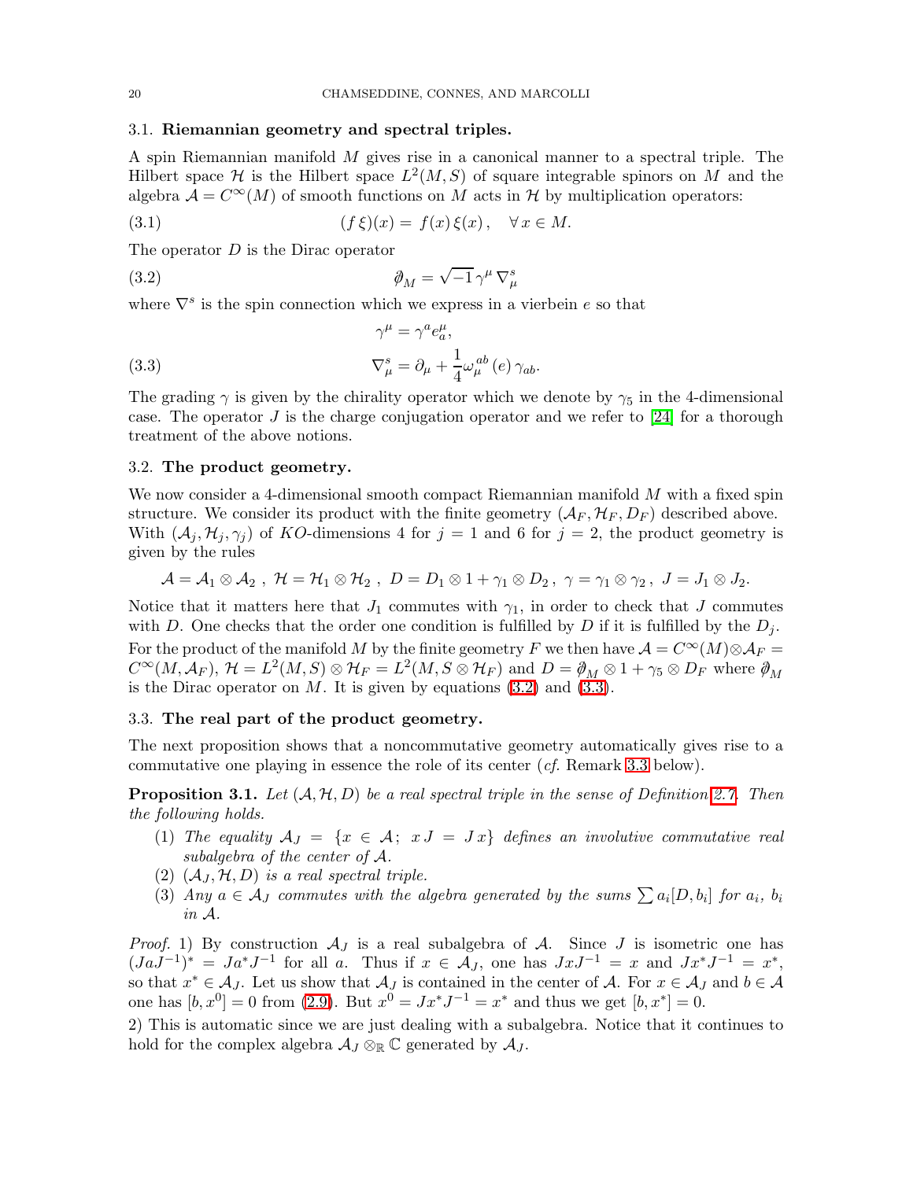### 3.1. **Riemannian geometry and spectral triples.**

A spin Riemannian manifold $M$ gives rise in a canonical manner to a spectral triple. The Hilbert space $\mathcal{H}$ is the Hilbert space $L^2(M,S)$ of square integrable spinors on $M$ and the algebra $\mathcal{A} = C^\infty(M)$ of smooth functions on $M$ acts in $\mathcal{H}$ by multiplication operators:

$$(f\,\xi)(x) = f(x)\,\xi(x)\,, \quad \forall\, x \in M. \tag{3.1}$$

The operator $D$ is the Dirac operator

$$\partial\!\!\!/_M = \sqrt{-1}\,\gamma^\mu\,\nabla^s_\mu \tag{3.2}$$

where $\nabla^s$ is the spin connection which we express in a vierbein $e$ so that

$$\begin{aligned} \gamma^\mu &= \gamma^a e^\mu_a, \\ \nabla^s_\mu &= \partial_\mu + \frac{1}{4}\omega^{ab}_\mu\,(e)\,\gamma_{ab}. \end{aligned} \tag{3.3}$$

The grading $\gamma$ is given by the chirality operator which we denote by $\gamma_5$ in the 4-dimensional case. The operator $J$ is the charge conjugation operator and we refer to [24] for a thorough treatment of the above notions.

### 3.2. **The product geometry.**

We now consider a 4-dimensional smooth compact Riemannian manifold $M$ with a fixed spin structure. We consider its product with the finite geometry $(\mathcal{A}_F, \mathcal{H}_F, D_F)$ described above. With $(\mathcal{A}_j, \mathcal{H}_j, \gamma_j)$ of $KO$-dimensions 4 for $j = 1$ and 6 for $j = 2$, the product geometry is given by the rules

$$\mathcal{A} = \mathcal{A}_1 \otimes \mathcal{A}_2\ ,\ \mathcal{H} = \mathcal{H}_1 \otimes \mathcal{H}_2\ ,\ D = D_1 \otimes 1 + \gamma_1 \otimes D_2\,,\ \gamma = \gamma_1 \otimes \gamma_2\ ,\ J = J_1 \otimes J_2.$$

Notice that it matters here that $J_1$ commutes with $\gamma_1$, in order to check that $J$ commutes with $D$. One checks that the order one condition is fulfilled by $D$ if it is fulfilled by the $D_j$. For the product of the manifold $M$ by the finite geometry $F$ we then have $\mathcal{A} = C^\infty(M)\otimes\mathcal{A}_F = C^\infty(M, \mathcal{A}_F)$, $\mathcal{H} = L^2(M,S)\otimes\mathcal{H}_F = L^2(M, S\otimes\mathcal{H}_F)$ and $D = \partial\!\!\!/_M \otimes 1 + \gamma_5 \otimes D_F$ where $\partial\!\!\!/_M$ is the Dirac operator on $M$. It is given by equations (3.2) and (3.3).

### 3.3. **The real part of the product geometry.**

The next proposition shows that a noncommutative geometry automatically gives rise to a commutative one playing in essence the role of its center (*cf.* Remark 3.3 below).

**Proposition 3.1.** *Let $(\mathcal{A}, \mathcal{H}, D)$ be a real spectral triple in the sense of Definition 2.7. Then the following holds.*

1. *The equality $\mathcal{A}_J = \{x \in \mathcal{A};\ x\,J = J\,x\}$ defines an involutive commutative real subalgebra of the center of $\mathcal{A}$.*
2. *$(\mathcal{A}_J, \mathcal{H}, D)$ is a real spectral triple.*
3. *Any $a \in \mathcal{A}_J$ commutes with the algebra generated by the sums $\sum a_i[D, b_i]$ for $a_i$, $b_i$ in $\mathcal{A}$.*

*Proof.* 1) By construction $\mathcal{A}_J$ is a real subalgebra of $\mathcal{A}$. Since $J$ is isometric one has $(JaJ^{-1})^* = Ja^*J^{-1}$ for all $a$. Thus if $x \in \mathcal{A}_J$, one has $JxJ^{-1} = x$ and $Jx^*J^{-1} = x^*$, so that $x^* \in \mathcal{A}_J$. Let us show that $\mathcal{A}_J$ is contained in the center of $\mathcal{A}$. For $x \in \mathcal{A}_J$ and $b \in \mathcal{A}$ one has $[b, x^0] = 0$ from (2.9). But $x^0 = Jx^*J^{-1} = x^*$ and thus we get $[b, x^*] = 0$.

2) This is automatic since we are just dealing with a subalgebra. Notice that it continues to hold for the complex algebra $\mathcal{A}_J \otimes_{\mathbb{R}} \mathbb{C}$ generated by $\mathcal{A}_J$.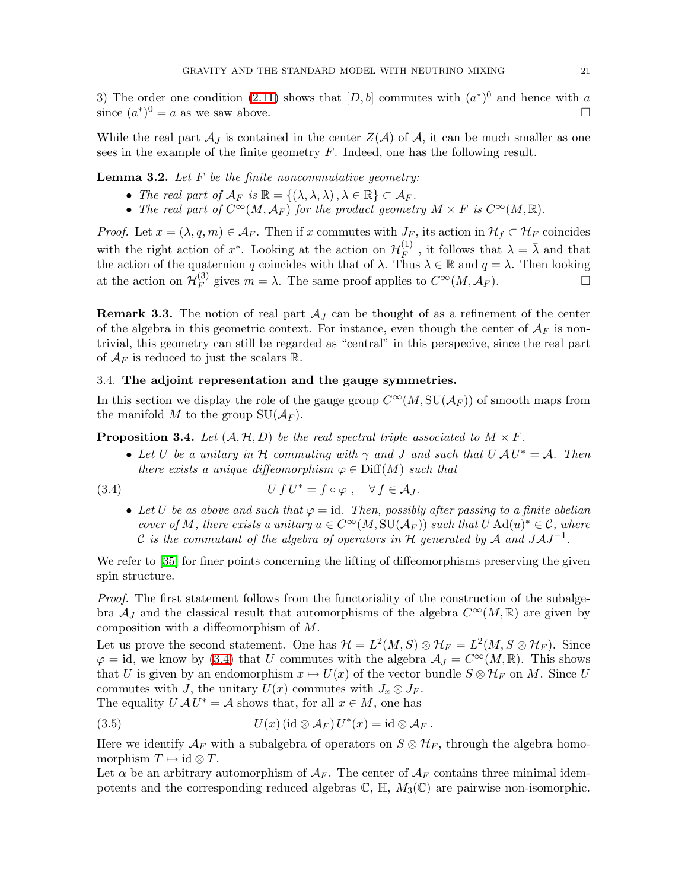3) The order one condition (2.11) shows that $[D, b]$ commutes with $(a^*)^0$ and hence with $a$ since $(a^*)^0 = a$ as we saw above. □

While the real part $\mathcal{A}_J$ is contained in the center $Z(\mathcal{A})$ of $\mathcal{A}$, it can be much smaller as one sees in the example of the finite geometry $F$. Indeed, one has the following result.

**Lemma 3.2.** *Let $F$ be the finite noncommutative geometry:*

- *The real part of $\mathcal{A}_F$ is $\mathbb{R} = \{(\lambda, \lambda, \lambda), \lambda \in \mathbb{R}\} \subset \mathcal{A}_F$.*
- *The real part of $C^\infty(M, \mathcal{A}_F)$ for the product geometry $M \times F$ is $C^\infty(M, \mathbb{R})$.*

*Proof.* Let $x = (\lambda, q, m) \in \mathcal{A}_F$. Then if $x$ commutes with $J_F$, its action in $\mathcal{H}_f \subset \mathcal{H}_F$ coincides with the right action of $x^*$. Looking at the action on $\mathcal{H}_F^{(1)}$ , it follows that $\lambda = \bar{\lambda}$ and that the action of the quaternion $q$ coincides with that of $\lambda$. Thus $\lambda \in \mathbb{R}$ and $q = \lambda$. Then looking at the action on $\mathcal{H}_F^{(3)}$ gives $m = \lambda$. The same proof applies to $C^\infty(M, \mathcal{A}_F)$. □

**Remark 3.3.** The notion of real part $\mathcal{A}_J$ can be thought of as a refinement of the center of the algebra in this geometric context. For instance, even though the center of $\mathcal{A}_F$ is non-trivial, this geometry can still be regarded as "central" in this perspecive, since the real part of $\mathcal{A}_F$ is reduced to just the scalars $\mathbb{R}$.

### 3.4. The adjoint representation and the gauge symmetries.

In this section we display the role of the gauge group $C^\infty(M, \mathrm{SU}(\mathcal{A}_F))$ of smooth maps from the manifold $M$ to the group $\mathrm{SU}(\mathcal{A}_F)$.

**Proposition 3.4.** *Let $(\mathcal{A}, \mathcal{H}, D)$ be the real spectral triple associated to $M \times F$.*

- *Let $U$ be a unitary in $\mathcal{H}$ commuting with $\gamma$ and $J$ and such that $U \mathcal{A} U^* = \mathcal{A}$. Then there exists a unique diffeomorphism $\varphi \in \mathrm{Diff}(M)$ such that*

$$U\, f\, U^* = f \circ \varphi\,, \quad \forall\, f \in \mathcal{A}_J. \tag{3.4}$$

- *Let $U$ be as above and such that $\varphi = \mathrm{id}$. Then, possibly after passing to a finite abelian cover of $M$, there exists a unitary $u \in C^\infty(M, \mathrm{SU}(\mathcal{A}_F))$ such that $U \,\mathrm{Ad}(u)^* \in \mathcal{C}$, where $\mathcal{C}$ is the commutant of the algebra of operators in $\mathcal{H}$ generated by $\mathcal{A}$ and $J\mathcal{A}J^{-1}$.*

We refer to [35] for finer points concerning the lifting of diffeomorphisms preserving the given spin structure.

*Proof.* The first statement follows from the functoriality of the construction of the subalgebra $\mathcal{A}_J$ and the classical result that automorphisms of the algebra $C^\infty(M, \mathbb{R})$ are given by composition with a diffeomorphism of $M$.

Let us prove the second statement. One has $\mathcal{H} = L^2(M, S) \otimes \mathcal{H}_F = L^2(M, S \otimes \mathcal{H}_F)$. Since $\varphi = \mathrm{id}$, we know by (3.4) that $U$ commutes with the algebra $\mathcal{A}_J = C^\infty(M, \mathbb{R})$. This shows that $U$ is given by an endomorphism $x \mapsto U(x)$ of the vector bundle $S \otimes \mathcal{H}_F$ on $M$. Since $U$ commutes with $J$, the unitary $U(x)$ commutes with $J_x \otimes J_F$.

The equality $U \mathcal{A} U^* = \mathcal{A}$ shows that, for all $x \in M$, one has

$$U(x)\, (\mathrm{id} \otimes \mathcal{A}_F)\, U^*(x) = \mathrm{id} \otimes \mathcal{A}_F\,. \tag{3.5}$$

Here we identify $\mathcal{A}_F$ with a subalgebra of operators on $S \otimes \mathcal{H}_F$, through the algebra homomorphism $T \mapsto \mathrm{id} \otimes T$.

Let $\alpha$ be an arbitrary automorphism of $\mathcal{A}_F$. The center of $\mathcal{A}_F$ contains three minimal idempotents and the corresponding reduced algebras $\mathbb{C}$, $\mathbb{H}$, $M_3(\mathbb{C})$ are pairwise non-isomorphic.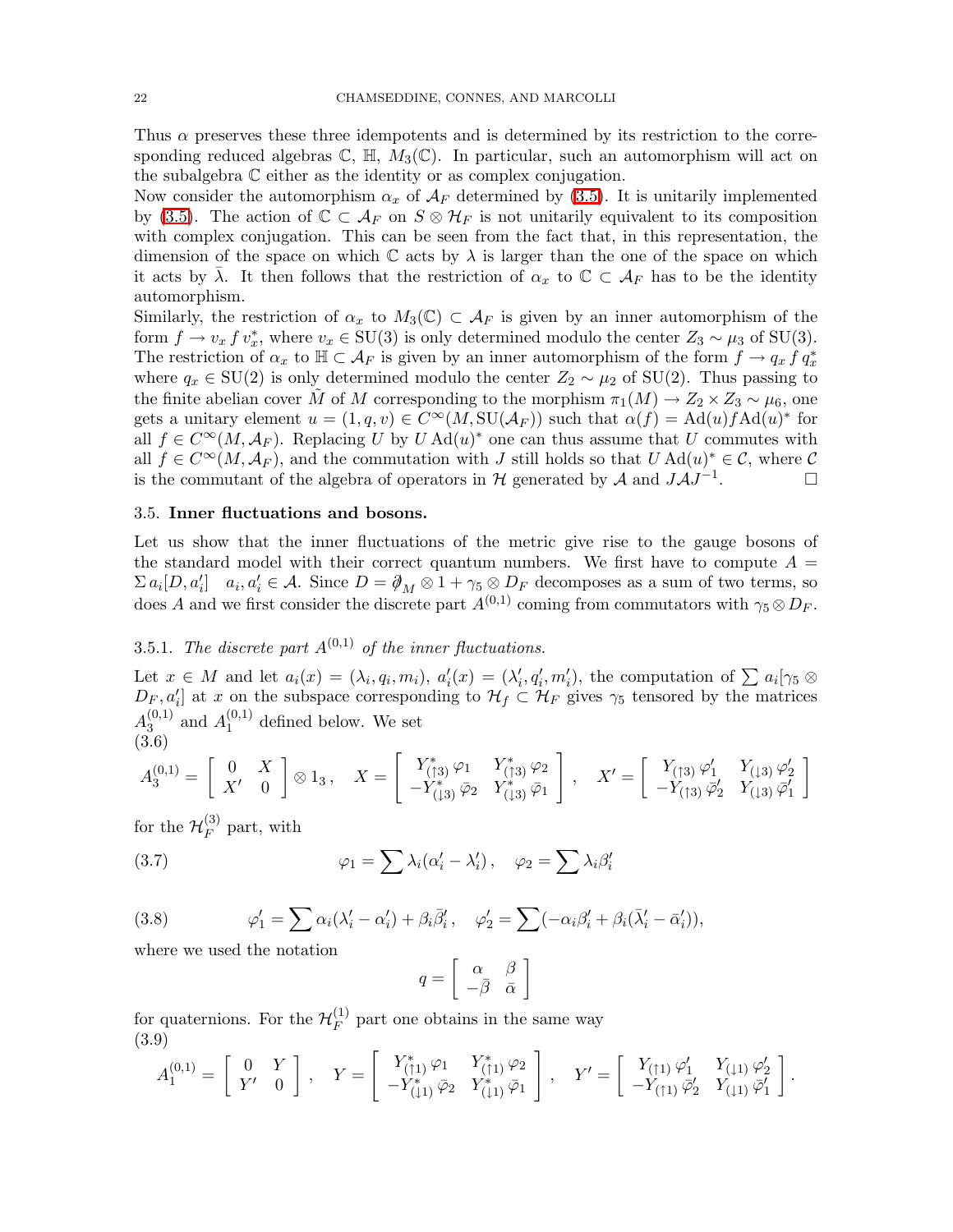Thus $\alpha$ preserves these three idempotents and is determined by its restriction to the corresponding reduced algebras $\mathbb{C}$, $\mathbb{H}$, $M_3(\mathbb{C})$. In particular, such an automorphism will act on the subalgebra $\mathbb{C}$ either as the identity or as complex conjugation.

Now consider the automorphism $\alpha_x$ of $\mathcal{A}_F$ determined by (3.5). It is unitarily implemented by (3.5). The action of $\mathbb{C} \subset \mathcal{A}_F$ on $S \otimes \mathcal{H}_F$ is not unitarily equivalent to its composition with complex conjugation. This can be seen from the fact that, in this representation, the dimension of the space on which $\mathbb{C}$ acts by $\lambda$ is larger than the one of the space on which it acts by $\bar{\lambda}$. It then follows that the restriction of $\alpha_x$ to $\mathbb{C} \subset \mathcal{A}_F$ has to be the identity automorphism.

Similarly, the restriction of $\alpha_x$ to $M_3(\mathbb{C}) \subset \mathcal{A}_F$ is given by an inner automorphism of the form $f \to v_x\, f\, v_x^*$, where $v_x \in \mathrm{SU}(3)$ is only determined modulo the center $Z_3 \sim \mu_3$ of $\mathrm{SU}(3)$. The restriction of $\alpha_x$ to $\mathbb{H} \subset \mathcal{A}_F$ is given by an inner automorphism of the form $f \to q_x\, f\, q_x^*$ where $q_x \in \mathrm{SU}(2)$ is only determined modulo the center $Z_2 \sim \mu_2$ of $\mathrm{SU}(2)$. Thus passing to the finite abelian cover $\tilde{M}$ of $M$ corresponding to the morphism $\pi_1(M) \to Z_2 \times Z_3 \sim \mu_6$, one gets a unitary element $u = (1, q, v) \in C^\infty(M, \mathrm{SU}(\mathcal{A}_F))$ such that $\alpha(f) = \mathrm{Ad}(u) f \mathrm{Ad}(u)^*$ for all $f \in C^\infty(M, \mathcal{A}_F)$. Replacing $U$ by $U\,\mathrm{Ad}(u)^*$ one can thus assume that $U$ commutes with all $f \in C^\infty(M, \mathcal{A}_F)$, and the commutation with $J$ still holds so that $U\,\mathrm{Ad}(u)^* \in \mathcal{C}$, where $\mathcal{C}$ is the commutant of the algebra of operators in $\mathcal{H}$ generated by $\mathcal{A}$ and $J\mathcal{A}J^{-1}$. ∎

### 3.5. **Inner fluctuations and bosons.**

Let us show that the inner fluctuations of the metric give rise to the gauge bosons of the standard model with their correct quantum numbers. We first have to compute $A = \Sigma\, a_i[D, a_i']$ $\quad a_i, a_i' \in \mathcal{A}$. Since $D = \partial\!\!\!/_M \otimes 1 + \gamma_5 \otimes D_F$ decomposes as a sum of two terms, so does $A$ and we first consider the discrete part $A^{(0,1)}$ coming from commutators with $\gamma_5 \otimes D_F$.

#### 3.5.1. *The discrete part $A^{(0,1)}$ of the inner fluctuations.*

Let $x \in M$ and let $a_i(x) = (\lambda_i, q_i, m_i)$, $a_i'(x) = (\lambda_i', q_i', m_i')$, the computation of $\sum a_i[\gamma_5 \otimes D_F, a_i']$ at $x$ on the subspace corresponding to $\mathcal{H}_f \subset \mathcal{H}_F$ gives $\gamma_5$ tensored by the matrices $A_3^{(0,1)}$ and $A_1^{(0,1)}$ defined below. We set

(3.6)
$$A_3^{(0,1)} = \begin{bmatrix} 0 & X \\ X' & 0 \end{bmatrix} \otimes 1_3\,, \quad X = \begin{bmatrix} Y_{(\uparrow 3)}^*\, \varphi_1 & Y_{(\uparrow 3)}^*\, \varphi_2 \\ -Y_{(\downarrow 3)}^*\, \bar{\varphi}_2 & Y_{(\downarrow 3)}^*\, \bar{\varphi}_1 \end{bmatrix}, \quad X' = \begin{bmatrix} Y_{(\uparrow 3)}\, \varphi_1' & Y_{(\downarrow 3)}\, \varphi_2' \\ -Y_{(\uparrow 3)}\, \bar{\varphi}_2' & Y_{(\downarrow 3)}\, \bar{\varphi}_1' \end{bmatrix}$$

for the $\mathcal{H}_F^{(3)}$ part, with

$$\varphi_1 = \sum \lambda_i(\alpha_i' - \lambda_i')\,, \quad \varphi_2 = \sum \lambda_i \beta_i' \tag{3.7}$$

$$\varphi_1' = \sum \alpha_i(\lambda_i' - \alpha_i') + \beta_i \bar{\beta}_i'\,, \quad \varphi_2' = \sum(-\alpha_i \beta_i' + \beta_i(\bar{\lambda}_i' - \bar{\alpha}_i')), \tag{3.8}$$

where we used the notation

$$q = \begin{bmatrix} \alpha & \beta \\ -\bar{\beta} & \bar{\alpha} \end{bmatrix}$$

for quaternions. For the $\mathcal{H}_F^{(1)}$ part one obtains in the same way

(3.9)
$$A_1^{(0,1)} = \begin{bmatrix} 0 & Y \\ Y' & 0 \end{bmatrix}, \quad Y = \begin{bmatrix} Y_{(\uparrow 1)}^*\, \varphi_1 & Y_{(\uparrow 1)}^*\, \varphi_2 \\ -Y_{(\downarrow 1)}^*\, \bar{\varphi}_2 & Y_{(\downarrow 1)}^*\, \bar{\varphi}_1 \end{bmatrix}, \quad Y' = \begin{bmatrix} Y_{(\uparrow 1)}\, \varphi_1' & Y_{(\downarrow 1)}\, \varphi_2' \\ -Y_{(\uparrow 1)}\, \bar{\varphi}_2' & Y_{(\downarrow 1)}\, \bar{\varphi}_1' \end{bmatrix}.$$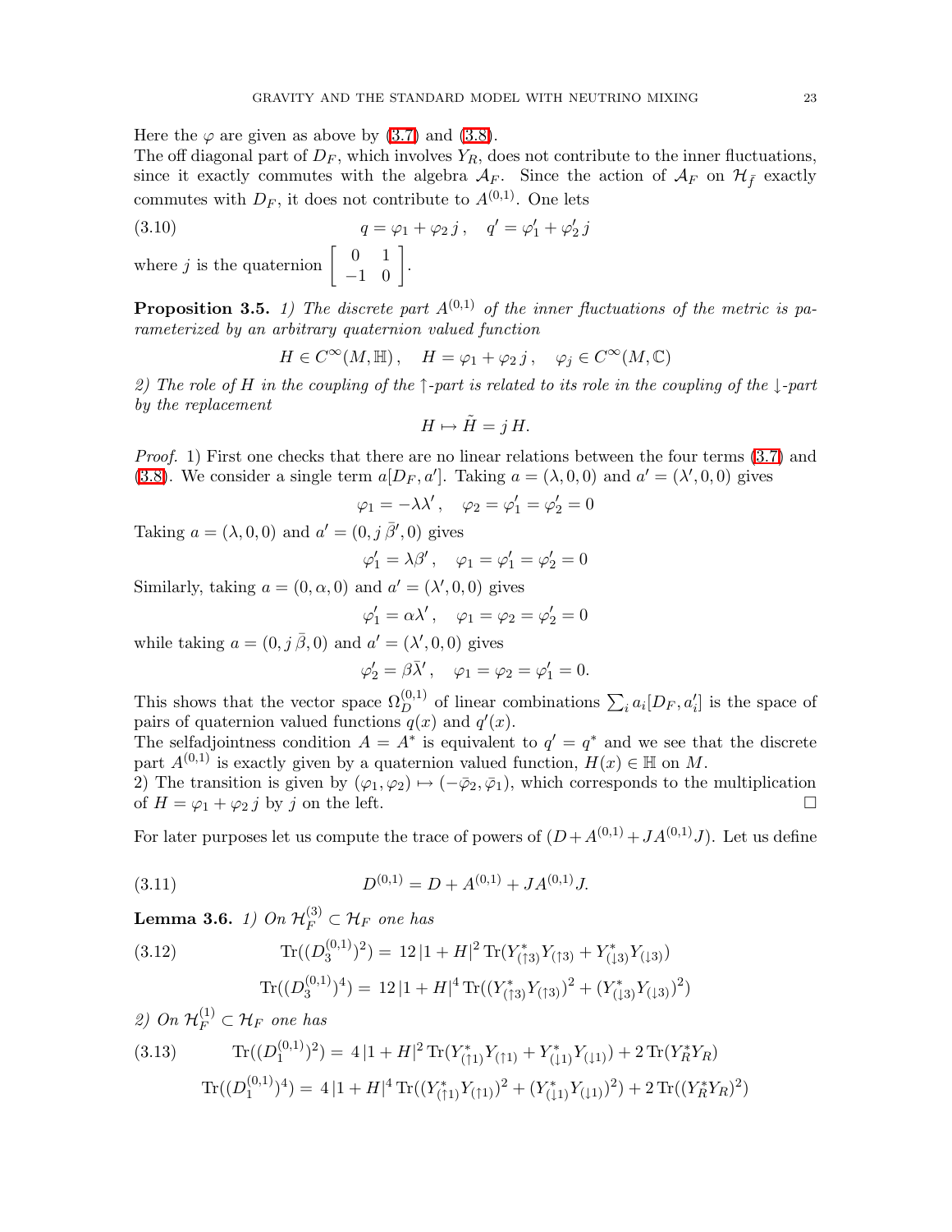Here the $\varphi$ are given as above by (3.7) and (3.8).

The off diagonal part of $D_F$, which involves $Y_R$, does not contribute to the inner fluctuations, since it exactly commutes with the algebra $\mathcal{A}_F$. Since the action of $\mathcal{A}_F$ on $\mathcal{H}_{\bar{f}}$ exactly commutes with $D_F$, it does not contribute to $A^{(0,1)}$. One lets

$$q = \varphi_1 + \varphi_2 \, j \,, \quad q' = \varphi_1' + \varphi_2' \, j \tag{3.10}$$

where $j$ is the quaternion $\begin{bmatrix} 0 & 1 \\ -1 & 0 \end{bmatrix}$.

**Proposition 3.5.** *1) The discrete part $A^{(0,1)}$ of the inner fluctuations of the metric is parameterized by an arbitrary quaternion valued function*

$$H \in C^\infty(M, \mathbb{H}) \,, \quad H = \varphi_1 + \varphi_2 \, j \,, \quad \varphi_j \in C^\infty(M, \mathbb{C})$$

*2) The role of $H$ in the coupling of the $\uparrow$-part is related to its role in the coupling of the $\downarrow$-part by the replacement*

$$H \mapsto \tilde{H} = j \, H.$$

*Proof.* 1) First one checks that there are no linear relations between the four terms (3.7) and (3.8). We consider a single term $a[D_F, a']$. Taking $a = (\lambda, 0, 0)$ and $a' = (\lambda', 0, 0)$ gives

$$\varphi_1 = -\lambda\lambda' \,, \quad \varphi_2 = \varphi_1' = \varphi_2' = 0$$

Taking $a = (\lambda, 0, 0)$ and $a' = (0, j\,\bar{\beta}', 0)$ gives

$$\varphi_1' = \lambda\beta' \,, \quad \varphi_1 = \varphi_1' = \varphi_2' = 0$$

Similarly, taking $a = (0, \alpha, 0)$ and $a' = (\lambda', 0, 0)$ gives

$$\varphi_1' = \alpha\lambda' \,, \quad \varphi_1 = \varphi_2 = \varphi_2' = 0$$

while taking $a = (0, j\,\bar{\beta}, 0)$ and $a' = (\lambda', 0, 0)$ gives

$$\varphi_2' = \beta\bar{\lambda}' \,, \quad \varphi_1 = \varphi_2 = \varphi_1' = 0.$$

This shows that the vector space $\Omega_D^{(0,1)}$ of linear combinations $\sum_i a_i[D_F, a_i']$ is the space of pairs of quaternion valued functions $q(x)$ and $q'(x)$.

The selfadjointness condition $A = A^*$ is equivalent to $q' = q^*$ and we see that the discrete part $A^{(0,1)}$ is exactly given by a quaternion valued function, $H(x) \in \mathbb{H}$ on $M$.

2) The transition is given by $(\varphi_1, \varphi_2) \mapsto (-\bar{\varphi}_2, \bar{\varphi}_1)$, which corresponds to the multiplication of $H = \varphi_1 + \varphi_2 \, j$ by $j$ on the left. □

For later purposes let us compute the trace of powers of $(D + A^{(0,1)} + JA^{(0,1)}J)$. Let us define

$$D^{(0,1)} = D + A^{(0,1)} + JA^{(0,1)}J. \tag{3.11}$$

**Lemma 3.6.** *1) On $\mathcal{H}_F^{(3)} \subset \mathcal{H}_F$ one has*

$$\mathrm{Tr}((D_3^{(0,1)})^2) = \; 12\,|1 + H|^2 \, \mathrm{Tr}(Y^*_{(\uparrow 3)} Y_{(\uparrow 3)} + Y^*_{(\downarrow 3)} Y_{(\downarrow 3)}) \tag{3.12}$$

$$\mathrm{Tr}((D_3^{(0,1)})^4) = \; 12\,|1 + H|^4 \, \mathrm{Tr}((Y^*_{(\uparrow 3)} Y_{(\uparrow 3)})^2 + (Y^*_{(\downarrow 3)} Y_{(\downarrow 3)})^2)$$

*2) On $\mathcal{H}_F^{(1)} \subset \mathcal{H}_F$ one has*

$$\mathrm{Tr}((D_1^{(0,1)})^2) = \; 4\,|1 + H|^2 \, \mathrm{Tr}(Y^*_{(\uparrow 1)} Y_{(\uparrow 1)} + Y^*_{(\downarrow 1)} Y_{(\downarrow 1)}) + 2\,\mathrm{Tr}(Y_R^* Y_R) \tag{3.13}$$

$$\mathrm{Tr}((D_1^{(0,1)})^4) = \; 4\,|1 + H|^4 \, \mathrm{Tr}((Y^*_{(\uparrow 1)} Y_{(\uparrow 1)})^2 + (Y^*_{(\downarrow 1)} Y_{(\downarrow 1)})^2) + 2\,\mathrm{Tr}((Y_R^* Y_R)^2)$$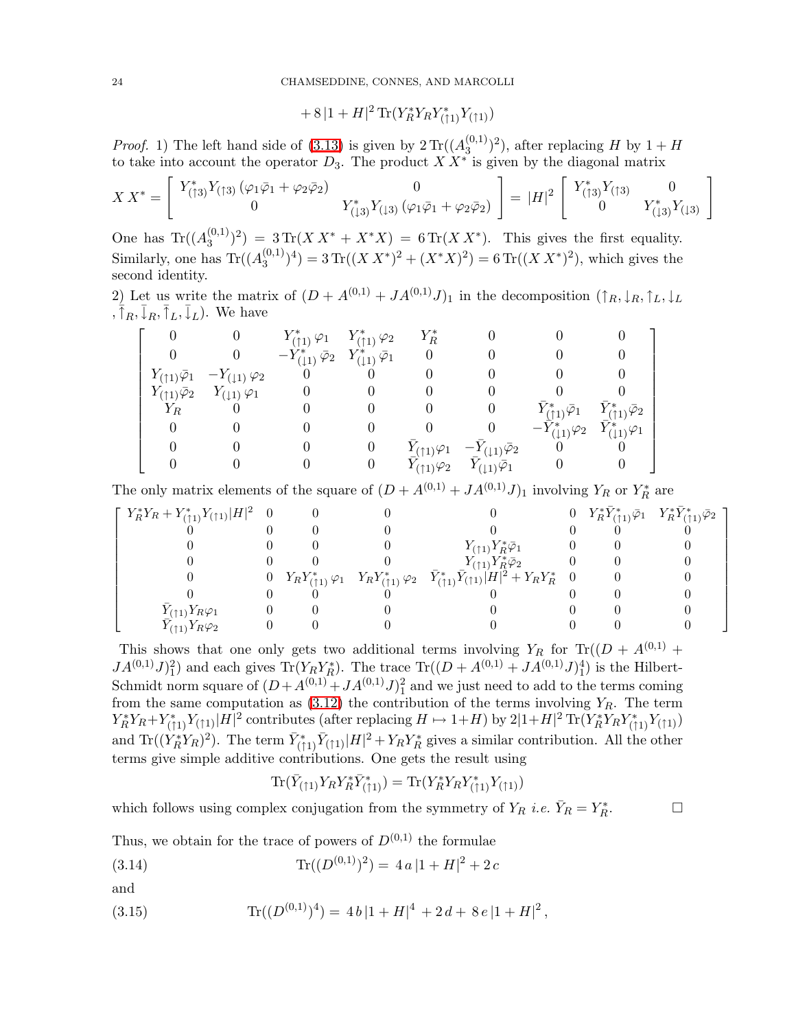$$+\,8\,|1+H|^2\,\mathrm{Tr}(Y_R^* Y_R Y_{(\uparrow 1)}^* Y_{(\uparrow 1)})$$

*Proof.* 1) The left hand side of (3.13) is given by $2\,\mathrm{Tr}((A_3^{(0,1)})^2)$, after replacing $H$ by $1+H$ to take into account the operator $D_3$. The product $X\,X^*$ is given by the diagonal matrix

$$X\,X^* = \begin{bmatrix} Y_{(\uparrow 3)}^* Y_{(\uparrow 3)}\,(\varphi_1\bar\varphi_1+\varphi_2\bar\varphi_2) & 0 \\ 0 & Y_{(\downarrow 3)}^* Y_{(\downarrow 3)}\,(\varphi_1\bar\varphi_1+\varphi_2\bar\varphi_2) \end{bmatrix} = |H|^2 \begin{bmatrix} Y_{(\uparrow 3)}^* Y_{(\uparrow 3)} & 0 \\ 0 & Y_{(\downarrow 3)}^* Y_{(\downarrow 3)} \end{bmatrix}$$

One has $\mathrm{Tr}((A_3^{(0,1)})^2) = 3\,\mathrm{Tr}(X\,X^* + X^* X) = 6\,\mathrm{Tr}(X\,X^*)$. This gives the first equality. Similarly, one has $\mathrm{Tr}((A_3^{(0,1)})^4) = 3\,\mathrm{Tr}((X\,X^*)^2 + (X^* X)^2) = 6\,\mathrm{Tr}((X\,X^*)^2)$, which gives the second identity.

2) Let us write the matrix of $(D + A^{(0,1)} + JA^{(0,1)}J)_1$ in the decomposition $(\uparrow_R, \downarrow_R, \uparrow_L, \downarrow_L, \bar\uparrow_R, \bar\downarrow_R, \bar\uparrow_L, \bar\downarrow_L)$. We have

$$\begin{bmatrix}
0 & 0 & Y_{(\uparrow 1)}^*\,\varphi_1 & Y_{(\uparrow 1)}^*\,\varphi_2 & Y_R^* & 0 & 0 & 0 \\
0 & 0 & -Y_{(\downarrow 1)}^*\,\bar\varphi_2 & Y_{(\downarrow 1)}^*\,\bar\varphi_1 & 0 & 0 & 0 & 0 \\
Y_{(\uparrow 1)}\bar\varphi_1 & -Y_{(\downarrow 1)}\,\varphi_2 & 0 & 0 & 0 & 0 & 0 & 0 \\
Y_{(\uparrow 1)}\bar\varphi_2 & Y_{(\downarrow 1)}\,\varphi_1 & 0 & 0 & 0 & 0 & 0 & 0 \\
Y_R & 0 & 0 & 0 & 0 & 0 & \bar Y_{(\uparrow 1)}^*\bar\varphi_1 & \bar Y_{(\uparrow 1)}^*\bar\varphi_2 \\
0 & 0 & 0 & 0 & 0 & 0 & -\bar Y_{(\downarrow 1)}^*\varphi_2 & \bar Y_{(\downarrow 1)}^*\varphi_1 \\
0 & 0 & 0 & 0 & \bar Y_{(\uparrow 1)}\varphi_1 & -\bar Y_{(\downarrow 1)}\bar\varphi_2 & 0 & 0 \\
0 & 0 & 0 & 0 & \bar Y_{(\uparrow 1)}\varphi_2 & \bar Y_{(\downarrow 1)}\bar\varphi_1 & 0 & 0
\end{bmatrix}$$

The only matrix elements of the square of $(D + A^{(0,1)} + JA^{(0,1)}J)_1$ involving $Y_R$ or $Y_R^*$ are

$$\begin{bmatrix}
Y_R^* Y_R + Y_{(\uparrow 1)}^* Y_{(\uparrow 1)} |H|^2 & 0 & 0 & 0 & 0 & 0 & Y_R^* \bar Y_{(\uparrow 1)}^* \bar\varphi_1 & Y_R^* \bar Y_{(\uparrow 1)}^* \bar\varphi_2 \\
0 & 0 & 0 & 0 & 0 & 0 & 0 & 0 \\
0 & 0 & 0 & 0 & Y_{(\uparrow 1)} Y_R^* \bar\varphi_1 & 0 & 0 & 0 \\
0 & 0 & 0 & 0 & Y_{(\uparrow 1)} Y_R^* \bar\varphi_2 & 0 & 0 & 0 \\
0 & 0 & Y_R Y_{(\uparrow 1)}^*\,\varphi_1 & Y_R Y_{(\uparrow 1)}^*\,\varphi_2 & \bar Y_{(\uparrow 1)}^* \bar Y_{(\uparrow 1)} |H|^2 + Y_R Y_R^* & 0 & 0 & 0 \\
0 & 0 & 0 & 0 & 0 & 0 & 0 & 0 \\
\bar Y_{(\uparrow 1)} Y_R \varphi_1 & 0 & 0 & 0 & 0 & 0 & 0 & 0 \\
\bar Y_{(\uparrow 1)} Y_R \varphi_2 & 0 & 0 & 0 & 0 & 0 & 0 & 0
\end{bmatrix}$$

This shows that one only gets two additional terms involving $Y_R$ for $\mathrm{Tr}((D + A^{(0,1)} + JA^{(0,1)}J)_1^2)$ and each gives $\mathrm{Tr}(Y_R Y_R^*)$. The trace $\mathrm{Tr}((D + A^{(0,1)} + JA^{(0,1)}J)_1^4)$ is the Hilbert-Schmidt norm square of $(D + A^{(0,1)} + JA^{(0,1)}J)_1^2$ and we just need to add to the terms coming from the same computation as (3.12) the contribution of the terms involving $Y_R$. The term $Y_R^* Y_R + Y_{(\uparrow 1)}^* Y_{(\uparrow 1)} |H|^2$ contributes (after replacing $H \mapsto 1+H$) by $2|1+H|^2\,\mathrm{Tr}(Y_R^* Y_R Y_{(\uparrow 1)}^* Y_{(\uparrow 1)})$ and $\mathrm{Tr}((Y_R^* Y_R)^2)$. The term $\bar Y_{(\uparrow 1)}^* \bar Y_{(\uparrow 1)} |H|^2 + Y_R Y_R^*$ gives a similar contribution. All the other terms give simple additive contributions. One gets the result using

$$\mathrm{Tr}(\bar Y_{(\uparrow 1)} Y_R Y_R^* \bar Y_{(\uparrow 1)}^*) = \mathrm{Tr}(Y_R^* Y_R Y_{(\uparrow 1)}^* Y_{(\uparrow 1)})$$

which follows using complex conjugation from the symmetry of $Y_R$ *i.e.* $\bar Y_R = Y_R^*$. $\square$

Thus, we obtain for the trace of powers of $D^{(0,1)}$ the formulae

$$\mathrm{Tr}((D^{(0,1)})^2) = 4\,a\,|1+H|^2 + 2\,c \tag{3.14}$$

and

$$\mathrm{Tr}((D^{(0,1)})^4) = 4\,b\,|1+H|^4 + 2\,d + 8\,e\,|1+H|^2\,, \tag{3.15}$$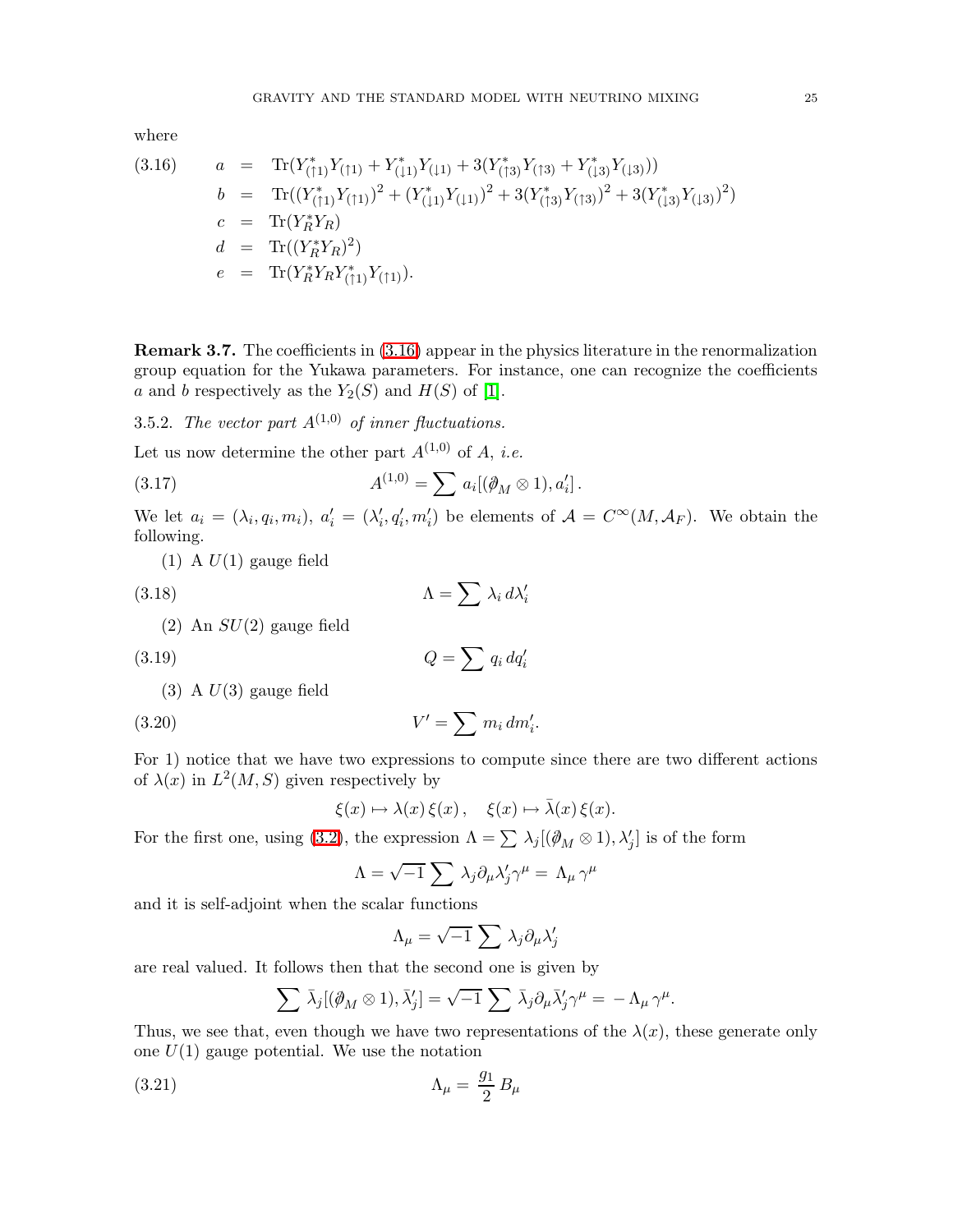where

$$
\begin{aligned}
(3.16)\qquad a &= \operatorname{Tr}(Y^*_{(\uparrow 1)} Y_{(\uparrow 1)} + Y^*_{(\downarrow 1)} Y_{(\downarrow 1)} + 3(Y^*_{(\uparrow 3)} Y_{(\uparrow 3)} + Y^*_{(\downarrow 3)} Y_{(\downarrow 3)}))\\
b &= \operatorname{Tr}((Y^*_{(\uparrow 1)} Y_{(\uparrow 1)})^2 + (Y^*_{(\downarrow 1)} Y_{(\downarrow 1)})^2 + 3(Y^*_{(\uparrow 3)} Y_{(\uparrow 3)})^2 + 3(Y^*_{(\downarrow 3)} Y_{(\downarrow 3)})^2)\\
c &= \operatorname{Tr}(Y_R^* Y_R)\\
d &= \operatorname{Tr}((Y_R^* Y_R)^2)\\
e &= \operatorname{Tr}(Y_R^* Y_R Y^*_{(\uparrow 1)} Y_{(\uparrow 1)}).
\end{aligned}
$$

**Remark 3.7.** The coefficients in (3.16) appear in the physics literature in the renormalization group equation for the Yukawa parameters. For instance, one can recognize the coefficients $a$ and $b$ respectively as the $Y_2(S)$ and $H(S)$ of [1].

3.5.2. *The vector part $A^{(1,0)}$ of inner fluctuations.*

Let us now determine the other part $A^{(1,0)}$ of $A$, *i.e.*

$$
A^{(1,0)} = \sum a_i [(\partial\!\!\!/_M \otimes 1), a_i']\,. \tag{3.17}
$$

We let $a_i = (\lambda_i, q_i, m_i)$, $a_i' = (\lambda_i', q_i', m_i')$ be elements of $\mathcal{A} = C^\infty(M, \mathcal{A}_F)$. We obtain the following.

(1) A $U(1)$ gauge field

$$
\Lambda = \sum \lambda_i \, d\lambda_i' \tag{3.18}
$$

(2) An $SU(2)$ gauge field

$$
Q = \sum q_i \, dq_i' \tag{3.19}
$$

(3) A $U(3)$ gauge field

$$
V' = \sum m_i \, dm_i'. \tag{3.20}
$$

For 1) notice that we have two expressions to compute since there are two different actions of $\lambda(x)$ in $L^2(M, S)$ given respectively by

$$
\xi(x) \mapsto \lambda(x)\, \xi(x)\,, \quad \xi(x) \mapsto \bar{\lambda}(x)\, \xi(x).
$$

For the first one, using (3.2), the expression $\Lambda = \sum \lambda_j [(\partial\!\!\!/_M \otimes 1), \lambda_j']$ is of the form

$$
\Lambda = \sqrt{-1} \sum \lambda_j \partial_\mu \lambda_j' \gamma^\mu = \Lambda_\mu \, \gamma^\mu
$$

and it is self-adjoint when the scalar functions

$$
\Lambda_\mu = \sqrt{-1} \sum \lambda_j \partial_\mu \lambda_j'
$$

are real valued. It follows then that the second one is given by

$$
\sum \bar{\lambda}_j [(\partial\!\!\!/_M \otimes 1), \bar{\lambda}_j'] = \sqrt{-1} \sum \bar{\lambda}_j \partial_\mu \bar{\lambda}_j' \gamma^\mu = -\Lambda_\mu \, \gamma^\mu.
$$

Thus, we see that, even though we have two representations of the $\lambda(x)$, these generate only one $U(1)$ gauge potential. We use the notation

$$
\Lambda_\mu = \frac{g_1}{2} B_\mu \tag{3.21}
$$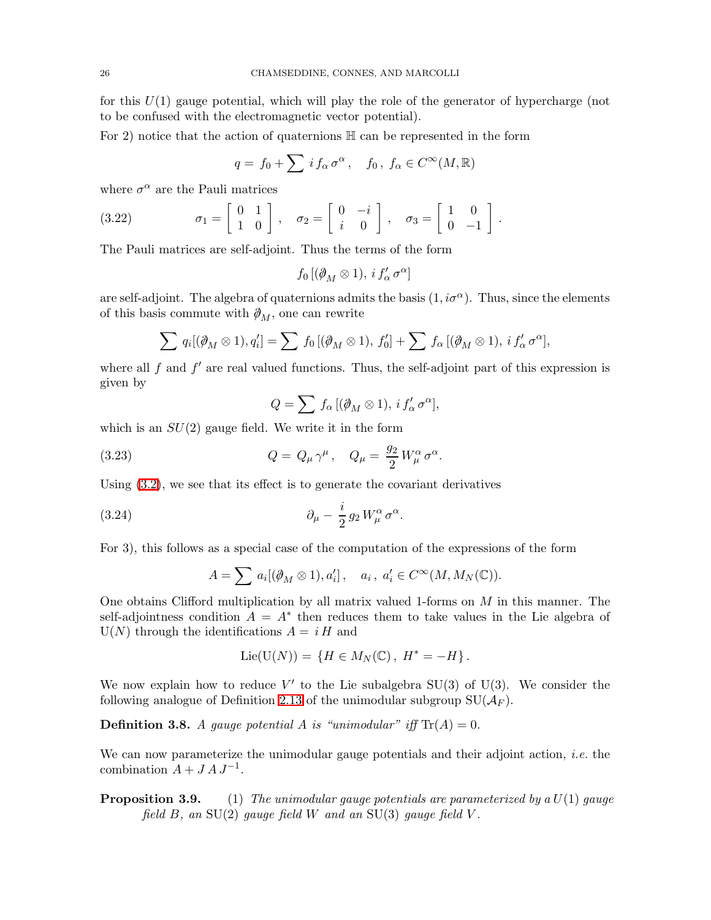for this $U(1)$ gauge potential, which will play the role of the generator of hypercharge (not to be confused with the electromagnetic vector potential).

For 2) notice that the action of quaternions $\mathbb{H}$ can be represented in the form

$$q = f_0 + \sum i\, f_\alpha\, \sigma^\alpha\,, \quad f_0\,,\ f_\alpha \in C^\infty(M,\mathbb{R})$$

where $\sigma^\alpha$ are the Pauli matrices

$$\sigma_1 = \begin{bmatrix} 0 & 1 \\ 1 & 0 \end{bmatrix}, \quad \sigma_2 = \begin{bmatrix} 0 & -i \\ i & 0 \end{bmatrix}, \quad \sigma_3 = \begin{bmatrix} 1 & 0 \\ 0 & -1 \end{bmatrix}. \tag{3.22}$$

The Pauli matrices are self-adjoint. Thus the terms of the form

$$f_0\,[(\partial\!\!\!/_M \otimes 1),\, i\, f'_\alpha\, \sigma^\alpha]$$

are self-adjoint. The algebra of quaternions admits the basis $(1, i\sigma^\alpha)$. Thus, since the elements of this basis commute with $\partial\!\!\!/_M$, one can rewrite

$$\sum q_i[(\partial\!\!\!/_M \otimes 1), q'_i] = \sum f_0\,[(\partial\!\!\!/_M \otimes 1),\, f'_0] + \sum f_\alpha\,[(\partial\!\!\!/_M \otimes 1),\, i\, f'_\alpha\, \sigma^\alpha],$$

where all $f$ and $f'$ are real valued functions. Thus, the self-adjoint part of this expression is given by

$$Q = \sum f_\alpha\,[(\partial\!\!\!/_M \otimes 1),\, i\, f'_\alpha\, \sigma^\alpha],$$

which is an $SU(2)$ gauge field. We write it in the form

$$Q = Q_\mu\, \gamma^\mu\,, \quad Q_\mu = \frac{g_2}{2}\, W^\alpha_\mu\, \sigma^\alpha. \tag{3.23}$$

Using (3.2), we see that its effect is to generate the covariant derivatives

$$\partial_\mu - \frac{i}{2}\, g_2\, W^\alpha_\mu\, \sigma^\alpha. \tag{3.24}$$

For 3), this follows as a special case of the computation of the expressions of the form

$$A = \sum a_i[(\partial\!\!\!/_M \otimes 1), a'_i]\,, \quad a_i\,,\ a'_i \in C^\infty(M, M_N(\mathbb{C})).$$

One obtains Clifford multiplication by all matrix valued 1-forms on $M$ in this manner. The self-adjointness condition $A = A^*$ then reduces them to take values in the Lie algebra of $\mathrm{U}(N)$ through the identifications $A = i\,H$ and

$$\mathrm{Lie}(\mathrm{U}(N)) = \{H \in M_N(\mathbb{C})\,,\ H^* = -H\}\,.$$

We now explain how to reduce $V'$ to the Lie subalgebra SU(3) of U(3). We consider the following analogue of Definition 2.13 of the unimodular subgroup $\mathrm{SU}(\mathcal{A}_F)$.

**Definition 3.8.** *A gauge potential $A$ is "unimodular" iff $\mathrm{Tr}(A) = 0$.*

We can now parameterize the unimodular gauge potentials and their adjoint action, *i.e.* the combination $A + J\,A\,J^{-1}$.

**Proposition 3.9.** (1) *The unimodular gauge potentials are parameterized by a $U(1)$ gauge field $B$, an $\mathrm{SU}(2)$ gauge field $W$ and an $\mathrm{SU}(3)$ gauge field $V$.*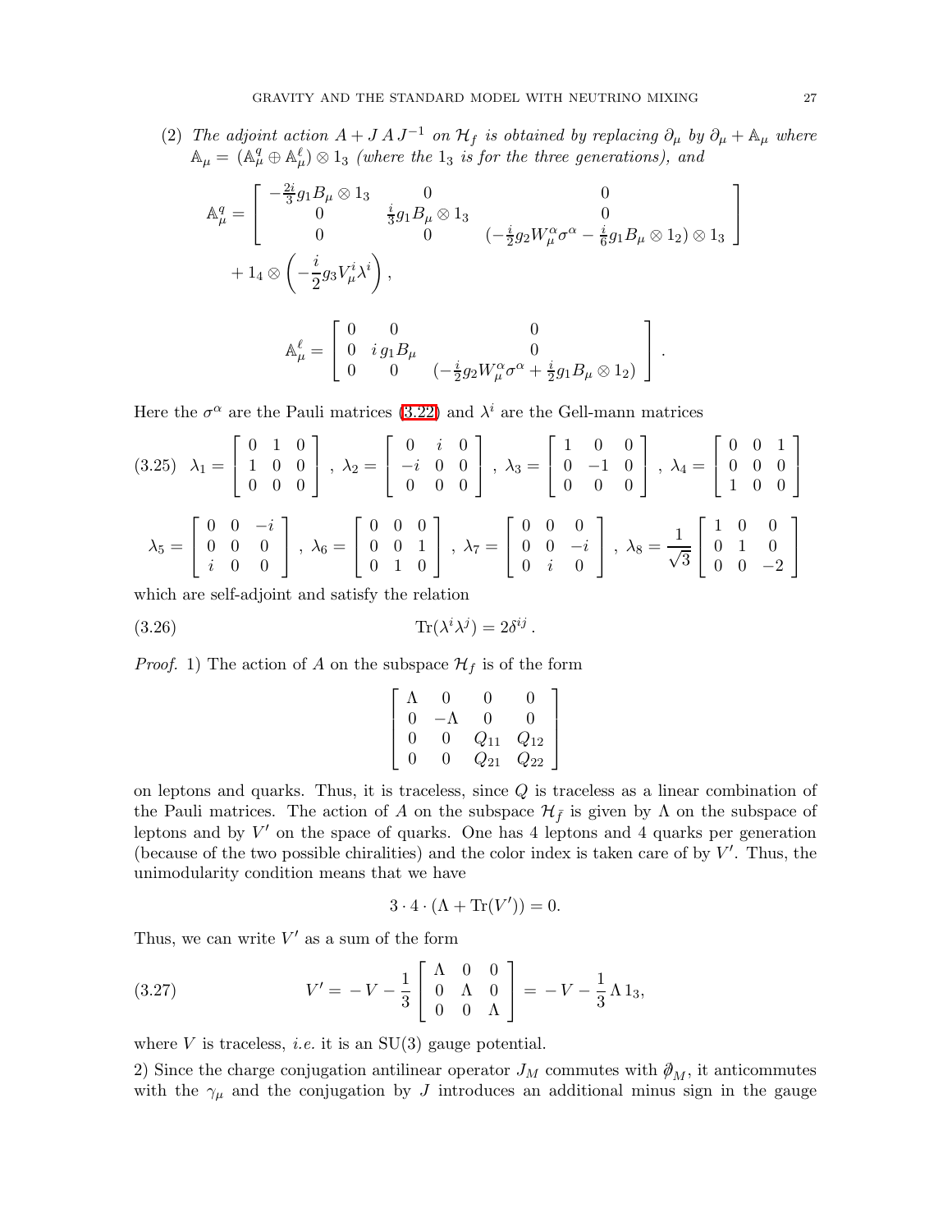(2) *The adjoint action $A + J\,A\,J^{-1}$ on $\mathcal{H}_f$ is obtained by replacing $\partial_\mu$ by $\partial_\mu + \mathbb{A}_\mu$ where $\mathbb{A}_\mu = (\mathbb{A}^q_\mu \oplus \mathbb{A}^\ell_\mu) \otimes 1_3$ (where the $1_3$ is for the three generations), and*

$$
\mathbb{A}^q_\mu = \begin{bmatrix} -\frac{2i}{3} g_1 B_\mu \otimes 1_3 & 0 & 0 \\ 0 & \frac{i}{3} g_1 B_\mu \otimes 1_3 & 0 \\ 0 & 0 & (-\frac{i}{2} g_2 W^\alpha_\mu \sigma^\alpha - \frac{i}{6} g_1 B_\mu \otimes 1_2) \otimes 1_3 \end{bmatrix}
$$
$$
+ 1_4 \otimes \left( -\frac{i}{2} g_3 V^i_\mu \lambda^i \right),
$$

$$
\mathbb{A}^\ell_\mu = \begin{bmatrix} 0 & 0 & 0 \\ 0 & i\, g_1 B_\mu & 0 \\ 0 & 0 & (-\frac{i}{2} g_2 W^\alpha_\mu \sigma^\alpha + \frac{i}{2} g_1 B_\mu \otimes 1_2) \end{bmatrix}.
$$

Here the $\sigma^\alpha$ are the Pauli matrices (3.22) and $\lambda^i$ are the Gell-mann matrices

$$
(3.25)\quad \lambda_1 = \begin{bmatrix} 0 & 1 & 0 \\ 1 & 0 & 0 \\ 0 & 0 & 0 \end{bmatrix},\ \lambda_2 = \begin{bmatrix} 0 & i & 0 \\ -i & 0 & 0 \\ 0 & 0 & 0 \end{bmatrix},\ \lambda_3 = \begin{bmatrix} 1 & 0 & 0 \\ 0 & -1 & 0 \\ 0 & 0 & 0 \end{bmatrix},\ \lambda_4 = \begin{bmatrix} 0 & 0 & 1 \\ 0 & 0 & 0 \\ 1 & 0 & 0 \end{bmatrix}
$$

$$
\lambda_5 = \begin{bmatrix} 0 & 0 & -i \\ 0 & 0 & 0 \\ i & 0 & 0 \end{bmatrix},\ \lambda_6 = \begin{bmatrix} 0 & 0 & 0 \\ 0 & 0 & 1 \\ 0 & 1 & 0 \end{bmatrix},\ \lambda_7 = \begin{bmatrix} 0 & 0 & 0 \\ 0 & 0 & -i \\ 0 & i & 0 \end{bmatrix},\ \lambda_8 = \frac{1}{\sqrt{3}} \begin{bmatrix} 1 & 0 & 0 \\ 0 & 1 & 0 \\ 0 & 0 & -2 \end{bmatrix}
$$

which are self-adjoint and satisfy the relation

$$
(3.26)\qquad \mathrm{Tr}(\lambda^i \lambda^j) = 2\delta^{ij}\,.
$$

*Proof.* 1) The action of $A$ on the subspace $\mathcal{H}_f$ is of the form

$$
\begin{bmatrix} \Lambda & 0 & 0 & 0 \\ 0 & -\Lambda & 0 & 0 \\ 0 & 0 & Q_{11} & Q_{12} \\ 0 & 0 & Q_{21} & Q_{22} \end{bmatrix}
$$

on leptons and quarks. Thus, it is traceless, since $Q$ is traceless as a linear combination of the Pauli matrices. The action of $A$ on the subspace $\mathcal{H}_{\bar f}$ is given by $\Lambda$ on the subspace of leptons and by $V'$ on the space of quarks. One has 4 leptons and 4 quarks per generation (because of the two possible chiralities) and the color index is taken care of by $V'$. Thus, the unimodularity condition means that we have

$$
3 \cdot 4 \cdot (\Lambda + \mathrm{Tr}(V')) = 0.
$$

Thus, we can write $V'$ as a sum of the form

$$
(3.27)\qquad V' = -V - \frac{1}{3} \begin{bmatrix} \Lambda & 0 & 0 \\ 0 & \Lambda & 0 \\ 0 & 0 & \Lambda \end{bmatrix} = -V - \frac{1}{3}\Lambda\, 1_3,
$$

where $V$ is traceless, *i.e.* it is an SU(3) gauge potential.

2) Since the charge conjugation antilinear operator $J_M$ commutes with $\partial\!\!\!/_M$, it anticommutes with the $\gamma_\mu$ and the conjugation by $J$ introduces an additional minus sign in the gauge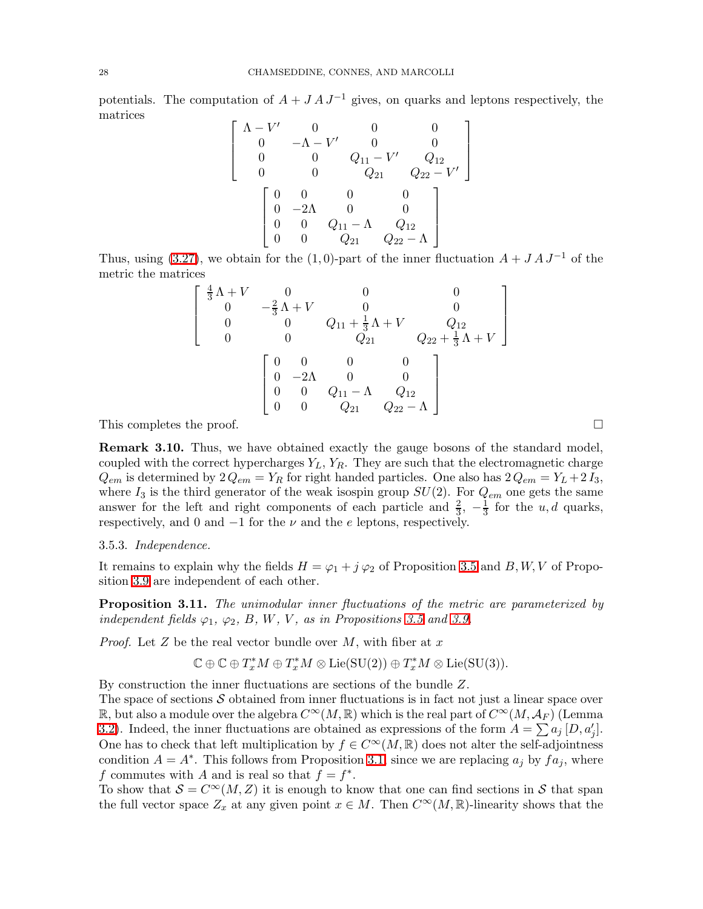potentials. The computation of $A + J\,A\,J^{-1}$ gives, on quarks and leptons respectively, the matrices

$$\begin{bmatrix} \Lambda - V' & 0 & 0 & 0 \\ 0 & -\Lambda - V' & 0 & 0 \\ 0 & 0 & Q_{11} - V' & Q_{12} \\ 0 & 0 & Q_{21} & Q_{22} - V' \end{bmatrix}$$

$$\begin{bmatrix} 0 & 0 & 0 & 0 \\ 0 & -2\Lambda & 0 & 0 \\ 0 & 0 & Q_{11} - \Lambda & Q_{12} \\ 0 & 0 & Q_{21} & Q_{22} - \Lambda \end{bmatrix}$$

Thus, using (3.27), we obtain for the $(1,0)$-part of the inner fluctuation $A + J\,A\,J^{-1}$ of the metric the matrices

$$\begin{bmatrix} \frac{4}{3}\Lambda + V & 0 & 0 & 0 \\ 0 & -\frac{2}{3}\Lambda + V & 0 & 0 \\ 0 & 0 & Q_{11} + \frac{1}{3}\Lambda + V & Q_{12} \\ 0 & 0 & Q_{21} & Q_{22} + \frac{1}{3}\Lambda + V \end{bmatrix}$$

$$\begin{bmatrix} 0 & 0 & 0 & 0 \\ 0 & -2\Lambda & 0 & 0 \\ 0 & 0 & Q_{11} - \Lambda & Q_{12} \\ 0 & 0 & Q_{21} & Q_{22} - \Lambda \end{bmatrix}$$

This completes the proof. ∎

**Remark 3.10.** Thus, we have obtained exactly the gauge bosons of the standard model, coupled with the correct hypercharges $Y_L$, $Y_R$. They are such that the electromagnetic charge $Q_{em}$ is determined by $2\,Q_{em} = Y_R$ for right handed particles. One also has $2\,Q_{em} = Y_L + 2\,I_3$, where $I_3$ is the third generator of the weak isospin group $SU(2)$. For $Q_{em}$ one gets the same answer for the left and right components of each particle and $\frac{2}{3}$, $-\frac{1}{3}$ for the $u, d$ quarks, respectively, and 0 and $-1$ for the $\nu$ and the $e$ leptons, respectively.

3.5.3. *Independence.*

It remains to explain why the fields $H = \varphi_1 + j\,\varphi_2$ of Proposition 3.5 and $B, W, V$ of Proposition 3.9 are independent of each other.

**Proposition 3.11.** *The unimodular inner fluctuations of the metric are parameterized by independent fields $\varphi_1$, $\varphi_2$, $B$, $W$, $V$, as in Propositions 3.5 and 3.9.*

*Proof.* Let $Z$ be the real vector bundle over $M$, with fiber at $x$

$$\mathbb{C} \oplus \mathbb{C} \oplus T^*_x M \oplus T^*_x M \otimes \mathrm{Lie}(\mathrm{SU}(2)) \oplus T^*_x M \otimes \mathrm{Lie}(\mathrm{SU}(3)).$$

By construction the inner fluctuations are sections of the bundle $Z$.

The space of sections $\mathcal{S}$ obtained from inner fluctuations is in fact not just a linear space over $\mathbb{R}$, but also a module over the algebra $C^\infty(M, \mathbb{R})$ which is the real part of $C^\infty(M, \mathcal{A}_F)$ (Lemma 3.2). Indeed, the inner fluctuations are obtained as expressions of the form $A = \sum a_j\,[D, a'_j]$. One has to check that left multiplication by $f \in C^\infty(M, \mathbb{R})$ does not alter the self-adjointness condition $A = A^*$. This follows from Proposition 3.1, since we are replacing $a_j$ by $f a_j$, where $f$ commutes with $A$ and is real so that $f = f^*$.

To show that $\mathcal{S} = C^\infty(M, Z)$ it is enough to know that one can find sections in $\mathcal{S}$ that span the full vector space $Z_x$ at any given point $x \in M$. Then $C^\infty(M, \mathbb{R})$-linearity shows that the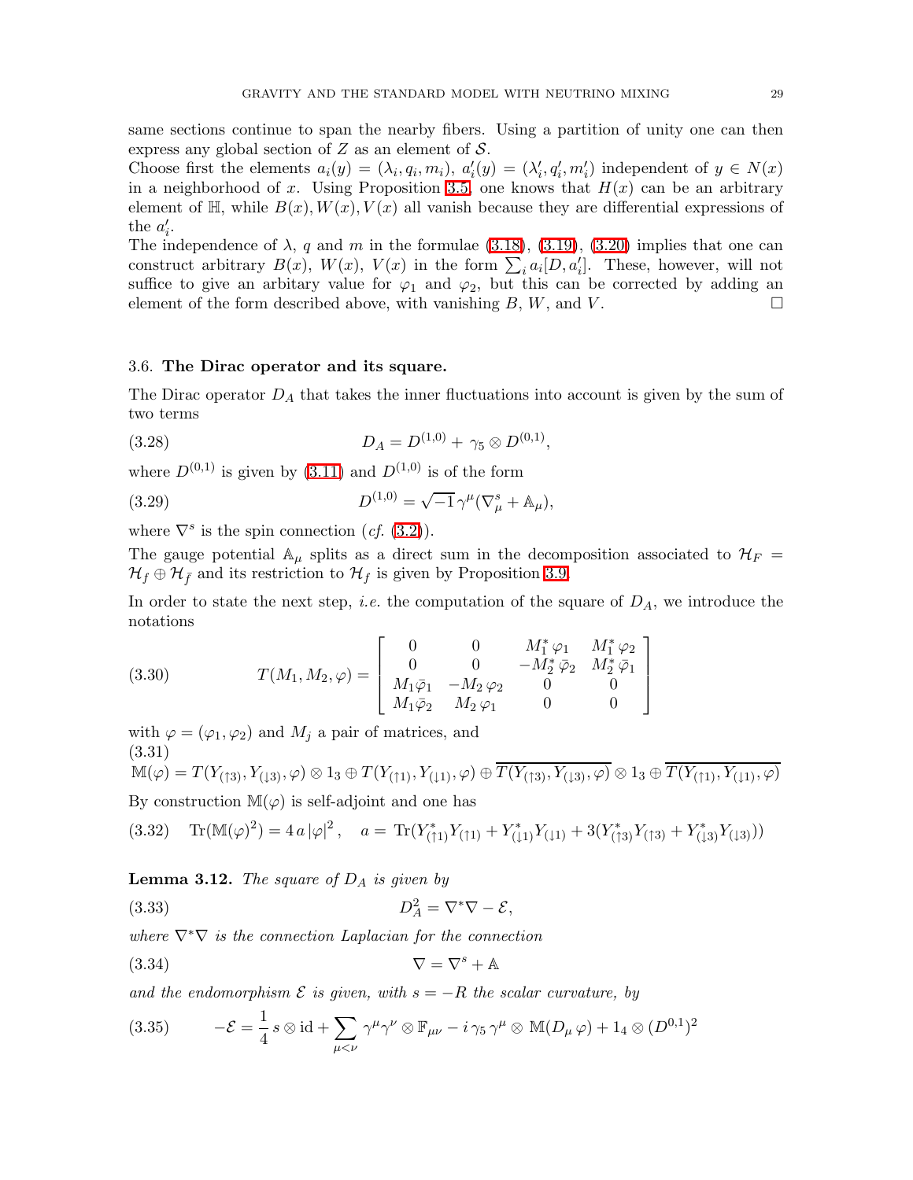same sections continue to span the nearby fibers. Using a partition of unity one can then express any global section of $Z$ as an element of $\mathcal{S}$.

Choose first the elements $a_i(y) = (\lambda_i, q_i, m_i)$, $a'_i(y) = (\lambda'_i, q'_i, m'_i)$ independent of $y \in N(x)$ in a neighborhood of $x$. Using Proposition 3.5, one knows that $H(x)$ can be an arbitrary element of $\mathbb{H}$, while $B(x), W(x), V(x)$ all vanish because they are differential expressions of the $a'_i$.

The independence of $\lambda$, $q$ and $m$ in the formulae (3.18), (3.19), (3.20) implies that one can construct arbitrary $B(x)$, $W(x)$, $V(x)$ in the form $\sum_i a_i[D, a'_i]$. These, however, will not suffice to give an arbitary value for $\varphi_1$ and $\varphi_2$, but this can be corrected by adding an element of the form described above, with vanishing $B$, $W$, and $V$. □

### 3.6. **The Dirac operator and its square.**

The Dirac operator $D_A$ that takes the inner fluctuations into account is given by the sum of two terms

$$D_A = D^{(1,0)} + \gamma_5 \otimes D^{(0,1)}, \tag{3.28}$$

where $D^{(0,1)}$ is given by (3.11) and $D^{(1,0)}$ is of the form

$$D^{(1,0)} = \sqrt{-1}\,\gamma^\mu(\nabla^s_\mu + \mathbb{A}_\mu), \tag{3.29}$$

where $\nabla^s$ is the spin connection (*cf.* (3.2)).

The gauge potential $\mathbb{A}_\mu$ splits as a direct sum in the decomposition associated to $\mathcal{H}_F = \mathcal{H}_f \oplus \mathcal{H}_{\bar f}$ and its restriction to $\mathcal{H}_f$ is given by Proposition 3.9.

In order to state the next step, *i.e.* the computation of the square of $D_A$, we introduce the notations

$$T(M_1, M_2, \varphi) = \begin{bmatrix} 0 & 0 & M_1^*\,\varphi_1 & M_1^*\,\varphi_2 \\ 0 & 0 & -M_2^*\,\bar\varphi_2 & M_2^*\,\bar\varphi_1 \\ M_1\bar\varphi_1 & -M_2\,\varphi_2 & 0 & 0 \\ M_1\bar\varphi_2 & M_2\,\varphi_1 & 0 & 0 \end{bmatrix} \tag{3.30}$$

with $\varphi = (\varphi_1, \varphi_2)$ and $M_j$ a pair of matrices, and

$$\mathbb{M}(\varphi) = T(Y_{(\uparrow 3)}, Y_{(\downarrow 3)}, \varphi) \otimes 1_3 \oplus T(Y_{(\uparrow 1)}, Y_{(\downarrow 1)}, \varphi) \oplus \overline{T(Y_{(\uparrow 3)}, Y_{(\downarrow 3)}, \varphi)} \otimes 1_3 \oplus \overline{T(Y_{(\uparrow 1)}, Y_{(\downarrow 1)}, \varphi)} \tag{3.31}$$

By construction $\mathbb{M}(\varphi)$ is self-adjoint and one has

$$\mathrm{Tr}(\mathbb{M}(\varphi)^2) = 4\,a\,|\varphi|^2\,, \quad a = \mathrm{Tr}(Y^*_{(\uparrow 1)}Y_{(\uparrow 1)} + Y^*_{(\downarrow 1)}Y_{(\downarrow 1)} + 3(Y^*_{(\uparrow 3)}Y_{(\uparrow 3)} + Y^*_{(\downarrow 3)}Y_{(\downarrow 3)})) \tag{3.32}$$

**Lemma 3.12.** *The square of $D_A$ is given by*

$$D_A^2 = \nabla^*\nabla - \mathcal{E}, \tag{3.33}$$

*where $\nabla^*\nabla$ is the connection Laplacian for the connection*

$$\nabla = \nabla^s + \mathbb{A} \tag{3.34}$$

*and the endomorphism $\mathcal{E}$ is given, with $s = -R$ the scalar curvature, by*

$$-\mathcal{E} = \frac{1}{4}\,s \otimes \mathrm{id} + \sum_{\mu<\nu} \gamma^\mu\gamma^\nu \otimes \mathbb{F}_{\mu\nu} - i\,\gamma_5\,\gamma^\mu \otimes \mathbb{M}(D_\mu\,\varphi) + 1_4 \otimes (D^{0,1})^2 \tag{3.35}$$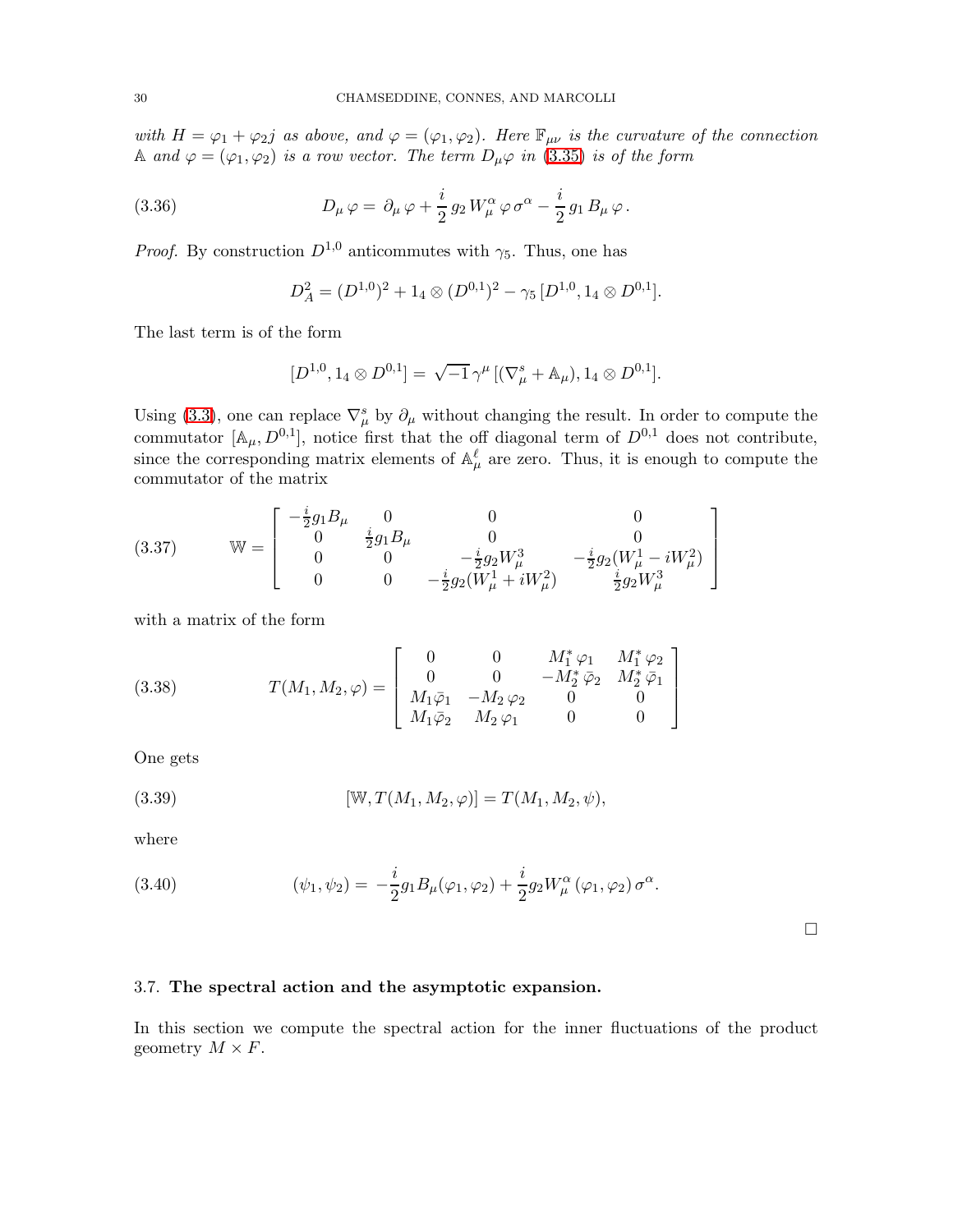*with $H = \varphi_1 + \varphi_2 j$ as above, and $\varphi = (\varphi_1, \varphi_2)$. Here $\mathbb{F}_{\mu\nu}$ is the curvature of the connection $\mathbb{A}$ and $\varphi = (\varphi_1, \varphi_2)$ is a row vector. The term $D_\mu \varphi$ in (3.35) is of the form*

$$
D_\mu \varphi = \partial_\mu \varphi + \frac{i}{2} g_2 W_\mu^\alpha \varphi \sigma^\alpha - \frac{i}{2} g_1 B_\mu \varphi . \tag{3.36}
$$

*Proof.* By construction $D^{1,0}$ anticommutes with $\gamma_5$. Thus, one has

$$
D_A^2 = (D^{1,0})^2 + 1_4 \otimes (D^{0,1})^2 - \gamma_5 [D^{1,0}, 1_4 \otimes D^{0,1}].
$$

The last term is of the form

$$
[D^{1,0}, 1_4 \otimes D^{0,1}] = \sqrt{-1}\, \gamma^\mu [(\nabla_\mu^s + \mathbb{A}_\mu), 1_4 \otimes D^{0,1}].
$$

Using (3.3), one can replace $\nabla_\mu^s$ by $\partial_\mu$ without changing the result. In order to compute the commutator $[\mathbb{A}_\mu, D^{0,1}]$, notice first that the off diagonal term of $D^{0,1}$ does not contribute, since the corresponding matrix elements of $\mathbb{A}_\mu^\ell$ are zero. Thus, it is enough to compute the commutator of the matrix

$$
\mathbb{W} = \begin{bmatrix} -\frac{i}{2} g_1 B_\mu & 0 & 0 & 0 \\ 0 & \frac{i}{2} g_1 B_\mu & 0 & 0 \\ 0 & 0 & -\frac{i}{2} g_2 W_\mu^3 & -\frac{i}{2} g_2 (W_\mu^1 - i W_\mu^2) \\ 0 & 0 & -\frac{i}{2} g_2 (W_\mu^1 + i W_\mu^2) & \frac{i}{2} g_2 W_\mu^3 \end{bmatrix} \tag{3.37}
$$

with a matrix of the form

$$
T(M_1, M_2, \varphi) = \begin{bmatrix} 0 & 0 & M_1^* \varphi_1 & M_1^* \varphi_2 \\ 0 & 0 & -M_2^* \bar{\varphi}_2 & M_2^* \bar{\varphi}_1 \\ M_1 \bar{\varphi}_1 & -M_2 \varphi_2 & 0 & 0 \\ M_1 \bar{\varphi}_2 & M_2 \varphi_1 & 0 & 0 \end{bmatrix} \tag{3.38}
$$

One gets

$$
[\mathbb{W}, T(M_1, M_2, \varphi)] = T(M_1, M_2, \psi), \tag{3.39}
$$

where

$$
(\psi_1, \psi_2) = -\frac{i}{2} g_1 B_\mu (\varphi_1, \varphi_2) + \frac{i}{2} g_2 W_\mu^\alpha (\varphi_1, \varphi_2) \sigma^\alpha. \tag{3.40}
$$

∎

### 3.7. **The spectral action and the asymptotic expansion.**

In this section we compute the spectral action for the inner fluctuations of the product geometry $M \times F$.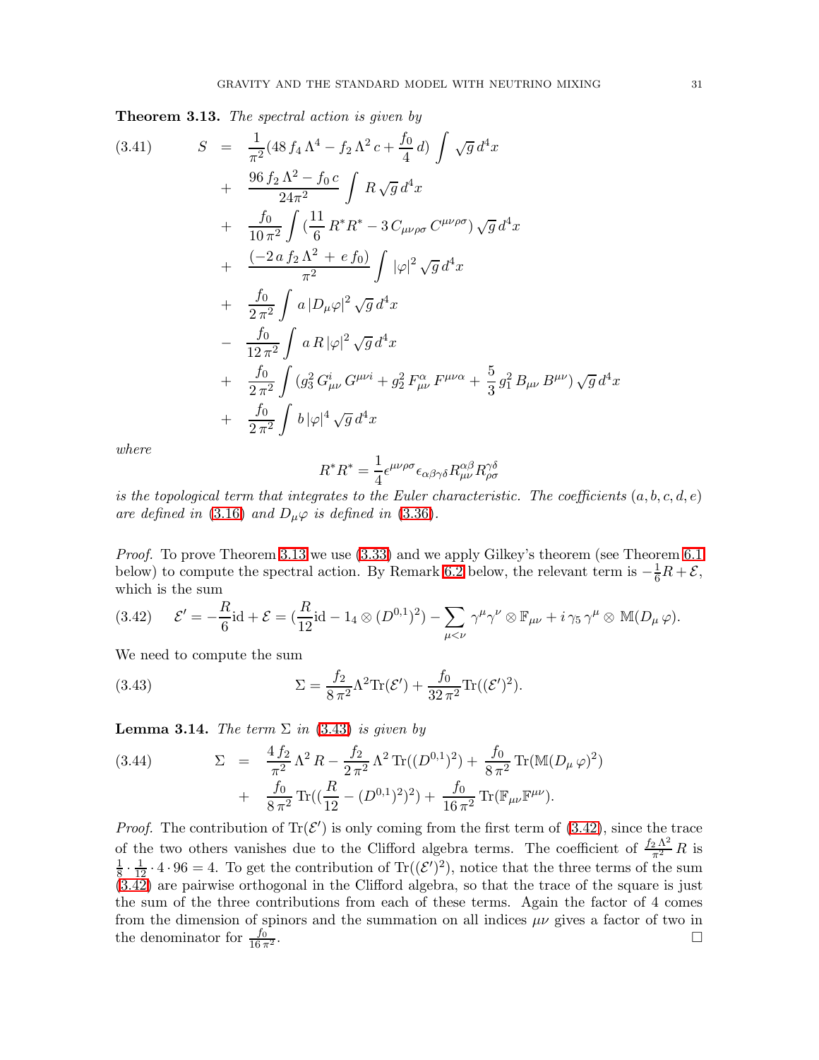**Theorem 3.13.** *The spectral action is given by*

$$
\begin{aligned}
(3.41)\qquad S \;&=\; \frac{1}{\pi^2}(48\, f_4\, \Lambda^4 - f_2\, \Lambda^2\, c + \frac{f_0}{4}\, d) \int \sqrt{g}\, d^4x \\
&+\; \frac{96\, f_2\, \Lambda^2 - f_0\, c}{24\pi^2} \int R\, \sqrt{g}\, d^4x \\
&+\; \frac{f_0}{10\, \pi^2} \int (\frac{11}{6}\, R^*R^* - 3\, C_{\mu\nu\rho\sigma}\, C^{\mu\nu\rho\sigma})\, \sqrt{g}\, d^4x \\
&+\; \frac{(-2\, a\, f_2\, \Lambda^2 \,+\, e\, f_0)}{\pi^2} \int |\varphi|^2\, \sqrt{g}\, d^4x \\
&+\; \frac{f_0}{2\, \pi^2} \int a\, |D_\mu \varphi|^2\, \sqrt{g}\, d^4x \\
&-\; \frac{f_0}{12\, \pi^2} \int a\, R\, |\varphi|^2\, \sqrt{g}\, d^4x \\
&+\; \frac{f_0}{2\, \pi^2} \int (g_3^2\, G_{\mu\nu}^i\, G^{\mu\nu i} + g_2^2\, F_{\mu\nu}^\alpha\, F^{\mu\nu\alpha} + \frac{5}{3}\, g_1^2\, B_{\mu\nu}\, B^{\mu\nu})\, \sqrt{g}\, d^4x \\
&+\; \frac{f_0}{2\, \pi^2} \int b\, |\varphi|^4\, \sqrt{g}\, d^4x
\end{aligned}
$$

*where*

$$
R^*R^* = \frac{1}{4}\epsilon^{\mu\nu\rho\sigma}\epsilon_{\alpha\beta\gamma\delta}R^{\alpha\beta}_{\mu\nu}R^{\gamma\delta}_{\rho\sigma}
$$

*is the topological term that integrates to the Euler characteristic. The coefficients $(a, b, c, d, e)$ are defined in (3.16) and $D_\mu\varphi$ is defined in (3.36).*

*Proof.* To prove Theorem 3.13 we use (3.33) and we apply Gilkey's theorem (see Theorem 6.1 below) to compute the spectral action. By Remark 6.2 below, the relevant term is $-\frac{1}{6}R + \mathcal{E}$, which is the sum

$$
(3.42)\qquad \mathcal{E}' = -\frac{R}{6}\mathrm{id} + \mathcal{E} = (\frac{R}{12}\mathrm{id} - 1_4 \otimes (D^{0,1})^2) - \sum_{\mu<\nu} \gamma^\mu\gamma^\nu \otimes \mathbb{F}_{\mu\nu} + i\,\gamma_5\,\gamma^\mu \otimes \mathbb{M}(D_\mu\,\varphi).
$$

We need to compute the sum

$$
(3.43)\qquad \Sigma = \frac{f_2}{8\,\pi^2}\Lambda^2\mathrm{Tr}(\mathcal{E}') + \frac{f_0}{32\,\pi^2}\mathrm{Tr}((\mathcal{E}')^2).
$$

**Lemma 3.14.** *The term $\Sigma$ in (3.43) is given by*

$$
\begin{aligned}
(3.44)\qquad \Sigma \;&=\; \frac{4\,f_2}{\pi^2}\,\Lambda^2\,R - \frac{f_2}{2\,\pi^2}\,\Lambda^2\,\mathrm{Tr}((D^{0,1})^2) + \frac{f_0}{8\,\pi^2}\,\mathrm{Tr}(\mathbb{M}(D_\mu\,\varphi)^2) \\
&+\; \frac{f_0}{8\,\pi^2}\,\mathrm{Tr}((\frac{R}{12} - (D^{0,1})^2)^2) + \frac{f_0}{16\,\pi^2}\,\mathrm{Tr}(\mathbb{F}_{\mu\nu}\mathbb{F}^{\mu\nu}).
\end{aligned}
$$

*Proof.* The contribution of $\mathrm{Tr}(\mathcal{E}')$ is only coming from the first term of (3.42), since the trace of the two others vanishes due to the Clifford algebra terms. The coefficient of $\frac{f_2\,\Lambda^2}{\pi^2}\,R$ is $\frac{1}{8}\cdot\frac{1}{12}\cdot 4\cdot 96 = 4$. To get the contribution of $\mathrm{Tr}((\mathcal{E}')^2)$, notice that the three terms of the sum (3.42) are pairwise orthogonal in the Clifford algebra, so that the trace of the square is just the sum of the three contributions from each of these terms. Again the factor of 4 comes from the dimension of spinors and the summation on all indices $\mu\nu$ gives a factor of two in the denominator for $\frac{f_0}{16\,\pi^2}$. ∎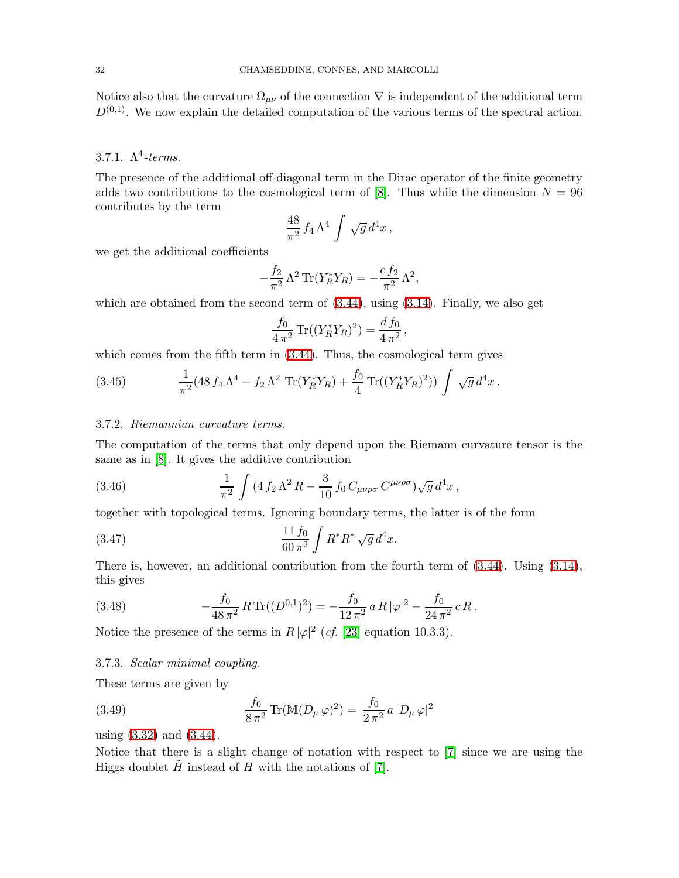Notice also that the curvature $\Omega_{\mu\nu}$ of the connection $\nabla$ is independent of the additional term $D^{(0,1)}$. We now explain the detailed computation of the various terms of the spectral action.

### 3.7.1. $\Lambda^4$-*terms.*

The presence of the additional off-diagonal term in the Dirac operator of the finite geometry adds two contributions to the cosmological term of [8]. Thus while the dimension $N = 96$ contributes by the term

$$\frac{48}{\pi^2}\, f_4\, \Lambda^4 \int \sqrt{g}\, d^4x\,,$$

we get the additional coefficients

$$-\frac{f_2}{\pi^2}\, \Lambda^2\, \mathrm{Tr}(Y_R^* Y_R) = -\frac{c\, f_2}{\pi^2}\, \Lambda^2,$$

which are obtained from the second term of (3.44), using (3.14). Finally, we also get

$$\frac{f_0}{4\,\pi^2}\, \mathrm{Tr}((Y_R^* Y_R)^2) = \frac{d\, f_0}{4\,\pi^2}\,,$$

which comes from the fifth term in (3.44). Thus, the cosmological term gives

$$\frac{1}{\pi^2}(48\, f_4\, \Lambda^4 - f_2\, \Lambda^2\, \mathrm{Tr}(Y_R^* Y_R) + \frac{f_0}{4}\, \mathrm{Tr}((Y_R^* Y_R)^2)) \int \sqrt{g}\, d^4x\,. \tag{3.45}$$

### 3.7.2. *Riemannian curvature terms.*

The computation of the terms that only depend upon the Riemann curvature tensor is the same as in [8]. It gives the additive contribution

$$\frac{1}{\pi^2} \int (4\, f_2\, \Lambda^2\, R - \frac{3}{10}\, f_0\, C_{\mu\nu\rho\sigma}\, C^{\mu\nu\rho\sigma}) \sqrt{g}\, d^4x\,, \tag{3.46}$$

together with topological terms. Ignoring boundary terms, the latter is of the form

$$\frac{11\, f_0}{60\,\pi^2} \int R^* R^* \sqrt{g}\, d^4x. \tag{3.47}$$

There is, however, an additional contribution from the fourth term of (3.44). Using (3.14), this gives

$$-\frac{f_0}{48\,\pi^2}\, R\, \mathrm{Tr}((D^{0,1})^2) = -\frac{f_0}{12\,\pi^2}\, a\, R\, |\varphi|^2 - \frac{f_0}{24\,\pi^2}\, c\, R\,. \tag{3.48}$$

Notice the presence of the terms in $R\,|\varphi|^2$ (*cf.* [23] equation 10.3.3).

### 3.7.3. *Scalar minimal coupling.*

These terms are given by

$$\frac{f_0}{8\,\pi^2}\, \mathrm{Tr}(\mathbb{M}(D_\mu\, \varphi)^2) = \frac{f_0}{2\,\pi^2}\, a\, |D_\mu\, \varphi|^2 \tag{3.49}$$

using (3.32) and (3.44).

Notice that there is a slight change of notation with respect to [7] since we are using the Higgs doublet $\tilde{H}$ instead of $H$ with the notations of [7].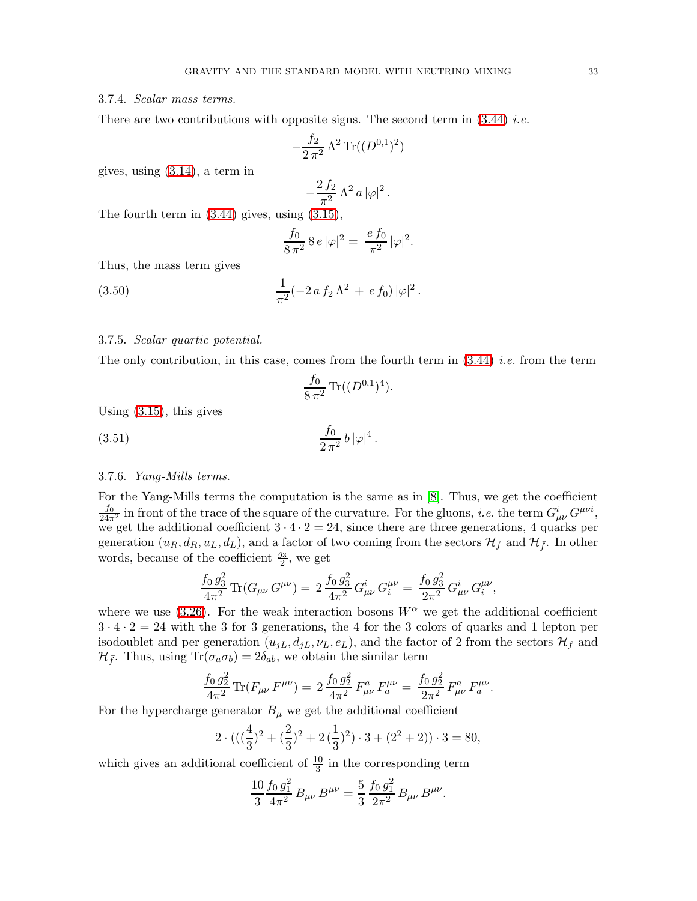3.7.4. *Scalar mass terms.*

There are two contributions with opposite signs. The second term in (3.44) *i.e.*

$$-\frac{f_2}{2\,\pi^2}\,\Lambda^2\,\mathrm{Tr}((D^{0,1})^2)$$

gives, using (3.14), a term in

$$-\frac{2\,f_2}{\pi^2}\,\Lambda^2\,a\,|\varphi|^2\,.$$

The fourth term in (3.44) gives, using (3.15),

$$\frac{f_0}{8\,\pi^2}\,8\,e\,|\varphi|^2 = \,\frac{e\,f_0}{\pi^2}\,|\varphi|^2.$$

Thus, the mass term gives

$$\frac{1}{\pi^2}(-2\,a\,f_2\,\Lambda^2\,+\,e\,f_0)\,|\varphi|^2\,. \tag{3.50}$$

3.7.5. *Scalar quartic potential.*

The only contribution, in this case, comes from the fourth term in (3.44) *i.e.* from the term

$$\frac{f_0}{8\,\pi^2}\,\mathrm{Tr}((D^{0,1})^4).$$

Using (3.15), this gives

$$\frac{f_0}{2\,\pi^2}\,b\,|\varphi|^4\,. \tag{3.51}$$

3.7.6. *Yang-Mills terms.*

For the Yang-Mills terms the computation is the same as in [8]. Thus, we get the coefficient $\frac{f_0}{24\pi^2}$ in front of the trace of the square of the curvature. For the gluons, *i.e.* the term $G^i_{\mu\nu}\,G^{\mu\nu i}$, we get the additional coefficient $3\cdot 4\cdot 2 = 24$, since there are three generations, 4 quarks per generation $(u_R, d_R, u_L, d_L)$, and a factor of two coming from the sectors $\mathcal{H}_f$ and $\mathcal{H}_{\bar f}$. In other words, because of the coefficient $\frac{g_3}{2}$, we get

$$\frac{f_0\,g_3^2}{4\pi^2}\,\mathrm{Tr}(G_{\mu\nu}\,G^{\mu\nu}) = \,2\,\frac{f_0\,g_3^2}{4\pi^2}\,G^i_{\mu\nu}\,G^{\mu\nu}_i = \,\frac{f_0\,g_3^2}{2\pi^2}\,G^i_{\mu\nu}\,G^{\mu\nu}_i,$$

where we use (3.26). For the weak interaction bosons $W^\alpha$ we get the additional coefficient $3\cdot 4\cdot 2 = 24$ with the 3 for 3 generations, the 4 for the 3 colors of quarks and 1 lepton per isodoublet and per generation $(u_{jL}, d_{jL}, \nu_L, e_L)$, and the factor of 2 from the sectors $\mathcal{H}_f$ and $\mathcal{H}_{\bar f}$. Thus, using $\mathrm{Tr}(\sigma_a\sigma_b) = 2\delta_{ab}$, we obtain the similar term

$$\frac{f_0\,g_2^2}{4\pi^2}\,\mathrm{Tr}(F_{\mu\nu}\,F^{\mu\nu}) = \,2\,\frac{f_0\,g_2^2}{4\pi^2}\,F^a_{\mu\nu}\,F^{\mu\nu}_a = \,\frac{f_0\,g_2^2}{2\pi^2}\,F^a_{\mu\nu}\,F^{\mu\nu}_a.$$

For the hypercharge generator $B_\mu$ we get the additional coefficient

$$2\cdot(((\frac{4}{3})^2 + (\frac{2}{3})^2 + 2\,(\frac{1}{3})^2)\cdot 3 + (2^2+2))\cdot 3 = 80,$$

which gives an additional coefficient of $\frac{10}{3}$ in the corresponding term

$$\frac{10}{3}\,\frac{f_0\,g_1^2}{4\pi^2}\,B_{\mu\nu}\,B^{\mu\nu} = \frac{5}{3}\,\frac{f_0\,g_1^2}{2\pi^2}\,B_{\mu\nu}\,B^{\mu\nu}.$$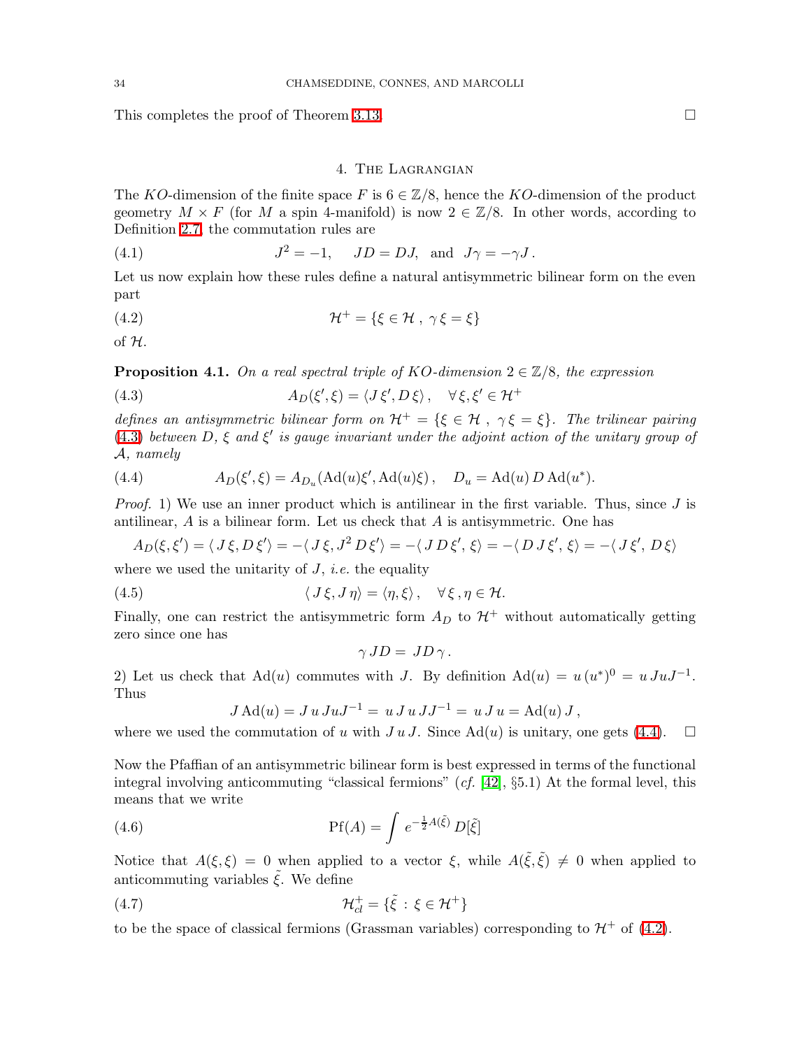This completes the proof of Theorem 3.13. ∎

## 4. The Lagrangian

The $KO$-dimension of the finite space $F$ is $6 \in \mathbb{Z}/8$, hence the $KO$-dimension of the product geometry $M \times F$ (for $M$ a spin 4-manifold) is now $2 \in \mathbb{Z}/8$. In other words, according to Definition 2.7, the commutation rules are

$$J^2 = -1, \quad JD = DJ, \quad \text{and} \quad J\gamma = -\gamma J\,. \tag{4.1}$$

Let us now explain how these rules define a natural antisymmetric bilinear form on the even part

$$\mathcal{H}^+ = \{\xi \in \mathcal{H}\,,\ \gamma\,\xi = \xi\} \tag{4.2}$$

of $\mathcal{H}$.

**Proposition 4.1.** *On a real spectral triple of $KO$-dimension $2 \in \mathbb{Z}/8$, the expression*

$$A_D(\xi', \xi) = \langle J\,\xi', D\,\xi\rangle\,, \quad \forall\,\xi, \xi' \in \mathcal{H}^+ \tag{4.3}$$

*defines an antisymmetric bilinear form on $\mathcal{H}^+ = \{\xi \in \mathcal{H}\,,\ \gamma\,\xi = \xi\}$. The trilinear pairing (4.3) between $D$, $\xi$ and $\xi'$ is gauge invariant under the adjoint action of the unitary group of $\mathcal{A}$, namely*

$$A_D(\xi', \xi) = A_{D_u}(\mathrm{Ad}(u)\xi', \mathrm{Ad}(u)\xi)\,, \quad D_u = \mathrm{Ad}(u)\,D\,\mathrm{Ad}(u^*). \tag{4.4}$$

*Proof.* 1) We use an inner product which is antilinear in the first variable. Thus, since $J$ is antilinear, $A$ is a bilinear form. Let us check that $A$ is antisymmetric. One has

$$A_D(\xi, \xi') = \langle\, J\,\xi, D\,\xi'\rangle = -\langle\, J\,\xi, J^2\,D\,\xi'\rangle = -\langle\, J\,D\,\xi',\, \xi\rangle = -\langle\, D\,J\,\xi',\, \xi\rangle = -\langle\, J\,\xi',\, D\,\xi\rangle$$

where we used the unitarity of $J$, *i.e.* the equality

$$\langle\, J\,\xi, J\,\eta\rangle = \langle \eta, \xi\rangle\,, \quad \forall\,\xi\,, \eta \in \mathcal{H}. \tag{4.5}$$

Finally, one can restrict the antisymmetric form $A_D$ to $\mathcal{H}^+$ without automatically getting zero since one has

$$\gamma\,JD = \,JD\,\gamma\,.$$

2) Let us check that $\mathrm{Ad}(u)$ commutes with $J$. By definition $\mathrm{Ad}(u) = u\,(u^*)^0 = u\,JuJ^{-1}$. Thus

$$J\,\mathrm{Ad}(u) = J\,u\,JuJ^{-1} = \,u\,J\,u\,JJ^{-1} = \,u\,J\,u = \mathrm{Ad}(u)\,J\,,$$

where we used the commutation of $u$ with $J\,u\,J$. Since $\mathrm{Ad}(u)$ is unitary, one gets (4.4). ∎

Now the Pfaffian of an antisymmetric bilinear form is best expressed in terms of the functional integral involving anticommuting "classical fermions" (*cf.* [42], §5.1) At the formal level, this means that we write

$$\mathrm{Pf}(A) = \int e^{-\frac{1}{2}A(\tilde{\xi})}\,D[\tilde{\xi}] \tag{4.6}$$

Notice that $A(\xi, \xi) = 0$ when applied to a vector $\xi$, while $A(\tilde{\xi}, \tilde{\xi}) \neq 0$ when applied to anticommuting variables $\tilde{\xi}$. We define

$$\mathcal{H}^+_{cl} = \{\tilde{\xi}\,:\,\xi \in \mathcal{H}^+\} \tag{4.7}$$

to be the space of classical fermions (Grassman variables) corresponding to $\mathcal{H}^+$ of (4.2).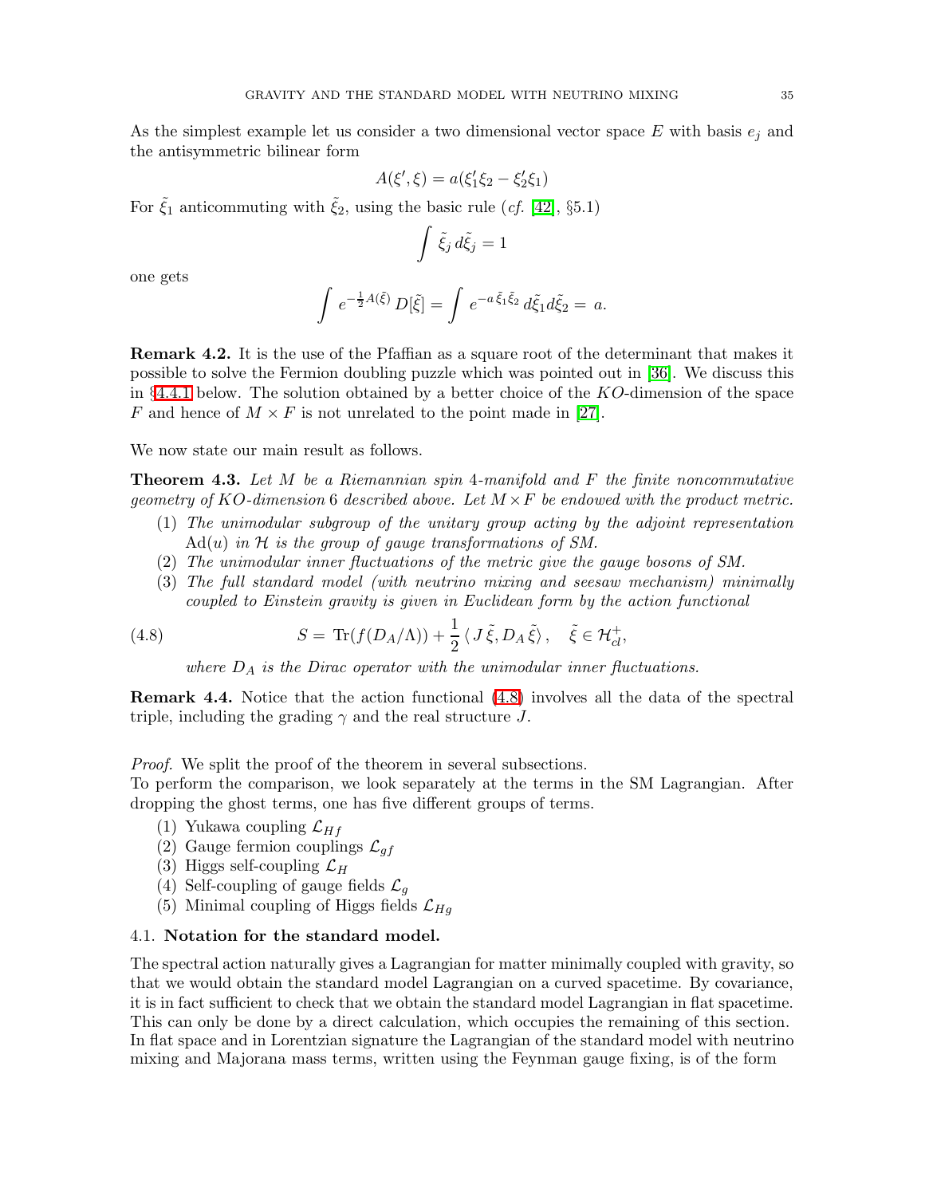As the simplest example let us consider a two dimensional vector space $E$ with basis $e_j$ and the antisymmetric bilinear form

$$A(\xi', \xi) = a(\xi'_1 \xi_2 - \xi'_2 \xi_1)$$

For $\tilde{\xi}_1$ anticommuting with $\tilde{\xi}_2$, using the basic rule (*cf.* [42], §5.1)

$$\int \tilde{\xi}_j \, d\tilde{\xi}_j = 1$$

one gets

$$\int e^{-\frac{1}{2}A(\tilde{\xi})} \, D[\tilde{\xi}] = \int e^{-a\,\tilde{\xi}_1 \tilde{\xi}_2} \, d\tilde{\xi}_1 d\tilde{\xi}_2 = a.$$

**Remark 4.2.** It is the use of the Pfaffian as a square root of the determinant that makes it possible to solve the Fermion doubling puzzle which was pointed out in [36]. We discuss this in §4.4.1 below. The solution obtained by a better choice of the $KO$-dimension of the space $F$ and hence of $M \times F$ is not unrelated to the point made in [27].

We now state our main result as follows.

**Theorem 4.3.** *Let $M$ be a Riemannian spin 4-manifold and $F$ the finite noncommutative geometry of $KO$-dimension 6 described above. Let $M \times F$ be endowed with the product metric.*

1. *The unimodular subgroup of the unitary group acting by the adjoint representation $\mathrm{Ad}(u)$ in $\mathcal{H}$ is the group of gauge transformations of SM.*
2. *The unimodular inner fluctuations of the metric give the gauge bosons of SM.*
3. *The full standard model (with neutrino mixing and seesaw mechanism) minimally coupled to Einstein gravity is given in Euclidean form by the action functional*

$$S = \mathrm{Tr}(f(D_A/\Lambda)) + \frac{1}{2} \langle J\,\tilde{\xi}, D_A\,\tilde{\xi} \rangle , \quad \tilde{\xi} \in \mathcal{H}^+_{cl}, \tag{4.8}$$

*where $D_A$ is the Dirac operator with the unimodular inner fluctuations.*

**Remark 4.4.** Notice that the action functional (4.8) involves all the data of the spectral triple, including the grading $\gamma$ and the real structure $J$.

*Proof.* We split the proof of the theorem in several subsections.
To perform the comparison, we look separately at the terms in the SM Lagrangian. After dropping the ghost terms, one has five different groups of terms.

1. Yukawa coupling $\mathcal{L}_{Hf}$
2. Gauge fermion couplings $\mathcal{L}_{gf}$
3. Higgs self-coupling $\mathcal{L}_H$
4. Self-coupling of gauge fields $\mathcal{L}_g$
5. Minimal coupling of Higgs fields $\mathcal{L}_{Hg}$

### 4.1. Notation for the standard model.

The spectral action naturally gives a Lagrangian for matter minimally coupled with gravity, so that we would obtain the standard model Lagrangian on a curved spacetime. By covariance, it is in fact sufficient to check that we obtain the standard model Lagrangian in flat spacetime. This can only be done by a direct calculation, which occupies the remaining of this section. In flat space and in Lorentzian signature the Lagrangian of the standard model with neutrino mixing and Majorana mass terms, written using the Feynman gauge fixing, is of the form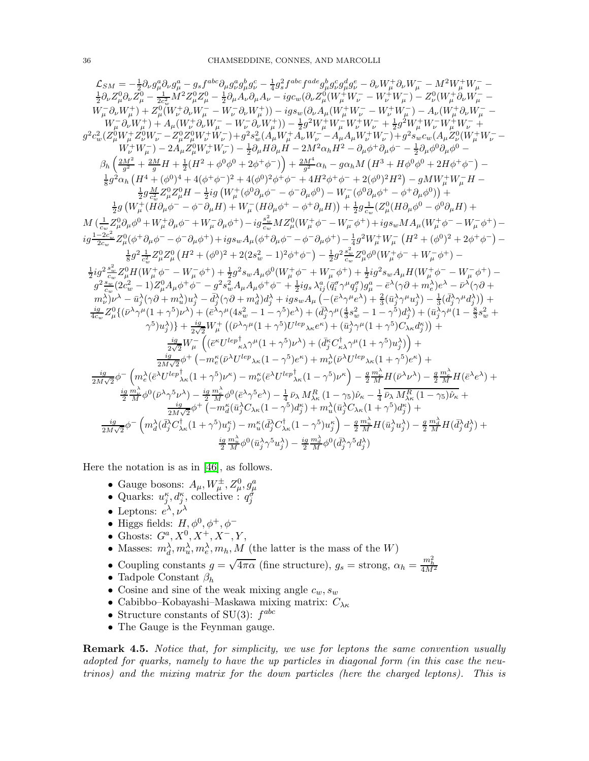$$
\begin{aligned}
\mathcal{L}_{SM} = &-\tfrac{1}{2}\partial_\nu g^a_\mu \partial_\nu g^a_\mu - g_s f^{abc}\partial_\mu g^a_\nu g^b_\mu g^c_\nu - \tfrac{1}{4}g_s^2 f^{abc}f^{ade}g^b_\mu g^c_\nu g^d_\mu g^e_\nu - \partial_\nu W^+_\mu \partial_\nu W^-_\mu - M^2 W^+_\mu W^-_\mu - \\
&\tfrac{1}{2}\partial_\nu Z^0_\mu \partial_\nu Z^0_\mu - \tfrac{1}{2c_w^2}M^2 Z^0_\mu Z^0_\mu - \tfrac{1}{2}\partial_\mu A_\nu \partial_\mu A_\nu - igc_w(\partial_\nu Z^0_\mu(W^+_\mu W^-_\nu - W^+_\nu W^-_\mu) - Z^0_\nu(W^+_\mu \partial_\nu W^-_\mu - \\
&W^-_\mu \partial_\nu W^+_\mu) + Z^0_\mu(W^+_\nu \partial_\nu W^-_\mu - W^-_\nu \partial_\nu W^+_\mu)) - igs_w(\partial_\nu A_\mu(W^+_\mu W^-_\nu - W^+_\nu W^-_\mu) - A_\nu(W^+_\mu \partial_\nu W^-_\mu - \\
&W^-_\mu \partial_\nu W^+_\mu) + A_\mu(W^+_\nu \partial_\nu W^-_\mu - W^-_\nu \partial_\nu W^+_\mu)) - \tfrac{1}{2}g^2 W^+_\mu W^-_\mu W^+_\nu W^-_\nu + \tfrac{1}{2}g^2 W^+_\mu W^-_\nu W^+_\mu W^-_\nu + \\
&g^2 c_w^2(Z^0_\mu W^+_\mu Z^0_\nu W^-_\nu - Z^0_\mu Z^0_\mu W^+_\nu W^-_\nu) + g^2 s_w^2(A_\mu W^+_\mu A_\nu W^-_\nu - A_\mu A_\mu W^+_\nu W^-_\nu) + g^2 s_w c_w(A_\mu Z^0_\nu(W^+_\mu W^-_\nu - \\
&W^+_\nu W^-_\mu) - 2A_\mu Z^0_\mu W^+_\nu W^-_\nu) - \tfrac{1}{2}\partial_\mu H \partial_\mu H - 2M^2\alpha_h H^2 - \partial_\mu \phi^+ \partial_\mu \phi^- - \tfrac{1}{2}\partial_\mu \phi^0 \partial_\mu \phi^0 - \\
&\beta_h\left(\tfrac{2M^2}{g^2} + \tfrac{2M}{g}H + \tfrac{1}{2}(H^2 + \phi^0\phi^0 + 2\phi^+\phi^-)\right) + \tfrac{2M^4}{g^2}\alpha_h - g\alpha_h M\left(H^3 + H\phi^0\phi^0 + 2H\phi^+\phi^-\right) - \\
&\tfrac{1}{8}g^2\alpha_h\left(H^4 + (\phi^0)^4 + 4(\phi^+\phi^-)^2 + 4(\phi^0)^2\phi^+\phi^- + 4H^2\phi^+\phi^- + 2(\phi^0)^2H^2\right) - gMW^+_\mu W^-_\mu H - \\
&\tfrac{1}{2}g\tfrac{M}{c_w^2}Z^0_\mu Z^0_\mu H - \tfrac{1}{2}ig\left(W^+_\mu(\phi^0\partial_\mu\phi^- - \phi^-\partial_\mu\phi^0) - W^-_\mu(\phi^0\partial_\mu\phi^+ - \phi^+\partial_\mu\phi^0)\right) + \\
&\tfrac{1}{2}g\left(W^+_\mu(H\partial_\mu\phi^- - \phi^-\partial_\mu H) + W^-_\mu(H\partial_\mu\phi^+ - \phi^+\partial_\mu H)\right) + \tfrac{1}{2}g\tfrac{1}{c_w}(Z^0_\mu(H\partial_\mu\phi^0 - \phi^0\partial_\mu H) + \\
&M\left(\tfrac{1}{c_w}Z^0_\mu\partial_\mu\phi^0 + W^+_\mu\partial_\mu\phi^- + W^-_\mu\partial_\mu\phi^+\right) - ig\tfrac{s_w^2}{c_w}MZ^0_\mu(W^+_\mu\phi^- - W^-_\mu\phi^+) + igs_w MA_\mu(W^+_\mu\phi^- - W^-_\mu\phi^+) - \\
&ig\tfrac{1-2c_w^2}{2c_w}Z^0_\mu(\phi^+\partial_\mu\phi^- - \phi^-\partial_\mu\phi^+) + igs_w A_\mu(\phi^+\partial_\mu\phi^- - \phi^-\partial_\mu\phi^+) - \tfrac{1}{4}g^2 W^+_\mu W^-_\mu\left(H^2 + (\phi^0)^2 + 2\phi^+\phi^-\right) - \\
&\tfrac{1}{8}g^2\tfrac{1}{c_w^2}Z^0_\mu Z^0_\mu\left(H^2 + (\phi^0)^2 + 2(2s_w^2 - 1)^2\phi^+\phi^-\right) - \tfrac{1}{2}g^2\tfrac{s_w^2}{c_w}Z^0_\mu\phi^0(W^+_\mu\phi^- + W^-_\mu\phi^+) - \\
&\tfrac{1}{2}ig^2\tfrac{s_w^2}{c_w}Z^0_\mu H(W^+_\mu\phi^- - W^-_\mu\phi^+) + \tfrac{1}{2}g^2 s_w A_\mu\phi^0(W^+_\mu\phi^- + W^-_\mu\phi^+) + \tfrac{1}{2}ig^2 s_w A_\mu H(W^+_\mu\phi^- - W^-_\mu\phi^+) - \\
&g^2\tfrac{s_w}{c_w}(2c_w^2 - 1)Z^0_\mu A_\mu\phi^+\phi^- - g^2 s_w^2 A_\mu A_\mu\phi^+\phi^- + \tfrac{1}{2}ig_s\lambda^a_{ij}(\bar{q}^\sigma_i\gamma^\mu q^\sigma_j)g^a_\mu - \bar{e}^\lambda(\gamma\partial + m_e^\lambda)e^\lambda - \bar{\nu}^\lambda(\gamma\partial + \\
&m_\nu^\lambda)\nu^\lambda - \bar{u}^\lambda_j(\gamma\partial + m_u^\lambda)u^\lambda_j - \bar{d}^\lambda_j(\gamma\partial + m_d^\lambda)d^\lambda_j + igs_w A_\mu\left(-(\bar{e}^\lambda\gamma^\mu e^\lambda) + \tfrac{2}{3}(\bar{u}^\lambda_j\gamma^\mu u^\lambda_j) - \tfrac{1}{3}(\bar{d}^\lambda_j\gamma^\mu d^\lambda_j)\right) + \\
&\tfrac{ig}{4c_w}Z^0_\mu\{(\bar{\nu}^\lambda\gamma^\mu(1+\gamma^5)\nu^\lambda) + (\bar{e}^\lambda\gamma^\mu(4s_w^2 - 1 - \gamma^5)e^\lambda) + (\bar{d}^\lambda_j\gamma^\mu(\tfrac{4}{3}s_w^2 - 1 - \gamma^5)d^\lambda_j) + (\bar{u}^\lambda_j\gamma^\mu(1 - \tfrac{8}{3}s_w^2 + \\
&\gamma^5)u^\lambda_j)\} + \tfrac{ig}{2\sqrt{2}}W^+_\mu\left((\bar{\nu}^\lambda\gamma^\mu(1+\gamma^5)U^{lep}{}_{\lambda\kappa}e^\kappa) + (\bar{u}^\lambda_j\gamma^\mu(1+\gamma^5)C_{\lambda\kappa}d^\kappa_j)\right) + \\
&\tfrac{ig}{2\sqrt{2}}W^-_\mu\left((\bar{e}^\kappa U^{lep}{}^\dagger_{\kappa\lambda}\gamma^\mu(1+\gamma^5)\nu^\lambda) + (\bar{d}^\kappa_j C^\dagger_{\kappa\lambda}\gamma^\mu(1+\gamma^5)u^\lambda_j)\right) + \\
&\tfrac{ig}{2M\sqrt{2}}\phi^+\left(-m_e^\kappa(\bar{\nu}^\lambda U^{lep}{}_{\lambda\kappa}(1-\gamma^5)e^\kappa) + m_\nu^\lambda(\bar{\nu}^\lambda U^{lep}{}_{\lambda\kappa}(1+\gamma^5)e^\kappa)\right) + \\
&\tfrac{ig}{2M\sqrt{2}}\phi^-\left(m_e^\lambda(\bar{e}^\lambda U^{lep}{}^\dagger_{\lambda\kappa}(1+\gamma^5)\nu^\kappa) - m_\nu^\kappa(\bar{e}^\lambda U^{lep}{}^\dagger_{\lambda\kappa}(1-\gamma^5)\nu^\kappa\right) - \tfrac{g}{2}\tfrac{m_\nu^\lambda}{M}H(\bar{\nu}^\lambda\nu^\lambda) - \tfrac{g}{2}\tfrac{m_e^\lambda}{M}H(\bar{e}^\lambda e^\lambda) + \\
&\tfrac{ig}{2}\tfrac{m_\nu^\lambda}{M}\phi^0(\bar{\nu}^\lambda\gamma^5\nu^\lambda) - \tfrac{ig}{2}\tfrac{m_e^\lambda}{M}\phi^0(\bar{e}^\lambda\gamma^5 e^\lambda) - \tfrac{1}{4}\bar{\nu}_\lambda M^R_{\lambda\kappa}(1-\gamma_5)\hat{\nu}_\kappa - \tfrac{1}{4}\overline{\bar{\nu}_\lambda M^R_{\lambda\kappa}(1-\gamma_5)\hat{\nu}_\kappa} + \\
&\tfrac{ig}{2M\sqrt{2}}\phi^+\left(-m_d^\kappa(\bar{u}^\lambda_j C_{\lambda\kappa}(1-\gamma^5)d^\kappa_j) + m_u^\lambda(\bar{u}^\lambda_j C_{\lambda\kappa}(1+\gamma^5)d^\kappa_j)\right) + \\
&\tfrac{ig}{2M\sqrt{2}}\phi^-\left(m_d^\lambda(\bar{d}^\lambda_j C^\dagger_{\lambda\kappa}(1+\gamma^5)u^\kappa_j) - m_u^\kappa(\bar{d}^\lambda_j C^\dagger_{\lambda\kappa}(1-\gamma^5)u^\kappa_j\right) - \tfrac{g}{2}\tfrac{m_u^\lambda}{M}H(\bar{u}^\lambda_j u^\lambda_j) - \tfrac{g}{2}\tfrac{m_d^\lambda}{M}H(\bar{d}^\lambda_j d^\lambda_j) + \\
&\tfrac{ig}{2}\tfrac{m_u^\lambda}{M}\phi^0(\bar{u}^\lambda_j\gamma^5 u^\lambda_j) - \tfrac{ig}{2}\tfrac{m_d^\lambda}{M}\phi^0(\bar{d}^\lambda_j\gamma^5 d^\lambda_j)
\end{aligned}
$$

Here the notation is as in [46], as follows.

- Gauge bosons: $A_\mu, W^\pm_\mu, Z^0_\mu, g^a_\mu$
- Quarks: $u^\kappa_j, d^\kappa_j$, collective : $q^\sigma_j$
- Leptons: $e^\lambda, \nu^\lambda$
- Higgs fields: $H, \phi^0, \phi^+, \phi^-$
- Ghosts: $G^a, X^0, X^+, X^-, Y$,
- Masses: $m_d^\lambda, m_u^\lambda, m_e^\lambda, m_h, M$ (the latter is the mass of the $W$)
- Coupling constants $g = \sqrt{4\pi\alpha}$ (fine structure), $g_s$ = strong, $\alpha_h = \frac{m_h^2}{4M^2}$
- Tadpole Constant $\beta_h$
- Cosine and sine of the weak mixing angle $c_w, s_w$
- Cabibbo–Kobayashi–Maskawa mixing matrix: $C_{\lambda\kappa}$
- Structure constants of SU(3): $f^{abc}$
- The Gauge is the Feynman gauge.

**Remark 4.5.** *Notice that, for simplicity, we use for leptons the same convention usually adopted for quarks, namely to have the up particles in diagonal form (in this case the neutrinos) and the mixing matrix for the down particles (here the charged leptons). This is*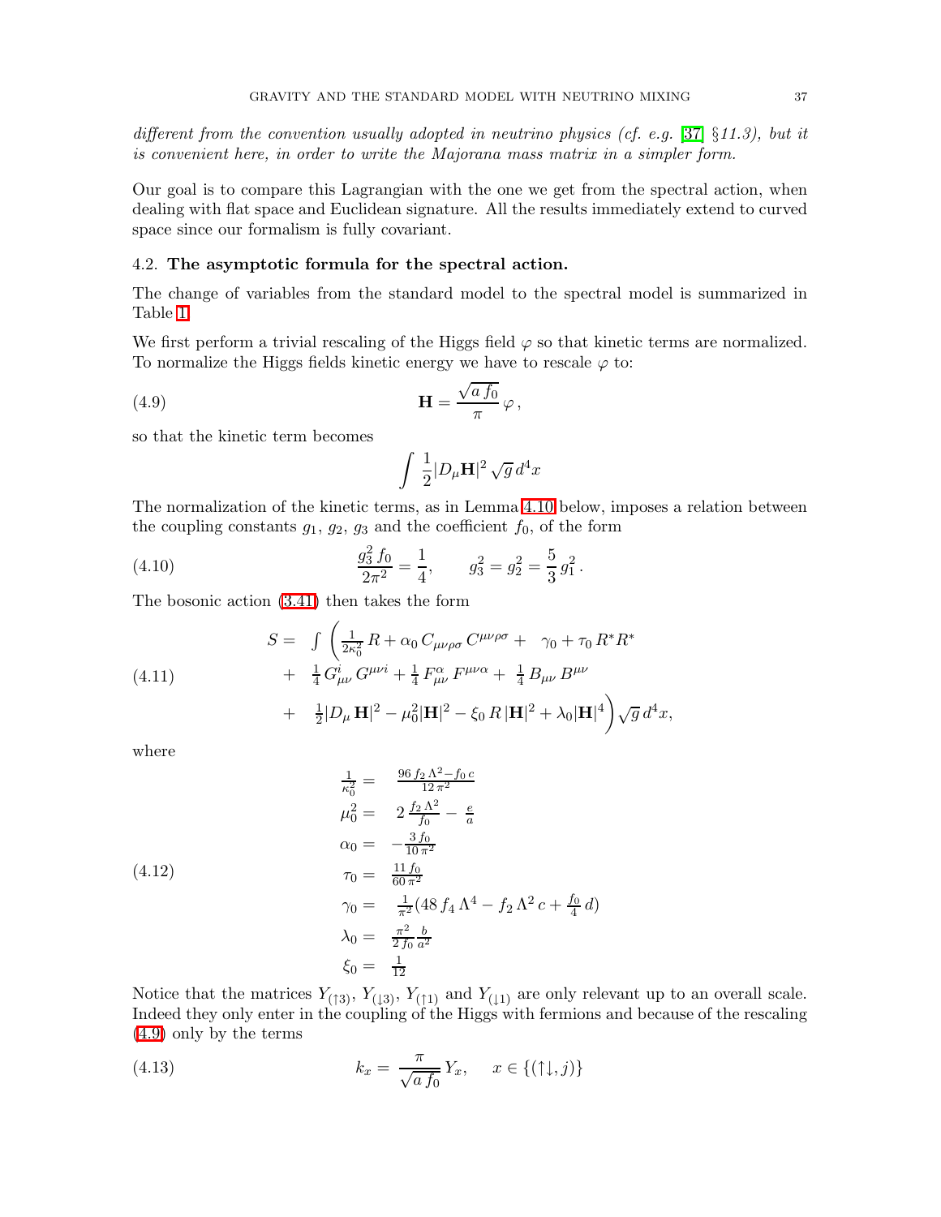*different from the convention usually adopted in neutrino physics (cf. e.g. [37] §11.3), but it is convenient here, in order to write the Majorana mass matrix in a simpler form.*

Our goal is to compare this Lagrangian with the one we get from the spectral action, when dealing with flat space and Euclidean signature. All the results immediately extend to curved space since our formalism is fully covariant.

### 4.2. The asymptotic formula for the spectral action.

The change of variables from the standard model to the spectral model is summarized in Table 1.

We first perform a trivial rescaling of the Higgs field $\varphi$ so that kinetic terms are normalized. To normalize the Higgs fields kinetic energy we have to rescale $\varphi$ to:

$$\mathbf{H} = \frac{\sqrt{a\, f_0}}{\pi}\, \varphi\,, \tag{4.9}$$

so that the kinetic term becomes

$$\int \frac{1}{2} |D_\mu \mathbf{H}|^2 \sqrt{g}\, d^4 x$$

The normalization of the kinetic terms, as in Lemma 4.10 below, imposes a relation between the coupling constants $g_1$, $g_2$, $g_3$ and the coefficient $f_0$, of the form

$$\frac{g_3^2\, f_0}{2\pi^2} = \frac{1}{4}, \qquad g_3^2 = g_2^2 = \frac{5}{3}\, g_1^2\,. \tag{4.10}$$

The bosonic action (3.41) then takes the form

$$\begin{aligned} S = \; & \int \Big( \tfrac{1}{2\kappa_0^2}\, R + \alpha_0\, C_{\mu\nu\rho\sigma}\, C^{\mu\nu\rho\sigma} + \;\; \gamma_0 + \tau_0\, R^* R^* \\ & + \; \tfrac{1}{4}\, G^i_{\mu\nu}\, G^{\mu\nu i} + \tfrac{1}{4}\, F^\alpha_{\mu\nu}\, F^{\mu\nu\alpha} + \; \tfrac{1}{4}\, B_{\mu\nu}\, B^{\mu\nu} \\ & + \; \tfrac{1}{2} |D_\mu\, \mathbf{H}|^2 - \mu_0^2 |\mathbf{H}|^2 - \xi_0\, R\, |\mathbf{H}|^2 + \lambda_0 |\mathbf{H}|^4 \Big) \sqrt{g}\, d^4 x, \end{aligned} \tag{4.11}$$

where

$$\begin{aligned} \tfrac{1}{\kappa_0^2} = & \;\; \tfrac{96\, f_2\, \Lambda^2 - f_0\, c}{12\, \pi^2} \\ \mu_0^2 = & \;\; 2\, \tfrac{f_2\, \Lambda^2}{f_0} - \tfrac{e}{a} \\ \alpha_0 = & \; -\tfrac{3\, f_0}{10\, \pi^2} \\ \tau_0 = & \;\; \tfrac{11\, f_0}{60\, \pi^2} \\ \gamma_0 = & \;\; \tfrac{1}{\pi^2} (48\, f_4\, \Lambda^4 - f_2\, \Lambda^2\, c + \tfrac{f_0}{4}\, d) \\ \lambda_0 = & \;\; \tfrac{\pi^2}{2\, f_0}\, \tfrac{b}{a^2} \\ \xi_0 = & \;\; \tfrac{1}{12} \end{aligned} \tag{4.12}$$

Notice that the matrices $Y_{(\uparrow 3)}$, $Y_{(\downarrow 3)}$, $Y_{(\uparrow 1)}$ and $Y_{(\downarrow 1)}$ are only relevant up to an overall scale. Indeed they only enter in the coupling of the Higgs with fermions and because of the rescaling (4.9) only by the terms

$$k_x = \frac{\pi}{\sqrt{a\, f_0}}\, Y_x, \qquad x \in \{(\uparrow\downarrow, j)\} \tag{4.13}$$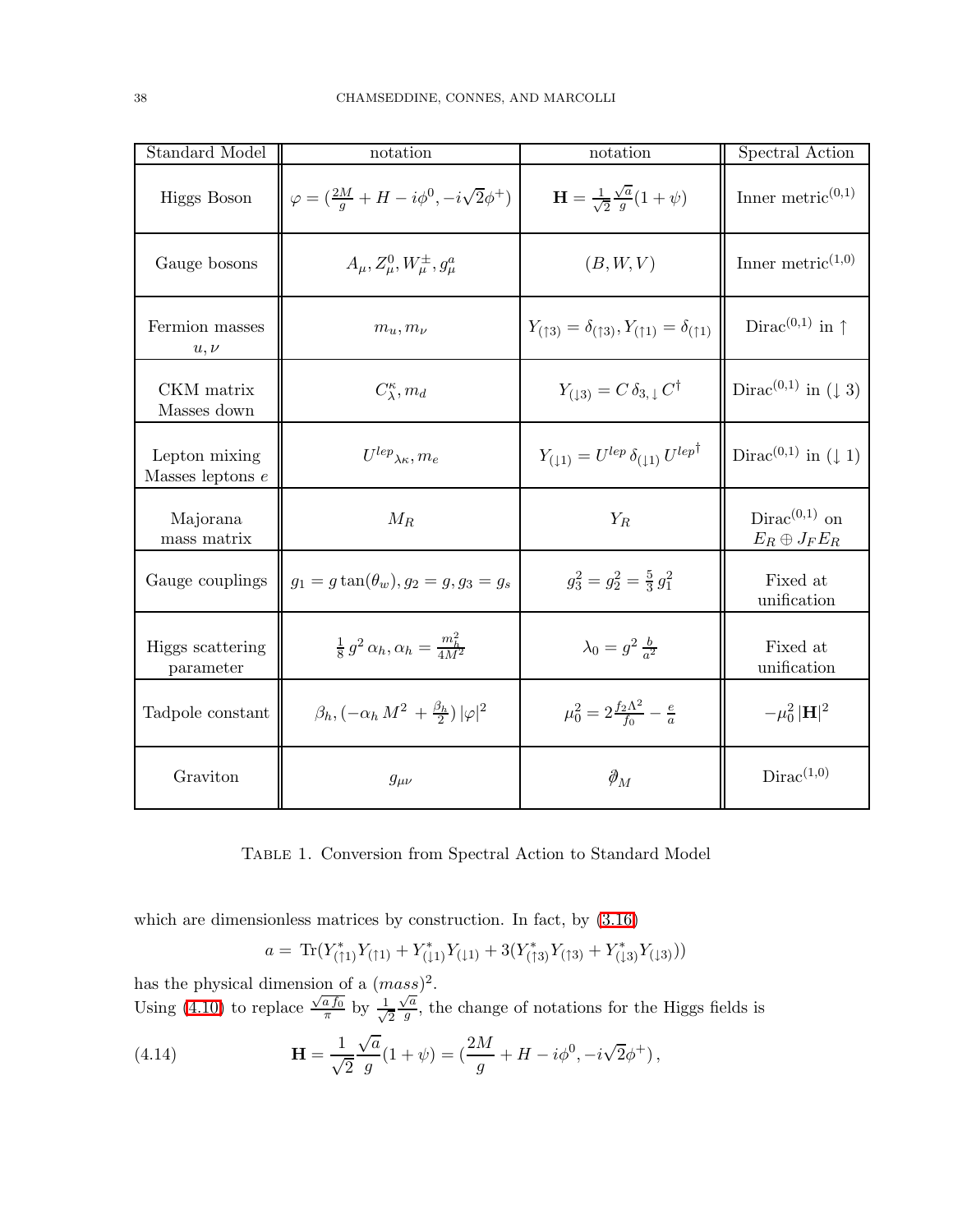| Standard Model | notation | notation | Spectral Action |
|---|---|---|---|
| Higgs Boson | $\varphi = (\frac{2M}{g} + H - i\phi^0, -i\sqrt{2}\phi^+)$ | $\mathbf{H} = \frac{1}{\sqrt{2}}\frac{\sqrt{a}}{g}(1+\psi)$ | Inner metric$^{(0,1)}$ |
| Gauge bosons | $A_\mu, Z^0_\mu, W^\pm_\mu, g^a_\mu$ | $(B, W, V)$ | Inner metric$^{(1,0)}$ |
| Fermion masses $u, \nu$ | $m_u, m_\nu$ | $Y_{(\uparrow 3)} = \delta_{(\uparrow 3)}, Y_{(\uparrow 1)} = \delta_{(\uparrow 1)}$ | Dirac$^{(0,1)}$ in $\uparrow$ |
| CKM matrix Masses down | $C^\kappa_\lambda, m_d$ | $Y_{(\downarrow 3)} = C\,\delta_{3,\downarrow}\,C^\dagger$ | Dirac$^{(0,1)}$ in $(\downarrow 3)$ |
| Lepton mixing Masses leptons $e$ | $U^{lep}{}_{\lambda\kappa}, m_e$ | $Y_{(\downarrow 1)} = U^{lep}\,\delta_{(\downarrow 1)}\,U^{lep\dagger}$ | Dirac$^{(0,1)}$ in $(\downarrow 1)$ |
| Majorana mass matrix | $M_R$ | $Y_R$ | Dirac$^{(0,1)}$ on $E_R \oplus J_F E_R$ |
| Gauge couplings | $g_1 = g\tan(\theta_w), g_2 = g, g_3 = g_s$ | $g_3^2 = g_2^2 = \frac{5}{3}\,g_1^2$ | Fixed at unification |
| Higgs scattering parameter | $\frac{1}{8}\,g^2\,\alpha_h, \alpha_h = \frac{m_h^2}{4M^2}$ | $\lambda_0 = g^2\,\frac{b}{a^2}$ | Fixed at unification |
| Tadpole constant | $\beta_h, (-\alpha_h\,M^2 + \frac{\beta_h}{2})\,\lvert\varphi\rvert^2$ | $\mu_0^2 = 2\frac{f_2\Lambda^2}{f_0} - \frac{e}{a}$ | $-\mu_0^2\,\lvert\mathbf{H}\rvert^2$ |
| Graviton | $g_{\mu\nu}$ | $\partial\!\!\!/_M$ | Dirac$^{(1,0)}$ |

TABLE 1. Conversion from Spectral Action to Standard Model

which are dimensionless matrices by construction. In fact, by (3.16)

$$a = \operatorname{Tr}(Y^*_{(\uparrow 1)}Y_{(\uparrow 1)} + Y^*_{(\downarrow 1)}Y_{(\downarrow 1)} + 3(Y^*_{(\uparrow 3)}Y_{(\uparrow 3)} + Y^*_{(\downarrow 3)}Y_{(\downarrow 3)}))$$

has the physical dimension of a $(mass)^2$.

Using (4.10) to replace $\frac{\sqrt{a\,f_0}}{\pi}$ by $\frac{1}{\sqrt{2}}\frac{\sqrt{a}}{g}$, the change of notations for the Higgs fields is

$$\mathbf{H} = \frac{1}{\sqrt{2}}\frac{\sqrt{a}}{g}(1+\psi) = (\frac{2M}{g} + H - i\phi^0, -i\sqrt{2}\phi^+)\,, \tag{4.14}$$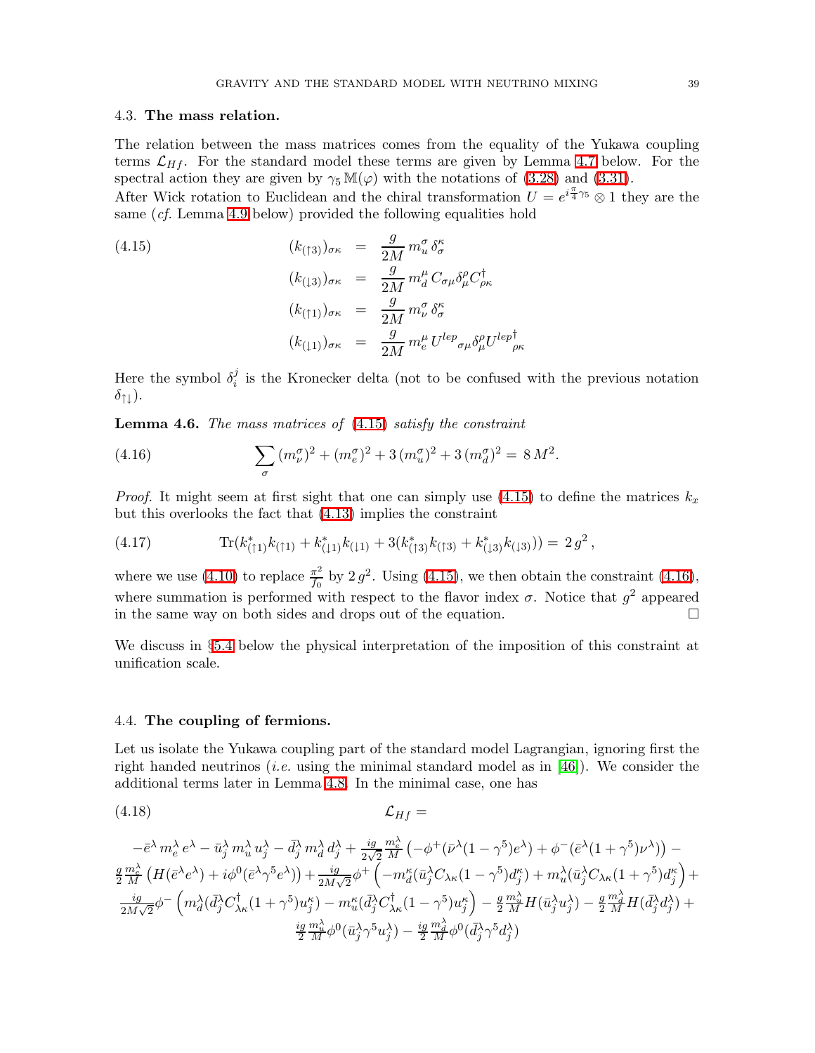### 4.3. **The mass relation.**

The relation between the mass matrices comes from the equality of the Yukawa coupling terms $\mathcal{L}_{Hf}$. For the standard model these terms are given by Lemma 4.7 below. For the spectral action they are given by $\gamma_5\,\mathbb{M}(\varphi)$ with the notations of (3.28) and (3.31).
After Wick rotation to Euclidean and the chiral transformation $U = e^{i\frac{\pi}{4}\gamma_5}\otimes 1$ they are the same (*cf.* Lemma 4.9 below) provided the following equalities hold

$$
\begin{aligned}
(k_{(\uparrow 3)})_{\sigma\kappa} &= \frac{g}{2M}\, m_u^{\sigma}\,\delta_{\sigma}^{\kappa} \\
(k_{(\downarrow 3)})_{\sigma\kappa} &= \frac{g}{2M}\, m_d^{\mu}\, C_{\sigma\mu}\delta_{\mu}^{\rho}C_{\rho\kappa}^{\dagger} \\
(k_{(\uparrow 1)})_{\sigma\kappa} &= \frac{g}{2M}\, m_\nu^{\sigma}\,\delta_{\sigma}^{\kappa} \\
(k_{(\downarrow 1)})_{\sigma\kappa} &= \frac{g}{2M}\, m_e^{\mu}\, {U^{lep}}_{\sigma\mu}\delta_{\mu}^{\rho}{U^{lep}}^{\dagger}_{\rho\kappa}
\end{aligned}
\tag{4.15}
$$

Here the symbol $\delta_i^j$ is the Kronecker delta (not to be confused with the previous notation $\delta_{\uparrow\downarrow}$).

**Lemma 4.6.** *The mass matrices of* (4.15) *satisfy the constraint*

$$
\sum_{\sigma} (m_\nu^{\sigma})^2 + (m_e^{\sigma})^2 + 3\,(m_u^{\sigma})^2 + 3\,(m_d^{\sigma})^2 = \,8\,M^2. \tag{4.16}
$$

*Proof.* It might seem at first sight that one can simply use (4.15) to define the matrices $k_x$ but this overlooks the fact that (4.13) implies the constraint

$$
\mathrm{Tr}(k^*_{(\uparrow 1)}k_{(\uparrow 1)} + k^*_{(\downarrow 1)}k_{(\downarrow 1)} + 3(k^*_{(\uparrow 3)}k_{(\uparrow 3)} + k^*_{(\downarrow 3)}k_{(\downarrow 3)})) = \,2\,g^2\,, \tag{4.17}
$$

where we use (4.10) to replace $\frac{\pi^2}{f_0}$ by $2\,g^2$. Using (4.15), we then obtain the constraint (4.16), where summation is performed with respect to the flavor index $\sigma$. Notice that $g^2$ appeared in the same way on both sides and drops out of the equation. $\square$

We discuss in §5.4 below the physical interpretation of the imposition of this constraint at unification scale.

### 4.4. **The coupling of fermions.**

Let us isolate the Yukawa coupling part of the standard model Lagrangian, ignoring first the right handed neutrinos (*i.e.* using the minimal standard model as in [46]). We consider the additional terms later in Lemma 4.8. In the minimal case, one has

$$
\mathcal{L}_{Hf} = \tag{4.18}
$$

$$
\begin{aligned}
&-\bar{e}^{\lambda}\,m_e^{\lambda}\,e^{\lambda} - \bar{u}_j^{\lambda}\,m_u^{\lambda}\,u_j^{\lambda} - \bar{d}_j^{\lambda}\,m_d^{\lambda}\,d_j^{\lambda} + \tfrac{ig}{2\sqrt{2}}\tfrac{m_e^{\lambda}}{M}\left(-\phi^{+}(\bar{\nu}^{\lambda}(1-\gamma^5)e^{\lambda}) + \phi^{-}(\bar{e}^{\lambda}(1+\gamma^5)\nu^{\lambda})\right) - \\
&\tfrac{g}{2}\tfrac{m_e^{\lambda}}{M}\left(H(\bar{e}^{\lambda}e^{\lambda}) + i\phi^0(\bar{e}^{\lambda}\gamma^5 e^{\lambda})\right) + \tfrac{ig}{2M\sqrt{2}}\phi^{+}\left(-m_d^{\kappa}(\bar{u}_j^{\lambda}C_{\lambda\kappa}(1-\gamma^5)d_j^{\kappa}) + m_u^{\lambda}(\bar{u}_j^{\lambda}C_{\lambda\kappa}(1+\gamma^5)d_j^{\kappa}\right) + \\
&\tfrac{ig}{2M\sqrt{2}}\phi^{-}\left(m_d^{\lambda}(\bar{d}_j^{\lambda}C_{\lambda\kappa}^{\dagger}(1+\gamma^5)u_j^{\kappa}) - m_u^{\kappa}(\bar{d}_j^{\lambda}C_{\lambda\kappa}^{\dagger}(1-\gamma^5)u_j^{\kappa}\right) - \tfrac{g}{2}\tfrac{m_u^{\lambda}}{M}H(\bar{u}_j^{\lambda}u_j^{\lambda}) - \tfrac{g}{2}\tfrac{m_d^{\lambda}}{M}H(\bar{d}_j^{\lambda}d_j^{\lambda}) + \\
&\tfrac{ig}{2}\tfrac{m_u^{\lambda}}{M}\phi^0(\bar{u}_j^{\lambda}\gamma^5 u_j^{\lambda}) - \tfrac{ig}{2}\tfrac{m_d^{\lambda}}{M}\phi^0(\bar{d}_j^{\lambda}\gamma^5 d_j^{\lambda})
\end{aligned}
$$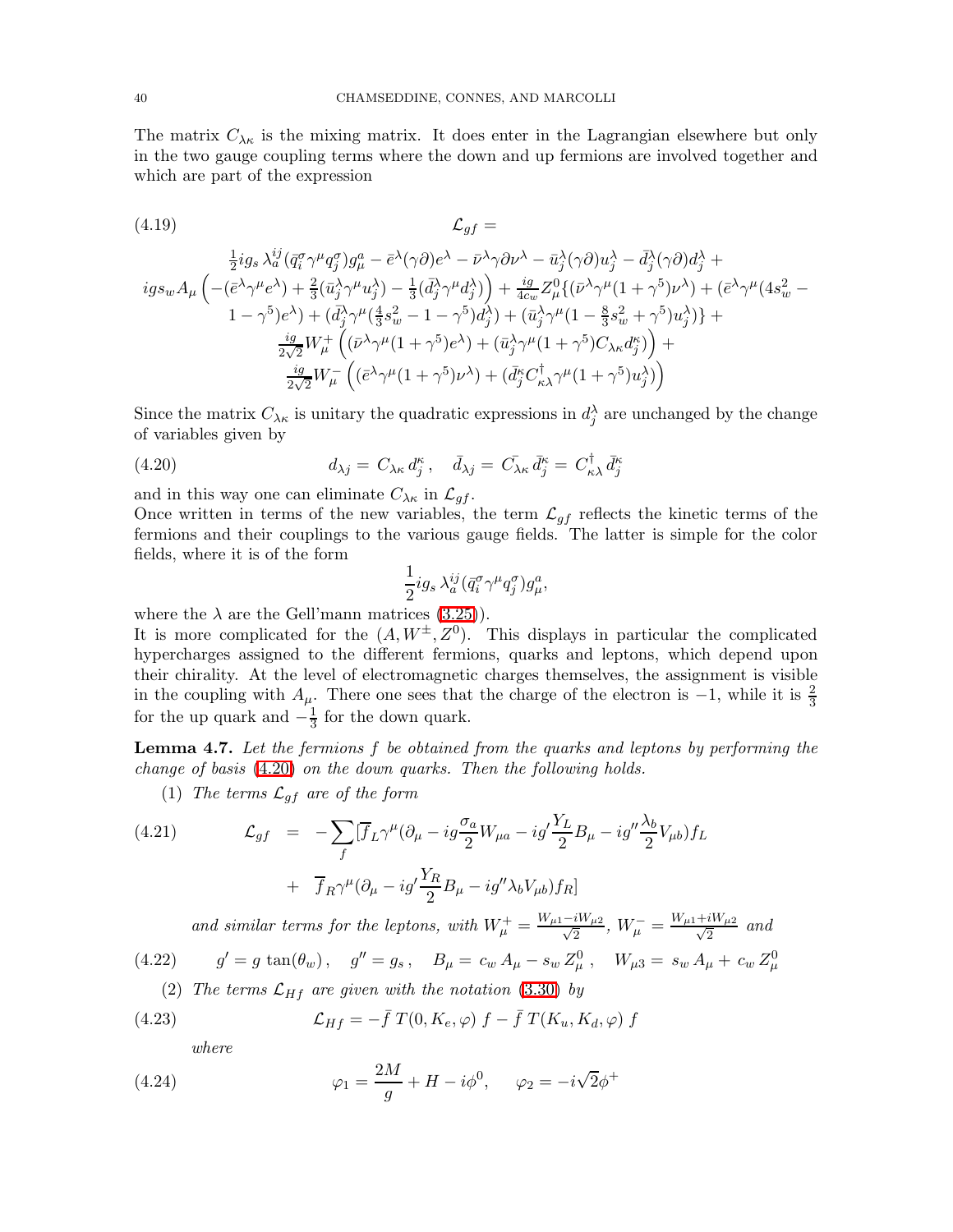The matrix $C_{\lambda\kappa}$ is the mixing matrix. It does enter in the Lagrangian elsewhere but only in the two gauge coupling terms where the down and up fermions are involved together and which are part of the expression

$$
\begin{aligned}
(4.19)\qquad & \mathcal{L}_{gf} = \\
& \tfrac{1}{2} i g_s \, \lambda_a^{ij} (\bar{q}_i^\sigma \gamma^\mu q_j^\sigma) g_\mu^a - \bar{e}^\lambda (\gamma\partial) e^\lambda - \bar{\nu}^\lambda \gamma \partial \nu^\lambda - \bar{u}_j^\lambda (\gamma\partial) u_j^\lambda - \bar{d}_j^\lambda (\gamma\partial) d_j^\lambda + \\
& i g s_w A_\mu \left( -(\bar{e}^\lambda \gamma^\mu e^\lambda) + \tfrac{2}{3} (\bar{u}_j^\lambda \gamma^\mu u_j^\lambda) - \tfrac{1}{3} (\bar{d}_j^\lambda \gamma^\mu d_j^\lambda) \right) + \tfrac{ig}{4c_w} Z_\mu^0 \{ (\bar{\nu}^\lambda \gamma^\mu (1+\gamma^5) \nu^\lambda) + (\bar{e}^\lambda \gamma^\mu (4 s_w^2 - \\
& 1 - \gamma^5) e^\lambda) + (\bar{d}_j^\lambda \gamma^\mu (\tfrac{4}{3} s_w^2 - 1 - \gamma^5) d_j^\lambda) + (\bar{u}_j^\lambda \gamma^\mu (1 - \tfrac{8}{3} s_w^2 + \gamma^5) u_j^\lambda) \} + \\
& \tfrac{ig}{2\sqrt{2}} W_\mu^+ \left( (\bar{\nu}^\lambda \gamma^\mu (1+\gamma^5) e^\lambda) + (\bar{u}_j^\lambda \gamma^\mu (1+\gamma^5) C_{\lambda\kappa} d_j^\kappa) \right) + \\
& \tfrac{ig}{2\sqrt{2}} W_\mu^- \left( (\bar{e}^\lambda \gamma^\mu (1+\gamma^5) \nu^\lambda) + (\bar{d}_j^\kappa C_{\kappa\lambda}^\dagger \gamma^\mu (1+\gamma^5) u_j^\lambda) \right)
\end{aligned}
$$

Since the matrix $C_{\lambda\kappa}$ is unitary the quadratic expressions in $d_j^\lambda$ are unchanged by the change of variables given by

$$
(4.20)\qquad d_{\lambda j} = C_{\lambda\kappa} \, d_j^\kappa \,, \quad \bar{d}_{\lambda j} = \bar{C_{\lambda\kappa}} \, \bar{d}_j^\kappa = C_{\kappa\lambda}^\dagger \, \bar{d}_j^\kappa
$$

and in this way one can eliminate $C_{\lambda\kappa}$ in $\mathcal{L}_{gf}$.

Once written in terms of the new variables, the term $\mathcal{L}_{gf}$ reflects the kinetic terms of the fermions and their couplings to the various gauge fields. The latter is simple for the color fields, where it is of the form

$$
\frac{1}{2} i g_s \, \lambda_a^{ij} (\bar{q}_i^\sigma \gamma^\mu q_j^\sigma) g_\mu^a,
$$

where the $\lambda$ are the Gell'mann matrices (3.25)).

It is more complicated for the $(A, W^\pm, Z^0)$. This displays in particular the complicated hypercharges assigned to the different fermions, quarks and leptons, which depend upon their chirality. At the level of electromagnetic charges themselves, the assignment is visible in the coupling with $A_\mu$. There one sees that the charge of the electron is $-1$, while it is $\frac{2}{3}$ for the up quark and $-\frac{1}{3}$ for the down quark.

**Lemma 4.7.** *Let the fermions $f$ be obtained from the quarks and leptons by performing the change of basis (4.20) on the down quarks. Then the following holds.*

(1) *The terms $\mathcal{L}_{gf}$ are of the form*

$$
\begin{aligned}
(4.21)\qquad \mathcal{L}_{gf} &= -\sum_f [\overline{f}_L \gamma^\mu (\partial_\mu - i g \frac{\sigma_a}{2} W_{\mu a} - i g' \frac{Y_L}{2} B_\mu - i g'' \frac{\lambda_b}{2} V_{\mu b}) f_L \\
&+ \overline{f}_R \gamma^\mu (\partial_\mu - i g' \frac{Y_R}{2} B_\mu - i g'' \lambda_b V_{\mu b}) f_R]
\end{aligned}
$$

*and similar terms for the leptons, with $W_\mu^+ = \frac{W_{\mu 1} - i W_{\mu 2}}{\sqrt{2}}$, $W_\mu^- = \frac{W_{\mu 1} + i W_{\mu 2}}{\sqrt{2}}$ and*

$$
(4.22)\qquad g' = g \, \tan(\theta_w) \,, \quad g'' = g_s \,, \quad B_\mu = c_w \, A_\mu - s_w \, Z_\mu^0 \,, \quad W_{\mu 3} = s_w \, A_\mu + c_w \, Z_\mu^0
$$

(2) *The terms $\mathcal{L}_{Hf}$ are given with the notation (3.30) by*

$$
(4.23)\qquad \mathcal{L}_{Hf} = -\bar{f} \, T(0, K_e, \varphi) \, f - \bar{f} \, T(K_u, K_d, \varphi) \, f
$$

*where*

$$
(4.24)\qquad \varphi_1 = \frac{2M}{g} + H - i\phi^0, \qquad \varphi_2 = -i\sqrt{2}\phi^+
$$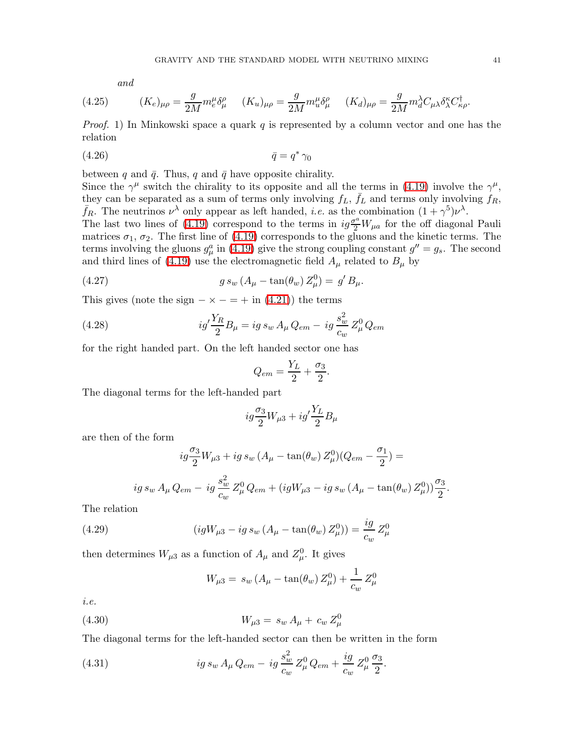*and*

$$(K_e)_{\mu\rho} = \frac{g}{2M} m_e^\mu \delta_\mu^\rho \qquad (K_u)_{\mu\rho} = \frac{g}{2M} m_u^\mu \delta_\mu^\rho \qquad (K_d)_{\mu\rho} = \frac{g}{2M} m_d^\lambda C_{\mu\lambda} \delta_\lambda^\kappa C_{\kappa\rho}^\dagger. \tag{4.25}$$

*Proof.* 1) In Minkowski space a quark $q$ is represented by a column vector and one has the relation

$$\bar{q} = q^* \gamma_0 \tag{4.26}$$

between $q$ and $\bar{q}$. Thus, $q$ and $\bar{q}$ have opposite chirality.
Since the $\gamma^\mu$ switch the chirality to its opposite and all the terms in (4.19) involve the $\gamma^\mu$, they can be separated as a sum of terms only involving $f_L$, $\bar{f}_L$ and terms only involving $f_R$, $\bar{f}_R$. The neutrinos $\nu^\lambda$ only appear as left handed, *i.e.* as the combination $(1+\gamma^5)\nu^\lambda$.
The last two lines of (4.19) correspond to the terms in $ig\frac{\sigma^a}{2}W_{\mu a}$ for the off diagonal Pauli matrices $\sigma_1$, $\sigma_2$. The first line of (4.19) corresponds to the gluons and the kinetic terms. The terms involving the gluons $g_\mu^a$ in (4.19) give the strong coupling constant $g'' = g_s$. The second and third lines of (4.19) use the electromagnetic field $A_\mu$ related to $B_\mu$ by

$$g\, s_w\, (A_\mu - \tan(\theta_w)\, Z_\mu^0) = g'\, B_\mu. \tag{4.27}$$

This gives (note the sign $- \times - = +$ in (4.21)) the terms

$$ig'\frac{Y_R}{2}B_\mu = ig\, s_w\, A_\mu\, Q_{em} - ig\,\frac{s_w^2}{c_w}\, Z_\mu^0\, Q_{em} \tag{4.28}$$

for the right handed part. On the left handed sector one has

$$Q_{em} = \frac{Y_L}{2} + \frac{\sigma_3}{2}.$$

The diagonal terms for the left-handed part

$$ig\frac{\sigma_3}{2}W_{\mu 3} + ig'\frac{Y_L}{2}B_\mu$$

are then of the form

$$ig\frac{\sigma_3}{2}W_{\mu 3} + ig\, s_w\, (A_\mu - \tan(\theta_w)\, Z_\mu^0)(Q_{em} - \frac{\sigma_1}{2}) =$$

$$ig\, s_w\, A_\mu\, Q_{em} - ig\,\frac{s_w^2}{c_w}\, Z_\mu^0\, Q_{em} + (igW_{\mu 3} - ig\, s_w\, (A_\mu - \tan(\theta_w)\, Z_\mu^0))\frac{\sigma_3}{2}.$$

The relation

$$(igW_{\mu 3} - ig\, s_w\, (A_\mu - \tan(\theta_w)\, Z_\mu^0)) = \frac{ig}{c_w}\, Z_\mu^0 \tag{4.29}$$

then determines $W_{\mu 3}$ as a function of $A_\mu$ and $Z_\mu^0$. It gives

$$W_{\mu 3} = s_w\, (A_\mu - \tan(\theta_w)\, Z_\mu^0) + \frac{1}{c_w}\, Z_\mu^0$$

*i.e.*

$$W_{\mu 3} = s_w\, A_\mu + c_w\, Z_\mu^0 \tag{4.30}$$

The diagonal terms for the left-handed sector can then be written in the form

$$ig\, s_w\, A_\mu\, Q_{em} - ig\,\frac{s_w^2}{c_w}\, Z_\mu^0\, Q_{em} + \frac{ig}{c_w}\, Z_\mu^0\, \frac{\sigma_3}{2}. \tag{4.31}$$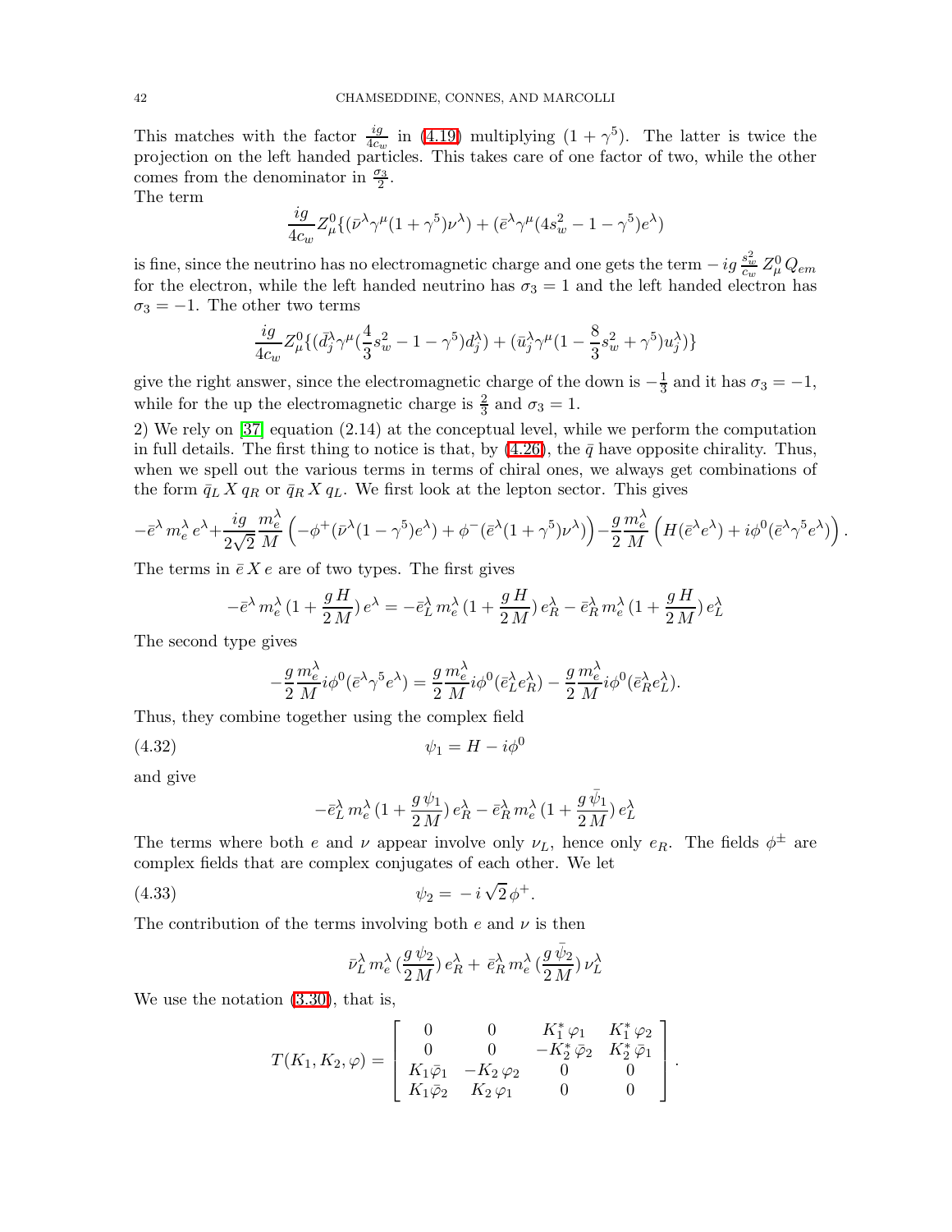This matches with the factor $\frac{ig}{4c_w}$ in (4.19) multiplying $(1+\gamma^5)$. The latter is twice the projection on the left handed particles. This takes care of one factor of two, while the other comes from the denominator in $\frac{\sigma_3}{2}$.

The term

$$\frac{ig}{4c_w} Z^0_\mu \{ (\bar\nu^\lambda \gamma^\mu (1+\gamma^5)\nu^\lambda) + (\bar e^\lambda \gamma^\mu (4s_w^2 - 1 - \gamma^5) e^\lambda)$$

is fine, since the neutrino has no electromagnetic charge and one gets the term $-ig\frac{s_w^2}{c_w} Z^0_\mu Q_{em}$ for the electron, while the left handed neutrino has $\sigma_3 = 1$ and the left handed electron has $\sigma_3 = -1$. The other two terms

$$\frac{ig}{4c_w} Z^0_\mu \{ (\bar d_j^\lambda \gamma^\mu (\frac{4}{3}s_w^2 - 1 - \gamma^5) d_j^\lambda) + (\bar u_j^\lambda \gamma^\mu (1 - \frac{8}{3}s_w^2 + \gamma^5) u_j^\lambda) \}$$

give the right answer, since the electromagnetic charge of the down is $-\frac{1}{3}$ and it has $\sigma_3 = -1$, while for the up the electromagnetic charge is $\frac{2}{3}$ and $\sigma_3 = 1$.

2) We rely on [37] equation (2.14) at the conceptual level, while we perform the computation in full details. The first thing to notice is that, by (4.26), the $\bar q$ have opposite chirality. Thus, when we spell out the various terms in terms of chiral ones, we always get combinations of the form $\bar q_L \, X \, q_R$ or $\bar q_R \, X \, q_L$. We first look at the lepton sector. This gives

$$-\bar e^\lambda \, m_e^\lambda \, e^\lambda + \frac{ig}{2\sqrt{2}} \frac{m_e^\lambda}{M} \left( -\phi^+ (\bar\nu^\lambda (1-\gamma^5) e^\lambda) + \phi^- (\bar e^\lambda (1+\gamma^5)\nu^\lambda) \right) - \frac{g}{2} \frac{m_e^\lambda}{M} \left( H (\bar e^\lambda e^\lambda) + i\phi^0 (\bar e^\lambda \gamma^5 e^\lambda) \right).$$

The terms in $\bar e \, X \, e$ are of two types. The first gives

$$-\bar e^\lambda \, m_e^\lambda \, (1 + \frac{g\,H}{2\,M}) \, e^\lambda = -\bar e_L^\lambda \, m_e^\lambda \, (1 + \frac{g\,H}{2\,M}) \, e_R^\lambda - \bar e_R^\lambda \, m_e^\lambda \, (1 + \frac{g\,H}{2\,M}) \, e_L^\lambda$$

The second type gives

$$-\frac{g}{2} \frac{m_e^\lambda}{M} i\phi^0 (\bar e^\lambda \gamma^5 e^\lambda) = \frac{g}{2} \frac{m_e^\lambda}{M} i\phi^0 (\bar e_L^\lambda e_R^\lambda) - \frac{g}{2} \frac{m_e^\lambda}{M} i\phi^0 (\bar e_R^\lambda e_L^\lambda).$$

Thus, they combine together using the complex field

$$\psi_1 = H - i\phi^0 \tag{4.32}$$

and give

$$-\bar e_L^\lambda \, m_e^\lambda \, (1 + \frac{g\,\psi_1}{2\,M}) \, e_R^\lambda - \bar e_R^\lambda \, m_e^\lambda \, (1 + \frac{g\,\bar\psi_1}{2\,M}) \, e_L^\lambda$$

The terms where both $e$ and $\nu$ appear involve only $\nu_L$, hence only $e_R$. The fields $\phi^\pm$ are complex fields that are complex conjugates of each other. We let

$$\psi_2 = -i\sqrt{2}\,\phi^+. \tag{4.33}$$

The contribution of the terms involving both $e$ and $\nu$ is then

$$\bar\nu_L^\lambda \, m_e^\lambda \, (\frac{g\,\psi_2}{2\,M}) \, e_R^\lambda + \bar e_R^\lambda \, m_e^\lambda \, (\frac{g\,\bar\psi_2}{2\,M}) \, \nu_L^\lambda$$

We use the notation (3.30), that is,

$$T(K_1, K_2, \varphi) = \begin{bmatrix} 0 & 0 & K_1^* \, \varphi_1 & K_1^* \, \varphi_2 \\ 0 & 0 & -K_2^* \, \bar\varphi_2 & K_2^* \, \bar\varphi_1 \\ K_1 \bar\varphi_1 & -K_2 \, \varphi_2 & 0 & 0 \\ K_1 \bar\varphi_2 & K_2 \, \varphi_1 & 0 & 0 \end{bmatrix}.$$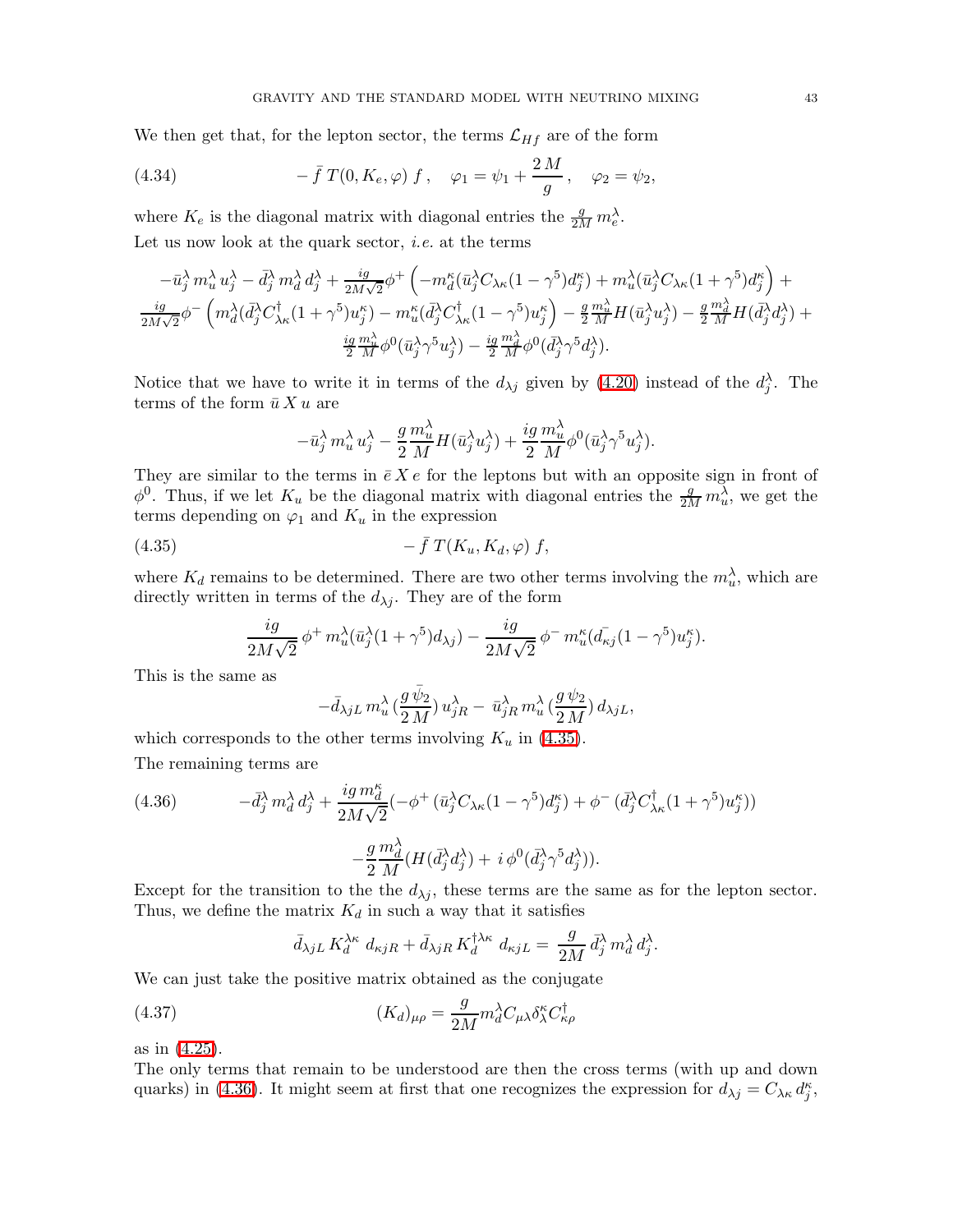We then get that, for the lepton sector, the terms $\mathcal{L}_{Hf}$ are of the form

$$
-\,\bar f\,T(0,K_e,\varphi)\,f\,,\quad \varphi_1=\psi_1+\frac{2\,M}{g}\,,\quad \varphi_2=\psi_2, \tag{4.34}
$$

where $K_e$ is the diagonal matrix with diagonal entries the $\frac{g}{2M}\,m_e^\lambda$.

Let us now look at the quark sector, *i.e.* at the terms

$$
\begin{gathered}
-\bar u_j^\lambda\,m_u^\lambda\,u_j^\lambda-\bar d_j^\lambda\,m_d^\lambda\,d_j^\lambda+\tfrac{ig}{2M\sqrt2}\phi^+\left(-m_d^\kappa(\bar u_j^\lambda C_{\lambda\kappa}(1-\gamma^5)d_j^\kappa)+m_u^\lambda(\bar u_j^\lambda C_{\lambda\kappa}(1+\gamma^5)d_j^\kappa\right)+\\
\tfrac{ig}{2M\sqrt2}\phi^-\left(m_d^\lambda(\bar d_j^\lambda C_{\lambda\kappa}^\dagger(1+\gamma^5)u_j^\kappa)-m_u^\kappa(\bar d_j^\lambda C_{\lambda\kappa}^\dagger(1-\gamma^5)u_j^\kappa\right)-\tfrac{g}{2}\tfrac{m_u^\lambda}{M}H(\bar u_j^\lambda u_j^\lambda)-\tfrac{g}{2}\tfrac{m_d^\lambda}{M}H(\bar d_j^\lambda d_j^\lambda)+\\
\tfrac{ig}{2}\tfrac{m_u^\lambda}{M}\phi^0(\bar u_j^\lambda\gamma^5u_j^\lambda)-\tfrac{ig}{2}\tfrac{m_d^\lambda}{M}\phi^0(\bar d_j^\lambda\gamma^5d_j^\lambda).
\end{gathered}
$$

Notice that we have to write it in terms of the $d_{\lambda j}$ given by (4.20) instead of the $d_j^\lambda$. The terms of the form $\bar u\,X\,u$ are

$$
-\bar u_j^\lambda\,m_u^\lambda\,u_j^\lambda-\frac{g}{2}\frac{m_u^\lambda}{M}H(\bar u_j^\lambda u_j^\lambda)+\frac{ig}{2}\frac{m_u^\lambda}{M}\phi^0(\bar u_j^\lambda\gamma^5u_j^\lambda).
$$

They are similar to the terms in $\bar e\,X\,e$ for the leptons but with an opposite sign in front of $\phi^0$. Thus, if we let $K_u$ be the diagonal matrix with diagonal entries the $\frac{g}{2M}\,m_u^\lambda$, we get the terms depending on $\varphi_1$ and $K_u$ in the expression

$$
-\,\bar f\,T(K_u,K_d,\varphi)\,f, \tag{4.35}
$$

where $K_d$ remains to be determined. There are two other terms involving the $m_u^\lambda$, which are directly written in terms of the $d_{\lambda j}$. They are of the form

$$
\frac{ig}{2M\sqrt2}\,\phi^+\,m_u^\lambda(\bar u_j^\lambda(1+\gamma^5)d_{\lambda j})-\frac{ig}{2M\sqrt2}\,\phi^-\,m_u^\kappa(\bar{d_{\kappa j}}(1-\gamma^5)u_j^\kappa).
$$

This is the same as

$$
-\bar d_{\lambda jL}\,m_u^\lambda\,(\frac{g\,\bar\psi_2}{2\,M})\,u_{jR}^\lambda-\,\bar u_{jR}^\lambda\,m_u^\lambda\,(\frac{g\,\psi_2}{2\,M})\,d_{\lambda jL},
$$

which corresponds to the other terms involving $K_u$ in (4.35).

The remaining terms are

$$
\begin{gathered}
-\bar d_j^\lambda\,m_d^\lambda\,d_j^\lambda+\frac{ig\,m_d^\kappa}{2M\sqrt2}(-\phi^+\,(\bar u_j^\lambda C_{\lambda\kappa}(1-\gamma^5)d_j^\kappa)+\phi^-\,(\bar d_j^\lambda C_{\lambda\kappa}^\dagger(1+\gamma^5)u_j^\kappa))\\
-\frac{g}{2}\frac{m_d^\lambda}{M}(H(\bar d_j^\lambda d_j^\lambda)+\,i\,\phi^0(\bar d_j^\lambda\gamma^5d_j^\lambda)).
\end{gathered} \tag{4.36}
$$

Except for the transition to the the $d_{\lambda j}$, these terms are the same as for the lepton sector. Thus, we define the matrix $K_d$ in such a way that it satisfies

$$
\bar d_{\lambda jL}\,K_d^{\lambda\kappa}\,d_{\kappa jR}+\bar d_{\lambda jR}\,K_d^{\dagger\lambda\kappa}\,d_{\kappa jL}=\frac{g}{2M}\,\bar d_j^\lambda\,m_d^\lambda\,d_j^\lambda.
$$

We can just take the positive matrix obtained as the conjugate

$$
(K_d)_{\mu\rho}=\frac{g}{2M}m_d^\lambda C_{\mu\lambda}\delta_\lambda^\kappa C_{\kappa\rho}^\dagger \tag{4.37}
$$

as in (4.25).

The only terms that remain to be understood are then the cross terms (with up and down quarks) in (4.36). It might seem at first that one recognizes the expression for $d_{\lambda j}=C_{\lambda\kappa}\,d_j^\kappa$,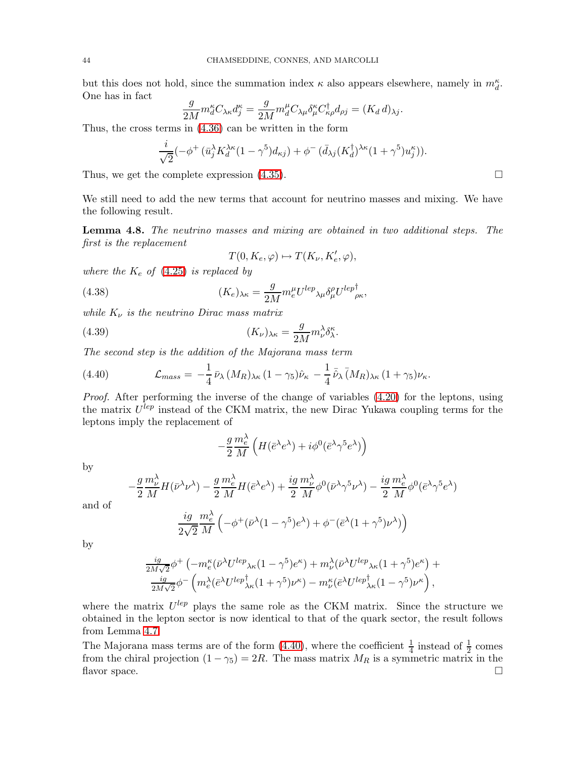but this does not hold, since the summation index $\kappa$ also appears elsewhere, namely in $m_d^\kappa$. One has in fact

$$\frac{g}{2M} m_d^\kappa C_{\lambda\kappa} d_j^\kappa = \frac{g}{2M} m_d^\mu C_{\lambda\mu} \delta_\mu^\kappa C_{\kappa\rho}^\dagger d_{\rho j} = (K_d\, d)_{\lambda j}.$$

Thus, the cross terms in (4.36) can be written in the form

$$\frac{i}{\sqrt{2}}(-\phi^+ \,(\bar{u}_j^\lambda K_d^{\lambda\kappa}(1-\gamma^5) d_{\kappa j}) + \phi^- \,(\bar{d}_{\lambda j}(K_d^\dagger)^{\lambda\kappa}(1+\gamma^5)u_j^\kappa)).$$

Thus, we get the complete expression (4.35). □

We still need to add the new terms that account for neutrino masses and mixing. We have the following result.

**Lemma 4.8.** *The neutrino masses and mixing are obtained in two additional steps. The first is the replacement*

$$T(0, K_e, \varphi) \mapsto T(K_\nu, K_e', \varphi),$$

*where the $K_e$ of (4.25) is replaced by*

$$(K_e)_{\lambda\kappa} = \frac{g}{2M} m_e^\mu {U^{lep}}_{\lambda\mu} \delta_\mu^\rho {U^{lep}}^\dagger_{\rho\kappa}, \tag{4.38}$$

*while $K_\nu$ is the neutrino Dirac mass matrix*

$$(K_\nu)_{\lambda\kappa} = \frac{g}{2M} m_\nu^\lambda \delta_\lambda^\kappa. \tag{4.39}$$

*The second step is the addition of the Majorana mass term*

$$\mathcal{L}_{mass} = -\frac{1}{4}\,\bar{\nu}_\lambda\,(M_R)_{\lambda\kappa}\,(1-\gamma_5)\hat{\nu}_\kappa \,-\frac{1}{4}\,\bar{\hat{\nu}}_\lambda\,\bar{(}M_R)_{\lambda\kappa}\,(1+\gamma_5)\nu_\kappa. \tag{4.40}$$

*Proof.* After performing the inverse of the change of variables (4.20) for the leptons, using the matrix $U^{lep}$ instead of the CKM matrix, the new Dirac Yukawa coupling terms for the leptons imply the replacement of

$$-\frac{g}{2}\frac{m_e^\lambda}{M}\left(H(\bar{e}^\lambda e^\lambda) + i\phi^0(\bar{e}^\lambda \gamma^5 e^\lambda)\right)$$

by

$$-\frac{g}{2}\frac{m_\nu^\lambda}{M}H(\bar{\nu}^\lambda \nu^\lambda) - \frac{g}{2}\frac{m_e^\lambda}{M}H(\bar{e}^\lambda e^\lambda) + \frac{ig}{2}\frac{m_\nu^\lambda}{M}\phi^0(\bar{\nu}^\lambda\gamma^5\nu^\lambda) - \frac{ig}{2}\frac{m_e^\lambda}{M}\phi^0(\bar{e}^\lambda\gamma^5 e^\lambda)$$

and of

$$\frac{ig}{2\sqrt{2}}\frac{m_e^\lambda}{M}\left(-\phi^+(\bar{\nu}^\lambda(1-\gamma^5)e^\lambda) + \phi^-(\bar{e}^\lambda(1+\gamma^5)\nu^\lambda)\right)$$

by

$$\begin{array}{c}\frac{ig}{2M\sqrt{2}}\phi^+\left(-m_e^\kappa(\bar{\nu}^\lambda {U^{lep}}_{\lambda\kappa}(1-\gamma^5)e^\kappa) + m_\nu^\lambda(\bar{\nu}^\lambda {U^{lep}}_{\lambda\kappa}(1+\gamma^5)e^\kappa)\right) + \\ \frac{ig}{2M\sqrt{2}}\phi^-\left(m_e^\lambda(\bar{e}^\lambda {U^{lep}}^\dagger_{\lambda\kappa}(1+\gamma^5)\nu^\kappa) - m_\nu^\kappa(\bar{e}^\lambda {U^{lep}}^\dagger_{\lambda\kappa}(1-\gamma^5)\nu^\kappa\right),\end{array}$$

where the matrix $U^{lep}$ plays the same role as the CKM matrix. Since the structure we obtained in the lepton sector is now identical to that of the quark sector, the result follows from Lemma 4.7.

The Majorana mass terms are of the form (4.40), where the coefficient $\frac{1}{4}$ instead of $\frac{1}{2}$ comes from the chiral projection $(1-\gamma_5) = 2R$. The mass matrix $M_R$ is a symmetric matrix in the flavor space. □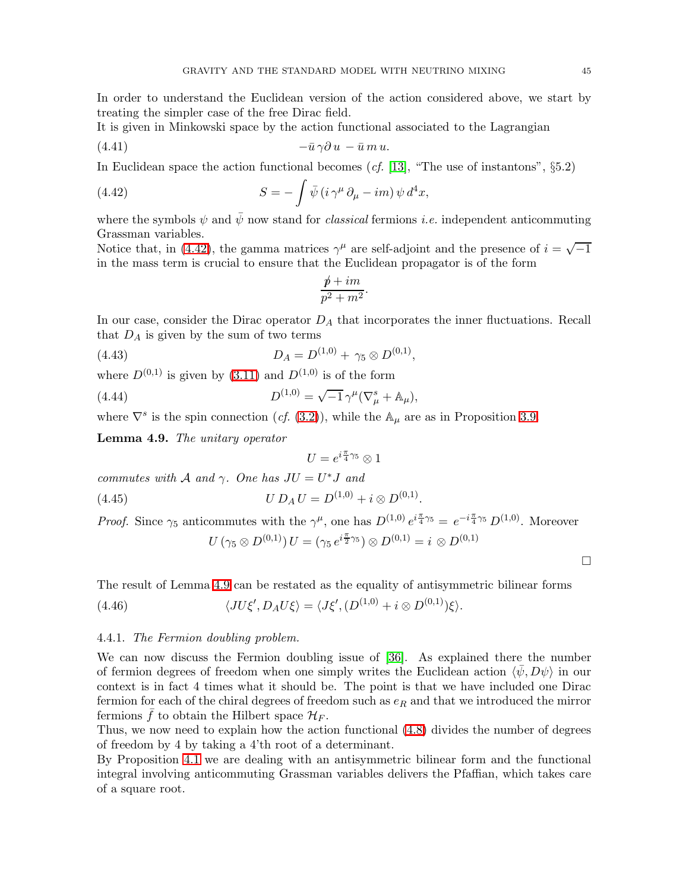In order to understand the Euclidean version of the action considered above, we start by treating the simpler case of the free Dirac field.
It is given in Minkowski space by the action functional associated to the Lagrangian

$$-\bar{u}\,\gamma\partial\, u\,-\,\bar{u}\,m\,u. \tag{4.41}$$

In Euclidean space the action functional becomes (*cf.* [13], "The use of instantons", §5.2)

$$S = -\int \bar{\psi}\,(i\,\gamma^{\mu}\,\partial_{\mu} - im)\,\psi\, d^4x, \tag{4.42}$$

where the symbols $\psi$ and $\bar{\psi}$ now stand for *classical* fermions *i.e.* independent anticommuting Grassman variables.
Notice that, in (4.42), the gamma matrices $\gamma^{\mu}$ are self-adjoint and the presence of $i = \sqrt{-1}$ in the mass term is crucial to ensure that the Euclidean propagator is of the form

$$\frac{\not{p} + im}{p^2 + m^2}.$$

In our case, consider the Dirac operator $D_A$ that incorporates the inner fluctuations. Recall that $D_A$ is given by the sum of two terms

$$D_A = D^{(1,0)} +\, \gamma_5 \otimes D^{(0,1)}, \tag{4.43}$$

where $D^{(0,1)}$ is given by (3.11) and $D^{(1,0)}$ is of the form

$$D^{(1,0)} = \sqrt{-1}\,\gamma^{\mu}(\nabla^s_{\mu} + \mathbb{A}_{\mu}), \tag{4.44}$$

where $\nabla^s$ is the spin connection (*cf.* (3.2)), while the $\mathbb{A}_{\mu}$ are as in Proposition 3.9.

**Lemma 4.9.** *The unitary operator*

$$U = e^{i\frac{\pi}{4}\gamma_5} \otimes 1$$

*commutes with $\mathcal{A}$ and $\gamma$. One has $JU = U^*J$ and*

$$U\,D_A\,U = D^{(1,0)} + i \otimes D^{(0,1)}. \tag{4.45}$$

*Proof.* Since $\gamma_5$ anticommutes with the $\gamma^{\mu}$, one has $D^{(1,0)}\,e^{i\frac{\pi}{4}\gamma_5} = e^{-i\frac{\pi}{4}\gamma_5}\,D^{(1,0)}$. Moreover

$$U\,(\gamma_5 \otimes D^{(0,1)})\,U = (\gamma_5\,e^{i\frac{\pi}{2}\gamma_5}) \otimes D^{(0,1)} = i\,\otimes D^{(0,1)}$$

∎

The result of Lemma 4.9 can be restated as the equality of antisymmetric bilinear forms

$$\langle JU\xi', D_A U\xi\rangle = \langle J\xi', (D^{(1,0)} + i \otimes D^{(0,1)})\xi\rangle. \tag{4.46}$$

#### 4.4.1. *The Fermion doubling problem.*

We can now discuss the Fermion doubling issue of [36]. As explained there the number of fermion degrees of freedom when one simply writes the Euclidean action $\langle\bar{\psi}, D\psi\rangle$ in our context is in fact 4 times what it should be. The point is that we have included one Dirac fermion for each of the chiral degrees of freedom such as $e_R$ and that we introduced the mirror fermions $\bar{f}$ to obtain the Hilbert space $\mathcal{H}_F$.
Thus, we now need to explain how the action functional (4.8) divides the number of degrees of freedom by 4 by taking a 4'th root of a determinant.
By Proposition 4.1 we are dealing with an antisymmetric bilinear form and the functional integral involving anticommuting Grassman variables delivers the Pfaffian, which takes care of a square root.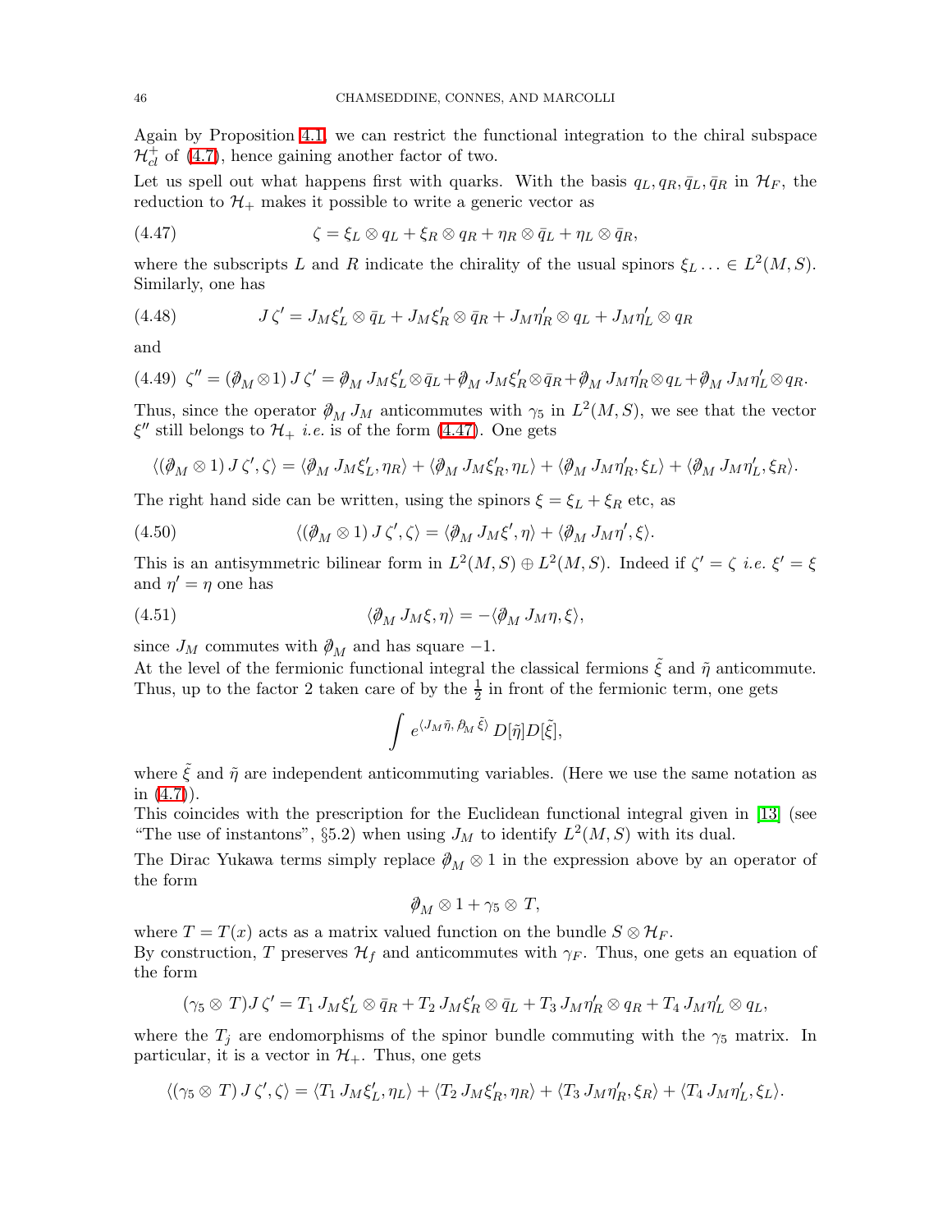Again by Proposition 4.1, we can restrict the functional integration to the chiral subspace $\mathcal{H}_{cl}^+$ of (4.7), hence gaining another factor of two.

Let us spell out what happens first with quarks. With the basis $q_L, q_R, \bar{q}_L, \bar{q}_R$ in $\mathcal{H}_F$, the reduction to $\mathcal{H}_+$ makes it possible to write a generic vector as

$$\zeta = \xi_L \otimes q_L + \xi_R \otimes q_R + \eta_R \otimes \bar{q}_L + \eta_L \otimes \bar{q}_R, \tag{4.47}$$

where the subscripts $L$ and $R$ indicate the chirality of the usual spinors $\xi_L \ldots \in L^2(M, S)$. Similarly, one has

$$J\,\zeta' = J_M \xi_L' \otimes \bar{q}_L + J_M \xi_R' \otimes \bar{q}_R + J_M \eta_R' \otimes q_L + J_M \eta_L' \otimes q_R \tag{4.48}$$

and

$$\zeta'' = (\partial\!\!\!/_M \otimes 1)\,J\,\zeta' = \partial\!\!\!/_M\,J_M \xi_L' \otimes \bar{q}_L + \partial\!\!\!/_M\,J_M \xi_R' \otimes \bar{q}_R + \partial\!\!\!/_M\,J_M \eta_R' \otimes q_L + \partial\!\!\!/_M\,J_M \eta_L' \otimes q_R. \tag{4.49}$$

Thus, since the operator $\partial\!\!\!/_M\,J_M$ anticommutes with $\gamma_5$ in $L^2(M,S)$, we see that the vector $\xi''$ still belongs to $\mathcal{H}_+$ *i.e.* is of the form (4.47). One gets

$$\langle (\partial\!\!\!/_M \otimes 1)\,J\,\zeta', \zeta\rangle = \langle \partial\!\!\!/_M\,J_M \xi_L', \eta_R\rangle + \langle \partial\!\!\!/_M\,J_M \xi_R', \eta_L\rangle + \langle \partial\!\!\!/_M\,J_M \eta_R', \xi_L\rangle + \langle \partial\!\!\!/_M\,J_M \eta_L', \xi_R\rangle.$$

The right hand side can be written, using the spinors $\xi = \xi_L + \xi_R$ etc, as

$$\langle (\partial\!\!\!/_M \otimes 1)\,J\,\zeta', \zeta\rangle = \langle \partial\!\!\!/_M\,J_M \xi', \eta\rangle + \langle \partial\!\!\!/_M\,J_M \eta', \xi\rangle. \tag{4.50}$$

This is an antisymmetric bilinear form in $L^2(M,S) \oplus L^2(M,S)$. Indeed if $\zeta' = \zeta$ *i.e.* $\xi' = \xi$ and $\eta' = \eta$ one has

$$\langle \partial\!\!\!/_M\,J_M \xi, \eta\rangle = -\langle \partial\!\!\!/_M\,J_M \eta, \xi\rangle, \tag{4.51}$$

since $J_M$ commutes with $\partial\!\!\!/_M$ and has square $-1$.

At the level of the fermionic functional integral the classical fermions $\tilde{\xi}$ and $\tilde{\eta}$ anticommute. Thus, up to the factor 2 taken care of by the $\frac{1}{2}$ in front of the fermionic term, one gets

$$\int e^{\langle J_M \tilde{\eta},\, \partial\!\!\!/_M\, \tilde{\xi}\rangle}\, D[\tilde{\eta}] D[\tilde{\xi}],$$

where $\tilde{\xi}$ and $\tilde{\eta}$ are independent anticommuting variables. (Here we use the same notation as in (4.7)).

This coincides with the prescription for the Euclidean functional integral given in [13] (see "The use of instantons", §5.2) when using $J_M$ to identify $L^2(M,S)$ with its dual.

The Dirac Yukawa terms simply replace $\partial\!\!\!/_M \otimes 1$ in the expression above by an operator of the form

$$\partial\!\!\!/_M \otimes 1 + \gamma_5 \otimes T,$$

where $T = T(x)$ acts as a matrix valued function on the bundle $S \otimes \mathcal{H}_F$.

By construction, $T$ preserves $\mathcal{H}_f$ and anticommutes with $\gamma_F$. Thus, one gets an equation of the form

$$(\gamma_5 \otimes T) J\,\zeta' = T_1\,J_M \xi_L' \otimes \bar{q}_R + T_2\,J_M \xi_R' \otimes \bar{q}_L + T_3\,J_M \eta_R' \otimes q_R + T_4\,J_M \eta_L' \otimes q_L,$$

where the $T_j$ are endomorphisms of the spinor bundle commuting with the $\gamma_5$ matrix. In particular, it is a vector in $\mathcal{H}_+$. Thus, one gets

$$\langle (\gamma_5 \otimes T)\,J\,\zeta', \zeta\rangle = \langle T_1\,J_M \xi_L', \eta_L\rangle + \langle T_2\,J_M \xi_R', \eta_R\rangle + \langle T_3\,J_M \eta_R', \xi_R\rangle + \langle T_4\,J_M \eta_L', \xi_L\rangle.$$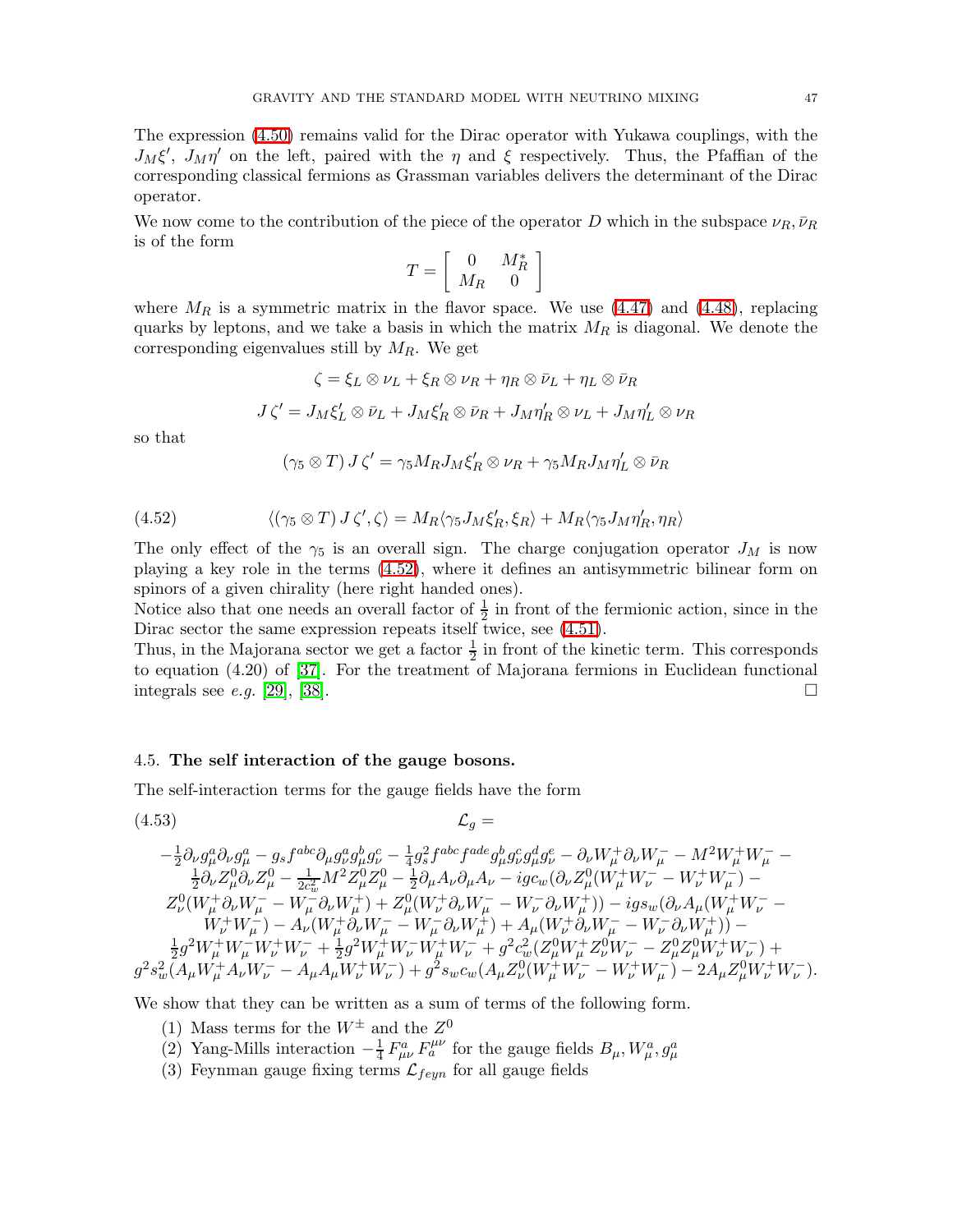The expression (4.50) remains valid for the Dirac operator with Yukawa couplings, with the $J_M\xi'$, $J_M\eta'$ on the left, paired with the $\eta$ and $\xi$ respectively. Thus, the Pfaffian of the corresponding classical fermions as Grassman variables delivers the determinant of the Dirac operator.

We now come to the contribution of the piece of the operator $D$ which in the subspace $\nu_R, \bar{\nu}_R$ is of the form

$$T = \begin{bmatrix} 0 & M_R^* \\ M_R & 0 \end{bmatrix}$$

where $M_R$ is a symmetric matrix in the flavor space. We use (4.47) and (4.48), replacing quarks by leptons, and we take a basis in which the matrix $M_R$ is diagonal. We denote the corresponding eigenvalues still by $M_R$. We get

$$\zeta = \xi_L \otimes \nu_L + \xi_R \otimes \nu_R + \eta_R \otimes \bar{\nu}_L + \eta_L \otimes \bar{\nu}_R$$

$$J\,\zeta' = J_M\xi'_L \otimes \bar{\nu}_L + J_M\xi'_R \otimes \bar{\nu}_R + J_M\eta'_R \otimes \nu_L + J_M\eta'_L \otimes \nu_R$$

so that

$$(\gamma_5 \otimes T)\,J\,\zeta' = \gamma_5 M_R J_M \xi'_R \otimes \nu_R + \gamma_5 M_R J_M \eta'_L \otimes \bar{\nu}_R$$

$$\langle(\gamma_5 \otimes T)\,J\,\zeta', \zeta\rangle = M_R\langle\gamma_5 J_M\xi'_R, \xi_R\rangle + M_R\langle\gamma_5 J_M\eta'_R, \eta_R\rangle \tag{4.52}$$

The only effect of the $\gamma_5$ is an overall sign. The charge conjugation operator $J_M$ is now playing a key role in the terms (4.52), where it defines an antisymmetric bilinear form on spinors of a given chirality (here right handed ones).

Notice also that one needs an overall factor of $\frac{1}{2}$ in front of the fermionic action, since in the Dirac sector the same expression repeats itself twice, see (4.51).

Thus, in the Majorana sector we get a factor $\frac{1}{2}$ in front of the kinetic term. This corresponds to equation (4.20) of [37]. For the treatment of Majorana fermions in Euclidean functional integrals see *e.g.* [29], [38]. $\square$

### 4.5. The self interaction of the gauge bosons.

The self-interaction terms for the gauge fields have the form

$$\mathcal{L}_g = \tag{4.53}$$

$$-\tfrac{1}{2}\partial_\nu g^a_\mu \partial_\nu g^a_\mu - g_s f^{abc}\partial_\mu g^a_\nu g^b_\mu g^c_\nu - \tfrac{1}{4}g_s^2 f^{abc}f^{ade}g^b_\mu g^c_\nu g^d_\mu g^e_\nu - \partial_\nu W^+_\mu \partial_\nu W^-_\mu - M^2 W^+_\mu W^-_\mu - \tfrac{1}{2}\partial_\nu Z^0_\mu \partial_\nu Z^0_\mu - \tfrac{1}{2c_w^2}M^2 Z^0_\mu Z^0_\mu - \tfrac{1}{2}\partial_\mu A_\nu \partial_\mu A_\nu - igc_w(\partial_\nu Z^0_\mu(W^+_\mu W^-_\nu - W^+_\nu W^-_\mu) - Z^0_\nu(W^+_\mu \partial_\nu W^-_\mu - W^-_\mu \partial_\nu W^+_\mu) + Z^0_\mu(W^+_\nu \partial_\nu W^-_\mu - W^-_\nu \partial_\nu W^+_\mu)) - igs_w(\partial_\nu A_\mu(W^+_\mu W^-_\nu - W^+_\nu W^-_\mu) - A_\nu(W^+_\mu \partial_\nu W^-_\mu - W^-_\mu \partial_\nu W^+_\mu) + A_\mu(W^+_\nu \partial_\nu W^-_\mu - W^-_\nu \partial_\nu W^+_\mu)) - \tfrac{1}{2}g^2 W^+_\mu W^-_\mu W^+_\nu W^-_\nu + \tfrac{1}{2}g^2 W^+_\mu W^-_\nu W^+_\mu W^-_\nu + g^2 c_w^2(Z^0_\mu W^+_\mu Z^0_\nu W^-_\nu - Z^0_\mu Z^0_\mu W^+_\nu W^-_\nu) + g^2 s_w^2(A_\mu W^+_\mu A_\nu W^-_\nu - A_\mu A_\mu W^+_\nu W^-_\nu) + g^2 s_w c_w(A_\mu Z^0_\nu(W^+_\mu W^-_\nu - W^+_\nu W^-_\mu) - 2A_\mu Z^0_\mu W^+_\nu W^-_\nu).$$

We show that they can be written as a sum of terms of the following form.

1. Mass terms for the $W^\pm$ and the $Z^0$
2. Yang-Mills interaction $-\frac{1}{4}F^a_{\mu\nu}F^{\mu\nu}_a$ for the gauge fields $B_\mu, W^a_\mu, g^a_\mu$
3. Feynman gauge fixing terms $\mathcal{L}_{feyn}$ for all gauge fields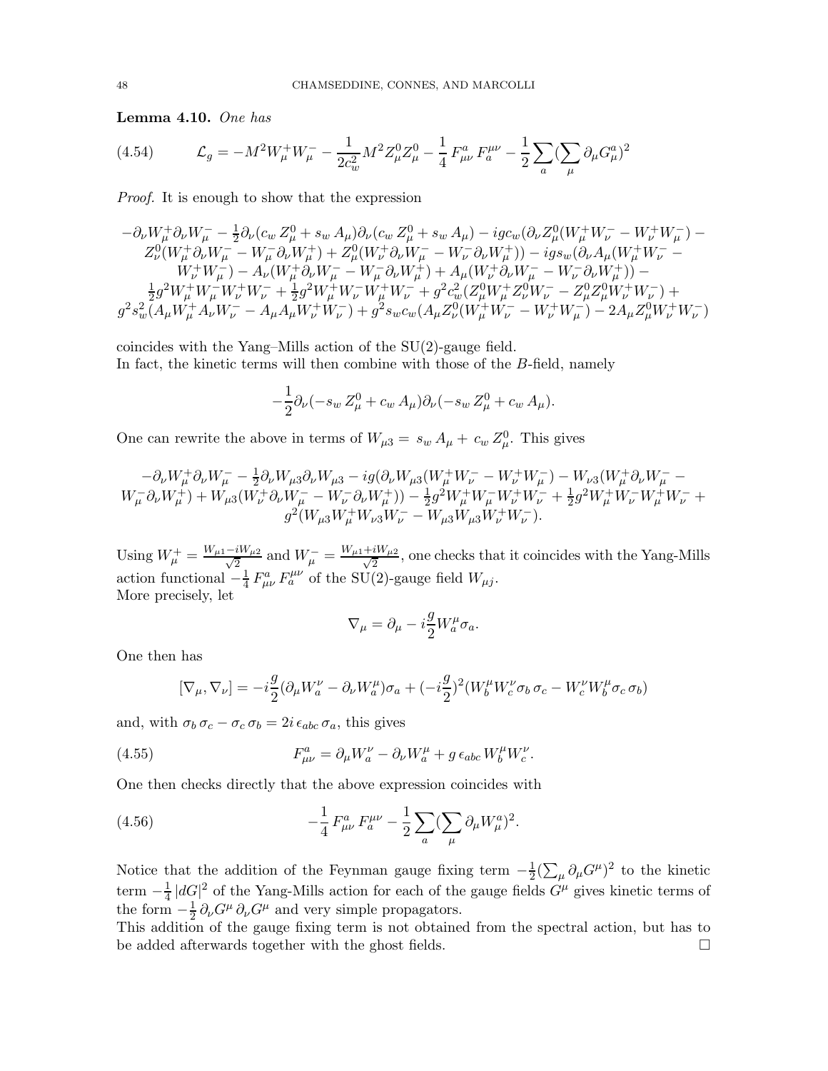**Lemma 4.10.** *One has*

$$\mathcal{L}_g = -M^2 W_\mu^+ W_\mu^- - \frac{1}{2c_w^2} M^2 Z_\mu^0 Z_\mu^0 - \frac{1}{4}\, F_{\mu\nu}^a\, F_a^{\mu\nu} - \frac{1}{2}\sum_a (\sum_\mu \partial_\mu G_\mu^a)^2 \tag{4.54}$$

*Proof.* It is enough to show that the expression

$$\begin{gathered}
-\partial_\nu W_\mu^+ \partial_\nu W_\mu^- - \tfrac{1}{2}\partial_\nu (c_w\, Z_\mu^0 + s_w\, A_\mu)\partial_\nu (c_w\, Z_\mu^0 + s_w\, A_\mu) - igc_w(\partial_\nu Z_\mu^0 (W_\mu^+ W_\nu^- - W_\nu^+ W_\mu^-) - \\
Z_\nu^0 (W_\mu^+ \partial_\nu W_\mu^- - W_\mu^- \partial_\nu W_\mu^+) + Z_\mu^0 (W_\nu^+ \partial_\nu W_\mu^- - W_\nu^- \partial_\nu W_\mu^+)) - igs_w(\partial_\nu A_\mu (W_\mu^+ W_\nu^- - \\
W_\nu^+ W_\mu^-) - A_\nu (W_\mu^+ \partial_\nu W_\mu^- - W_\mu^- \partial_\nu W_\mu^+) + A_\mu (W_\nu^+ \partial_\nu W_\mu^- - W_\nu^- \partial_\nu W_\mu^+)) - \\
\tfrac{1}{2} g^2 W_\mu^+ W_\mu^- W_\nu^+ W_\nu^- + \tfrac{1}{2} g^2 W_\mu^+ W_\nu^- W_\mu^+ W_\nu^- + g^2 c_w^2 (Z_\mu^0 W_\mu^+ Z_\nu^0 W_\nu^- - Z_\mu^0 Z_\mu^0 W_\nu^+ W_\nu^-) + \\
g^2 s_w^2 (A_\mu W_\mu^+ A_\nu W_\nu^- - A_\mu A_\mu W_\nu^+ W_\nu^-) + g^2 s_w c_w (A_\mu Z_\nu^0 (W_\mu^+ W_\nu^- - W_\nu^+ W_\mu^-) - 2 A_\mu Z_\mu^0 W_\nu^+ W_\nu^-)
\end{gathered}$$

coincides with the Yang–Mills action of the SU(2)-gauge field.
In fact, the kinetic terms will then combine with those of the $B$-field, namely

$$-\frac{1}{2}\partial_\nu (-s_w\, Z_\mu^0 + c_w\, A_\mu)\partial_\nu (-s_w\, Z_\mu^0 + c_w\, A_\mu).$$

One can rewrite the above in terms of $W_{\mu 3} = s_w\, A_\mu + c_w\, Z_\mu^0$. This gives

$$\begin{gathered}
-\partial_\nu W_\mu^+ \partial_\nu W_\mu^- - \tfrac{1}{2}\partial_\nu W_{\mu 3} \partial_\nu W_{\mu 3} - ig(\partial_\nu W_{\mu 3}(W_\mu^+ W_\nu^- - W_\nu^+ W_\mu^-) - W_{\nu 3}(W_\mu^+ \partial_\nu W_\mu^- - \\
W_\mu^- \partial_\nu W_\mu^+) + W_{\mu 3}(W_\nu^+ \partial_\nu W_\mu^- - W_\nu^- \partial_\nu W_\mu^+)) - \tfrac{1}{2} g^2 W_\mu^+ W_\mu^- W_\nu^+ W_\nu^- + \tfrac{1}{2} g^2 W_\mu^+ W_\nu^- W_\mu^+ W_\nu^- + \\
g^2 (W_{\mu 3} W_\mu^+ W_{\nu 3} W_\nu^- - W_{\mu 3} W_{\mu 3} W_\nu^+ W_\nu^-).
\end{gathered}$$

Using $W_\mu^+ = \frac{W_{\mu 1} - iW_{\mu 2}}{\sqrt{2}}$ and $W_\mu^- = \frac{W_{\mu 1} + iW_{\mu 2}}{\sqrt{2}}$, one checks that it coincides with the Yang-Mills action functional $-\frac{1}{4}\, F_{\mu\nu}^a\, F_a^{\mu\nu}$ of the SU(2)-gauge field $W_{\mu j}$.
More precisely, let

$$\nabla_\mu = \partial_\mu - i\frac{g}{2} W_a^\mu \sigma_a.$$

One then has

$$[\nabla_\mu, \nabla_\nu] = -i\frac{g}{2}(\partial_\mu W_a^\nu - \partial_\nu W_a^\mu)\sigma_a + (-i\frac{g}{2})^2 (W_b^\mu W_c^\nu \sigma_b\, \sigma_c - W_c^\nu W_b^\mu \sigma_c\, \sigma_b)$$

and, with $\sigma_b\, \sigma_c - \sigma_c\, \sigma_b = 2i\, \epsilon_{abc}\, \sigma_a$, this gives

$$F_{\mu\nu}^a = \partial_\mu W_a^\nu - \partial_\nu W_a^\mu + g\, \epsilon_{abc}\, W_b^\mu W_c^\nu. \tag{4.55}$$

One then checks directly that the above expression coincides with

$$-\frac{1}{4}\, F_{\mu\nu}^a\, F_a^{\mu\nu} - \frac{1}{2}\sum_a (\sum_\mu \partial_\mu W_\mu^a)^2. \tag{4.56}$$

Notice that the addition of the Feynman gauge fixing term $-\frac{1}{2}(\sum_\mu \partial_\mu G^\mu)^2$ to the kinetic term $-\frac{1}{4}\,|dG|^2$ of the Yang-Mills action for each of the gauge fields $G^\mu$ gives kinetic terms of the form $-\frac{1}{2}\,\partial_\nu G^\mu\, \partial_\nu G^\mu$ and very simple propagators.
This addition of the gauge fixing term is not obtained from the spectral action, but has to be added afterwards together with the ghost fields. $\square$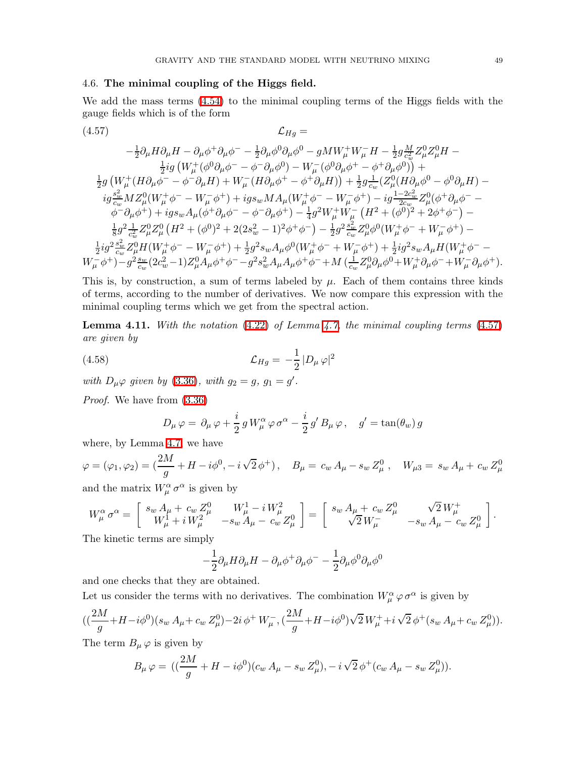## 4.6. **The minimal coupling of the Higgs field.**

We add the mass terms (4.54) to the minimal coupling terms of the Higgs fields with the gauge fields which is of the form

$$
\begin{aligned}
(4.57) \qquad \mathcal{L}_{Hg} = \\
-\tfrac{1}{2}\partial_\mu H \partial_\mu H - \partial_\mu \phi^+ \partial_\mu \phi^- - \tfrac{1}{2}\partial_\mu \phi^0 \partial_\mu \phi^0 - gMW_\mu^+ W_\mu^- H - \tfrac{1}{2} g \tfrac{M}{c_w^2} Z_\mu^0 Z_\mu^0 H - \\
\tfrac{1}{2} ig \left( W_\mu^+ (\phi^0 \partial_\mu \phi^- - \phi^- \partial_\mu \phi^0) - W_\mu^- (\phi^0 \partial_\mu \phi^+ - \phi^+ \partial_\mu \phi^0) \right) + \\
\tfrac{1}{2} g \left( W_\mu^+ (H \partial_\mu \phi^- - \phi^- \partial_\mu H) + W_\mu^- (H \partial_\mu \phi^+ - \phi^+ \partial_\mu H) \right) + \tfrac{1}{2} g \tfrac{1}{c_w} (Z_\mu^0 (H \partial_\mu \phi^0 - \phi^0 \partial_\mu H) - \\
ig \tfrac{s_w^2}{c_w} M Z_\mu^0 (W_\mu^+ \phi^- - W_\mu^- \phi^+) + igs_w M A_\mu (W_\mu^+ \phi^- - W_\mu^- \phi^+) - ig \tfrac{1-2c_w^2}{2c_w} Z_\mu^0 (\phi^+ \partial_\mu \phi^- - \\
\phi^- \partial_\mu \phi^+) + igs_w A_\mu (\phi^+ \partial_\mu \phi^- - \phi^- \partial_\mu \phi^+) - \tfrac{1}{4} g^2 W_\mu^+ W_\mu^- \left( H^2 + (\phi^0)^2 + 2\phi^+ \phi^- \right) - \\
\tfrac{1}{8} g^2 \tfrac{1}{c_w^2} Z_\mu^0 Z_\mu^0 \left( H^2 + (\phi^0)^2 + 2(2s_w^2 - 1)^2 \phi^+ \phi^- \right) - \tfrac{1}{2} g^2 \tfrac{s_w^2}{c_w} Z_\mu^0 \phi^0 (W_\mu^+ \phi^- + W_\mu^- \phi^+) - \\
\tfrac{1}{2} ig^2 \tfrac{s_w^2}{c_w} Z_\mu^0 H (W_\mu^+ \phi^- - W_\mu^- \phi^+) + \tfrac{1}{2} g^2 s_w A_\mu \phi^0 (W_\mu^+ \phi^- + W_\mu^- \phi^+) + \tfrac{1}{2} ig^2 s_w A_\mu H (W_\mu^+ \phi^- - \\
W_\mu^- \phi^+) - g^2 \tfrac{s_w}{c_w} (2c_w^2 - 1) Z_\mu^0 A_\mu \phi^+ \phi^- - g^2 s_w^2 A_\mu A_\mu \phi^+ \phi^- + M \left( \tfrac{1}{c_w} Z_\mu^0 \partial_\mu \phi^0 + W_\mu^+ \partial_\mu \phi^- + W_\mu^- \partial_\mu \phi^+ \right).
\end{aligned}
$$

This is, by construction, a sum of terms labeled by $\mu$. Each of them contains three kinds of terms, according to the number of derivatives. We now compare this expression with the minimal coupling terms which we get from the spectral action.

**Lemma 4.11.** *With the notation* (4.22) *of Lemma 4.7, the minimal coupling terms* (4.57) *are given by*

$$
\mathcal{L}_{Hg} = -\frac{1}{2} |D_\mu \varphi|^2 \tag{4.58}
$$

*with $D_\mu \varphi$ given by* (3.36)*, with $g_2 = g$, $g_1 = g'$.*

*Proof.* We have from (3.36)

$$
D_\mu \varphi = \partial_\mu \varphi + \frac{i}{2} g W_\mu^\alpha \varphi \sigma^\alpha - \frac{i}{2} g' B_\mu \varphi, \quad g' = \tan(\theta_w) g
$$

where, by Lemma 4.7, we have

$$
\varphi = (\varphi_1, \varphi_2) = (\frac{2M}{g} + H - i\phi^0, -i\sqrt{2}\phi^+), \quad B_\mu = c_w A_\mu - s_w Z_\mu^0, \quad W_{\mu 3} = s_w A_\mu + c_w Z_\mu^0
$$

and the matrix $W_\mu^\alpha \sigma^\alpha$ is given by

$$
W_\mu^\alpha \sigma^\alpha = \begin{bmatrix} s_w A_\mu + c_w Z_\mu^0 & W_\mu^1 - i W_\mu^2 \\ W_\mu^1 + i W_\mu^2 & -s_w A_\mu - c_w Z_\mu^0 \end{bmatrix} = \begin{bmatrix} s_w A_\mu + c_w Z_\mu^0 & \sqrt{2} W_\mu^+ \\ \sqrt{2} W_\mu^- & -s_w A_\mu - c_w Z_\mu^0 \end{bmatrix}.
$$

The kinetic terms are simply

$$
-\frac{1}{2}\partial_\mu H \partial_\mu H - \partial_\mu \phi^+ \partial_\mu \phi^- - \frac{1}{2}\partial_\mu \phi^0 \partial_\mu \phi^0
$$

and one checks that they are obtained.

Let us consider the terms with no derivatives. The combination $W_\mu^\alpha \varphi \sigma^\alpha$ is given by

$$
((\frac{2M}{g} + H - i\phi^0)(s_w A_\mu + c_w Z_\mu^0) - 2i\phi^+ W_\mu^-, (\frac{2M}{g} + H - i\phi^0)\sqrt{2} W_\mu^+ + i\sqrt{2}\phi^+(s_w A_\mu + c_w Z_\mu^0)).
$$

The term $B_\mu \varphi$ is given by

$$
B_\mu \varphi = ((\frac{2M}{g} + H - i\phi^0)(c_w A_\mu - s_w Z_\mu^0), -i\sqrt{2}\phi^+(c_w A_\mu - s_w Z_\mu^0)).
$$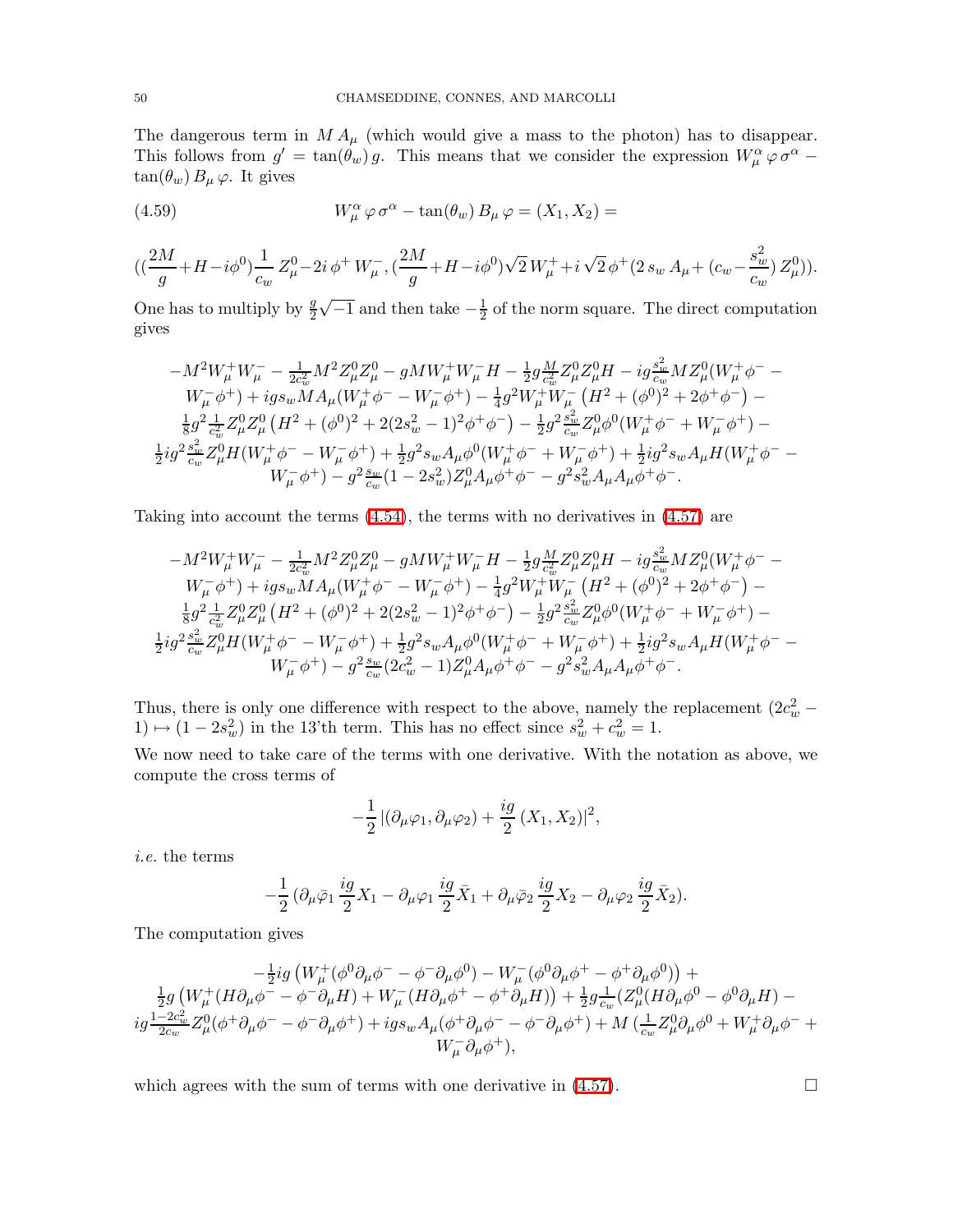The dangerous term in $M\,A_\mu$ (which would give a mass to the photon) has to disappear. This follows from $g' = \tan(\theta_w)\,g$. This means that we consider the expression $W^\alpha_\mu\,\varphi\,\sigma^\alpha - \tan(\theta_w)\,B_\mu\,\varphi$. It gives

$$
W^\alpha_\mu\,\varphi\,\sigma^\alpha - \tan(\theta_w)\,B_\mu\,\varphi = (X_1, X_2) = \tag{4.59}
$$

$$
((\frac{2M}{g}+H-i\phi^0)\frac{1}{c_w}\,Z^0_\mu - 2i\,\phi^+\,W^-_\mu\,, (\frac{2M}{g}+H-i\phi^0)\sqrt{2}\,W^+_\mu + i\,\sqrt{2}\,\phi^+(2\,s_w\,A_\mu + (c_w - \frac{s_w^2}{c_w})\,Z^0_\mu)).
$$

One has to multiply by $\frac{g}{2}\sqrt{-1}$ and then take $-\frac{1}{2}$ of the norm square. The direct computation gives

$$
\begin{gathered}
-M^2W^+_\mu W^-_\mu - \tfrac{1}{2c_w^2}M^2Z^0_\mu Z^0_\mu - gMW^+_\mu W^-_\mu H - \tfrac{1}{2}g\tfrac{M}{c_w^2}Z^0_\mu Z^0_\mu H - ig\tfrac{s_w^2}{c_w}MZ^0_\mu(W^+_\mu\phi^- - \\
W^-_\mu\phi^+) + igs_wMA_\mu(W^+_\mu\phi^- - W^-_\mu\phi^+) - \tfrac{1}{4}g^2W^+_\mu W^-_\mu\left(H^2+(\phi^0)^2+2\phi^+\phi^-\right) - \\
\tfrac{1}{8}g^2\tfrac{1}{c_w^2}Z^0_\mu Z^0_\mu\left(H^2+(\phi^0)^2+2(2s_w^2-1)^2\phi^+\phi^-\right) - \tfrac{1}{2}g^2\tfrac{s_w^2}{c_w}Z^0_\mu\phi^0(W^+_\mu\phi^- + W^-_\mu\phi^+) - \\
\tfrac{1}{2}ig^2\tfrac{s_w^2}{c_w}Z^0_\mu H(W^+_\mu\phi^- - W^-_\mu\phi^+) + \tfrac{1}{2}g^2s_wA_\mu\phi^0(W^+_\mu\phi^- + W^-_\mu\phi^+) + \tfrac{1}{2}ig^2s_wA_\mu H(W^+_\mu\phi^- - \\
W^-_\mu\phi^+) - g^2\tfrac{s_w}{c_w}(1-2s_w^2)Z^0_\mu A_\mu\phi^+\phi^- - g^2s_w^2A_\mu A_\mu\phi^+\phi^-.
\end{gathered}
$$

Taking into account the terms (4.54), the terms with no derivatives in (4.57) are

$$
\begin{gathered}
-M^2W^+_\mu W^-_\mu - \tfrac{1}{2c_w^2}M^2Z^0_\mu Z^0_\mu - gMW^+_\mu W^-_\mu H - \tfrac{1}{2}g\tfrac{M}{c_w^2}Z^0_\mu Z^0_\mu H - ig\tfrac{s_w^2}{c_w}MZ^0_\mu(W^+_\mu\phi^- - \\
W^-_\mu\phi^+) + igs_wMA_\mu(W^+_\mu\phi^- - W^-_\mu\phi^+) - \tfrac{1}{4}g^2W^+_\mu W^-_\mu\left(H^2+(\phi^0)^2+2\phi^+\phi^-\right) - \\
\tfrac{1}{8}g^2\tfrac{1}{c_w^2}Z^0_\mu Z^0_\mu\left(H^2+(\phi^0)^2+2(2s_w^2-1)^2\phi^+\phi^-\right) - \tfrac{1}{2}g^2\tfrac{s_w^2}{c_w}Z^0_\mu\phi^0(W^+_\mu\phi^- + W^-_\mu\phi^+) - \\
\tfrac{1}{2}ig^2\tfrac{s_w^2}{c_w}Z^0_\mu H(W^+_\mu\phi^- - W^-_\mu\phi^+) + \tfrac{1}{2}g^2s_wA_\mu\phi^0(W^+_\mu\phi^- + W^-_\mu\phi^+) + \tfrac{1}{2}ig^2s_wA_\mu H(W^+_\mu\phi^- - \\
W^-_\mu\phi^+) - g^2\tfrac{s_w}{c_w}(2c_w^2-1)Z^0_\mu A_\mu\phi^+\phi^- - g^2s_w^2A_\mu A_\mu\phi^+\phi^-.
\end{gathered}
$$

Thus, there is only one difference with respect to the above, namely the replacement $(2c_w^2 - 1) \mapsto (1-2s_w^2)$ in the 13'th term. This has no effect since $s_w^2 + c_w^2 = 1$.

We now need to take care of the terms with one derivative. With the notation as above, we compute the cross terms of

$$
-\frac{1}{2}\,|(\partial_\mu\varphi_1, \partial_\mu\varphi_2) + \frac{ig}{2}\,(X_1, X_2)|^2,
$$

*i.e.* the terms

$$
-\frac{1}{2}\,(\partial_\mu\bar\varphi_1\,\frac{ig}{2}X_1 - \partial_\mu\varphi_1\,\frac{ig}{2}\bar X_1 + \partial_\mu\bar\varphi_2\,\frac{ig}{2}X_2 - \partial_\mu\varphi_2\,\frac{ig}{2}\bar X_2).
$$

The computation gives

$$
\begin{gathered}
-\tfrac{1}{2}ig\left(W^+_\mu(\phi^0\partial_\mu\phi^- - \phi^-\partial_\mu\phi^0) - W^-_\mu(\phi^0\partial_\mu\phi^+ - \phi^+\partial_\mu\phi^0)\right) + \\
\tfrac{1}{2}g\left(W^+_\mu(H\partial_\mu\phi^- - \phi^-\partial_\mu H) + W^-_\mu(H\partial_\mu\phi^+ - \phi^+\partial_\mu H)\right) + \tfrac{1}{2}g\tfrac{1}{c_w}(Z^0_\mu(H\partial_\mu\phi^0 - \phi^0\partial_\mu H) - \\
ig\tfrac{1-2c_w^2}{2c_w}Z^0_\mu(\phi^+\partial_\mu\phi^- - \phi^-\partial_\mu\phi^+) + igs_wA_\mu(\phi^+\partial_\mu\phi^- - \phi^-\partial_\mu\phi^+) + M\,(\tfrac{1}{c_w}Z^0_\mu\partial_\mu\phi^0 + W^+_\mu\partial_\mu\phi^- + \\
W^-_\mu\partial_\mu\phi^+),
\end{gathered}
$$

which agrees with the sum of terms with one derivative in (4.57). □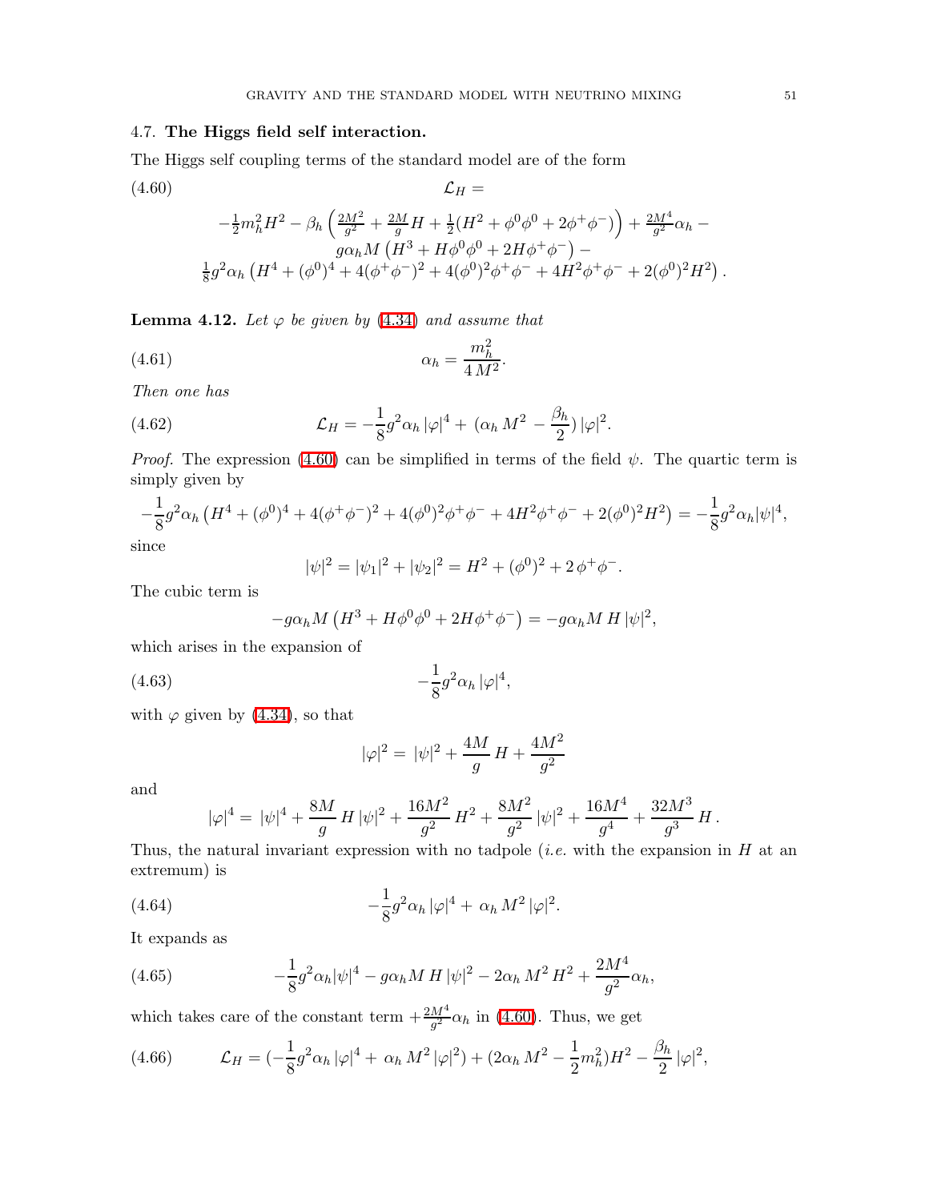### 4.7. **The Higgs field self interaction.**

The Higgs self coupling terms of the standard model are of the form

$$\mathcal{L}_H = \tag{4.60}$$

$$-\tfrac{1}{2}m_h^2 H^2 - \beta_h\left(\tfrac{2M^2}{g^2} + \tfrac{2M}{g}H + \tfrac{1}{2}(H^2 + \phi^0\phi^0 + 2\phi^+\phi^-)\right) + \tfrac{2M^4}{g^2}\alpha_h -$$
$$g\alpha_h M\left(H^3 + H\phi^0\phi^0 + 2H\phi^+\phi^-\right) -$$
$$\tfrac{1}{8}g^2\alpha_h\left(H^4 + (\phi^0)^4 + 4(\phi^+\phi^-)^2 + 4(\phi^0)^2\phi^+\phi^- + 4H^2\phi^+\phi^- + 2(\phi^0)^2H^2\right).$$

**Lemma 4.12.** *Let $\varphi$ be given by (4.34) and assume that*

$$\alpha_h = \frac{m_h^2}{4\,M^2}. \tag{4.61}$$

*Then one has*

$$\mathcal{L}_H = -\frac{1}{8}g^2\alpha_h\,|\varphi|^4 + \,(\alpha_h\,M^2\, - \frac{\beta_h}{2})\,|\varphi|^2. \tag{4.62}$$

*Proof.* The expression (4.60) can be simplified in terms of the field $\psi$. The quartic term is simply given by

$$-\frac{1}{8}g^2\alpha_h\left(H^4 + (\phi^0)^4 + 4(\phi^+\phi^-)^2 + 4(\phi^0)^2\phi^+\phi^- + 4H^2\phi^+\phi^- + 2(\phi^0)^2H^2\right) = -\frac{1}{8}g^2\alpha_h|\psi|^4,$$

since

$$|\psi|^2 = |\psi_1|^2 + |\psi_2|^2 = H^2 + (\phi^0)^2 + 2\,\phi^+\phi^-.$$

The cubic term is

$$-g\alpha_h M\left(H^3 + H\phi^0\phi^0 + 2H\phi^+\phi^-\right) = -g\alpha_h M\,H\,|\psi|^2,$$

which arises in the expansion of

$$-\frac{1}{8}g^2\alpha_h\,|\varphi|^4, \tag{4.63}$$

with $\varphi$ given by (4.34), so that

$$|\varphi|^2 = \,|\psi|^2 + \frac{4M}{g}\,H + \frac{4M^2}{g^2}$$

and

$$|\varphi|^4 = \,|\psi|^4 + \frac{8M}{g}\,H\,|\psi|^2 + \frac{16M^2}{g^2}\,H^2 + \frac{8M^2}{g^2}\,|\psi|^2 + \frac{16M^4}{g^4} + \frac{32M^3}{g^3}\,H\,.$$

Thus, the natural invariant expression with no tadpole (*i.e.* with the expansion in $H$ at an extremum) is

$$-\frac{1}{8}g^2\alpha_h\,|\varphi|^4 + \,\alpha_h\,M^2\,|\varphi|^2. \tag{4.64}$$

It expands as

$$-\frac{1}{8}g^2\alpha_h|\psi|^4 - g\alpha_h M\,H\,|\psi|^2 - 2\alpha_h\,M^2\,H^2 + \frac{2M^4}{g^2}\alpha_h, \tag{4.65}$$

which takes care of the constant term $+\frac{2M^4}{g^2}\alpha_h$ in (4.60). Thus, we get

$$\mathcal{L}_H = (-\frac{1}{8}g^2\alpha_h\,|\varphi|^4 + \,\alpha_h\,M^2\,|\varphi|^2) + (2\alpha_h\,M^2 - \frac{1}{2}m_h^2)H^2 - \frac{\beta_h}{2}\,|\varphi|^2, \tag{4.66}$$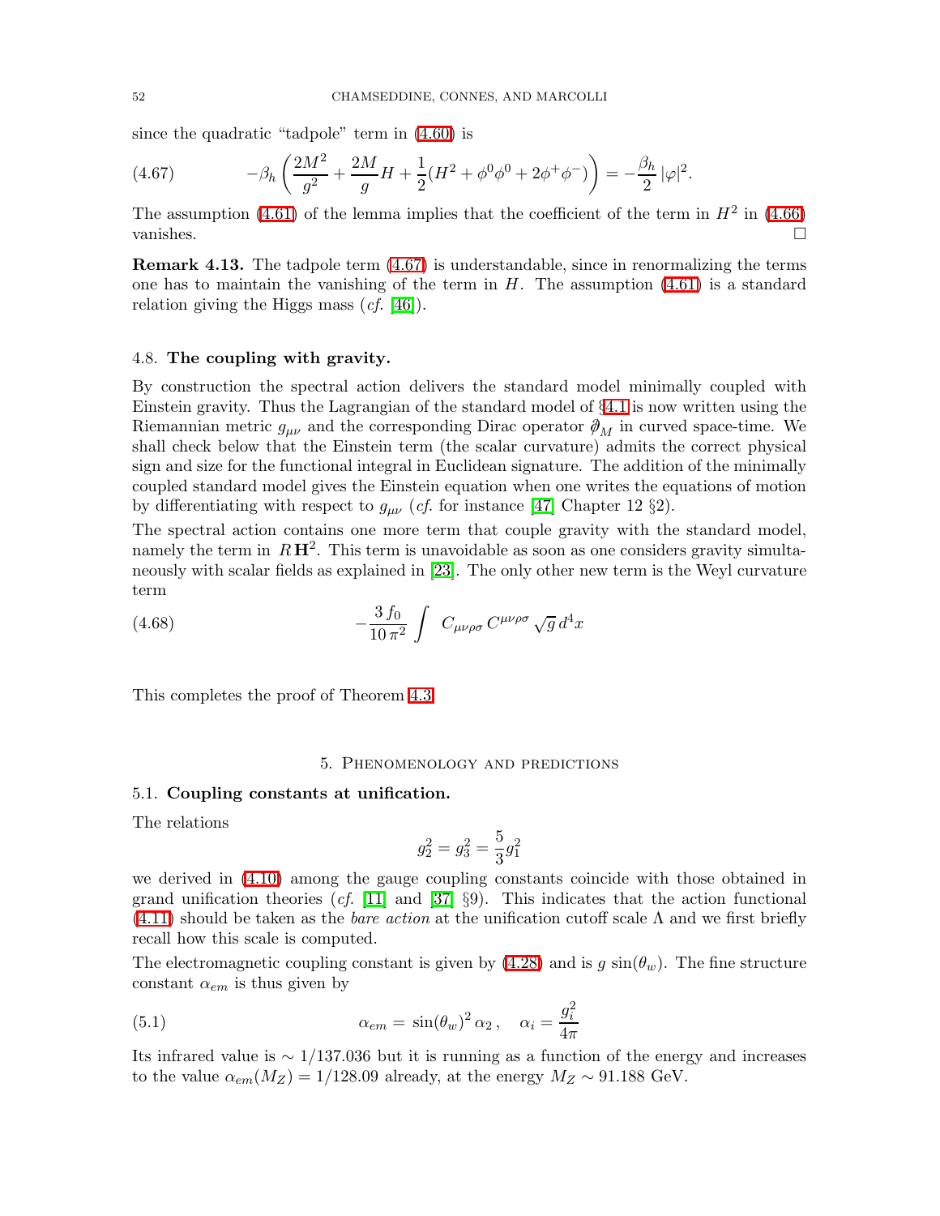since the quadratic "tadpole" term in (4.60) is

$$-\beta_h \left( \frac{2M^2}{g^2} + \frac{2M}{g} H + \frac{1}{2}(H^2 + \phi^0\phi^0 + 2\phi^+\phi^-) \right) = -\frac{\beta_h}{2}\, |\varphi|^2. \tag{4.67}$$

The assumption (4.61) of the lemma implies that the coefficient of the term in $H^2$ in (4.66) vanishes. □

**Remark 4.13.** The tadpole term (4.67) is understandable, since in renormalizing the terms one has to maintain the vanishing of the term in $H$. The assumption (4.61) is a standard relation giving the Higgs mass (*cf.* [46]).

### 4.8. The coupling with gravity.

By construction the spectral action delivers the standard model minimally coupled with Einstein gravity. Thus the Lagrangian of the standard model of §4.1 is now written using the Riemannian metric $g_{\mu\nu}$ and the corresponding Dirac operator $\partial\!\!\!/_M$ in curved space-time. We shall check below that the Einstein term (the scalar curvature) admits the correct physical sign and size for the functional integral in Euclidean signature. The addition of the minimally coupled standard model gives the Einstein equation when one writes the equations of motion by differentiating with respect to $g_{\mu\nu}$ (*cf.* for instance [47] Chapter 12 §2).

The spectral action contains one more term that couple gravity with the standard model, namely the term in $R\,\mathbf{H}^2$. This term is unavoidable as soon as one considers gravity simultaneously with scalar fields as explained in [23]. The only other new term is the Weyl curvature term

$$-\frac{3\,f_0}{10\,\pi^2}\int \; C_{\mu\nu\rho\sigma}\,C^{\mu\nu\rho\sigma}\,\sqrt{g}\,d^4x \tag{4.68}$$

This completes the proof of Theorem 4.3.

## 5. Phenomenology and predictions

### 5.1. Coupling constants at unification.

The relations

$$g_2^2 = g_3^2 = \frac{5}{3} g_1^2$$

we derived in (4.10) among the gauge coupling constants coincide with those obtained in grand unification theories (*cf.* [11] and [37] §9). This indicates that the action functional (4.11) should be taken as the *bare action* at the unification cutoff scale $\Lambda$ and we first briefly recall how this scale is computed.

The electromagnetic coupling constant is given by (4.28) and is $g\,\sin(\theta_w)$. The fine structure constant $\alpha_{em}$ is thus given by

$$\alpha_{em} = \sin(\theta_w)^2\,\alpha_2\,, \quad \alpha_i = \frac{g_i^2}{4\pi} \tag{5.1}$$

Its infrared value is $\sim 1/137.036$ but it is running as a function of the energy and increases to the value $\alpha_{em}(M_Z) = 1/128.09$ already, at the energy $M_Z \sim 91.188$ GeV.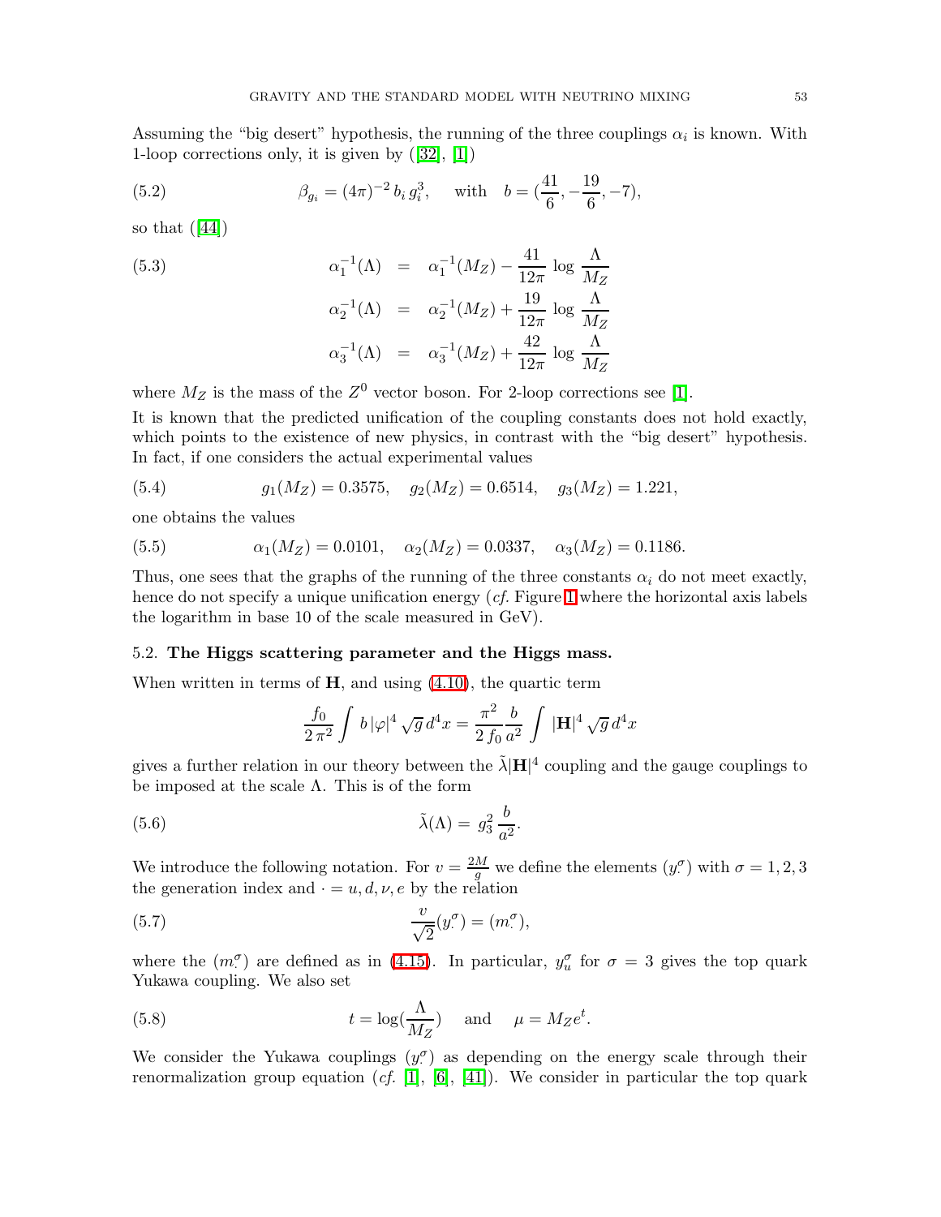Assuming the "big desert" hypothesis, the running of the three couplings $\alpha_i$ is known. With 1-loop corrections only, it is given by ([32], [1])

$$\beta_{g_i} = (4\pi)^{-2}\, b_i\, g_i^3, \quad \text{with} \quad b = (\frac{41}{6}, -\frac{19}{6}, -7), \tag{5.2}$$

so that ([44])

$$\begin{aligned} \alpha_1^{-1}(\Lambda) &= \alpha_1^{-1}(M_Z) - \frac{41}{12\pi}\,\log\,\frac{\Lambda}{M_Z} \\ \alpha_2^{-1}(\Lambda) &= \alpha_2^{-1}(M_Z) + \frac{19}{12\pi}\,\log\,\frac{\Lambda}{M_Z} \\ \alpha_3^{-1}(\Lambda) &= \alpha_3^{-1}(M_Z) + \frac{42}{12\pi}\,\log\,\frac{\Lambda}{M_Z} \end{aligned} \tag{5.3}$$

where $M_Z$ is the mass of the $Z^0$ vector boson. For 2-loop corrections see [1].

It is known that the predicted unification of the coupling constants does not hold exactly, which points to the existence of new physics, in contrast with the "big desert" hypothesis. In fact, if one considers the actual experimental values

$$g_1(M_Z) = 0.3575, \quad g_2(M_Z) = 0.6514, \quad g_3(M_Z) = 1.221, \tag{5.4}$$

one obtains the values

$$\alpha_1(M_Z) = 0.0101, \quad \alpha_2(M_Z) = 0.0337, \quad \alpha_3(M_Z) = 0.1186. \tag{5.5}$$

Thus, one sees that the graphs of the running of the three constants $\alpha_i$ do not meet exactly, hence do not specify a unique unification energy (*cf.* Figure 1 where the horizontal axis labels the logarithm in base 10 of the scale measured in GeV).

### 5.2. The Higgs scattering parameter and the Higgs mass.

When written in terms of $\mathbf{H}$, and using (4.10), the quartic term

$$\frac{f_0}{2\,\pi^2}\int b\,|\varphi|^4\,\sqrt{g}\,d^4x = \frac{\pi^2}{2\,f_0}\frac{b}{a^2}\int |\mathbf{H}|^4\,\sqrt{g}\,d^4x$$

gives a further relation in our theory between the $\tilde{\lambda}|\mathbf{H}|^4$ coupling and the gauge couplings to be imposed at the scale $\Lambda$. This is of the form

$$\tilde{\lambda}(\Lambda) = g_3^2\,\frac{b}{a^2}. \tag{5.6}$$

We introduce the following notation. For $v = \frac{2M}{g}$ we define the elements $(y_\cdot^\sigma)$ with $\sigma = 1, 2, 3$ the generation index and $\cdot = u, d, \nu, e$ by the relation

$$\frac{v}{\sqrt{2}}(y_\cdot^\sigma) = (m_\cdot^\sigma), \tag{5.7}$$

where the $(m_\cdot^\sigma)$ are defined as in (4.15). In particular, $y_u^\sigma$ for $\sigma = 3$ gives the top quark Yukawa coupling. We also set

$$t = \log(\frac{\Lambda}{M_Z}) \quad \text{and} \quad \mu = M_Z e^t. \tag{5.8}$$

We consider the Yukawa couplings $(y_\cdot^\sigma)$ as depending on the energy scale through their renormalization group equation (*cf.* [1], [6], [41]). We consider in particular the top quark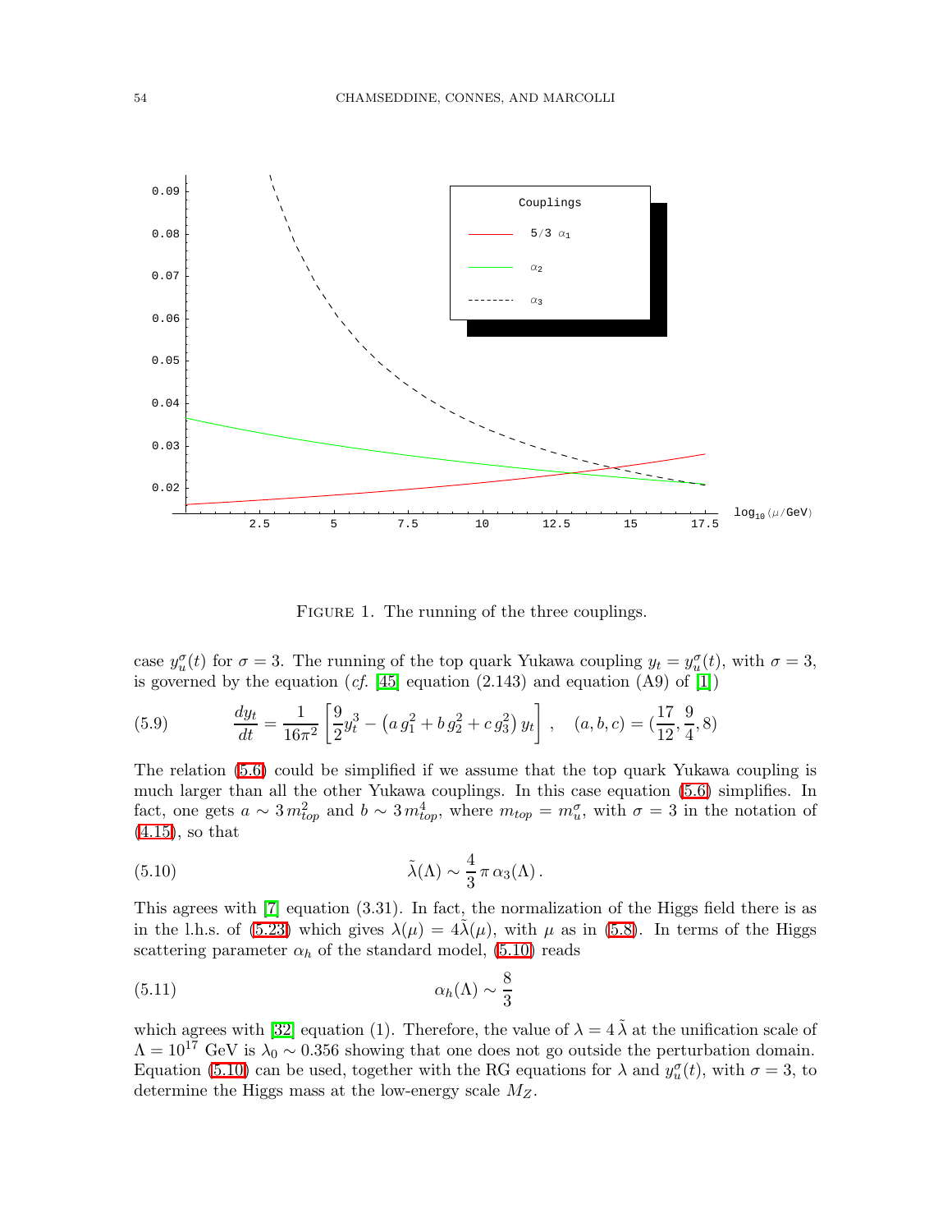0.09
0.08
0.07
0.06
0.05
0.04
0.03
0.02

Couplings

5/3 $\alpha_1$

$\alpha_2$

$\alpha_3$

2.5 5 7.5 10 12.5 15 17.5 $\log_{10}(\mu/\text{GeV})$

FIGURE 1. The running of the three couplings.

case $y_u^\sigma(t)$ for $\sigma = 3$. The running of the top quark Yukawa coupling $y_t = y_u^\sigma(t)$, with $\sigma = 3$, is governed by the equation (*cf.* [45] equation (2.143) and equation (A9) of [1])

$$\frac{dy_t}{dt} = \frac{1}{16\pi^2}\left[\frac{9}{2}y_t^3 - \left(a\,g_1^2 + b\,g_2^2 + c\,g_3^2\right)y_t\right], \quad (a,b,c) = \left(\frac{17}{12}, \frac{9}{4}, 8\right) \tag{5.9}$$

The relation (5.6) could be simplified if we assume that the top quark Yukawa coupling is much larger than all the other Yukawa couplings. In this case equation (5.6) simplifies. In fact, one gets $a \sim 3\,m_{top}^2$ and $b \sim 3\,m_{top}^4$, where $m_{top} = m_u^\sigma$, with $\sigma = 3$ in the notation of (4.15), so that

$$\tilde{\lambda}(\Lambda) \sim \frac{4}{3}\,\pi\,\alpha_3(\Lambda)\,. \tag{5.10}$$

This agrees with [7] equation (3.31). In fact, the normalization of the Higgs field there is as in the l.h.s. of (5.23) which gives $\lambda(\mu) = 4\tilde{\lambda}(\mu)$, with $\mu$ as in (5.8). In terms of the Higgs scattering parameter $\alpha_h$ of the standard model, (5.10) reads

$$\alpha_h(\Lambda) \sim \frac{8}{3} \tag{5.11}$$

which agrees with [32] equation (1). Therefore, the value of $\lambda = 4\,\tilde{\lambda}$ at the unification scale of $\Lambda = 10^{17}$ GeV is $\lambda_0 \sim 0.356$ showing that one does not go outside the perturbation domain. Equation (5.10) can be used, together with the RG equations for $\lambda$ and $y_u^\sigma(t)$, with $\sigma = 3$, to determine the Higgs mass at the low-energy scale $M_Z$.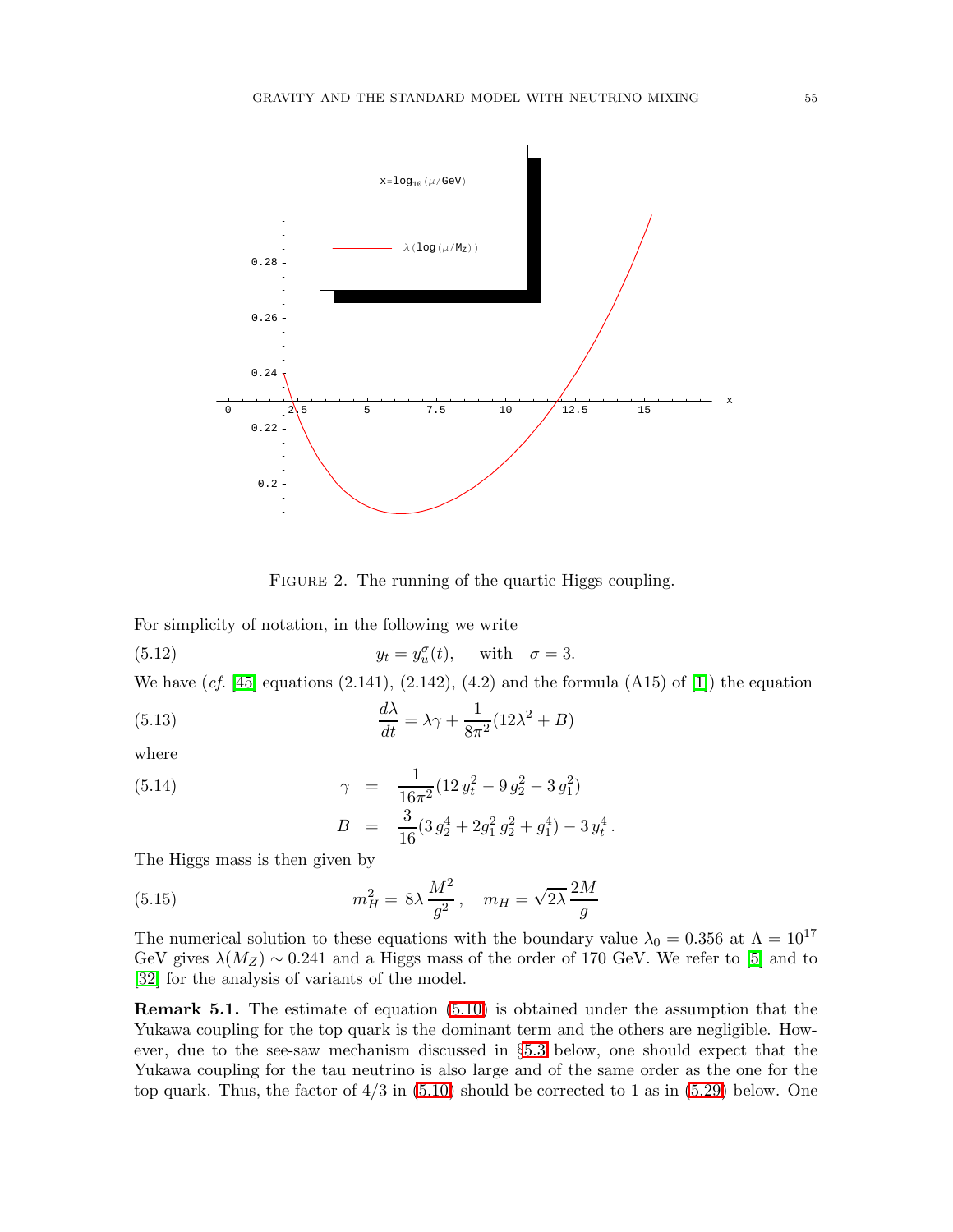x=log$_{10}$($\mu$/GeV)

$\lambda$(log($\mu$/M$_Z$))

0.28

0.26

0.24

0.22

0.2

0 2.5 5 7.5 10 12.5 15 x

FIGURE 2. The running of the quartic Higgs coupling.

For simplicity of notation, in the following we write

$$y_t = y_u^\sigma(t), \quad \text{with} \quad \sigma = 3. \tag{5.12}$$

We have (*cf.* [45] equations (2.141), (2.142), (4.2) and the formula (A15) of [1]) the equation

$$\frac{d\lambda}{dt} = \lambda\gamma + \frac{1}{8\pi^2}(12\lambda^2 + B) \tag{5.13}$$

where

$$\begin{aligned} \gamma &= \frac{1}{16\pi^2}(12\, y_t^2 - 9\, g_2^2 - 3\, g_1^2) \\ B &= \frac{3}{16}(3\, g_2^4 + 2g_1^2\, g_2^2 + g_1^4) - 3\, y_t^4\, . \end{aligned} \tag{5.14}$$

The Higgs mass is then given by

$$m_H^2 = 8\lambda\, \frac{M^2}{g^2}\, , \quad m_H = \sqrt{2\lambda}\, \frac{2M}{g} \tag{5.15}$$

The numerical solution to these equations with the boundary value $\lambda_0 = 0.356$ at $\Lambda = 10^{17}$ GeV gives $\lambda(M_Z) \sim 0.241$ and a Higgs mass of the order of 170 GeV. We refer to [5] and to [32] for the analysis of variants of the model.

**Remark 5.1.** The estimate of equation (5.10) is obtained under the assumption that the Yukawa coupling for the top quark is the dominant term and the others are negligible. However, due to the see-saw mechanism discussed in §5.3 below, one should expect that the Yukawa coupling for the tau neutrino is also large and of the same order as the one for the top quark. Thus, the factor of 4/3 in (5.10) should be corrected to 1 as in (5.29) below. One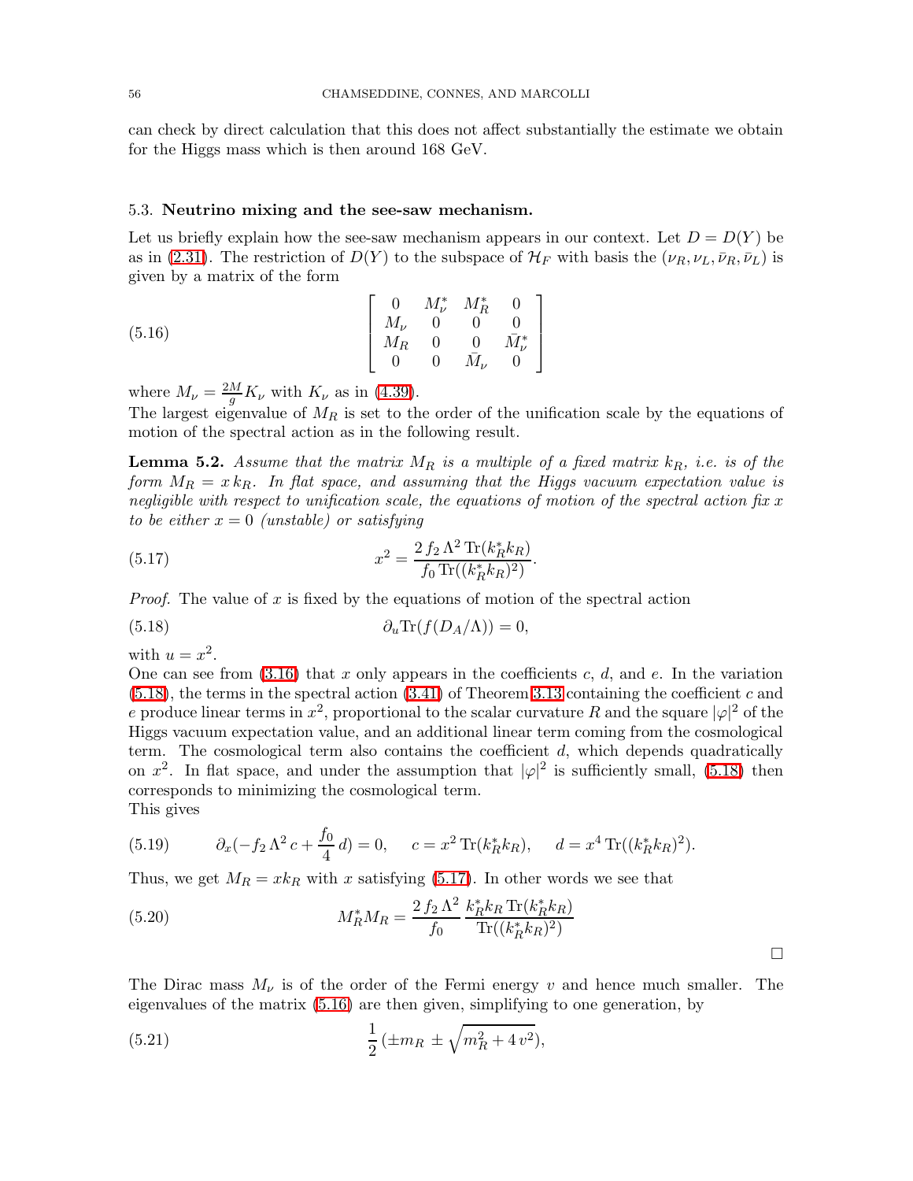can check by direct calculation that this does not affect substantially the estimate we obtain for the Higgs mass which is then around 168 GeV.

### 5.3. **Neutrino mixing and the see-saw mechanism.**

Let us briefly explain how the see-saw mechanism appears in our context. Let $D = D(Y)$ be as in (2.31). The restriction of $D(Y)$ to the subspace of $\mathcal{H}_F$ with basis the $(\nu_R, \nu_L, \bar{\nu}_R, \bar{\nu}_L)$ is given by a matrix of the form

$$\begin{bmatrix} 0 & M_\nu^* & M_R^* & 0 \\ M_\nu & 0 & 0 & 0 \\ M_R & 0 & 0 & \bar{M}_\nu^* \\ 0 & 0 & \bar{M}_\nu & 0 \end{bmatrix} \tag{5.16}$$

where $M_\nu = \frac{2M}{g} K_\nu$ with $K_\nu$ as in (4.39).

The largest eigenvalue of $M_R$ is set to the order of the unification scale by the equations of motion of the spectral action as in the following result.

**Lemma 5.2.** *Assume that the matrix $M_R$ is a multiple of a fixed matrix $k_R$, i.e. is of the form $M_R = x\, k_R$. In flat space, and assuming that the Higgs vacuum expectation value is negligible with respect to unification scale, the equations of motion of the spectral action fix $x$ to be either $x = 0$ (unstable) or satisfying*

$$x^2 = \frac{2\, f_2\, \Lambda^2\, \mathrm{Tr}(k_R^* k_R)}{f_0\, \mathrm{Tr}((k_R^* k_R)^2)}. \tag{5.17}$$

*Proof.* The value of $x$ is fixed by the equations of motion of the spectral action

$$\partial_u \mathrm{Tr}(f(D_A/\Lambda)) = 0, \tag{5.18}$$

with $u = x^2$.

One can see from (3.16) that $x$ only appears in the coefficients $c$, $d$, and $e$. In the variation (5.18), the terms in the spectral action (3.41) of Theorem 3.13 containing the coefficient $c$ and $e$ produce linear terms in $x^2$, proportional to the scalar curvature $R$ and the square $|\varphi|^2$ of the Higgs vacuum expectation value, and an additional linear term coming from the cosmological term. The cosmological term also contains the coefficient $d$, which depends quadratically on $x^2$. In flat space, and under the assumption that $|\varphi|^2$ is sufficiently small, (5.18) then corresponds to minimizing the cosmological term.

This gives

$$\partial_x(-f_2\, \Lambda^2\, c + \frac{f_0}{4}\, d) = 0, \quad c = x^2\, \mathrm{Tr}(k_R^* k_R), \quad d = x^4\, \mathrm{Tr}((k_R^* k_R)^2). \tag{5.19}$$

Thus, we get $M_R = x k_R$ with $x$ satisfying (5.17). In other words we see that

$$M_R^* M_R = \frac{2\, f_2\, \Lambda^2}{f_0}\, \frac{k_R^* k_R\, \mathrm{Tr}(k_R^* k_R)}{\mathrm{Tr}((k_R^* k_R)^2)} \tag{5.20}$$

□

The Dirac mass $M_\nu$ is of the order of the Fermi energy $v$ and hence much smaller. The eigenvalues of the matrix (5.16) are then given, simplifying to one generation, by

$$\frac{1}{2}\, (\pm m_R \pm \sqrt{m_R^2 + 4\, v^2}), \tag{5.21}$$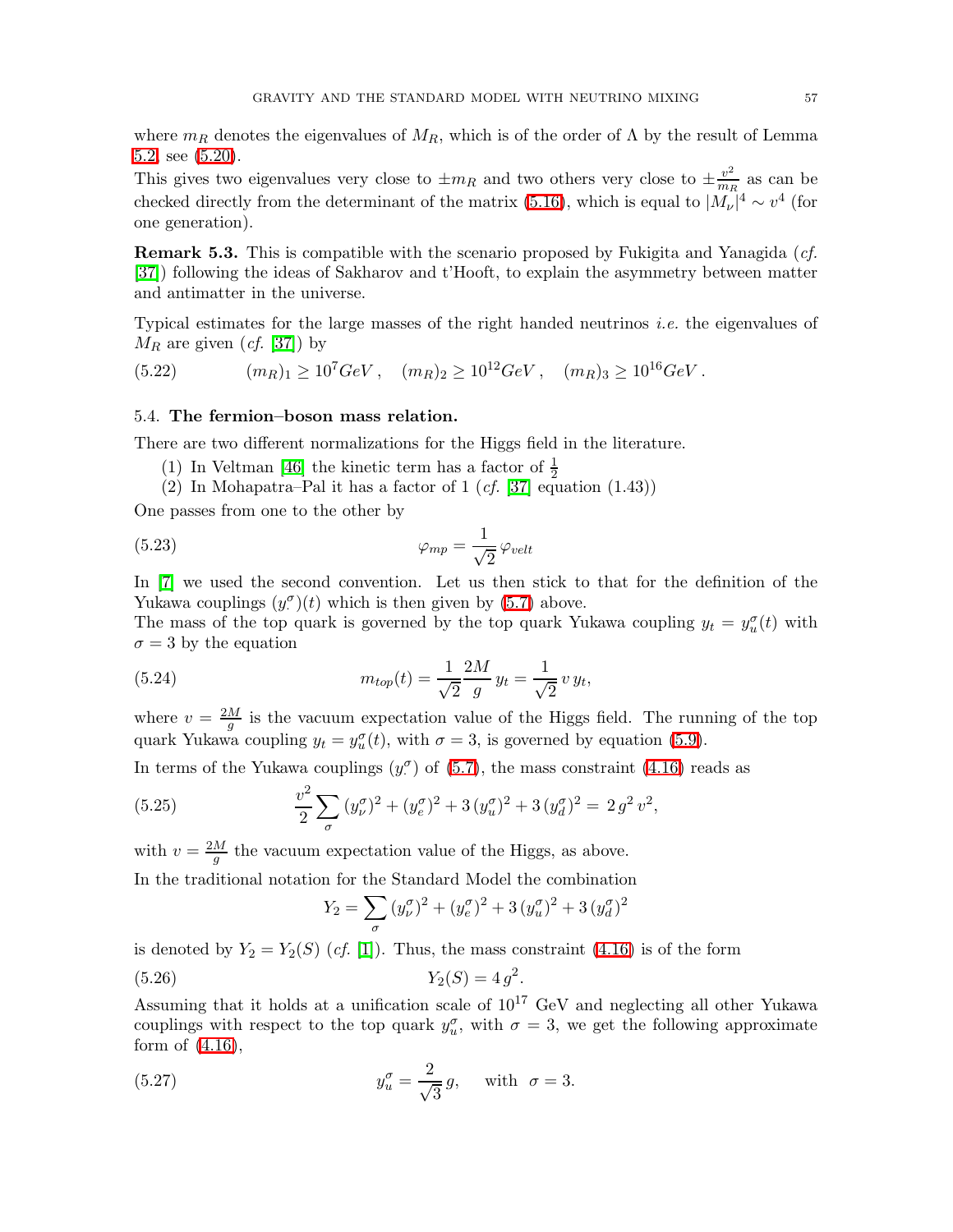where $m_R$ denotes the eigenvalues of $M_R$, which is of the order of $\Lambda$ by the result of Lemma 5.2, see (5.20).

This gives two eigenvalues very close to $\pm m_R$ and two others very close to $\pm \frac{v^2}{m_R}$ as can be checked directly from the determinant of the matrix (5.16), which is equal to $|M_\nu|^4 \sim v^4$ (for one generation).

**Remark 5.3.** This is compatible with the scenario proposed by Fukigita and Yanagida (*cf.* [37]) following the ideas of Sakharov and t'Hooft, to explain the asymmetry between matter and antimatter in the universe.

Typical estimates for the large masses of the right handed neutrinos *i.e.* the eigenvalues of $M_R$ are given (*cf.* [37]) by

$$(m_R)_1 \geq 10^7 GeV\,, \quad (m_R)_2 \geq 10^{12} GeV\,, \quad (m_R)_3 \geq 10^{16} GeV\,. \tag{5.22}$$

### 5.4. The fermion–boson mass relation.

There are two different normalizations for the Higgs field in the literature.

(1) In Veltman [46] the kinetic term has a factor of $\frac{1}{2}$

(2) In Mohapatra–Pal it has a factor of 1 (*cf.* [37] equation (1.43))

One passes from one to the other by

$$\varphi_{mp} = \frac{1}{\sqrt{2}}\,\varphi_{velt} \tag{5.23}$$

In [7] we used the second convention. Let us then stick to that for the definition of the Yukawa couplings $(y^\sigma_\cdot)(t)$ which is then given by (5.7) above.

The mass of the top quark is governed by the top quark Yukawa coupling $y_t = y^\sigma_u(t)$ with $\sigma = 3$ by the equation

$$m_{top}(t) = \frac{1}{\sqrt{2}}\frac{2M}{g}\,y_t = \frac{1}{\sqrt{2}}\,v\,y_t, \tag{5.24}$$

where $v = \frac{2M}{g}$ is the vacuum expectation value of the Higgs field. The running of the top quark Yukawa coupling $y_t = y^\sigma_u(t)$, with $\sigma = 3$, is governed by equation (5.9).

In terms of the Yukawa couplings $(y^\sigma_\cdot)$ of (5.7), the mass constraint (4.16) reads as

$$\frac{v^2}{2}\sum_\sigma (y^\sigma_\nu)^2 + (y^\sigma_e)^2 + 3\,(y^\sigma_u)^2 + 3\,(y^\sigma_d)^2 = \,2\,g^2\,v^2, \tag{5.25}$$

with $v = \frac{2M}{g}$ the vacuum expectation value of the Higgs, as above.

In the traditional notation for the Standard Model the combination

$$Y_2 = \sum_\sigma (y^\sigma_\nu)^2 + (y^\sigma_e)^2 + 3\,(y^\sigma_u)^2 + 3\,(y^\sigma_d)^2$$

is denoted by $Y_2 = Y_2(S)$ (*cf.* [1]). Thus, the mass constraint (4.16) is of the form

$$Y_2(S) = 4\,g^2. \tag{5.26}$$

Assuming that it holds at a unification scale of $10^{17}$ GeV and neglecting all other Yukawa couplings with respect to the top quark $y^\sigma_u$, with $\sigma = 3$, we get the following approximate form of (4.16),

$$y^\sigma_u = \frac{2}{\sqrt{3}}\,g, \quad \text{with } \ \sigma = 3. \tag{5.27}$$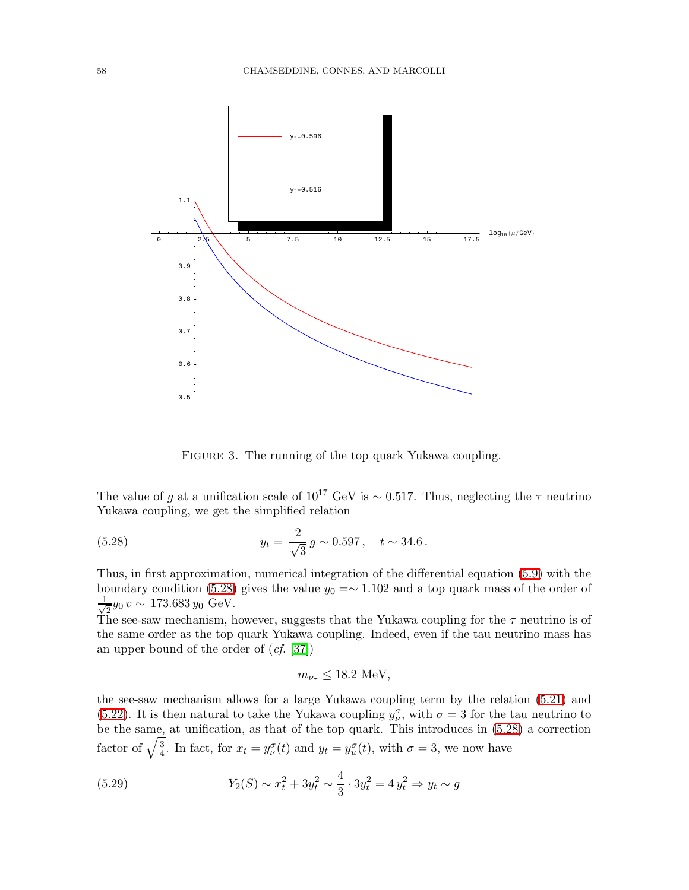$y_t$=0.596

$y_t$=0.516

1.1

0.9

0.8

0.7

0.6

0.5

0

2.5

5

7.5

10

12.5

15

17.5

$\log_{10}(\mu/\text{GeV})$

Figure 3. The running of the top quark Yukawa coupling.

The value of $g$ at a unification scale of $10^{17}$ GeV is $\sim 0.517$. Thus, neglecting the $\tau$ neutrino Yukawa coupling, we get the simplified relation

$$y_t = \frac{2}{\sqrt{3}}\, g \sim 0.597\,, \quad t \sim 34.6\,. \tag{5.28}$$

Thus, in first approximation, numerical integration of the differential equation (5.9) with the boundary condition (5.28) gives the value $y_0 =\sim 1.102$ and a top quark mass of the order of $\frac{1}{\sqrt{2}} y_0\, v \sim\, 173.683\, y_0$ GeV.

The see-saw mechanism, however, suggests that the Yukawa coupling for the $\tau$ neutrino is of the same order as the top quark Yukawa coupling. Indeed, even if the tau neutrino mass has an upper bound of the order of (*cf.* [37])

$$m_{\nu_\tau} \leq 18.2 \text{ MeV},$$

the see-saw mechanism allows for a large Yukawa coupling term by the relation (5.21) and (5.22). It is then natural to take the Yukawa coupling $y_\nu^\sigma$, with $\sigma = 3$ for the tau neutrino to be the same, at unification, as that of the top quark. This introduces in (5.28) a correction factor of $\sqrt{\frac{3}{4}}$. In fact, for $x_t = y_\nu^\sigma(t)$ and $y_t = y_u^\sigma(t)$, with $\sigma = 3$, we now have

$$Y_2(S) \sim x_t^2 + 3y_t^2 \sim \frac{4}{3} \cdot 3y_t^2 = 4\, y_t^2 \Rightarrow y_t \sim g \tag{5.29}$$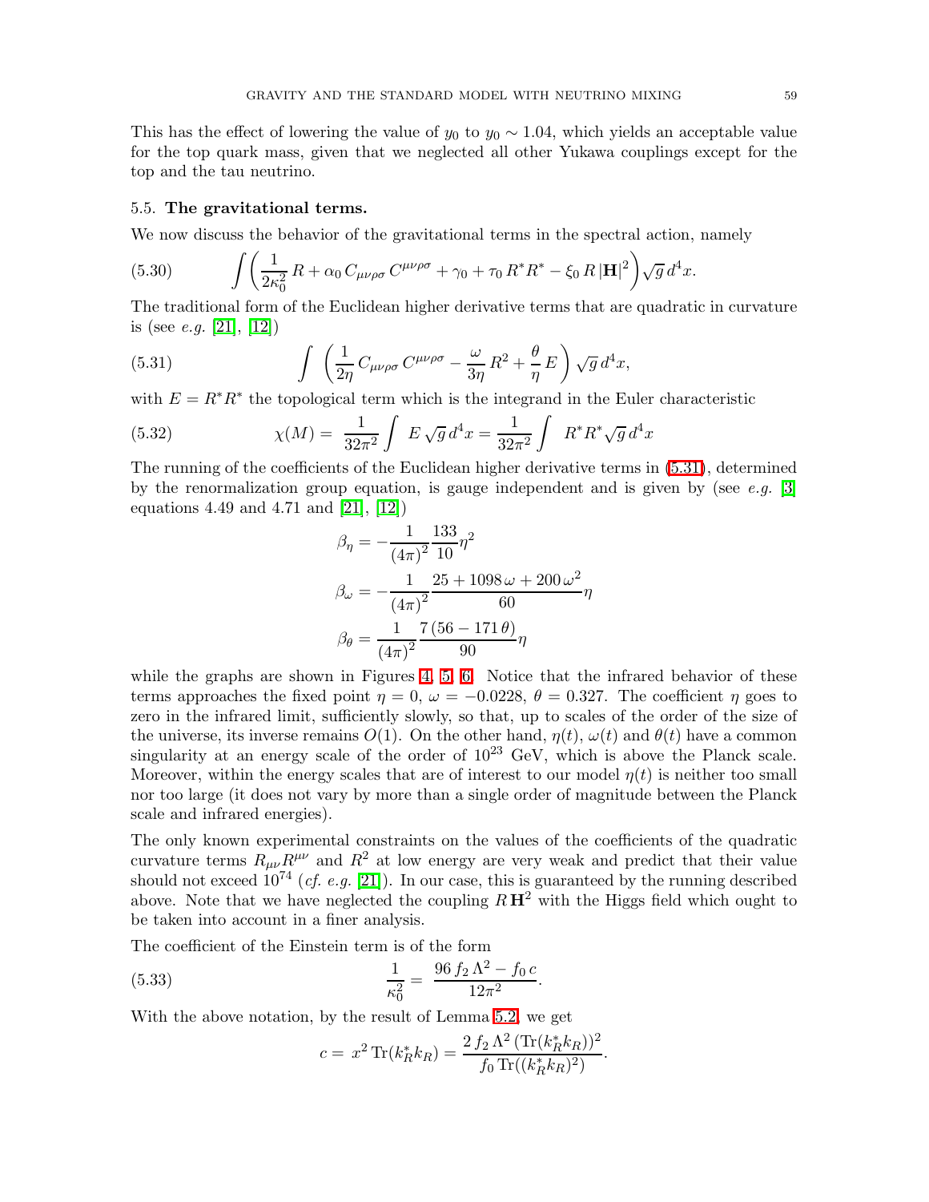This has the effect of lowering the value of $y_0$ to $y_0 \sim 1.04$, which yields an acceptable value for the top quark mass, given that we neglected all other Yukawa couplings except for the top and the tau neutrino.

### 5.5. The gravitational terms.

We now discuss the behavior of the gravitational terms in the spectral action, namely

$$\int \left( \frac{1}{2\kappa_0^2} R + \alpha_0 \, C_{\mu\nu\rho\sigma} \, C^{\mu\nu\rho\sigma} + \gamma_0 + \tau_0 \, R^* R^* - \xi_0 \, R \, |\mathbf{H}|^2 \right) \sqrt{g} \, d^4 x. \tag{5.30}$$

The traditional form of the Euclidean higher derivative terms that are quadratic in curvature is (see *e.g.* [21], [12])

$$\int \left( \frac{1}{2\eta} \, C_{\mu\nu\rho\sigma} \, C^{\mu\nu\rho\sigma} - \frac{\omega}{3\eta} \, R^2 + \frac{\theta}{\eta} \, E \right) \sqrt{g} \, d^4 x, \tag{5.31}$$

with $E = R^* R^*$ the topological term which is the integrand in the Euler characteristic

$$\chi(M) = \frac{1}{32\pi^2} \int E \sqrt{g} \, d^4 x = \frac{1}{32\pi^2} \int R^* R^* \sqrt{g} \, d^4 x \tag{5.32}$$

The running of the coefficients of the Euclidean higher derivative terms in (5.31), determined by the renormalization group equation, is gauge independent and is given by (see *e.g.* [3] equations 4.49 and 4.71 and [21], [12])

$$\beta_\eta = -\frac{1}{(4\pi)^2} \frac{133}{10} \eta^2$$

$$\beta_\omega = -\frac{1}{(4\pi)^2} \frac{25 + 1098 \, \omega + 200 \, \omega^2}{60} \eta$$

$$\beta_\theta = \frac{1}{(4\pi)^2} \frac{7 \, (56 - 171 \, \theta)}{90} \eta$$

while the graphs are shown in Figures 4, 5, 6. Notice that the infrared behavior of these terms approaches the fixed point $\eta = 0$, $\omega = -0.0228$, $\theta = 0.327$. The coefficient $\eta$ goes to zero in the infrared limit, sufficiently slowly, so that, up to scales of the order of the size of the universe, its inverse remains $O(1)$. On the other hand, $\eta(t)$, $\omega(t)$ and $\theta(t)$ have a common singularity at an energy scale of the order of $10^{23}$ GeV, which is above the Planck scale. Moreover, within the energy scales that are of interest to our model $\eta(t)$ is neither too small nor too large (it does not vary by more than a single order of magnitude between the Planck scale and infrared energies).

The only known experimental constraints on the values of the coefficients of the quadratic curvature terms $R_{\mu\nu} R^{\mu\nu}$ and $R^2$ at low energy are very weak and predict that their value should not exceed $10^{74}$ (*cf. e.g.* [21]). In our case, this is guaranteed by the running described above. Note that we have neglected the coupling $R \, \mathbf{H}^2$ with the Higgs field which ought to be taken into account in a finer analysis.

The coefficient of the Einstein term is of the form

$$\frac{1}{\kappa_0^2} = \frac{96 \, f_2 \, \Lambda^2 - f_0 \, c}{12\pi^2}. \tag{5.33}$$

With the above notation, by the result of Lemma 5.2, we get

$$c = x^2 \, \mathrm{Tr}(k_R^* k_R) = \frac{2 \, f_2 \, \Lambda^2 \, (\mathrm{Tr}(k_R^* k_R))^2}{f_0 \, \mathrm{Tr}((k_R^* k_R)^2)}.$$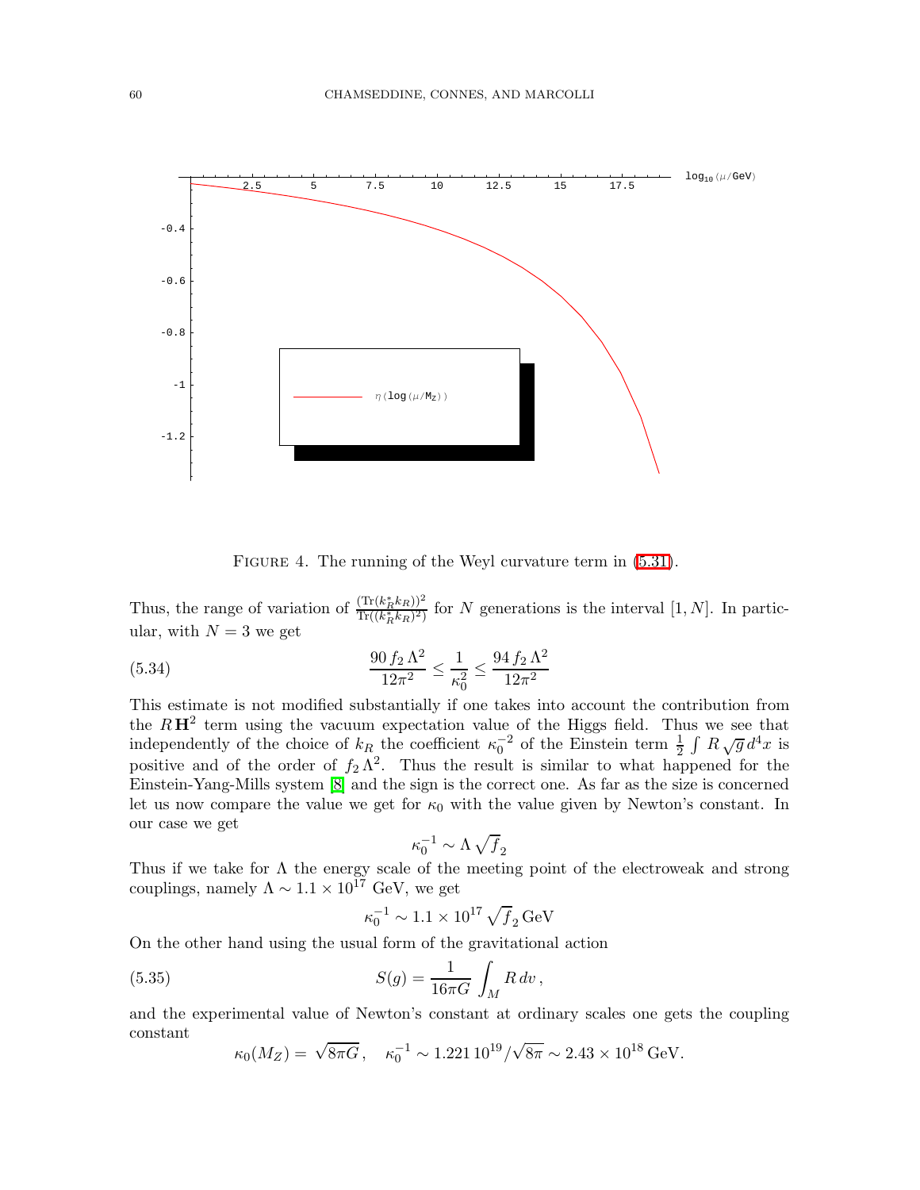$\log_{10}(\mu/\text{GeV})$

2.5 5 7.5 10 12.5 15 17.5

-0.4

-0.6

-0.8

-1

-1.2

$\eta(\log(\mu/\text{M}_Z))$

FIGURE 4. The running of the Weyl curvature term in (5.31).

Thus, the range of variation of $\frac{(\text{Tr}(k_R^* k_R))^2}{\text{Tr}((k_R^* k_R)^2)}$ for $N$ generations is the interval $[1, N]$. In particular, with $N = 3$ we get

$$\frac{90\, f_2\, \Lambda^2}{12\pi^2} \leq \frac{1}{\kappa_0^2} \leq \frac{94\, f_2\, \Lambda^2}{12\pi^2} \tag{5.34}$$

This estimate is not modified substantially if one takes into account the contribution from the $R\,\mathbf{H}^2$ term using the vacuum expectation value of the Higgs field. Thus we see that independently of the choice of $k_R$ the coefficient $\kappa_0^{-2}$ of the Einstein term $\frac{1}{2}\int R\sqrt{g}\,d^4x$ is positive and of the order of $f_2\,\Lambda^2$. Thus the result is similar to what happened for the Einstein-Yang-Mills system [8] and the sign is the correct one. As far as the size is concerned let us now compare the value we get for $\kappa_0$ with the value given by Newton's constant. In our case we get

$$\kappa_0^{-1} \sim \Lambda\,\sqrt{f}_2$$

Thus if we take for $\Lambda$ the energy scale of the meeting point of the electroweak and strong couplings, namely $\Lambda \sim 1.1 \times 10^{17}$ GeV, we get

$$\kappa_0^{-1} \sim 1.1 \times 10^{17}\,\sqrt{f}_2\,\text{GeV}$$

On the other hand using the usual form of the gravitational action

$$S(g) = \frac{1}{16\pi G}\int_M R\,dv\,, \tag{5.35}$$

and the experimental value of Newton's constant at ordinary scales one gets the coupling constant

$$\kappa_0(M_Z) = \sqrt{8\pi G}\,, \quad \kappa_0^{-1} \sim 1.221\,10^{19}/\sqrt{8\pi} \sim 2.43 \times 10^{18}\,\text{GeV}.$$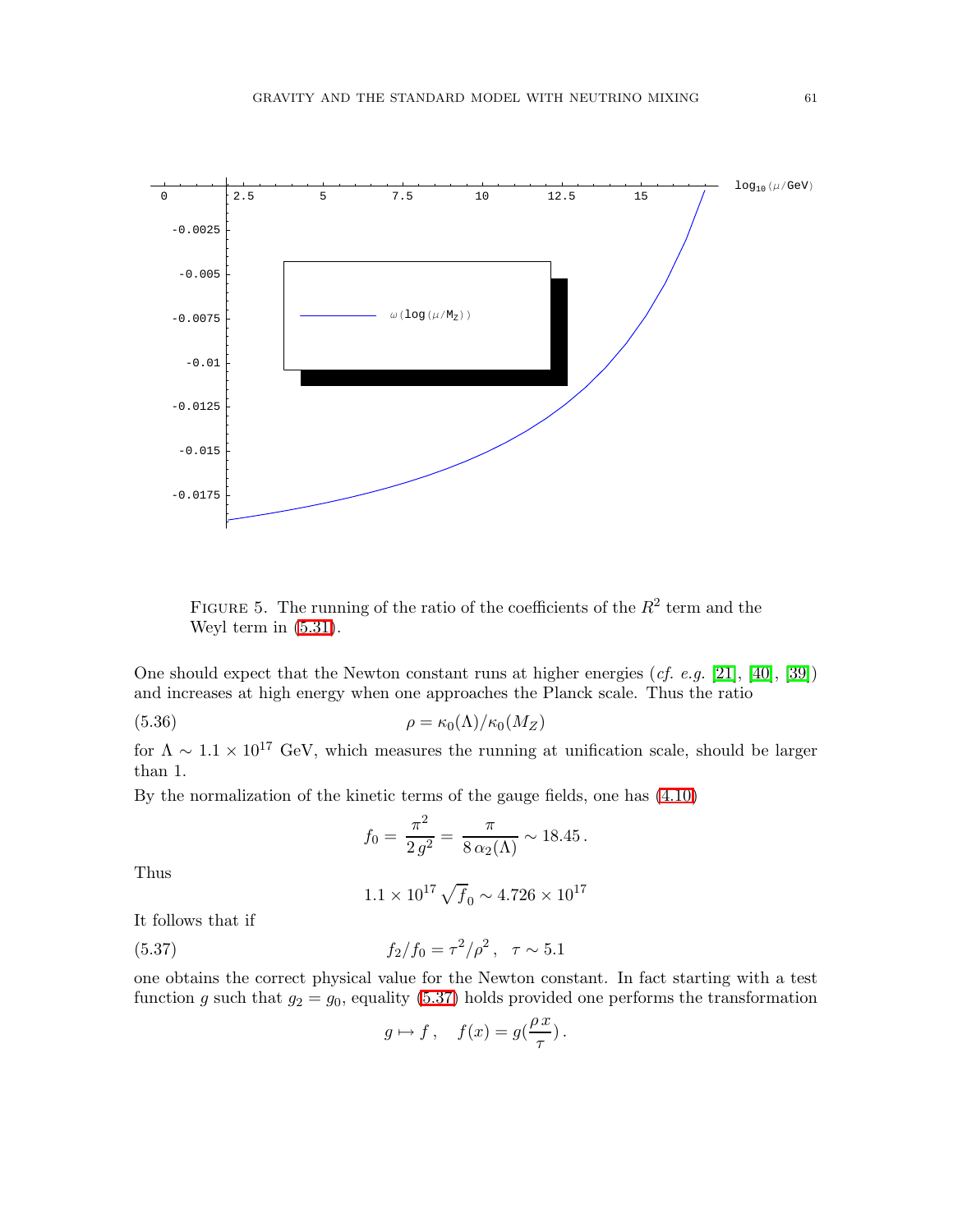log10(μ/GeV)

0 2.5 5 7.5 10 12.5 15

-0.0025

-0.005

-0.0075

-0.01

-0.0125

-0.015

-0.0175

ω(log(μ/M_Z))

FIGURE 5. The running of the ratio of the coefficients of the $R^2$ term and the Weyl term in (5.31).

One should expect that the Newton constant runs at higher energies (*cf. e.g.* [21], [40], [39]) and increases at high energy when one approaches the Planck scale. Thus the ratio

$$\rho = \kappa_0(\Lambda)/\kappa_0(M_Z) \tag{5.36}$$

for $\Lambda \sim 1.1 \times 10^{17}$ GeV, which measures the running at unification scale, should be larger than 1.

By the normalization of the kinetic terms of the gauge fields, one has (4.10)

$$f_0 = \frac{\pi^2}{2\,g^2} = \frac{\pi}{8\,\alpha_2(\Lambda)} \sim 18.45\,.$$

Thus

$$1.1 \times 10^{17}\,\sqrt{f_0} \sim 4.726 \times 10^{17}$$

It follows that if

$$f_2/f_0 = \tau^2/\rho^2\,, \quad \tau \sim 5.1 \tag{5.37}$$

one obtains the correct physical value for the Newton constant. In fact starting with a test function $g$ such that $g_2 = g_0$, equality (5.37) holds provided one performs the transformation

$$g \mapsto f\,, \quad f(x) = g(\frac{\rho\,x}{\tau})\,.$$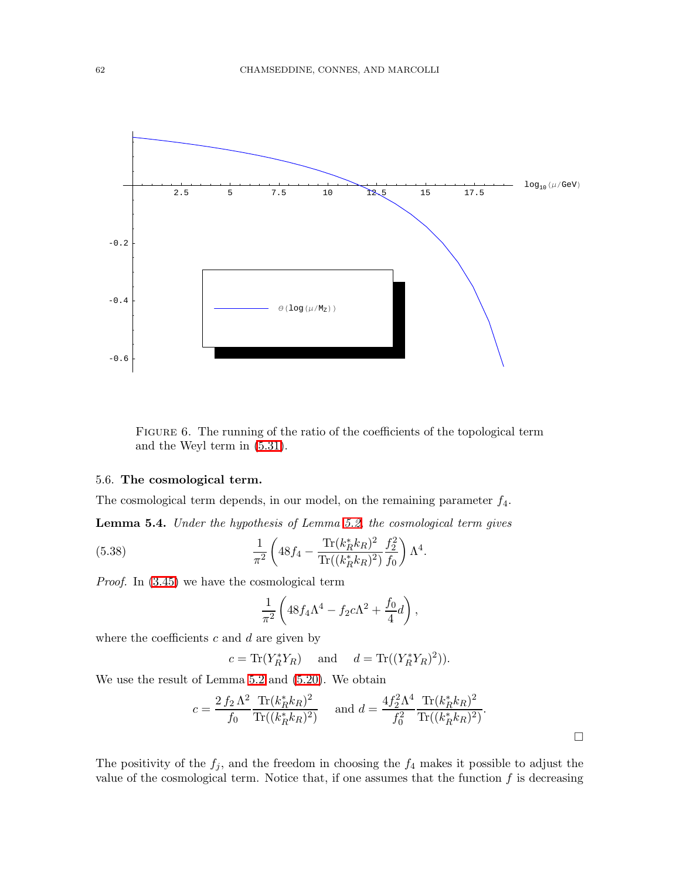$\log_{10}(\mu/\text{GeV})$

2.5 5 7.5 10 12.5 15 17.5

-0.2

-0.4

-0.6

$\theta(\log(\mu/M_Z))$

Figure 6. The running of the ratio of the coefficients of the topological term and the Weyl term in (5.31).

## 5.6. The cosmological term.

The cosmological term depends, in our model, on the remaining parameter $f_4$.

**Lemma 5.4.** *Under the hypothesis of Lemma 5.2, the cosmological term gives*

$$\frac{1}{\pi^2}\left(48 f_4 - \frac{\mathrm{Tr}(k_R^* k_R)^2}{\mathrm{Tr}((k_R^* k_R)^2)}\frac{f_2^2}{f_0}\right)\Lambda^4. \tag{5.38}$$

*Proof.* In (3.45) we have the cosmological term

$$\frac{1}{\pi^2}\left(48 f_4 \Lambda^4 - f_2 c \Lambda^2 + \frac{f_0}{4} d\right),$$

where the coefficients $c$ and $d$ are given by

$$c = \mathrm{Tr}(Y_R^* Y_R) \quad \text{ and } \quad d = \mathrm{Tr}((Y_R^* Y_R)^2)).$$

We use the result of Lemma 5.2 and (5.20). We obtain

$$c = \frac{2\, f_2\, \Lambda^2}{f_0}\frac{\mathrm{Tr}(k_R^* k_R)^2}{\mathrm{Tr}((k_R^* k_R)^2)} \quad \text{ and } d = \frac{4 f_2^2 \Lambda^4}{f_0^2}\frac{\mathrm{Tr}(k_R^* k_R)^2}{\mathrm{Tr}((k_R^* k_R)^2)}.$$

□

The positivity of the $f_j$, and the freedom in choosing the $f_4$ makes it possible to adjust the value of the cosmological term. Notice that, if one assumes that the function $f$ is decreasing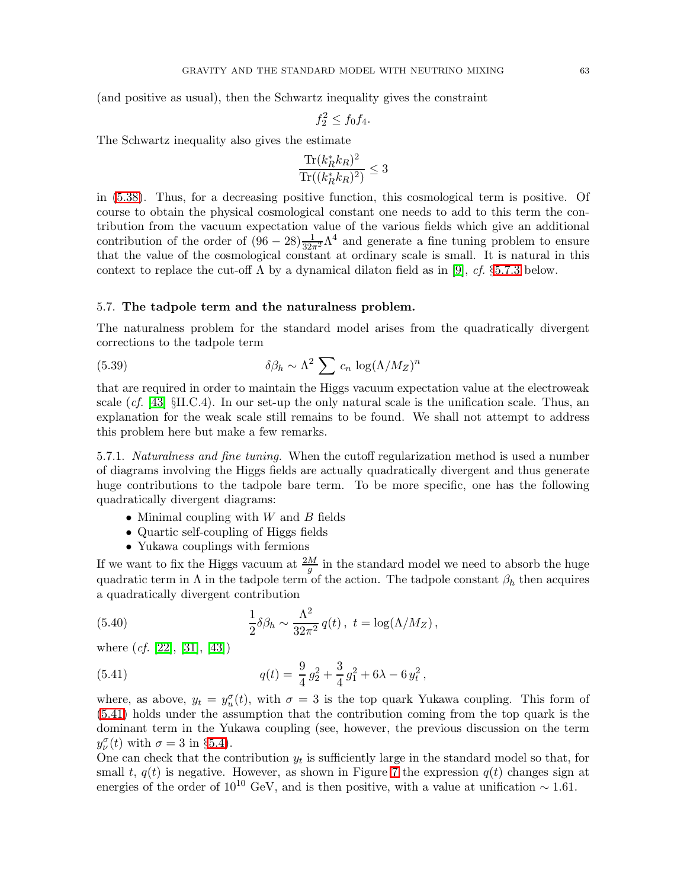(and positive as usual), then the Schwartz inequality gives the constraint

$$f_2^2 \leq f_0 f_4.$$

The Schwartz inequality also gives the estimate

$$\frac{\mathrm{Tr}(k_R^* k_R)^2}{\mathrm{Tr}((k_R^* k_R)^2)} \leq 3$$

in (5.38). Thus, for a decreasing positive function, this cosmological term is positive. Of course to obtain the physical cosmological constant one needs to add to this term the contribution from the vacuum expectation value of the various fields which give an additional contribution of the order of $(96-28)\frac{1}{32\pi^2}\Lambda^4$ and generate a fine tuning problem to ensure that the value of the cosmological constant at ordinary scale is small. It is natural in this context to replace the cut-off $\Lambda$ by a dynamical dilaton field as in [9], *cf.* §5.7.3 below.

## 5.7. **The tadpole term and the naturalness problem.**

The naturalness problem for the standard model arises from the quadratically divergent corrections to the tadpole term

$$\delta\beta_h \sim \Lambda^2 \sum c_n \log(\Lambda/M_Z)^n \tag{5.39}$$

that are required in order to maintain the Higgs vacuum expectation value at the electroweak scale (*cf.* [43] §II.C.4). In our set-up the only natural scale is the unification scale. Thus, an explanation for the weak scale still remains to be found. We shall not attempt to address this problem here but make a few remarks.

5.7.1. *Naturalness and fine tuning.* When the cutoff regularization method is used a number of diagrams involving the Higgs fields are actually quadratically divergent and thus generate huge contributions to the tadpole bare term. To be more specific, one has the following quadratically divergent diagrams:

- Minimal coupling with $W$ and $B$ fields
- Quartic self-coupling of Higgs fields
- Yukawa couplings with fermions

If we want to fix the Higgs vacuum at $\frac{2M}{g}$ in the standard model we need to absorb the huge quadratic term in $\Lambda$ in the tadpole term of the action. The tadpole constant $\beta_h$ then acquires a quadratically divergent contribution

$$\frac{1}{2}\delta\beta_h \sim \frac{\Lambda^2}{32\pi^2}\, q(t)\,,\ t = \log(\Lambda/M_Z)\,, \tag{5.40}$$

where (*cf.* [22], [31], [43])

$$q(t) = \frac{9}{4}\, g_2^2 + \frac{3}{4}\, g_1^2 + 6\lambda - 6\, y_t^2\,, \tag{5.41}$$

where, as above, $y_t = y_u^\sigma(t)$, with $\sigma = 3$ is the top quark Yukawa coupling. This form of (5.41) holds under the assumption that the contribution coming from the top quark is the dominant term in the Yukawa coupling (see, however, the previous discussion on the term $y_\nu^\sigma(t)$ with $\sigma = 3$ in §5.4).

One can check that the contribution $y_t$ is sufficiently large in the standard model so that, for small $t$, $q(t)$ is negative. However, as shown in Figure 7 the expression $q(t)$ changes sign at energies of the order of $10^{10}$ GeV, and is then positive, with a value at unification $\sim 1.61$.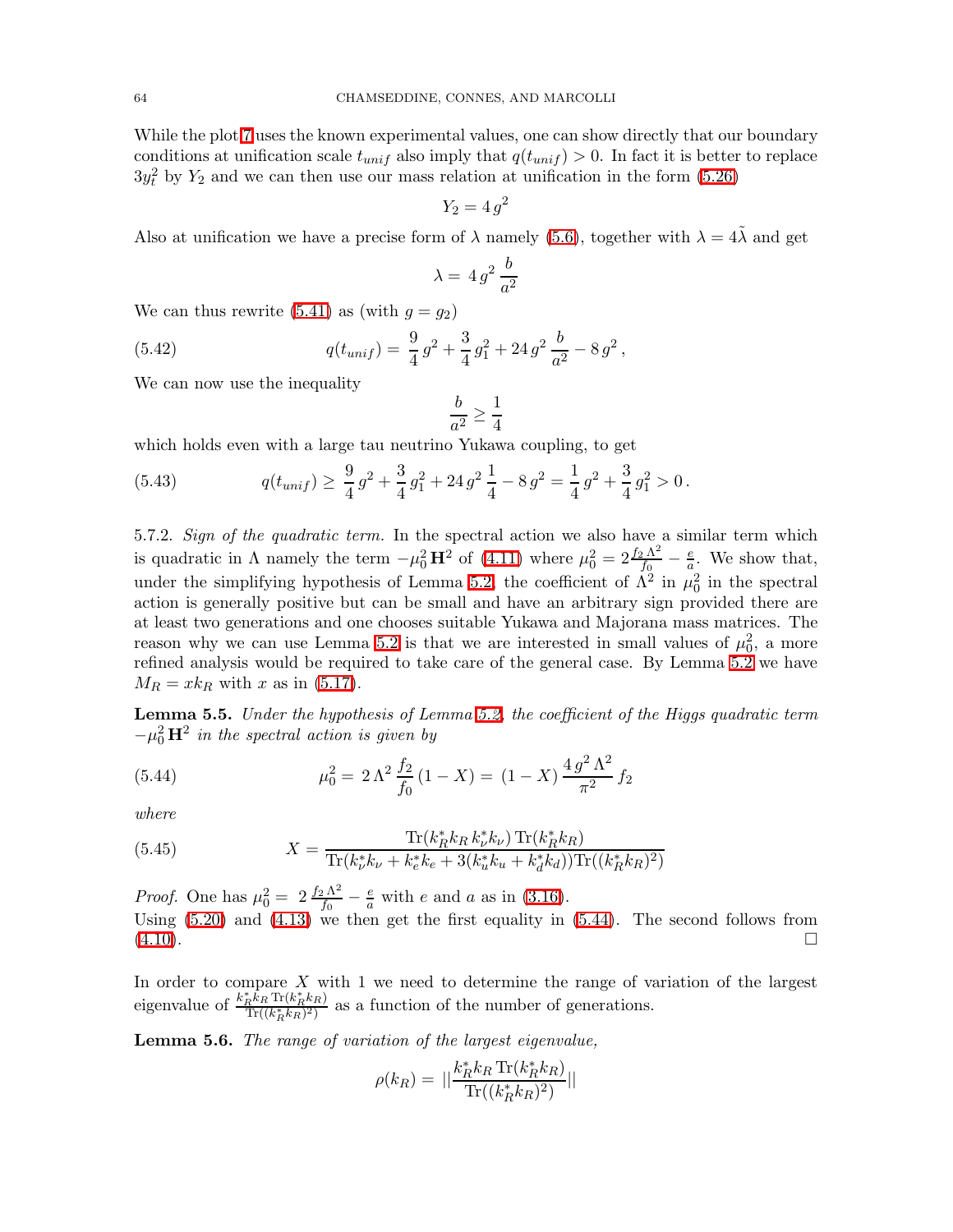While the plot 7 uses the known experimental values, one can show directly that our boundary conditions at unification scale $t_{unif}$ also imply that $q(t_{unif}) > 0$. In fact it is better to replace $3y_t^2$ by $Y_2$ and we can then use our mass relation at unification in the form (5.26)

$$Y_2 = 4\,g^2$$

Also at unification we have a precise form of $\lambda$ namely (5.6), together with $\lambda = 4\tilde{\lambda}$ and get

$$\lambda = \,4\,g^2\,\frac{b}{a^2}$$

We can thus rewrite (5.41) as (with $g = g_2$)

$$q(t_{unif}) = \,\frac{9}{4}\,g^2 + \frac{3}{4}\,g_1^2 + 24\,g^2\,\frac{b}{a^2} - 8\,g^2\,, \tag{5.42}$$

We can now use the inequality

$$\frac{b}{a^2} \geq \frac{1}{4}$$

which holds even with a large tau neutrino Yukawa coupling, to get

$$q(t_{unif}) \geq \,\frac{9}{4}\,g^2 + \frac{3}{4}\,g_1^2 + 24\,g^2\,\frac{1}{4} - 8\,g^2 = \frac{1}{4}\,g^2 + \frac{3}{4}\,g_1^2 > 0\,. \tag{5.43}$$

5.7.2. *Sign of the quadratic term.* In the spectral action we also have a similar term which is quadratic in $\Lambda$ namely the term $-\mu_0^2\,\mathbf{H}^2$ of (4.11) where $\mu_0^2 = 2\frac{f_2\,\Lambda^2}{f_0} - \frac{e}{a}$. We show that, under the simplifying hypothesis of Lemma 5.2, the coefficient of $\Lambda^2$ in $\mu_0^2$ in the spectral action is generally positive but can be small and have an arbitrary sign provided there are at least two generations and one chooses suitable Yukawa and Majorana mass matrices. The reason why we can use Lemma 5.2 is that we are interested in small values of $\mu_0^2$, a more refined analysis would be required to take care of the general case. By Lemma 5.2 we have $M_R = x k_R$ with $x$ as in (5.17).

**Lemma 5.5.** *Under the hypothesis of Lemma 5.2, the coefficient of the Higgs quadratic term $-\mu_0^2\,\mathbf{H}^2$ in the spectral action is given by*

$$\mu_0^2 = \,2\,\Lambda^2\,\frac{f_2}{f_0}\,(1 - X) = \,(1 - X)\,\frac{4\,g^2\,\Lambda^2}{\pi^2}\,f_2 \tag{5.44}$$

*where*

$$X = \frac{\mathrm{Tr}(k_R^* k_R\, k_\nu^* k_\nu)\,\mathrm{Tr}(k_R^* k_R)}{\mathrm{Tr}(k_\nu^* k_\nu + k_e^* k_e + 3(k_u^* k_u + k_d^* k_d))\mathrm{Tr}((k_R^* k_R)^2)} \tag{5.45}$$

*Proof.* One has $\mu_0^2 = \,2\,\frac{f_2\,\Lambda^2}{f_0} - \frac{e}{a}$ with $e$ and $a$ as in (3.16).
Using (5.20) and (4.13) we then get the first equality in (5.44). The second follows from (4.10). $\square$

In order to compare $X$ with 1 we need to determine the range of variation of the largest eigenvalue of $\frac{k_R^* k_R\,\mathrm{Tr}(k_R^* k_R)}{\mathrm{Tr}((k_R^* k_R)^2)}$ as a function of the number of generations.

**Lemma 5.6.** *The range of variation of the largest eigenvalue,*

$$\rho(k_R) = \,||\frac{k_R^* k_R\,\mathrm{Tr}(k_R^* k_R)}{\mathrm{Tr}((k_R^* k_R)^2)}||$$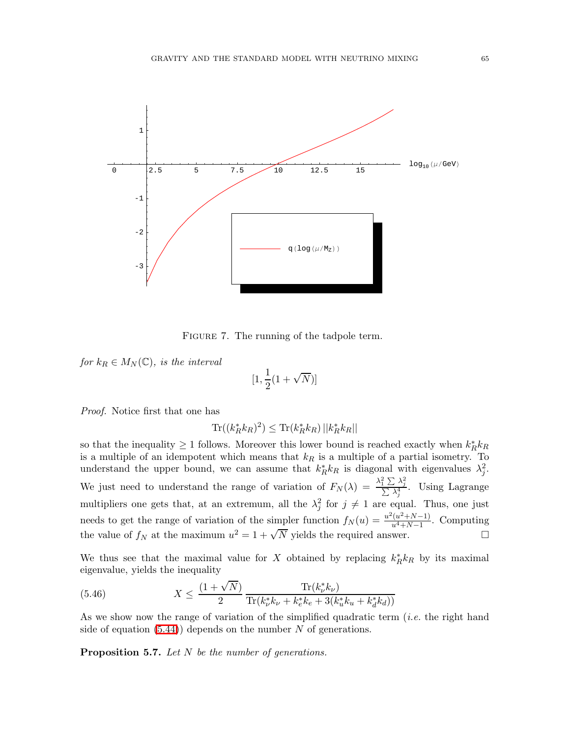1

-1

-2

-3

0

2.5

5

7.5

10

12.5

15

$\log_{10}(\mu/\text{GeV})$

$q(\log(\mu/M_Z))$

FIGURE 7. The running of the tadpole term.

*for $k_R \in M_N(\mathbb{C})$, is the interval*

$$[1, \frac{1}{2}(1+\sqrt{N})]$$

*Proof.* Notice first that one has

$$\operatorname{Tr}((k_R^* k_R)^2) \leq \operatorname{Tr}(k_R^* k_R) \, ||k_R^* k_R||$$

so that the inequality $\geq 1$ follows. Moreover this lower bound is reached exactly when $k_R^* k_R$ is a multiple of an idempotent which means that $k_R$ is a multiple of a partial isometry. To understand the upper bound, we can assume that $k_R^* k_R$ is diagonal with eigenvalues $\lambda_j^2$. We just need to understand the range of variation of $F_N(\lambda) = \frac{\lambda_1^2 \sum \lambda_j^2}{\sum \lambda_j^4}$. Using Lagrange multipliers one gets that, at an extremum, all the $\lambda_j^2$ for $j \neq 1$ are equal. Thus, one just needs to get the range of variation of the simpler function $f_N(u) = \frac{u^2(u^2+N-1)}{u^4+N-1}$. Computing the value of $f_N$ at the maximum $u^2 = 1+\sqrt{N}$ yields the required answer. $\square$

We thus see that the maximal value for $X$ obtained by replacing $k_R^* k_R$ by its maximal eigenvalue, yields the inequality

$$X \leq \frac{(1+\sqrt{N})}{2} \frac{\operatorname{Tr}(k_\nu^* k_\nu)}{\operatorname{Tr}(k_\nu^* k_\nu + k_e^* k_e + 3(k_u^* k_u + k_d^* k_d))} \tag{5.46}$$

As we show now the range of variation of the simplified quadratic term (*i.e.* the right hand side of equation (5.44)) depends on the number $N$ of generations.

**Proposition 5.7.** *Let $N$ be the number of generations.*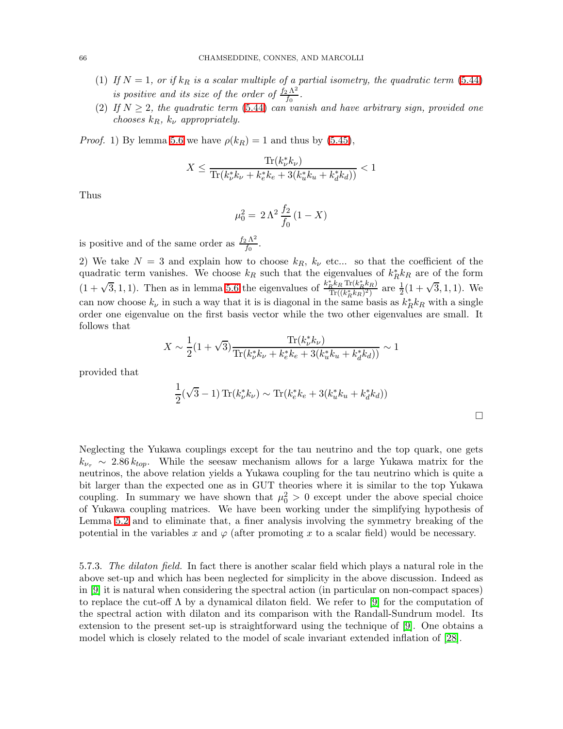(1) *If $N = 1$, or if $k_R$ is a scalar multiple of a partial isometry, the quadratic term (5.44) is positive and its size of the order of $\frac{f_2 \Lambda^2}{f_0}$.*

(2) *If $N \geq 2$, the quadratic term (5.44) can vanish and have arbitrary sign, provided one chooses $k_R$, $k_\nu$ appropriately.*

*Proof.* 1) By lemma 5.6 we have $\rho(k_R) = 1$ and thus by (5.45),

$$X \leq \frac{\mathrm{Tr}(k_\nu^* k_\nu)}{\mathrm{Tr}(k_\nu^* k_\nu + k_e^* k_e + 3(k_u^* k_u + k_d^* k_d))} < 1$$

Thus

$$\mu_0^2 = 2\,\Lambda^2 \,\frac{f_2}{f_0}\,(1 - X)$$

is positive and of the same order as $\frac{f_2 \Lambda^2}{f_0}$.

2) We take $N = 3$ and explain how to choose $k_R$, $k_\nu$ etc... so that the coefficient of the quadratic term vanishes. We choose $k_R$ such that the eigenvalues of $k_R^* k_R$ are of the form $(1 + \sqrt{3}, 1, 1)$. Then as in lemma 5.6 the eigenvalues of $\frac{k_R^* k_R \,\mathrm{Tr}(k_R^* k_R)}{\mathrm{Tr}((k_R^* k_R)^2)}$ are $\frac{1}{2}(1 + \sqrt{3}, 1, 1)$. We can now choose $k_\nu$ in such a way that it is is diagonal in the same basis as $k_R^* k_R$ with a single order one eigenvalue on the first basis vector while the two other eigenvalues are small. It follows that

$$X \sim \frac{1}{2}(1 + \sqrt{3}) \frac{\mathrm{Tr}(k_\nu^* k_\nu)}{\mathrm{Tr}(k_\nu^* k_\nu + k_e^* k_e + 3(k_u^* k_u + k_d^* k_d))} \sim 1$$

provided that

$$\frac{1}{2}(\sqrt{3} - 1)\,\mathrm{Tr}(k_\nu^* k_\nu) \sim \mathrm{Tr}(k_e^* k_e + 3(k_u^* k_u + k_d^* k_d))$$

$\square$

Neglecting the Yukawa couplings except for the tau neutrino and the top quark, one gets $k_{\nu_\tau} \sim 2.86\, k_{top}$. While the seesaw mechanism allows for a large Yukawa matrix for the neutrinos, the above relation yields a Yukawa coupling for the tau neutrino which is quite a bit larger than the expected one as in GUT theories where it is similar to the top Yukawa coupling. In summary we have shown that $\mu_0^2 > 0$ except under the above special choice of Yukawa coupling matrices. We have been working under the simplifying hypothesis of Lemma 5.2 and to eliminate that, a finer analysis involving the symmetry breaking of the potential in the variables $x$ and $\varphi$ (after promoting $x$ to a scalar field) would be necessary.

5.7.3. *The dilaton field.* In fact there is another scalar field which plays a natural role in the above set-up and which has been neglected for simplicity in the above discussion. Indeed as in [9] it is natural when considering the spectral action (in particular on non-compact spaces) to replace the cut-off $\Lambda$ by a dynamical dilaton field. We refer to [9] for the computation of the spectral action with dilaton and its comparison with the Randall-Sundrum model. Its extension to the present set-up is straightforward using the technique of [9]. One obtains a model which is closely related to the model of scale invariant extended inflation of [28].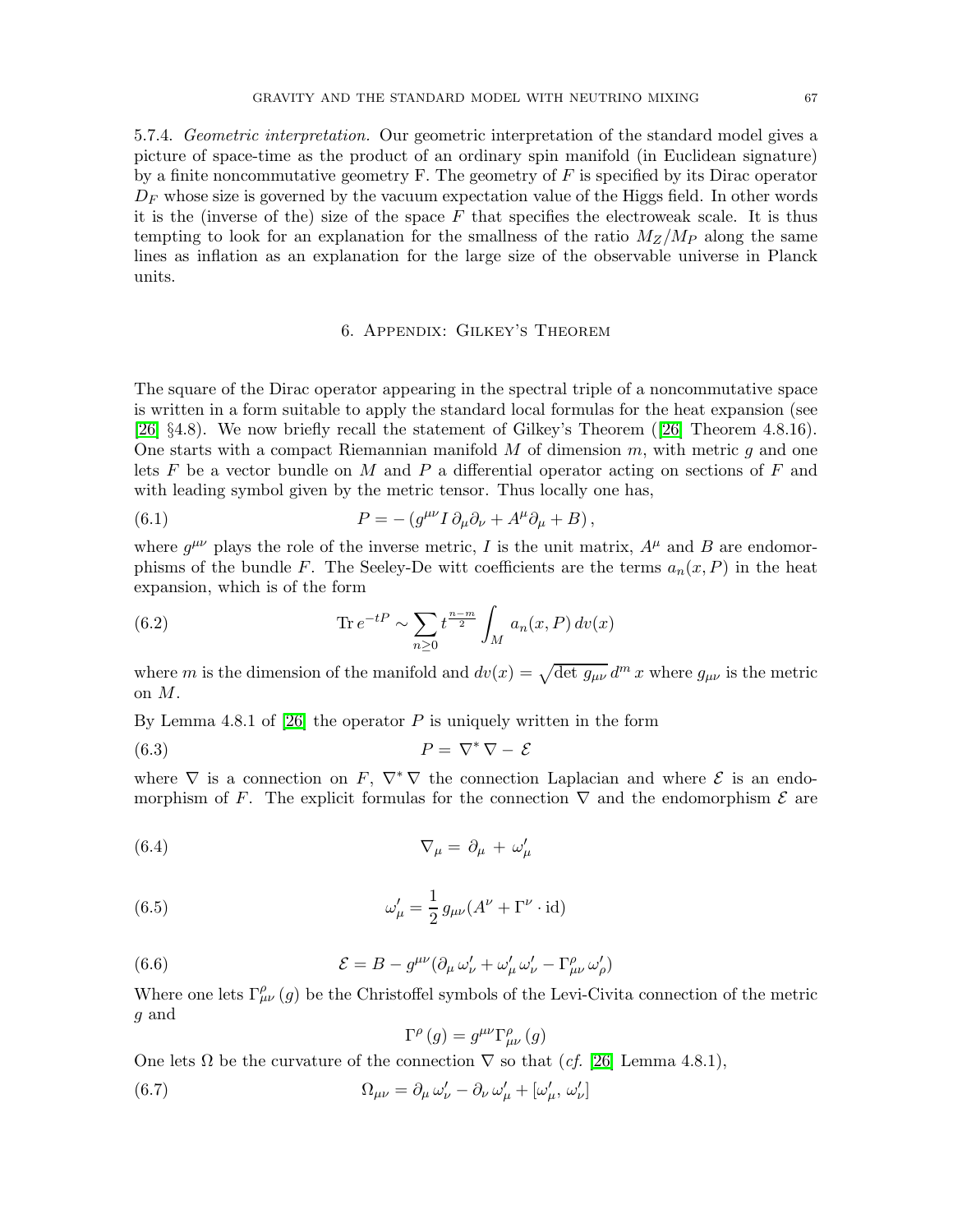5.7.4. *Geometric interpretation.* Our geometric interpretation of the standard model gives a picture of space-time as the product of an ordinary spin manifold (in Euclidean signature) by a finite noncommutative geometry F. The geometry of $F$ is specified by its Dirac operator $D_F$ whose size is governed by the vacuum expectation value of the Higgs field. In other words it is the (inverse of the) size of the space $F$ that specifies the electroweak scale. It is thus tempting to look for an explanation for the smallness of the ratio $M_Z/M_P$ along the same lines as inflation as an explanation for the large size of the observable universe in Planck units.

## 6. Appendix: Gilkey's Theorem

The square of the Dirac operator appearing in the spectral triple of a noncommutative space is written in a form suitable to apply the standard local formulas for the heat expansion (see [26] §4.8). We now briefly recall the statement of Gilkey's Theorem ([26] Theorem 4.8.16). One starts with a compact Riemannian manifold $M$ of dimension $m$, with metric $g$ and one lets $F$ be a vector bundle on $M$ and $P$ a differential operator acting on sections of $F$ and with leading symbol given by the metric tensor. Thus locally one has,

$$P = -\left(g^{\mu\nu} I \, \partial_\mu \partial_\nu + A^\mu \partial_\mu + B\right), \tag{6.1}$$

where $g^{\mu\nu}$ plays the role of the inverse metric, $I$ is the unit matrix, $A^\mu$ and $B$ are endomorphisms of the bundle $F$. The Seeley-De witt coefficients are the terms $a_n(x, P)$ in the heat expansion, which is of the form

$$\operatorname{Tr} e^{-tP} \sim \sum_{n \geq 0} t^{\frac{n-m}{2}} \int_M a_n(x, P) \, dv(x) \tag{6.2}$$

where $m$ is the dimension of the manifold and $dv(x) = \sqrt{\det \, g_{\mu\nu}} \, d^m x$ where $g_{\mu\nu}$ is the metric on $M$.

By Lemma 4.8.1 of [26] the operator $P$ is uniquely written in the form

$$P = \nabla^* \nabla - \mathcal{E} \tag{6.3}$$

where $\nabla$ is a connection on $F$, $\nabla^* \nabla$ the connection Laplacian and where $\mathcal{E}$ is an endomorphism of $F$. The explicit formulas for the connection $\nabla$ and the endomorphism $\mathcal{E}$ are

$$\nabla_\mu = \partial_\mu + \omega'_\mu \tag{6.4}$$

$$\omega'_\mu = \frac{1}{2} \, g_{\mu\nu} (A^\nu + \Gamma^\nu \cdot \mathrm{id}) \tag{6.5}$$

$$\mathcal{E} = B - g^{\mu\nu} (\partial_\mu \, \omega'_\nu + \omega'_\mu \, \omega'_\nu - \Gamma^\rho_{\mu\nu} \, \omega'_\rho) \tag{6.6}$$

Where one lets $\Gamma^\rho_{\mu\nu}(g)$ be the Christoffel symbols of the Levi-Civita connection of the metric $g$ and

$$\Gamma^\rho(g) = g^{\mu\nu} \Gamma^\rho_{\mu\nu}(g)$$

One lets $\Omega$ be the curvature of the connection $\nabla$ so that (*cf.* [26] Lemma 4.8.1),

$$\Omega_{\mu\nu} = \partial_\mu \, \omega'_\nu - \partial_\nu \, \omega'_\mu + [\omega'_\mu, \, \omega'_\nu] \tag{6.7}$$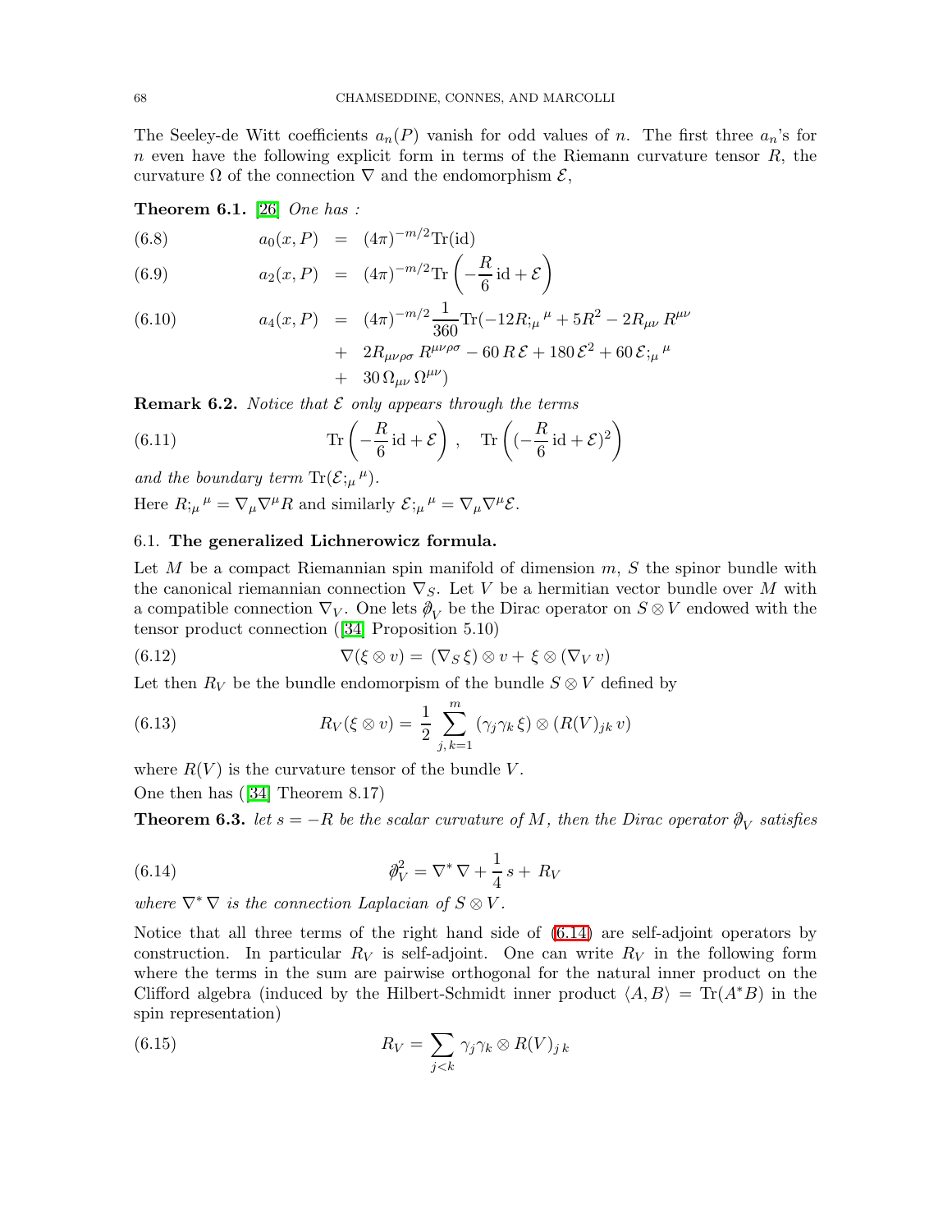The Seeley-de Witt coefficients $a_n(P)$ vanish for odd values of $n$. The first three $a_n$'s for $n$ even have the following explicit form in terms of the Riemann curvature tensor $R$, the curvature $\Omega$ of the connection $\nabla$ and the endomorphism $\mathcal{E}$,

**Theorem 6.1.** [26] *One has :*

$$
\begin{aligned}
&(6.8) \qquad a_0(x, P) = (4\pi)^{-m/2}\mathrm{Tr}(\mathrm{id}) \\
&(6.9) \qquad a_2(x, P) = (4\pi)^{-m/2}\mathrm{Tr}\left(-\frac{R}{6}\,\mathrm{id} + \mathcal{E}\right) \\
&(6.10) \qquad a_4(x, P) = (4\pi)^{-m/2}\frac{1}{360}\mathrm{Tr}(-12R_{;\mu}{}^{\mu} + 5R^2 - 2R_{\mu\nu}\,R^{\mu\nu} \\
&\qquad\qquad + 2R_{\mu\nu\rho\sigma}\,R^{\mu\nu\rho\sigma} - 60\,R\,\mathcal{E} + 180\,\mathcal{E}^2 + 60\,\mathcal{E}_{;\mu}{}^{\mu} \\
&\qquad\qquad + 30\,\Omega_{\mu\nu}\,\Omega^{\mu\nu})
\end{aligned}
$$

**Remark 6.2.** *Notice that $\mathcal{E}$ only appears through the terms*

$$
\mathrm{Tr}\left(-\frac{R}{6}\,\mathrm{id} + \mathcal{E}\right)\,, \quad \mathrm{Tr}\left((-\frac{R}{6}\,\mathrm{id} + \mathcal{E})^2\right) \tag{6.11}
$$

*and the boundary term $\mathrm{Tr}(\mathcal{E}_{;\mu}{}^{\mu})$.*

Here $R_{;\mu}{}^{\mu} = \nabla_\mu\nabla^\mu R$ and similarly $\mathcal{E}_{;\mu}{}^{\mu} = \nabla_\mu\nabla^\mu\mathcal{E}$.

### 6.1. The generalized Lichnerowicz formula.

Let $M$ be a compact Riemannian spin manifold of dimension $m$, $S$ the spinor bundle with the canonical riemannian connection $\nabla_S$. Let $V$ be a hermitian vector bundle over $M$ with a compatible connection $\nabla_V$. One lets $\partial\!\!\!/_V$ be the Dirac operator on $S \otimes V$ endowed with the tensor product connection ([34] Proposition 5.10)

$$
\nabla(\xi \otimes v) = (\nabla_S\,\xi) \otimes v + \xi \otimes (\nabla_V\,v) \tag{6.12}
$$

Let then $R_V$ be the bundle endomorpism of the bundle $S \otimes V$ defined by

$$
R_V(\xi \otimes v) = \frac{1}{2}\sum_{j,\,k=1}^{m}(\gamma_j\gamma_k\,\xi) \otimes (R(V)_{jk}\,v) \tag{6.13}
$$

where $R(V)$ is the curvature tensor of the bundle $V$.

One then has ([34] Theorem 8.17)

**Theorem 6.3.** *let $s = -R$ be the scalar curvature of $M$, then the Dirac operator $\partial\!\!\!/_V$ satisfies*

$$
\partial\!\!\!/_V^2 = \nabla^*\,\nabla + \frac{1}{4}\,s + R_V \tag{6.14}
$$

*where $\nabla^*\,\nabla$ is the connection Laplacian of $S \otimes V$.*

Notice that all three terms of the right hand side of (6.14) are self-adjoint operators by construction. In particular $R_V$ is self-adjoint. One can write $R_V$ in the following form where the terms in the sum are pairwise orthogonal for the natural inner product on the Clifford algebra (induced by the Hilbert-Schmidt inner product $\langle A, B\rangle = \mathrm{Tr}(A^*B)$ in the spin representation)

$$
R_V = \sum_{j<k}\gamma_j\gamma_k \otimes R(V)_{j\,k} \tag{6.15}
$$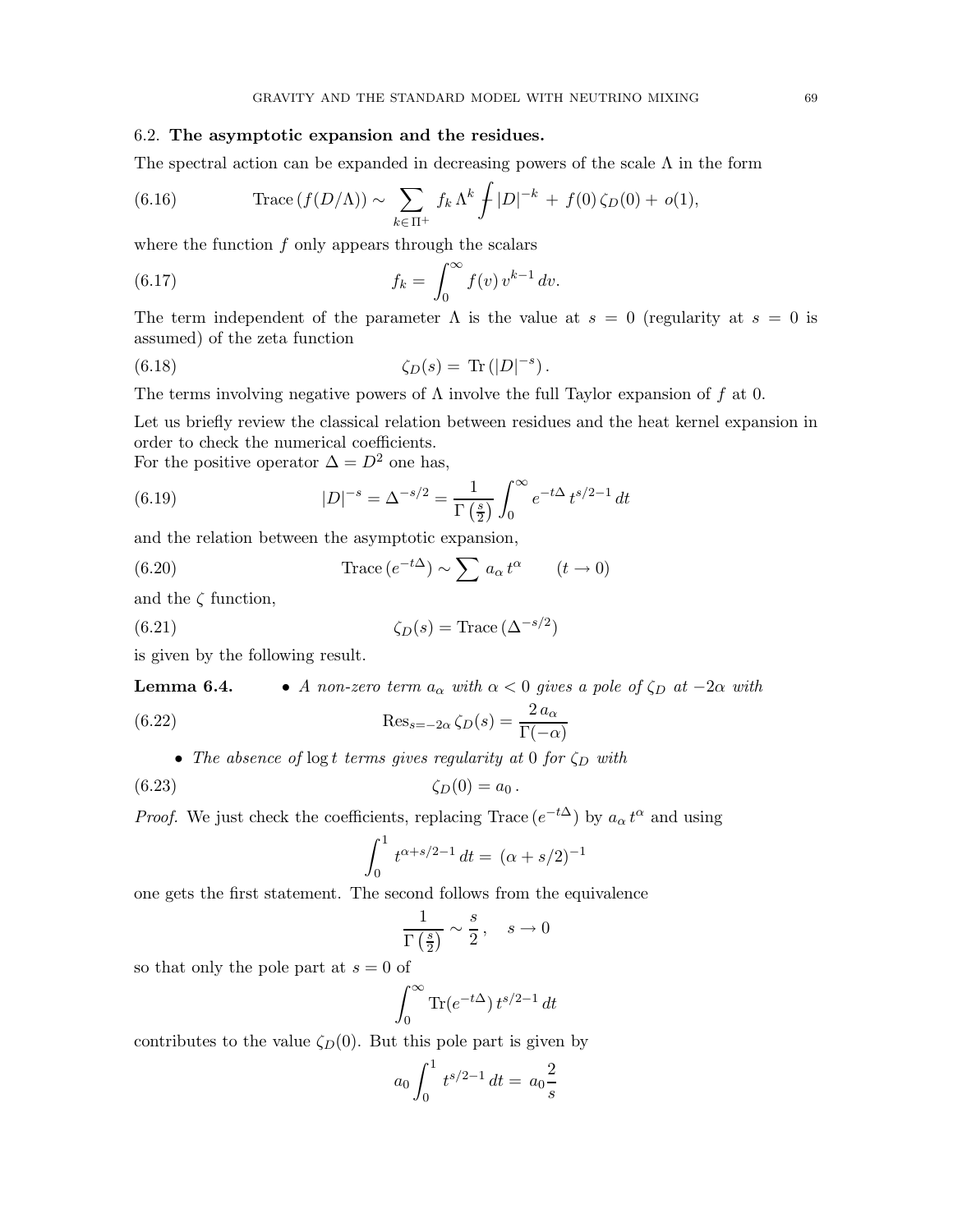### 6.2. **The asymptotic expansion and the residues.**

The spectral action can be expanded in decreasing powers of the scale $\Lambda$ in the form

$$\text{Trace}\,(f(D/\Lambda)) \sim \sum_{k\in \Pi^+} f_k\, \Lambda^k \,⨍\, |D|^{-k} \,+\, f(0)\, \zeta_D(0) + \, o(1), \tag{6.16}$$

where the function $f$ only appears through the scalars

$$f_k = \int_0^\infty f(v)\, v^{k-1}\, dv. \tag{6.17}$$

The term independent of the parameter $\Lambda$ is the value at $s = 0$ (regularity at $s = 0$ is assumed) of the zeta function

$$\zeta_D(s) = \text{ Tr}\,(|D|^{-s})\,. \tag{6.18}$$

The terms involving negative powers of $\Lambda$ involve the full Taylor expansion of $f$ at 0.

Let us briefly review the classical relation between residues and the heat kernel expansion in order to check the numerical coefficients.
For the positive operator $\Delta = D^2$ one has,

$$|D|^{-s} = \Delta^{-s/2} = \frac{1}{\Gamma\left(\frac{s}{2}\right)} \int_0^\infty e^{-t\Delta}\, t^{s/2-1}\, dt \tag{6.19}$$

and the relation between the asymptotic expansion,

$$\text{Trace}\,(e^{-t\Delta}) \sim \sum\, a_\alpha\, t^\alpha \qquad (t\to 0) \tag{6.20}$$

and the $\zeta$ function,

$$\zeta_D(s) = \text{Trace}\,(\Delta^{-s/2}) \tag{6.21}$$

is given by the following result.

**Lemma 6.4.** 
- *A non-zero term $a_\alpha$ with $\alpha < 0$ gives a pole of $\zeta_D$ at $-2\alpha$ with*

$$\text{Res}_{s=-2\alpha}\, \zeta_D(s) = \frac{2\, a_\alpha}{\Gamma(-\alpha)} \tag{6.22}$$

- *The absence of $\log t$ terms gives regularity at 0 for $\zeta_D$ with*

$$\zeta_D(0) = a_0\,. \tag{6.23}$$

*Proof.* We just check the coefficients, replacing $\text{Trace}\,(e^{-t\Delta})$ by $a_\alpha\, t^\alpha$ and using

$$\int_0^1 t^{\alpha+s/2-1}\, dt = \, (\alpha + s/2)^{-1}$$

one gets the first statement. The second follows from the equivalence

$$\frac{1}{\Gamma\left(\frac{s}{2}\right)} \sim \frac{s}{2}\,, \quad s\to 0$$

so that only the pole part at $s = 0$ of

$$\int_0^\infty \text{Tr}(e^{-t\Delta})\, t^{s/2-1}\, dt$$

contributes to the value $\zeta_D(0)$. But this pole part is given by

$$a_0 \int_0^1 t^{s/2-1}\, dt = \, a_0 \frac{2}{s}$$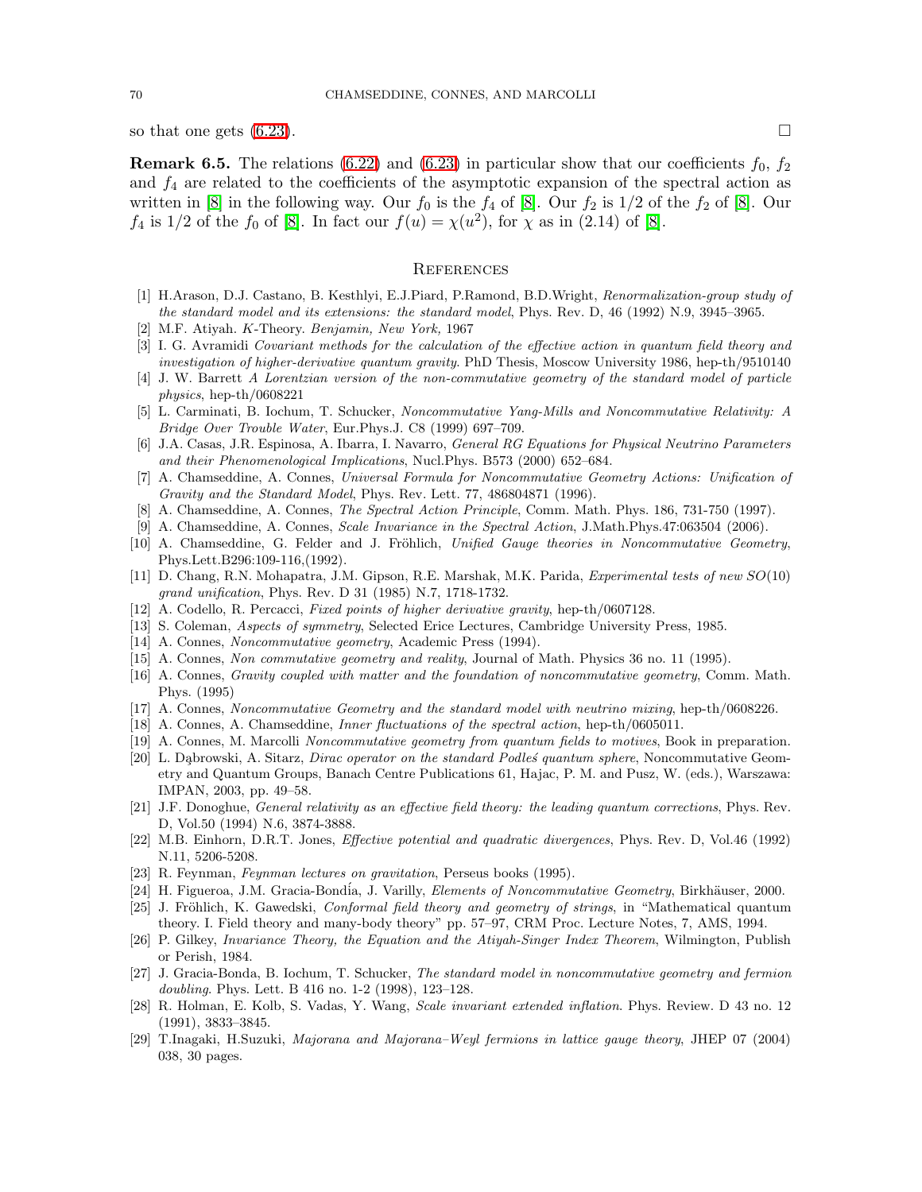so that one gets (6.23). ☐

**Remark 6.5.** The relations (6.22) and (6.23) in particular show that our coefficients $f_0$, $f_2$ and $f_4$ are related to the coefficients of the asymptotic expansion of the spectral action as written in [8] in the following way. Our $f_0$ is the $f_4$ of [8]. Our $f_2$ is 1/2 of the $f_2$ of [8]. Our $f_4$ is 1/2 of the $f_0$ of [8]. In fact our $f(u) = \chi(u^2)$, for $\chi$ as in (2.14) of [8].

## References

[1] H.Arason, D.J. Castano, B. Kesthlyi, E.J.Piard, P.Ramond, B.D.Wright, *Renormalization-group study of the standard model and its extensions: the standard model*, Phys. Rev. D, 46 (1992) N.9, 3945–3965.

[2] M.F. Atiyah. *K*-Theory. *Benjamin, New York,* 1967

[3] I. G. Avramidi *Covariant methods for the calculation of the effective action in quantum field theory and investigation of higher-derivative quantum gravity*. PhD Thesis, Moscow University 1986, hep-th/9510140

[4] J. W. Barrett *A Lorentzian version of the non-commutative geometry of the standard model of particle physics*, hep-th/0608221

[5] L. Carminati, B. Iochum, T. Schucker, *Noncommutative Yang-Mills and Noncommutative Relativity: A Bridge Over Trouble Water*, Eur.Phys.J. C8 (1999) 697–709.

[6] J.A. Casas, J.R. Espinosa, A. Ibarra, I. Navarro, *General RG Equations for Physical Neutrino Parameters and their Phenomenological Implications*, Nucl.Phys. B573 (2000) 652–684.

[7] A. Chamseddine, A. Connes, *Universal Formula for Noncommutative Geometry Actions: Unification of Gravity and the Standard Model*, Phys. Rev. Lett. 77, 486804871 (1996).

[8] A. Chamseddine, A. Connes, *The Spectral Action Principle*, Comm. Math. Phys. 186, 731-750 (1997).

[9] A. Chamseddine, A. Connes, *Scale Invariance in the Spectral Action*, J.Math.Phys.47:063504 (2006).

[10] A. Chamseddine, G. Felder and J. Fröhlich, *Unified Gauge theories in Noncommutative Geometry*, Phys.Lett.B296:109-116,(1992).

[11] D. Chang, R.N. Mohapatra, J.M. Gipson, R.E. Marshak, M.K. Parida, *Experimental tests of new SO(10) grand unification*, Phys. Rev. D 31 (1985) N.7, 1718-1732.

[12] A. Codello, R. Percacci, *Fixed points of higher derivative gravity*, hep-th/0607128.

[13] S. Coleman, *Aspects of symmetry*, Selected Erice Lectures, Cambridge University Press, 1985.

[14] A. Connes, *Noncommutative geometry*, Academic Press (1994).

[15] A. Connes, *Non commutative geometry and reality*, Journal of Math. Physics 36 no. 11 (1995).

[16] A. Connes, *Gravity coupled with matter and the foundation of noncommutative geometry*, Comm. Math. Phys. (1995)

[17] A. Connes, *Noncommutative Geometry and the standard model with neutrino mixing*, hep-th/0608226.

[18] A. Connes, A. Chamseddine, *Inner fluctuations of the spectral action*, hep-th/0605011.

[19] A. Connes, M. Marcolli *Noncommutative geometry from quantum fields to motives*, Book in preparation.

[20] L. Dąbrowski, A. Sitarz, *Dirac operator on the standard Podleś quantum sphere*, Noncommutative Geometry and Quantum Groups, Banach Centre Publications 61, Hajac, P. M. and Pusz, W. (eds.), Warszawa: IMPAN, 2003, pp. 49–58.

[21] J.F. Donoghue, *General relativity as an effective field theory: the leading quantum corrections*, Phys. Rev. D, Vol.50 (1994) N.6, 3874-3888.

[22] M.B. Einhorn, D.R.T. Jones, *Effective potential and quadratic divergences*, Phys. Rev. D, Vol.46 (1992) N.11, 5206-5208.

[23] R. Feynman, *Feynman lectures on gravitation*, Perseus books (1995).

[24] H. Figueroa, J.M. Gracia-Bondía, J. Varilly, *Elements of Noncommutative Geometry*, Birkhäuser, 2000.

[25] J. Fröhlich, K. Gawedski, *Conformal field theory and geometry of strings*, in "Mathematical quantum theory. I. Field theory and many-body theory" pp. 57–97, CRM Proc. Lecture Notes, 7, AMS, 1994.

[26] P. Gilkey, *Invariance Theory, the Equation and the Atiyah-Singer Index Theorem*, Wilmington, Publish or Perish, 1984.

[27] J. Gracia-Bonda, B. Iochum, T. Schucker, *The standard model in noncommutative geometry and fermion doubling*. Phys. Lett. B 416 no. 1-2 (1998), 123–128.

[28] R. Holman, E. Kolb, S. Vadas, Y. Wang, *Scale invariant extended inflation*. Phys. Review. D 43 no. 12 (1991), 3833–3845.

[29] T.Inagaki, H.Suzuki, *Majorana and Majorana–Weyl fermions in lattice gauge theory*, JHEP 07 (2004) 038, 30 pages.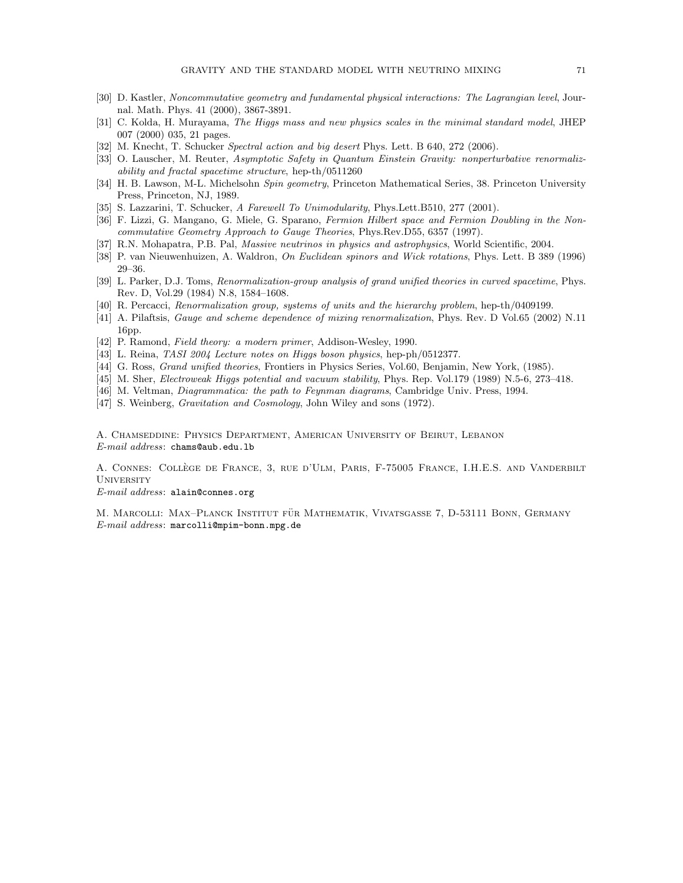[30] D. Kastler, *Noncommutative geometry and fundamental physical interactions: The Lagrangian level*, Journal. Math. Phys. 41 (2000), 3867-3891.

[31] C. Kolda, H. Murayama, *The Higgs mass and new physics scales in the minimal standard model*, JHEP 007 (2000) 035, 21 pages.

[32] M. Knecht, T. Schucker *Spectral action and big desert* Phys. Lett. B 640, 272 (2006).

[33] O. Lauscher, M. Reuter, *Asymptotic Safety in Quantum Einstein Gravity: nonperturbative renormalizability and fractal spacetime structure*, hep-th/0511260

[34] H. B. Lawson, M-L. Michelsohn *Spin geometry*, Princeton Mathematical Series, 38. Princeton University Press, Princeton, NJ, 1989.

[35] S. Lazzarini, T. Schucker, *A Farewell To Unimodularity*, Phys.Lett.B510, 277 (2001).

[36] F. Lizzi, G. Mangano, G. Miele, G. Sparano, *Fermion Hilbert space and Fermion Doubling in the Noncommutative Geometry Approach to Gauge Theories*, Phys.Rev.D55, 6357 (1997).

[37] R.N. Mohapatra, P.B. Pal, *Massive neutrinos in physics and astrophysics*, World Scientific, 2004.

[38] P. van Nieuwenhuizen, A. Waldron, *On Euclidean spinors and Wick rotations*, Phys. Lett. B 389 (1996) 29–36.

[39] L. Parker, D.J. Toms, *Renormalization-group analysis of grand unified theories in curved spacetime*, Phys. Rev. D, Vol.29 (1984) N.8, 1584–1608.

[40] R. Percacci, *Renormalization group, systems of units and the hierarchy problem*, hep-th/0409199.

[41] A. Pilaftsis, *Gauge and scheme dependence of mixing renormalization*, Phys. Rev. D Vol.65 (2002) N.11 16pp.

[42] P. Ramond, *Field theory: a modern primer*, Addison-Wesley, 1990.

[43] L. Reina, *TASI 2004 Lecture notes on Higgs boson physics*, hep-ph/0512377.

[44] G. Ross, *Grand unified theories*, Frontiers in Physics Series, Vol.60, Benjamin, New York, (1985).

[45] M. Sher, *Electroweak Higgs potential and vacuum stability*, Phys. Rep. Vol.179 (1989) N.5-6, 273–418.

[46] M. Veltman, *Diagrammatica: the path to Feynman diagrams*, Cambridge Univ. Press, 1994.

[47] S. Weinberg, *Gravitation and Cosmology*, John Wiley and sons (1972).

A. Chamseddine: Physics Department, American University of Beirut, Lebanon
*E-mail address*: chams@aub.edu.lb

A. Connes: Collège de France, 3, rue d'Ulm, Paris, F-75005 France, I.H.E.S. and Vanderbilt University
*E-mail address*: alain@connes.org

M. Marcolli: Max–Planck Institut für Mathematik, Vivatsgasse 7, D-53111 Bonn, Germany
*E-mail address*: marcolli@mpim-bonn.mpg.de